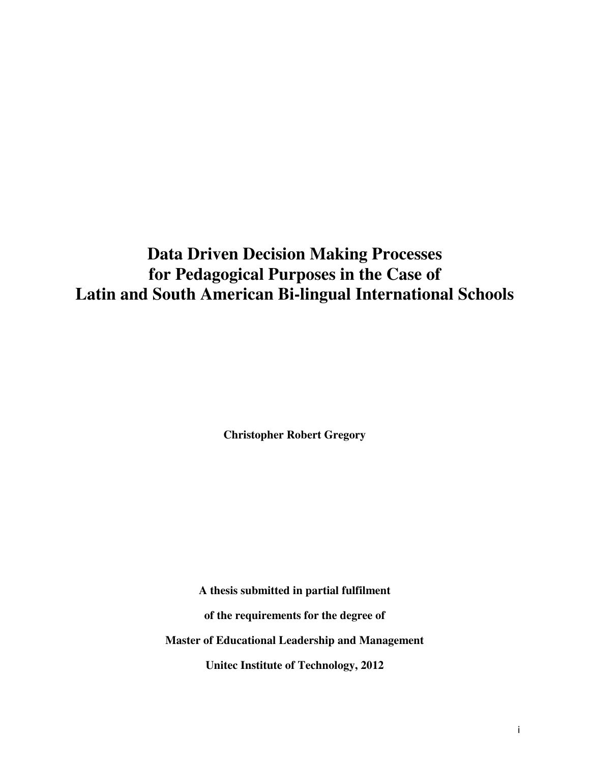# Data Driven Decision Making Processes for Pedagogical Purposes in the Case of Latin and South American Bi-lingual International Schools

**Christopher Robert Gregory**

**A thesis submitted in partial fulfilment**

**of the requirements for the degree of**

**Master of Educational Leadership and Management**

**Unitec Institute of Technology, 2012**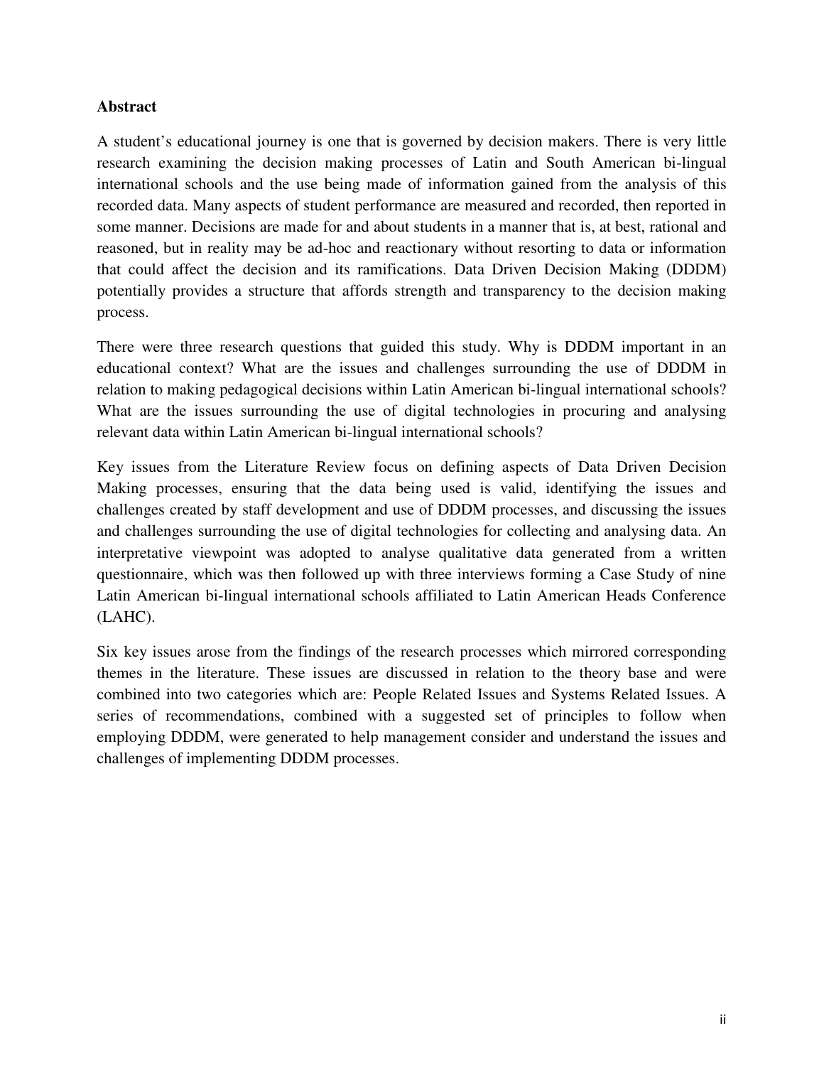## Abstract

A student's educational journey is one that is governed by decision makers. There is very little research examining the decision making processes of Latin and South American bi-lingual international schools and the use being made of information gained from the analysis of this recorded data. Many aspects of student performance are measured and recorded, then reported in some manner. Decisions are made for and about students in a manner that is, at best, rational and reasoned, but in reality may be ad-hoc and reactionary without resorting to data or information that could affect the decision and its ramifications. Data Driven Decision Making (DDDM) potentially provides a structure that affords strength and transparency to the decision making process.

There were three research questions that guided this study. Why is DDDM important in an educational context? What are the issues and challenges surrounding the use of DDDM in relation to making pedagogical decisions within Latin American bi-lingual international schools? What are the issues surrounding the use of digital technologies in procuring and analysing relevant data within Latin American bi-lingual international schools?

Key issues from the Literature Review focus on defining aspects of Data Driven Decision Making processes, ensuring that the data being used is valid, identifying the issues and challenges created by staff development and use of DDDM processes, and discussing the issues and challenges surrounding the use of digital technologies for collecting and analysing data. An interpretative viewpoint was adopted to analyse qualitative data generated from a written questionnaire, which was then followed up with three interviews forming a Case Study of nine Latin American bi-lingual international schools affiliated to Latin American Heads Conference (LAHC).

Six key issues arose from the findings of the research processes which mirrored corresponding themes in the literature. These issues are discussed in relation to the theory base and were combined into two categories which are: People Related Issues and Systems Related Issues. A series of recommendations, combined with a suggested set of principles to follow when employing DDDM, were generated to help management consider and understand the issues and challenges of implementing DDDM processes.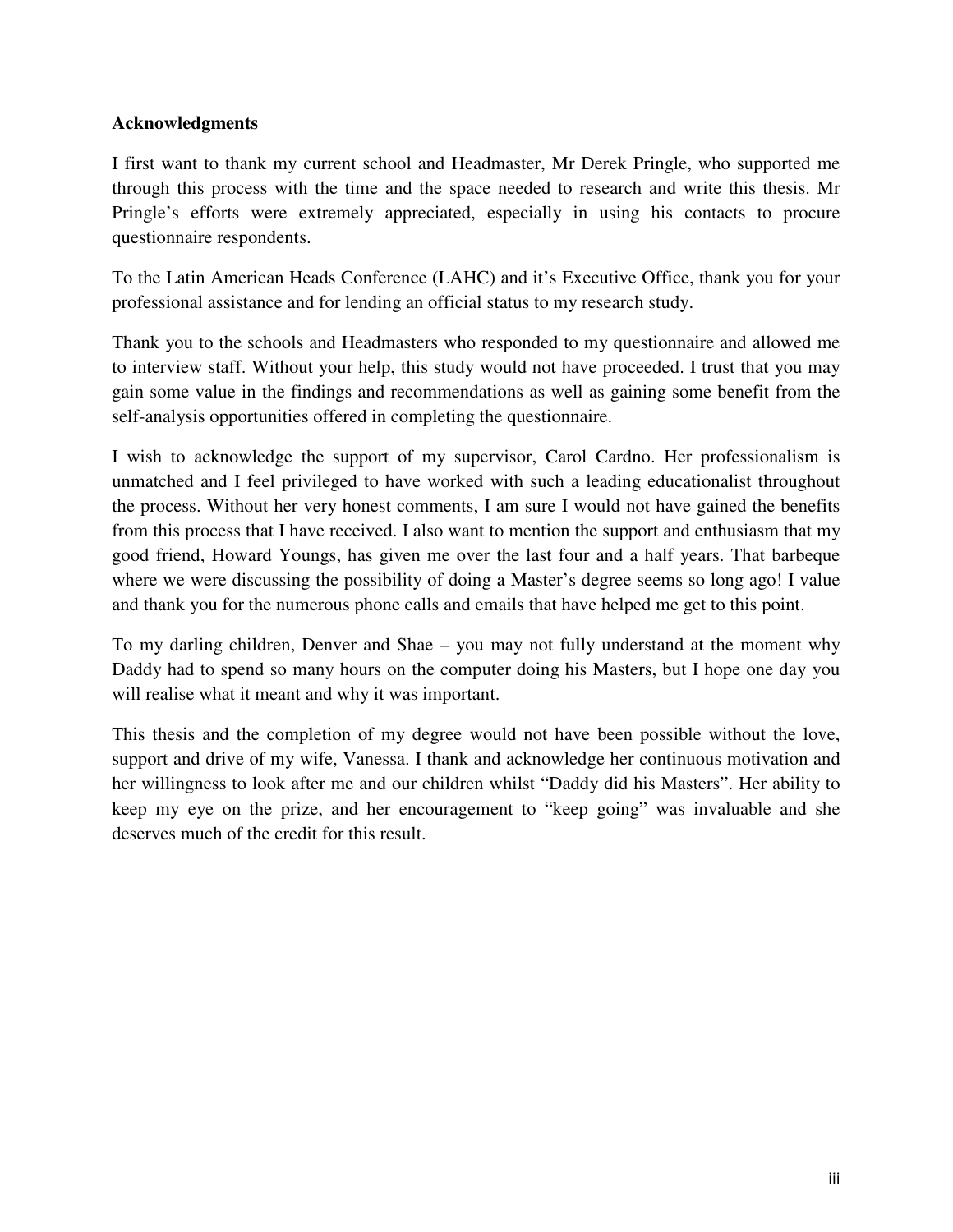**Acknowledgments**

I first want to thank my current school and Headmaster, Mr Derek Pringle, who supported me through this process with the time and the space needed to research and write this thesis. Mr Pringle's efforts were extremely appreciated, especially in using his contacts to procure questionnaire respondents.

To the Latin American Heads Conference (LAHC) and it's Executive Office, thank you for your professional assistance and for lending an official status to my research study.

Thank you to the schools and Headmasters who responded to my questionnaire and allowed me to interview staff. Without your help, this study would not have proceeded. I trust that you may gain some value in the findings and recommendations as well as gaining some benefit from the self-analysis opportunities offered in completing the questionnaire.

I wish to acknowledge the support of my supervisor, Carol Cardno. Her professionalism is unmatched and I feel privileged to have worked with such a leading educationalist throughout the process. Without her very honest comments, I am sure I would not have gained the benefits from this process that I have received. I also want to mention the support and enthusiasm that my good friend, Howard Youngs, has given me over the last four and a half years. That barbeque where we were discussing the possibility of doing a Master's degree seems so long ago! I value and thank you for the numerous phone calls and emails that have helped me get to this point.

To my darling children, Denver and Shae – you may not fully understand at the moment why Daddy had to spend so many hours on the computer doing his Masters, but I hope one day you will realise what it meant and why it was important.

This thesis and the completion of my degree would not have been possible without the love, support and drive of my wife, Vanessa. I thank and acknowledge her continuous motivation and her willingness to look after me and our children whilst "Daddy did his Masters". Her ability to keep my eye on the prize, and her encouragement to "keep going" was invaluable and she deserves much of the credit for this result.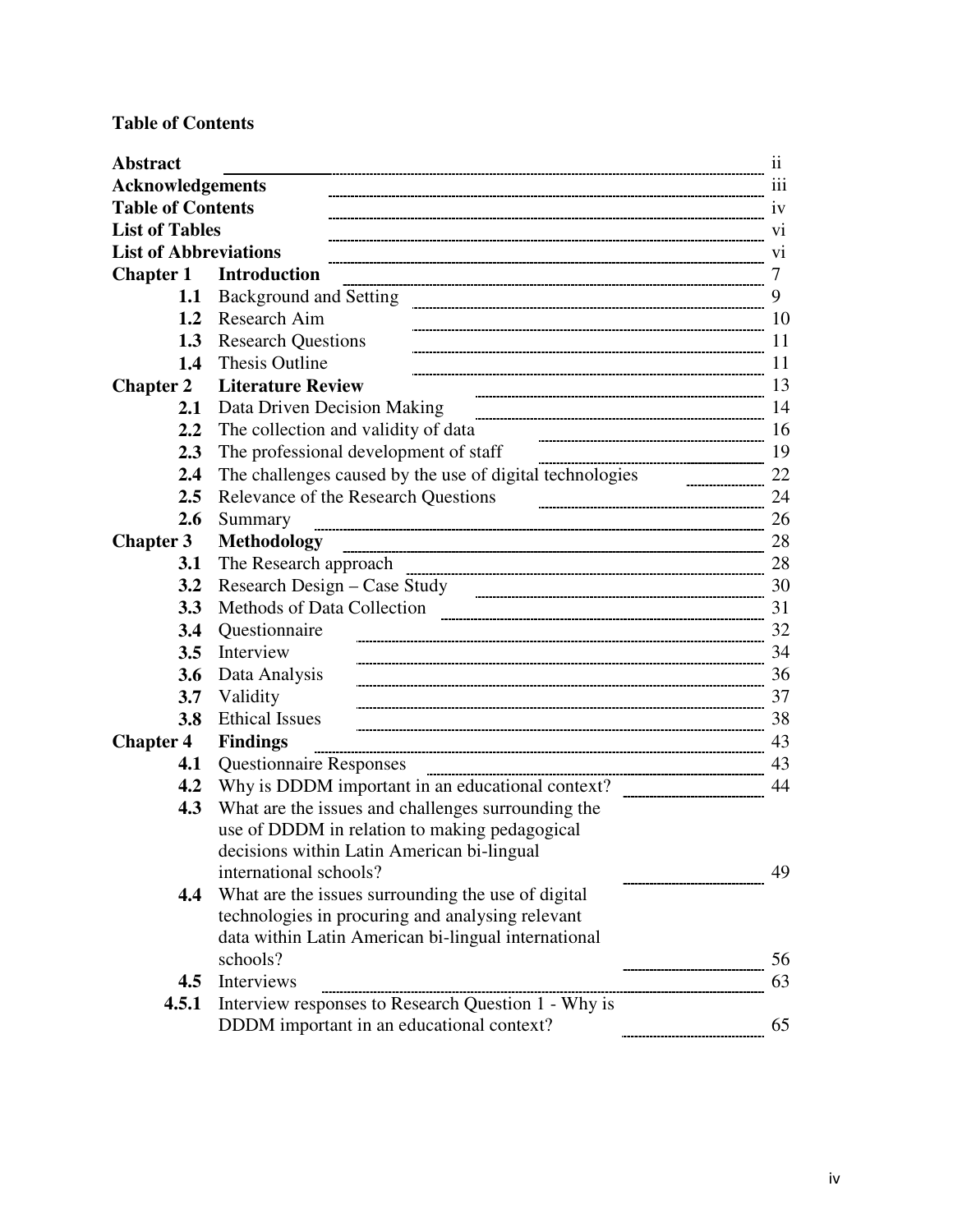**Table of Contents**

| | | |
|---|---|---|
| **Abstract** | | ii |
| **Acknowledgements** | | iii |
| **Table of Contents** | | iv |
| **List of Tables** | | vi |
| **List of Abbreviations** | | vi |
| **Chapter 1** | **Introduction** | 7 |
| **1.1** | Background and Setting | 9 |
| **1.2** | Research Aim | 10 |
| **1.3** | Research Questions | 11 |
| **1.4** | Thesis Outline | 11 |
| **Chapter 2** | **Literature Review** | 13 |
| **2.1** | Data Driven Decision Making | 14 |
| **2.2** | The collection and validity of data | 16 |
| **2.3** | The professional development of staff | 19 |
| **2.4** | The challenges caused by the use of digital technologies | 22 |
| **2.5** | Relevance of the Research Questions | 24 |
| **2.6** | Summary | 26 |
| **Chapter 3** | **Methodology** | 28 |
| **3.1** | The Research approach | 28 |
| **3.2** | Research Design – Case Study | 30 |
| **3.3** | Methods of Data Collection | 31 |
| **3.4** | Questionnaire | 32 |
| **3.5** | Interview | 34 |
| **3.6** | Data Analysis | 36 |
| **3.7** | Validity | 37 |
| **3.8** | Ethical Issues | 38 |
| **Chapter 4** | **Findings** | 43 |
| **4.1** | Questionnaire Responses | 43 |
| **4.2** | Why is DDDM important in an educational context? | 44 |
| **4.3** | What are the issues and challenges surrounding the use of DDDM in relation to making pedagogical decisions within Latin American bi-lingual international schools? | 49 |
| **4.4** | What are the issues surrounding the use of digital technologies in procuring and analysing relevant data within Latin American bi-lingual international schools? | 56 |
| **4.5** | Interviews | 63 |
| **4.5.1** | Interview responses to Research Question 1 - Why is DDDM important in an educational context? | 65 |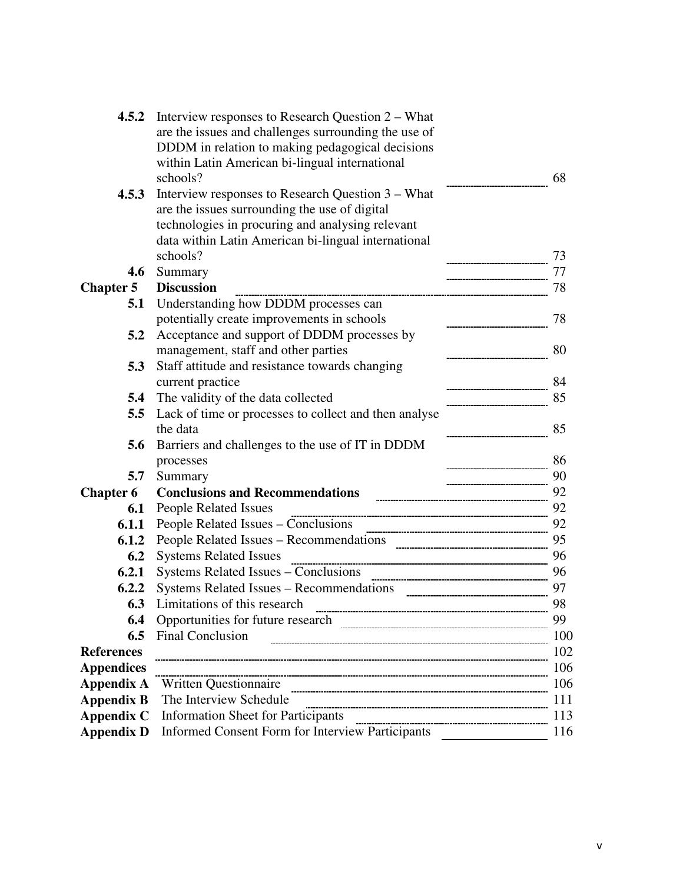| | | |
|---|---|---|
| **4.5.2** | Interview responses to Research Question 2 – What are the issues and challenges surrounding the use of DDDM in relation to making pedagogical decisions within Latin American bi-lingual international schools? | 68 |
| **4.5.3** | Interview responses to Research Question 3 – What are the issues surrounding the use of digital technologies in procuring and analysing relevant data within Latin American bi-lingual international schools? | 73 |
| **4.6** | Summary | 77 |
| **Chapter 5** | **Discussion** | 78 |
| **5.1** | Understanding how DDDM processes can potentially create improvements in schools | 78 |
| **5.2** | Acceptance and support of DDDM processes by management, staff and other parties | 80 |
| **5.3** | Staff attitude and resistance towards changing current practice | 84 |
| **5.4** | The validity of the data collected | 85 |
| **5.5** | Lack of time or processes to collect and then analyse the data | 85 |
| **5.6** | Barriers and challenges to the use of IT in DDDM processes | 86 |
| **5.7** | Summary | 90 |
| **Chapter 6** | **Conclusions and Recommendations** | 92 |
| **6.1** | People Related Issues | 92 |
| **6.1.1** | People Related Issues – Conclusions | 92 |
| **6.1.2** | People Related Issues – Recommendations | 95 |
| **6.2** | Systems Related Issues | 96 |
| **6.2.1** | Systems Related Issues – Conclusions | 96 |
| **6.2.2** | Systems Related Issues – Recommendations | 97 |
| **6.3** | Limitations of this research | 98 |
| **6.4** | Opportunities for future research | 99 |
| **6.5** | Final Conclusion | 100 |
| **References** | | 102 |
| **Appendices** | | 106 |
| **Appendix A** | Written Questionnaire | 106 |
| **Appendix B** | The Interview Schedule | 111 |
| **Appendix C** | Information Sheet for Participants | 113 |
| **Appendix D** | Informed Consent Form for Interview Participants | 116 |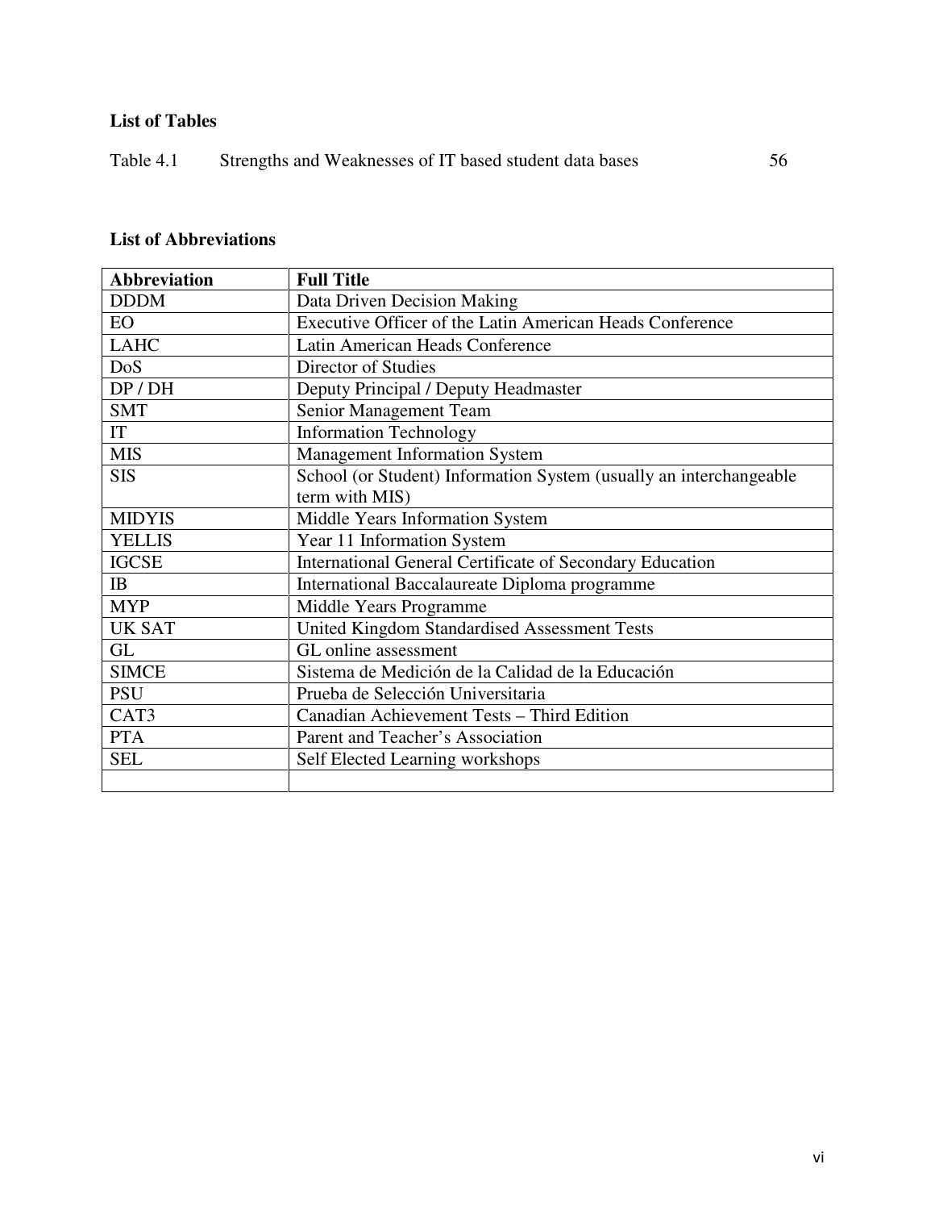## List of Tables

Table 4.1 Strengths and Weaknesses of IT based student data bases 56

## List of Abbreviations

| Abbreviation | Full Title |
|---|---|
| DDDM | Data Driven Decision Making |
| EO | Executive Officer of the Latin American Heads Conference |
| LAHC | Latin American Heads Conference |
| DoS | Director of Studies |
| DP / DH | Deputy Principal / Deputy Headmaster |
| SMT | Senior Management Team |
| IT | Information Technology |
| MIS | Management Information System |
| SIS | School (or Student) Information System (usually an interchangeable term with MIS) |
| MIDYIS | Middle Years Information System |
| YELLIS | Year 11 Information System |
| IGCSE | International General Certificate of Secondary Education |
| IB | International Baccalaureate Diploma programme |
| MYP | Middle Years Programme |
| UK SAT | United Kingdom Standardised Assessment Tests |
| GL | GL online assessment |
| SIMCE | Sistema de Medición de la Calidad de la Educación |
| PSU | Prueba de Selección Universitaria |
| CAT3 | Canadian Achievement Tests – Third Edition |
| PTA | Parent and Teacher's Association |
| SEL | Self Elected Learning workshops |
| | |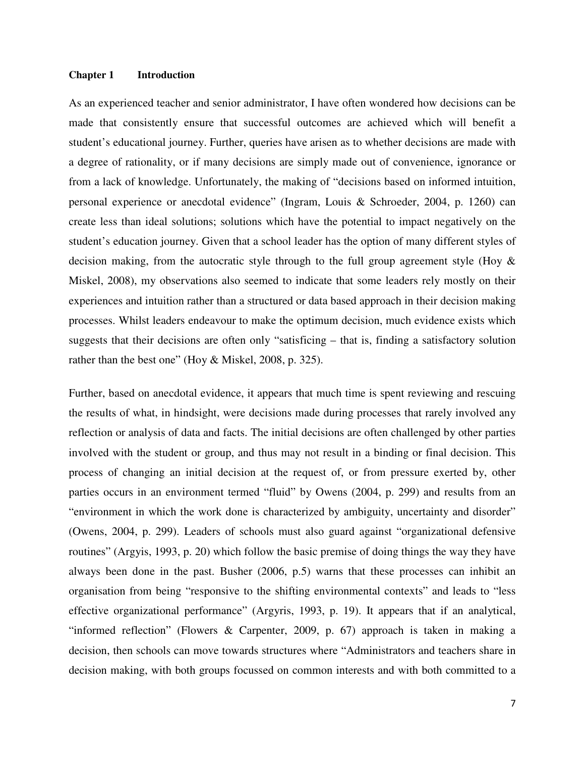# Chapter 1 Introduction

As an experienced teacher and senior administrator, I have often wondered how decisions can be made that consistently ensure that successful outcomes are achieved which will benefit a student's educational journey. Further, queries have arisen as to whether decisions are made with a degree of rationality, or if many decisions are simply made out of convenience, ignorance or from a lack of knowledge. Unfortunately, the making of "decisions based on informed intuition, personal experience or anecdotal evidence" (Ingram, Louis & Schroeder, 2004, p. 1260) can create less than ideal solutions; solutions which have the potential to impact negatively on the student's education journey. Given that a school leader has the option of many different styles of decision making, from the autocratic style through to the full group agreement style (Hoy & Miskel, 2008), my observations also seemed to indicate that some leaders rely mostly on their experiences and intuition rather than a structured or data based approach in their decision making processes. Whilst leaders endeavour to make the optimum decision, much evidence exists which suggests that their decisions are often only "satisficing – that is, finding a satisfactory solution rather than the best one" (Hoy & Miskel, 2008, p. 325).

Further, based on anecdotal evidence, it appears that much time is spent reviewing and rescuing the results of what, in hindsight, were decisions made during processes that rarely involved any reflection or analysis of data and facts. The initial decisions are often challenged by other parties involved with the student or group, and thus may not result in a binding or final decision. This process of changing an initial decision at the request of, or from pressure exerted by, other parties occurs in an environment termed "fluid" by Owens (2004, p. 299) and results from an "environment in which the work done is characterized by ambiguity, uncertainty and disorder" (Owens, 2004, p. 299). Leaders of schools must also guard against "organizational defensive routines" (Argyis, 1993, p. 20) which follow the basic premise of doing things the way they have always been done in the past. Busher (2006, p.5) warns that these processes can inhibit an organisation from being "responsive to the shifting environmental contexts" and leads to "less effective organizational performance" (Argyris, 1993, p. 19). It appears that if an analytical, "informed reflection" (Flowers & Carpenter, 2009, p. 67) approach is taken in making a decision, then schools can move towards structures where "Administrators and teachers share in decision making, with both groups focussed on common interests and with both committed to a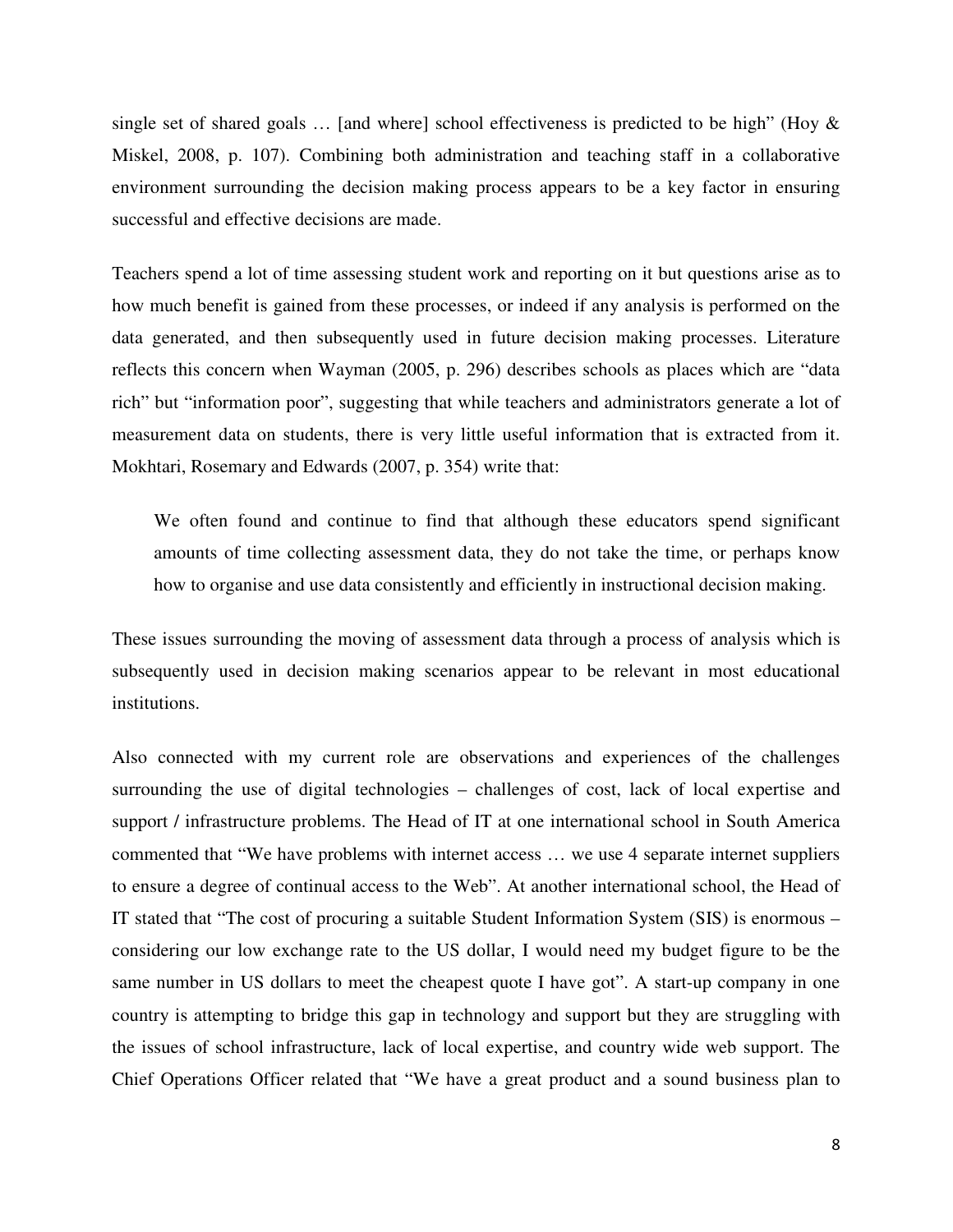single set of shared goals … [and where] school effectiveness is predicted to be high" (Hoy & Miskel, 2008, p. 107). Combining both administration and teaching staff in a collaborative environment surrounding the decision making process appears to be a key factor in ensuring successful and effective decisions are made.

Teachers spend a lot of time assessing student work and reporting on it but questions arise as to how much benefit is gained from these processes, or indeed if any analysis is performed on the data generated, and then subsequently used in future decision making processes. Literature reflects this concern when Wayman (2005, p. 296) describes schools as places which are "data rich" but "information poor", suggesting that while teachers and administrators generate a lot of measurement data on students, there is very little useful information that is extracted from it. Mokhtari, Rosemary and Edwards (2007, p. 354) write that:

> We often found and continue to find that although these educators spend significant amounts of time collecting assessment data, they do not take the time, or perhaps know how to organise and use data consistently and efficiently in instructional decision making.

These issues surrounding the moving of assessment data through a process of analysis which is subsequently used in decision making scenarios appear to be relevant in most educational institutions.

Also connected with my current role are observations and experiences of the challenges surrounding the use of digital technologies – challenges of cost, lack of local expertise and support / infrastructure problems. The Head of IT at one international school in South America commented that "We have problems with internet access … we use 4 separate internet suppliers to ensure a degree of continual access to the Web". At another international school, the Head of IT stated that "The cost of procuring a suitable Student Information System (SIS) is enormous – considering our low exchange rate to the US dollar, I would need my budget figure to be the same number in US dollars to meet the cheapest quote I have got". A start-up company in one country is attempting to bridge this gap in technology and support but they are struggling with the issues of school infrastructure, lack of local expertise, and country wide web support. The Chief Operations Officer related that "We have a great product and a sound business plan to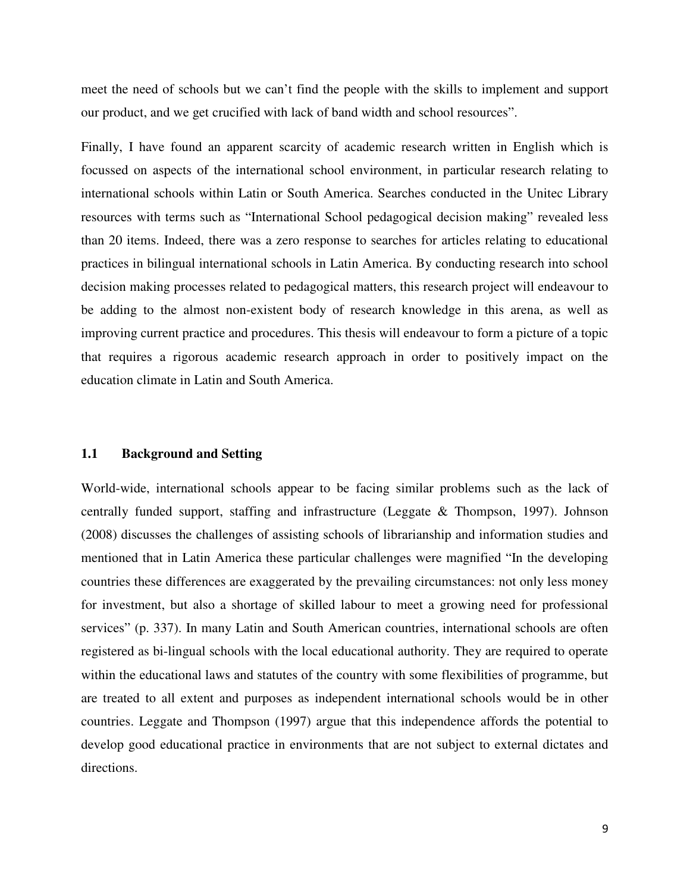meet the need of schools but we can't find the people with the skills to implement and support our product, and we get crucified with lack of band width and school resources".

Finally, I have found an apparent scarcity of academic research written in English which is focussed on aspects of the international school environment, in particular research relating to international schools within Latin or South America. Searches conducted in the Unitec Library resources with terms such as "International School pedagogical decision making" revealed less than 20 items. Indeed, there was a zero response to searches for articles relating to educational practices in bilingual international schools in Latin America. By conducting research into school decision making processes related to pedagogical matters, this research project will endeavour to be adding to the almost non-existent body of research knowledge in this arena, as well as improving current practice and procedures. This thesis will endeavour to form a picture of a topic that requires a rigorous academic research approach in order to positively impact on the education climate in Latin and South America.

## 1.1 Background and Setting

World-wide, international schools appear to be facing similar problems such as the lack of centrally funded support, staffing and infrastructure (Leggate & Thompson, 1997). Johnson (2008) discusses the challenges of assisting schools of librarianship and information studies and mentioned that in Latin America these particular challenges were magnified "In the developing countries these differences are exaggerated by the prevailing circumstances: not only less money for investment, but also a shortage of skilled labour to meet a growing need for professional services" (p. 337). In many Latin and South American countries, international schools are often registered as bi-lingual schools with the local educational authority. They are required to operate within the educational laws and statutes of the country with some flexibilities of programme, but are treated to all extent and purposes as independent international schools would be in other countries. Leggate and Thompson (1997) argue that this independence affords the potential to develop good educational practice in environments that are not subject to external dictates and directions.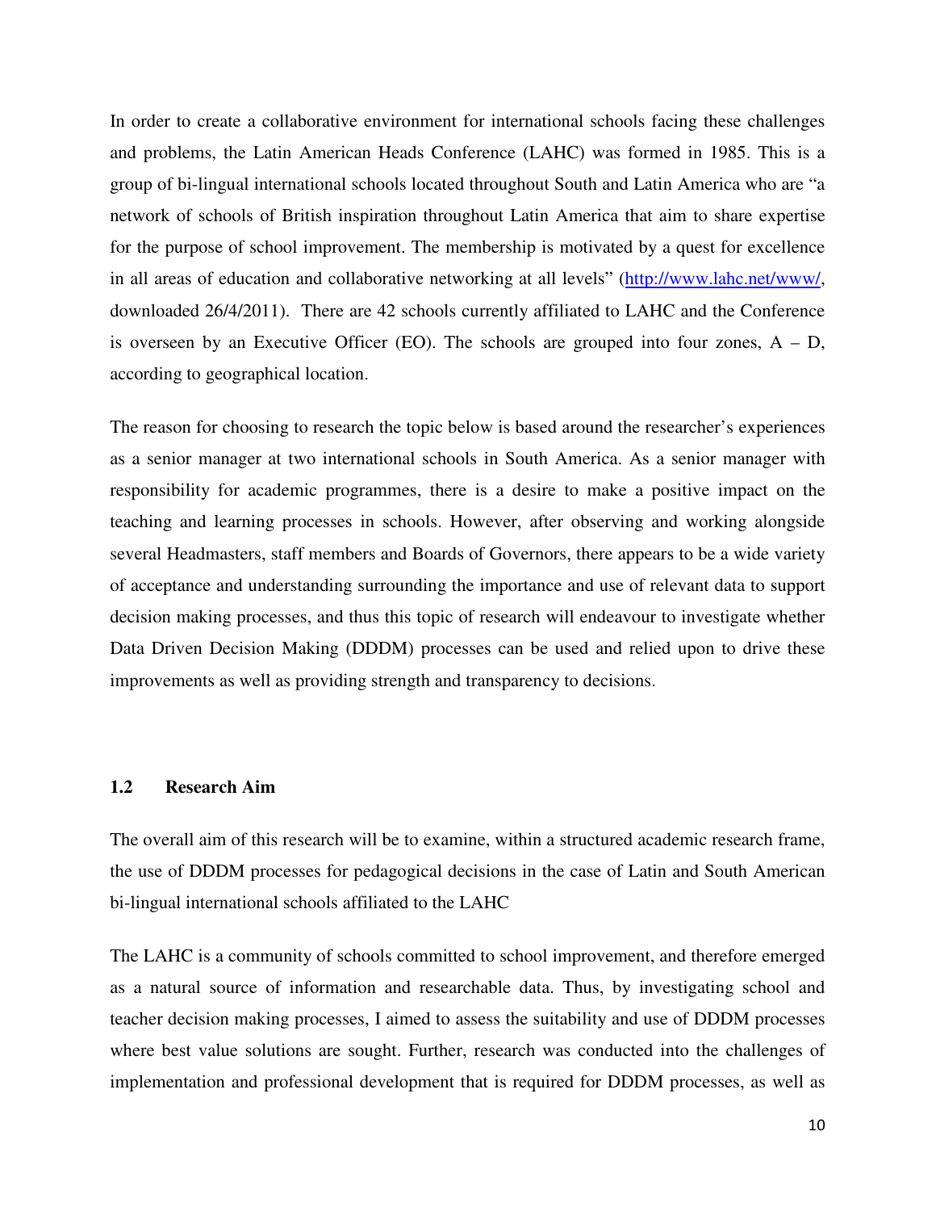In order to create a collaborative environment for international schools facing these challenges and problems, the Latin American Heads Conference (LAHC) was formed in 1985. This is a group of bi-lingual international schools located throughout South and Latin America who are "a network of schools of British inspiration throughout Latin America that aim to share expertise for the purpose of school improvement. The membership is motivated by a quest for excellence in all areas of education and collaborative networking at all levels" (http://www.lahc.net/www/, downloaded 26/4/2011). There are 42 schools currently affiliated to LAHC and the Conference is overseen by an Executive Officer (EO). The schools are grouped into four zones, A – D, according to geographical location.

The reason for choosing to research the topic below is based around the researcher's experiences as a senior manager at two international schools in South America. As a senior manager with responsibility for academic programmes, there is a desire to make a positive impact on the teaching and learning processes in schools. However, after observing and working alongside several Headmasters, staff members and Boards of Governors, there appears to be a wide variety of acceptance and understanding surrounding the importance and use of relevant data to support decision making processes, and thus this topic of research will endeavour to investigate whether Data Driven Decision Making (DDDM) processes can be used and relied upon to drive these improvements as well as providing strength and transparency to decisions.

### 1.2 Research Aim

The overall aim of this research will be to examine, within a structured academic research frame, the use of DDDM processes for pedagogical decisions in the case of Latin and South American bi-lingual international schools affiliated to the LAHC

The LAHC is a community of schools committed to school improvement, and therefore emerged as a natural source of information and researchable data. Thus, by investigating school and teacher decision making processes, I aimed to assess the suitability and use of DDDM processes where best value solutions are sought. Further, research was conducted into the challenges of implementation and professional development that is required for DDDM processes, as well as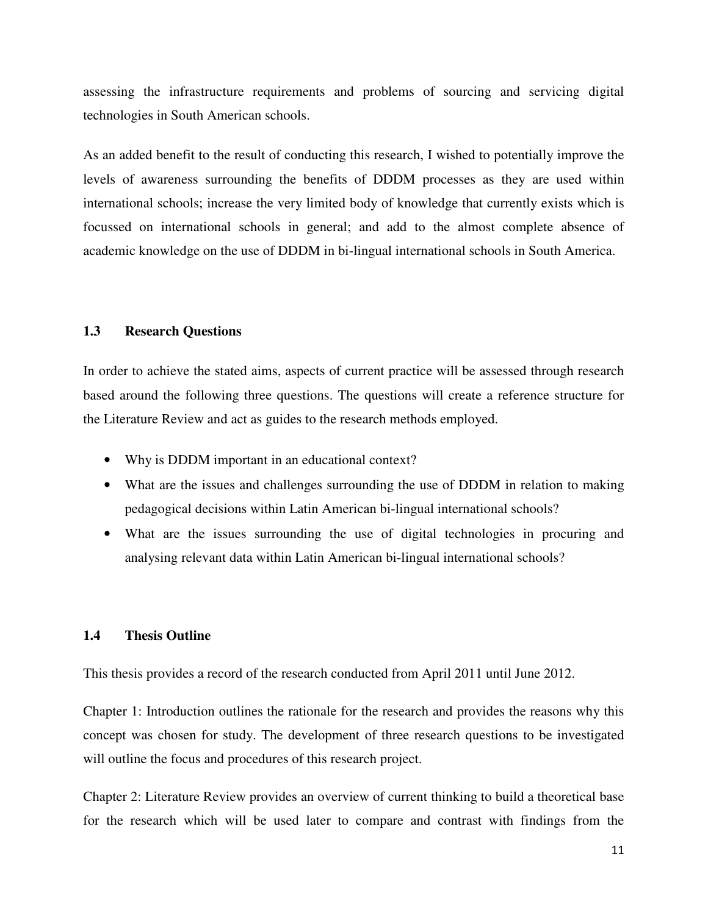assessing the infrastructure requirements and problems of sourcing and servicing digital technologies in South American schools.

As an added benefit to the result of conducting this research, I wished to potentially improve the levels of awareness surrounding the benefits of DDDM processes as they are used within international schools; increase the very limited body of knowledge that currently exists which is focussed on international schools in general; and add to the almost complete absence of academic knowledge on the use of DDDM in bi-lingual international schools in South America.

### 1.3 Research Questions

In order to achieve the stated aims, aspects of current practice will be assessed through research based around the following three questions. The questions will create a reference structure for the Literature Review and act as guides to the research methods employed.

- Why is DDDM important in an educational context?
- What are the issues and challenges surrounding the use of DDDM in relation to making pedagogical decisions within Latin American bi-lingual international schools?
- What are the issues surrounding the use of digital technologies in procuring and analysing relevant data within Latin American bi-lingual international schools?

### 1.4 Thesis Outline

This thesis provides a record of the research conducted from April 2011 until June 2012.

Chapter 1: Introduction outlines the rationale for the research and provides the reasons why this concept was chosen for study. The development of three research questions to be investigated will outline the focus and procedures of this research project.

Chapter 2: Literature Review provides an overview of current thinking to build a theoretical base for the research which will be used later to compare and contrast with findings from the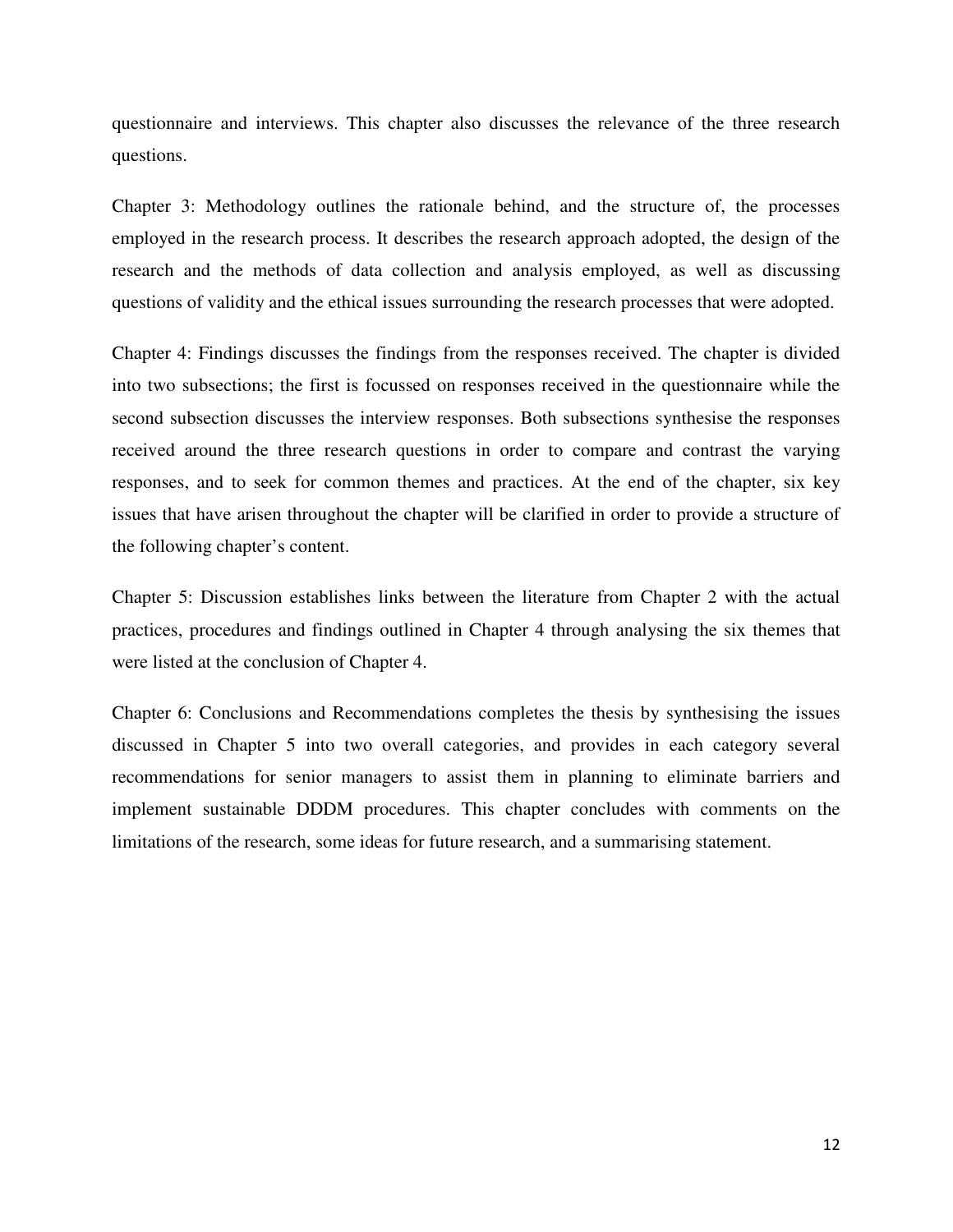questionnaire and interviews. This chapter also discusses the relevance of the three research questions.

Chapter 3: Methodology outlines the rationale behind, and the structure of, the processes employed in the research process. It describes the research approach adopted, the design of the research and the methods of data collection and analysis employed, as well as discussing questions of validity and the ethical issues surrounding the research processes that were adopted.

Chapter 4: Findings discusses the findings from the responses received. The chapter is divided into two subsections; the first is focussed on responses received in the questionnaire while the second subsection discusses the interview responses. Both subsections synthesise the responses received around the three research questions in order to compare and contrast the varying responses, and to seek for common themes and practices. At the end of the chapter, six key issues that have arisen throughout the chapter will be clarified in order to provide a structure of the following chapter's content.

Chapter 5: Discussion establishes links between the literature from Chapter 2 with the actual practices, procedures and findings outlined in Chapter 4 through analysing the six themes that were listed at the conclusion of Chapter 4.

Chapter 6: Conclusions and Recommendations completes the thesis by synthesising the issues discussed in Chapter 5 into two overall categories, and provides in each category several recommendations for senior managers to assist them in planning to eliminate barriers and implement sustainable DDDM procedures. This chapter concludes with comments on the limitations of the research, some ideas for future research, and a summarising statement.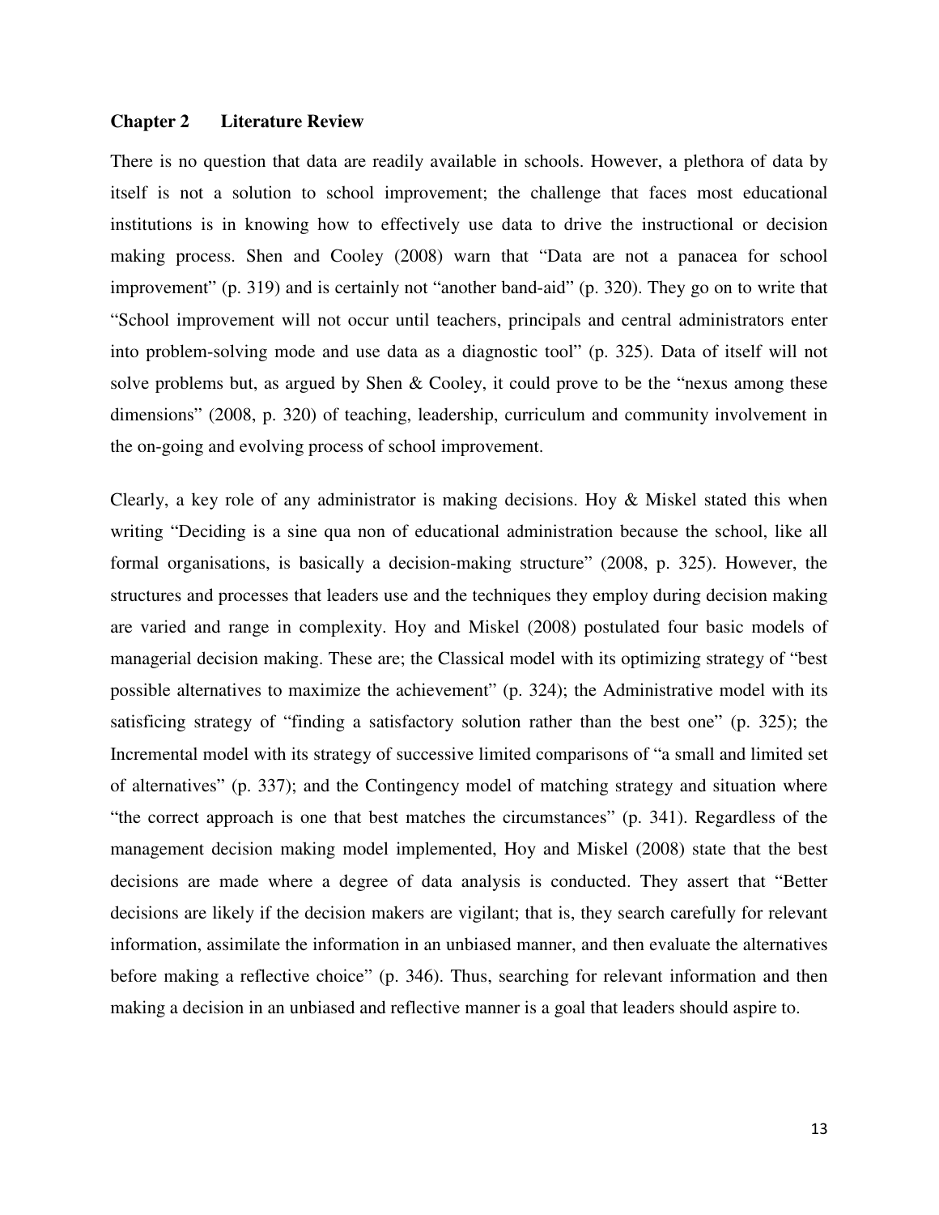## Chapter 2 Literature Review

There is no question that data are readily available in schools. However, a plethora of data by itself is not a solution to school improvement; the challenge that faces most educational institutions is in knowing how to effectively use data to drive the instructional or decision making process. Shen and Cooley (2008) warn that "Data are not a panacea for school improvement" (p. 319) and is certainly not "another band-aid" (p. 320). They go on to write that "School improvement will not occur until teachers, principals and central administrators enter into problem-solving mode and use data as a diagnostic tool" (p. 325). Data of itself will not solve problems but, as argued by Shen & Cooley, it could prove to be the "nexus among these dimensions" (2008, p. 320) of teaching, leadership, curriculum and community involvement in the on-going and evolving process of school improvement.

Clearly, a key role of any administrator is making decisions. Hoy & Miskel stated this when writing "Deciding is a sine qua non of educational administration because the school, like all formal organisations, is basically a decision-making structure" (2008, p. 325). However, the structures and processes that leaders use and the techniques they employ during decision making are varied and range in complexity. Hoy and Miskel (2008) postulated four basic models of managerial decision making. These are; the Classical model with its optimizing strategy of "best possible alternatives to maximize the achievement" (p. 324); the Administrative model with its satisficing strategy of "finding a satisfactory solution rather than the best one" (p. 325); the Incremental model with its strategy of successive limited comparisons of "a small and limited set of alternatives" (p. 337); and the Contingency model of matching strategy and situation where "the correct approach is one that best matches the circumstances" (p. 341). Regardless of the management decision making model implemented, Hoy and Miskel (2008) state that the best decisions are made where a degree of data analysis is conducted. They assert that "Better decisions are likely if the decision makers are vigilant; that is, they search carefully for relevant information, assimilate the information in an unbiased manner, and then evaluate the alternatives before making a reflective choice" (p. 346). Thus, searching for relevant information and then making a decision in an unbiased and reflective manner is a goal that leaders should aspire to.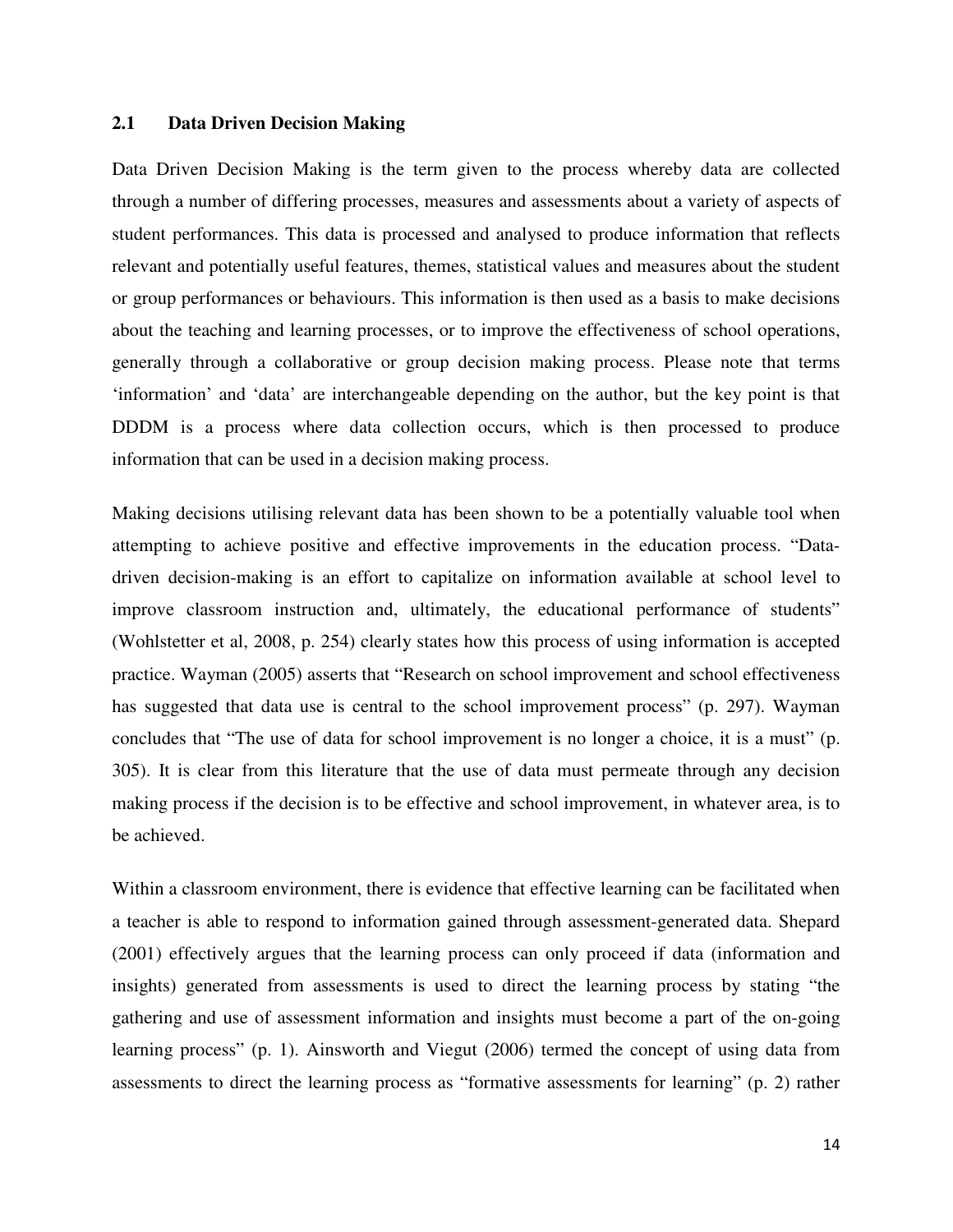## 2.1 Data Driven Decision Making

Data Driven Decision Making is the term given to the process whereby data are collected through a number of differing processes, measures and assessments about a variety of aspects of student performances. This data is processed and analysed to produce information that reflects relevant and potentially useful features, themes, statistical values and measures about the student or group performances or behaviours. This information is then used as a basis to make decisions about the teaching and learning processes, or to improve the effectiveness of school operations, generally through a collaborative or group decision making process. Please note that terms 'information' and 'data' are interchangeable depending on the author, but the key point is that DDDM is a process where data collection occurs, which is then processed to produce information that can be used in a decision making process.

Making decisions utilising relevant data has been shown to be a potentially valuable tool when attempting to achieve positive and effective improvements in the education process. "Data-driven decision-making is an effort to capitalize on information available at school level to improve classroom instruction and, ultimately, the educational performance of students" (Wohlstetter et al, 2008, p. 254) clearly states how this process of using information is accepted practice. Wayman (2005) asserts that "Research on school improvement and school effectiveness has suggested that data use is central to the school improvement process" (p. 297). Wayman concludes that "The use of data for school improvement is no longer a choice, it is a must" (p. 305). It is clear from this literature that the use of data must permeate through any decision making process if the decision is to be effective and school improvement, in whatever area, is to be achieved.

Within a classroom environment, there is evidence that effective learning can be facilitated when a teacher is able to respond to information gained through assessment-generated data. Shepard (2001) effectively argues that the learning process can only proceed if data (information and insights) generated from assessments is used to direct the learning process by stating "the gathering and use of assessment information and insights must become a part of the on-going learning process" (p. 1). Ainsworth and Viegut (2006) termed the concept of using data from assessments to direct the learning process as "formative assessments for learning" (p. 2) rather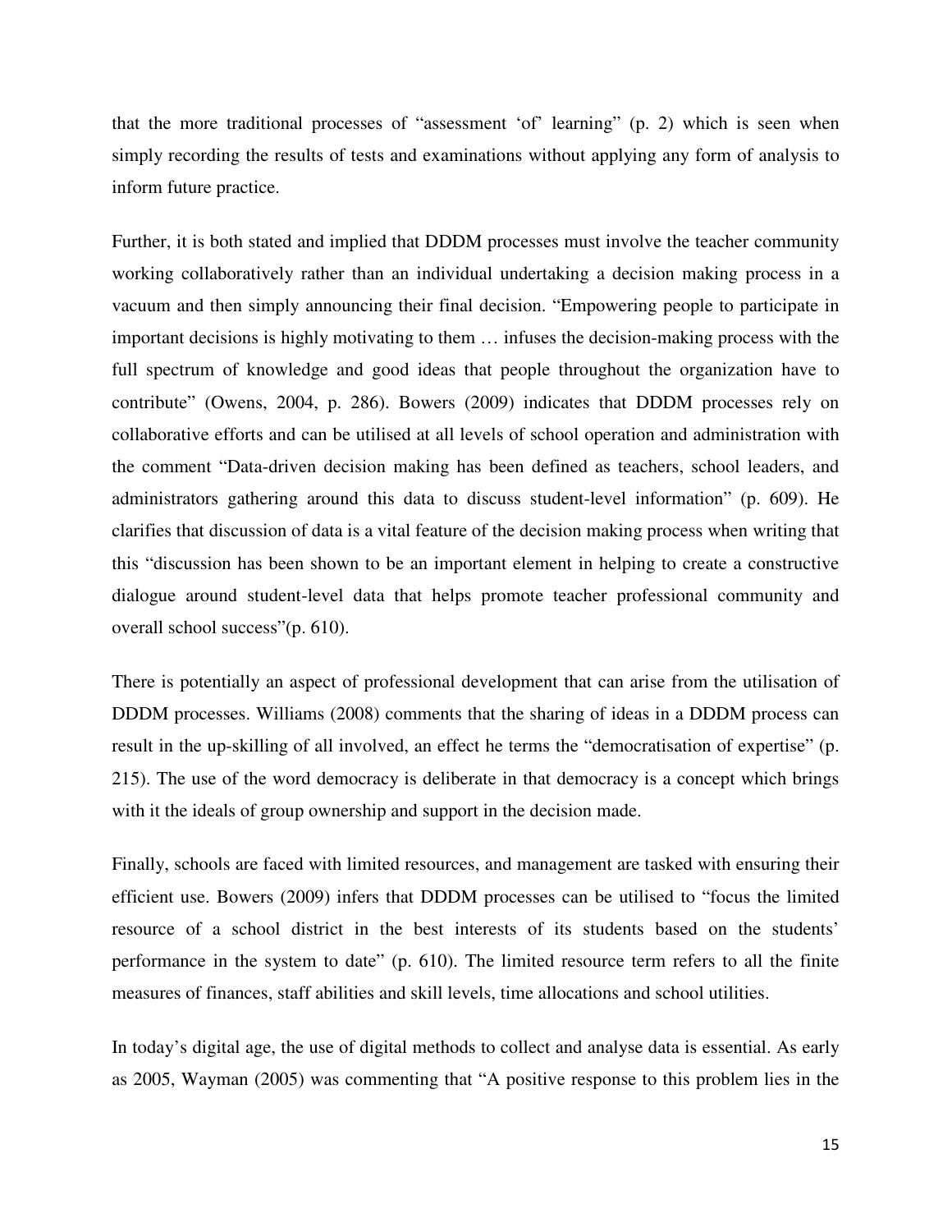that the more traditional processes of "assessment 'of' learning" (p. 2) which is seen when simply recording the results of tests and examinations without applying any form of analysis to inform future practice.

Further, it is both stated and implied that DDDM processes must involve the teacher community working collaboratively rather than an individual undertaking a decision making process in a vacuum and then simply announcing their final decision. "Empowering people to participate in important decisions is highly motivating to them … infuses the decision-making process with the full spectrum of knowledge and good ideas that people throughout the organization have to contribute" (Owens, 2004, p. 286). Bowers (2009) indicates that DDDM processes rely on collaborative efforts and can be utilised at all levels of school operation and administration with the comment "Data-driven decision making has been defined as teachers, school leaders, and administrators gathering around this data to discuss student-level information" (p. 609). He clarifies that discussion of data is a vital feature of the decision making process when writing that this "discussion has been shown to be an important element in helping to create a constructive dialogue around student-level data that helps promote teacher professional community and overall school success"(p. 610).

There is potentially an aspect of professional development that can arise from the utilisation of DDDM processes. Williams (2008) comments that the sharing of ideas in a DDDM process can result in the up-skilling of all involved, an effect he terms the "democratisation of expertise" (p. 215). The use of the word democracy is deliberate in that democracy is a concept which brings with it the ideals of group ownership and support in the decision made.

Finally, schools are faced with limited resources, and management are tasked with ensuring their efficient use. Bowers (2009) infers that DDDM processes can be utilised to "focus the limited resource of a school district in the best interests of its students based on the students' performance in the system to date" (p. 610). The limited resource term refers to all the finite measures of finances, staff abilities and skill levels, time allocations and school utilities.

In today's digital age, the use of digital methods to collect and analyse data is essential. As early as 2005, Wayman (2005) was commenting that "A positive response to this problem lies in the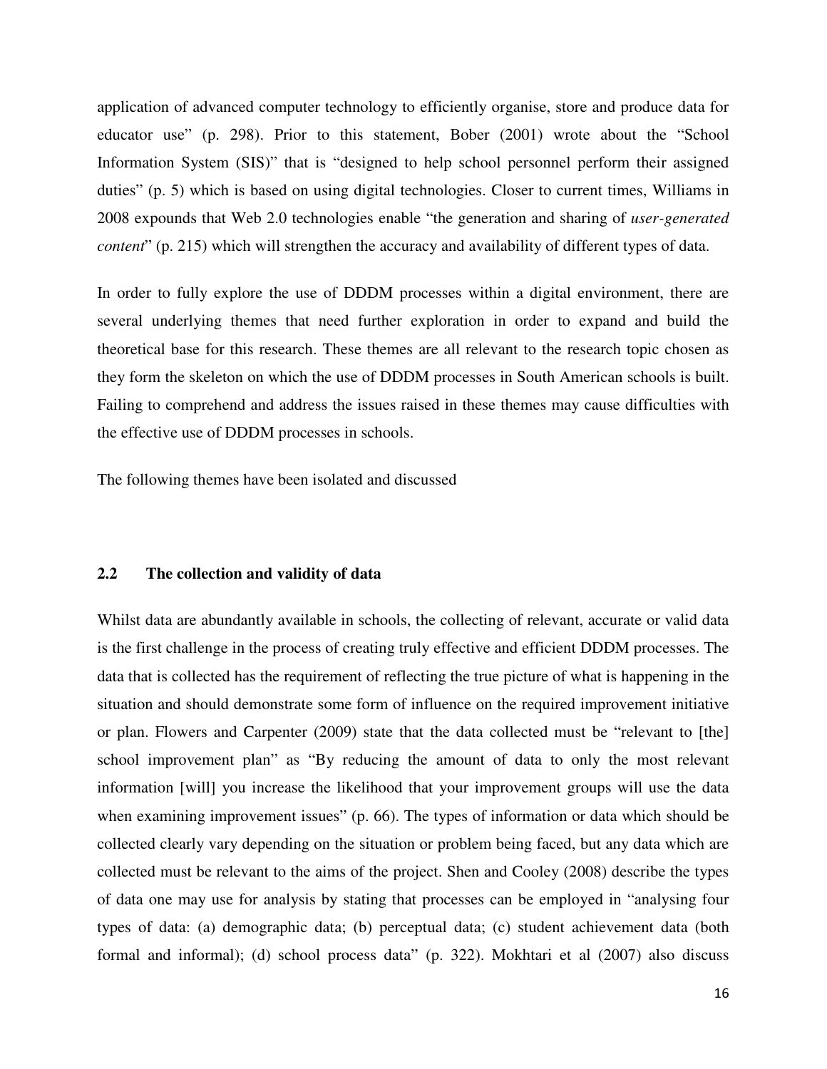application of advanced computer technology to efficiently organise, store and produce data for educator use" (p. 298). Prior to this statement, Bober (2001) wrote about the "School Information System (SIS)" that is "designed to help school personnel perform their assigned duties" (p. 5) which is based on using digital technologies. Closer to current times, Williams in 2008 expounds that Web 2.0 technologies enable "the generation and sharing of *user-generated content*" (p. 215) which will strengthen the accuracy and availability of different types of data.

In order to fully explore the use of DDDM processes within a digital environment, there are several underlying themes that need further exploration in order to expand and build the theoretical base for this research. These themes are all relevant to the research topic chosen as they form the skeleton on which the use of DDDM processes in South American schools is built. Failing to comprehend and address the issues raised in these themes may cause difficulties with the effective use of DDDM processes in schools.

The following themes have been isolated and discussed

## 2.2 The collection and validity of data

Whilst data are abundantly available in schools, the collecting of relevant, accurate or valid data is the first challenge in the process of creating truly effective and efficient DDDM processes. The data that is collected has the requirement of reflecting the true picture of what is happening in the situation and should demonstrate some form of influence on the required improvement initiative or plan. Flowers and Carpenter (2009) state that the data collected must be "relevant to [the] school improvement plan" as "By reducing the amount of data to only the most relevant information [will] you increase the likelihood that your improvement groups will use the data when examining improvement issues" (p. 66). The types of information or data which should be collected clearly vary depending on the situation or problem being faced, but any data which are collected must be relevant to the aims of the project. Shen and Cooley (2008) describe the types of data one may use for analysis by stating that processes can be employed in "analysing four types of data: (a) demographic data; (b) perceptual data; (c) student achievement data (both formal and informal); (d) school process data" (p. 322). Mokhtari et al (2007) also discuss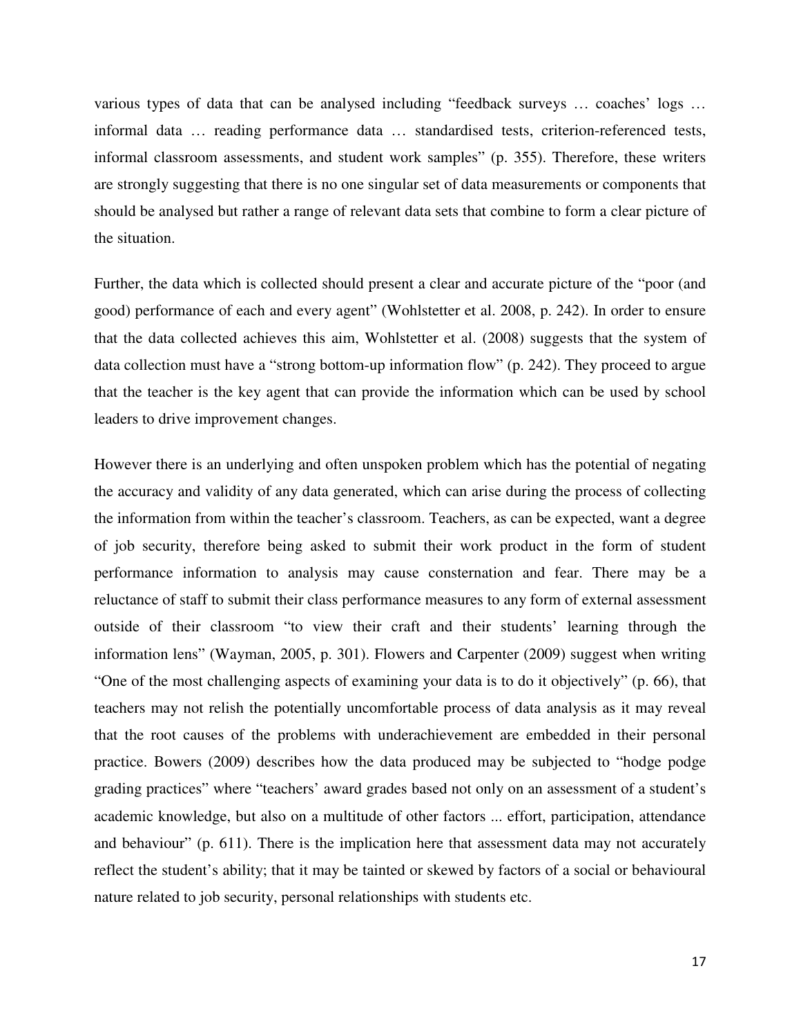various types of data that can be analysed including "feedback surveys … coaches' logs … informal data … reading performance data … standardised tests, criterion-referenced tests, informal classroom assessments, and student work samples" (p. 355). Therefore, these writers are strongly suggesting that there is no one singular set of data measurements or components that should be analysed but rather a range of relevant data sets that combine to form a clear picture of the situation.

Further, the data which is collected should present a clear and accurate picture of the "poor (and good) performance of each and every agent" (Wohlstetter et al. 2008, p. 242). In order to ensure that the data collected achieves this aim, Wohlstetter et al. (2008) suggests that the system of data collection must have a "strong bottom-up information flow" (p. 242). They proceed to argue that the teacher is the key agent that can provide the information which can be used by school leaders to drive improvement changes.

However there is an underlying and often unspoken problem which has the potential of negating the accuracy and validity of any data generated, which can arise during the process of collecting the information from within the teacher's classroom. Teachers, as can be expected, want a degree of job security, therefore being asked to submit their work product in the form of student performance information to analysis may cause consternation and fear. There may be a reluctance of staff to submit their class performance measures to any form of external assessment outside of their classroom "to view their craft and their students' learning through the information lens" (Wayman, 2005, p. 301). Flowers and Carpenter (2009) suggest when writing "One of the most challenging aspects of examining your data is to do it objectively" (p. 66), that teachers may not relish the potentially uncomfortable process of data analysis as it may reveal that the root causes of the problems with underachievement are embedded in their personal practice. Bowers (2009) describes how the data produced may be subjected to "hodge podge grading practices" where "teachers' award grades based not only on an assessment of a student's academic knowledge, but also on a multitude of other factors ... effort, participation, attendance and behaviour" (p. 611). There is the implication here that assessment data may not accurately reflect the student's ability; that it may be tainted or skewed by factors of a social or behavioural nature related to job security, personal relationships with students etc.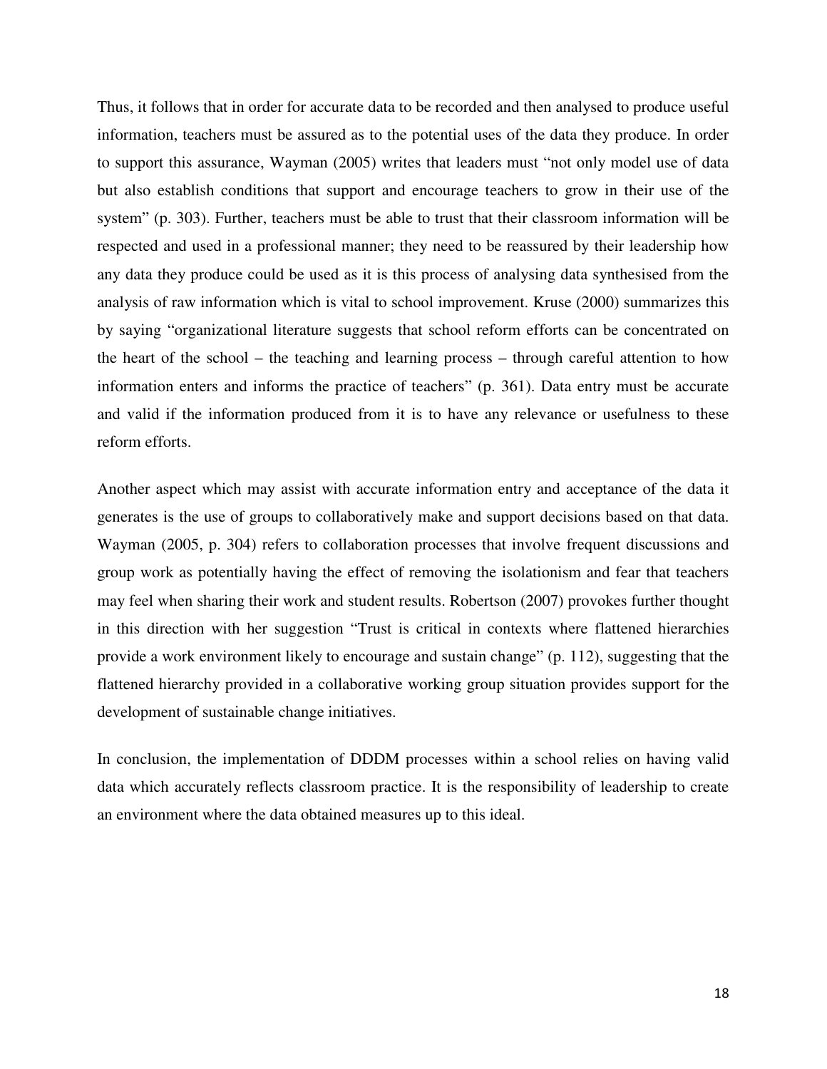Thus, it follows that in order for accurate data to be recorded and then analysed to produce useful information, teachers must be assured as to the potential uses of the data they produce. In order to support this assurance, Wayman (2005) writes that leaders must "not only model use of data but also establish conditions that support and encourage teachers to grow in their use of the system" (p. 303). Further, teachers must be able to trust that their classroom information will be respected and used in a professional manner; they need to be reassured by their leadership how any data they produce could be used as it is this process of analysing data synthesised from the analysis of raw information which is vital to school improvement. Kruse (2000) summarizes this by saying "organizational literature suggests that school reform efforts can be concentrated on the heart of the school – the teaching and learning process – through careful attention to how information enters and informs the practice of teachers" (p. 361). Data entry must be accurate and valid if the information produced from it is to have any relevance or usefulness to these reform efforts.

Another aspect which may assist with accurate information entry and acceptance of the data it generates is the use of groups to collaboratively make and support decisions based on that data. Wayman (2005, p. 304) refers to collaboration processes that involve frequent discussions and group work as potentially having the effect of removing the isolationism and fear that teachers may feel when sharing their work and student results. Robertson (2007) provokes further thought in this direction with her suggestion "Trust is critical in contexts where flattened hierarchies provide a work environment likely to encourage and sustain change" (p. 112), suggesting that the flattened hierarchy provided in a collaborative working group situation provides support for the development of sustainable change initiatives.

In conclusion, the implementation of DDDM processes within a school relies on having valid data which accurately reflects classroom practice. It is the responsibility of leadership to create an environment where the data obtained measures up to this ideal.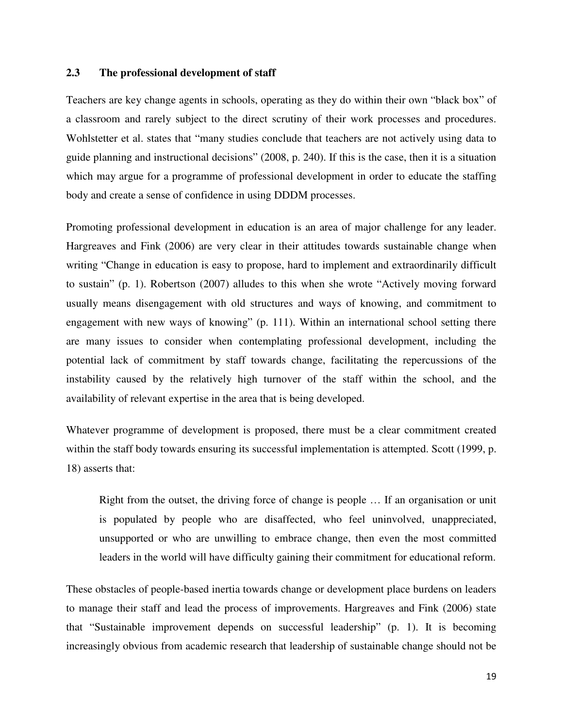## 2.3 The professional development of staff

Teachers are key change agents in schools, operating as they do within their own "black box" of a classroom and rarely subject to the direct scrutiny of their work processes and procedures. Wohlstetter et al. states that "many studies conclude that teachers are not actively using data to guide planning and instructional decisions" (2008, p. 240). If this is the case, then it is a situation which may argue for a programme of professional development in order to educate the staffing body and create a sense of confidence in using DDDM processes.

Promoting professional development in education is an area of major challenge for any leader. Hargreaves and Fink (2006) are very clear in their attitudes towards sustainable change when writing "Change in education is easy to propose, hard to implement and extraordinarily difficult to sustain" (p. 1). Robertson (2007) alludes to this when she wrote "Actively moving forward usually means disengagement with old structures and ways of knowing, and commitment to engagement with new ways of knowing" (p. 111). Within an international school setting there are many issues to consider when contemplating professional development, including the potential lack of commitment by staff towards change, facilitating the repercussions of the instability caused by the relatively high turnover of the staff within the school, and the availability of relevant expertise in the area that is being developed.

Whatever programme of development is proposed, there must be a clear commitment created within the staff body towards ensuring its successful implementation is attempted. Scott (1999, p. 18) asserts that:

> Right from the outset, the driving force of change is people … If an organisation or unit is populated by people who are disaffected, who feel uninvolved, unappreciated, unsupported or who are unwilling to embrace change, then even the most committed leaders in the world will have difficulty gaining their commitment for educational reform.

These obstacles of people-based inertia towards change or development place burdens on leaders to manage their staff and lead the process of improvements. Hargreaves and Fink (2006) state that "Sustainable improvement depends on successful leadership" (p. 1). It is becoming increasingly obvious from academic research that leadership of sustainable change should not be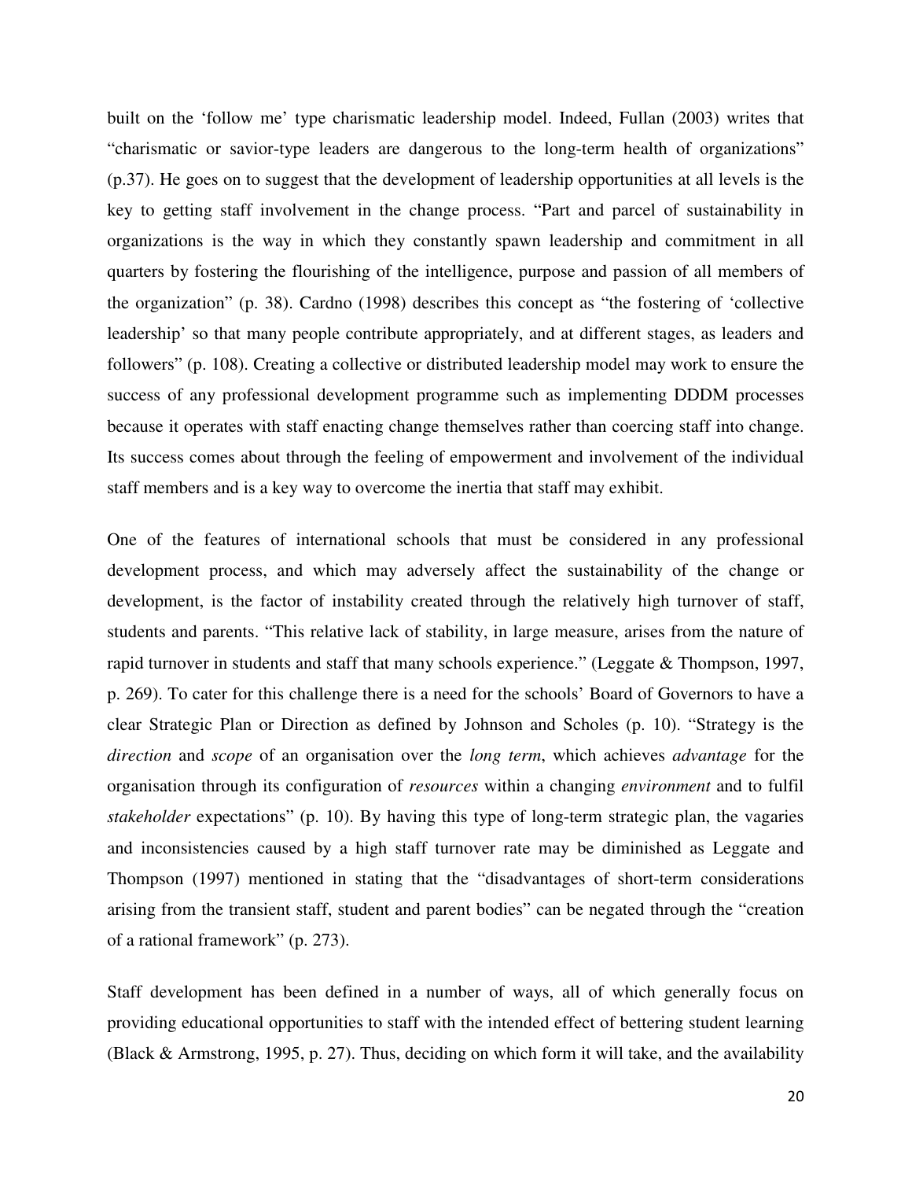built on the 'follow me' type charismatic leadership model. Indeed, Fullan (2003) writes that "charismatic or savior-type leaders are dangerous to the long-term health of organizations" (p.37). He goes on to suggest that the development of leadership opportunities at all levels is the key to getting staff involvement in the change process. "Part and parcel of sustainability in organizations is the way in which they constantly spawn leadership and commitment in all quarters by fostering the flourishing of the intelligence, purpose and passion of all members of the organization" (p. 38). Cardno (1998) describes this concept as "the fostering of 'collective leadership' so that many people contribute appropriately, and at different stages, as leaders and followers" (p. 108). Creating a collective or distributed leadership model may work to ensure the success of any professional development programme such as implementing DDDM processes because it operates with staff enacting change themselves rather than coercing staff into change. Its success comes about through the feeling of empowerment and involvement of the individual staff members and is a key way to overcome the inertia that staff may exhibit.

One of the features of international schools that must be considered in any professional development process, and which may adversely affect the sustainability of the change or development, is the factor of instability created through the relatively high turnover of staff, students and parents. "This relative lack of stability, in large measure, arises from the nature of rapid turnover in students and staff that many schools experience." (Leggate & Thompson, 1997, p. 269). To cater for this challenge there is a need for the schools' Board of Governors to have a clear Strategic Plan or Direction as defined by Johnson and Scholes (p. 10). "Strategy is the *direction* and *scope* of an organisation over the *long term*, which achieves *advantage* for the organisation through its configuration of *resources* within a changing *environment* and to fulfil *stakeholder* expectations" (p. 10). By having this type of long-term strategic plan, the vagaries and inconsistencies caused by a high staff turnover rate may be diminished as Leggate and Thompson (1997) mentioned in stating that the "disadvantages of short-term considerations arising from the transient staff, student and parent bodies" can be negated through the "creation of a rational framework" (p. 273).

Staff development has been defined in a number of ways, all of which generally focus on providing educational opportunities to staff with the intended effect of bettering student learning (Black & Armstrong, 1995, p. 27). Thus, deciding on which form it will take, and the availability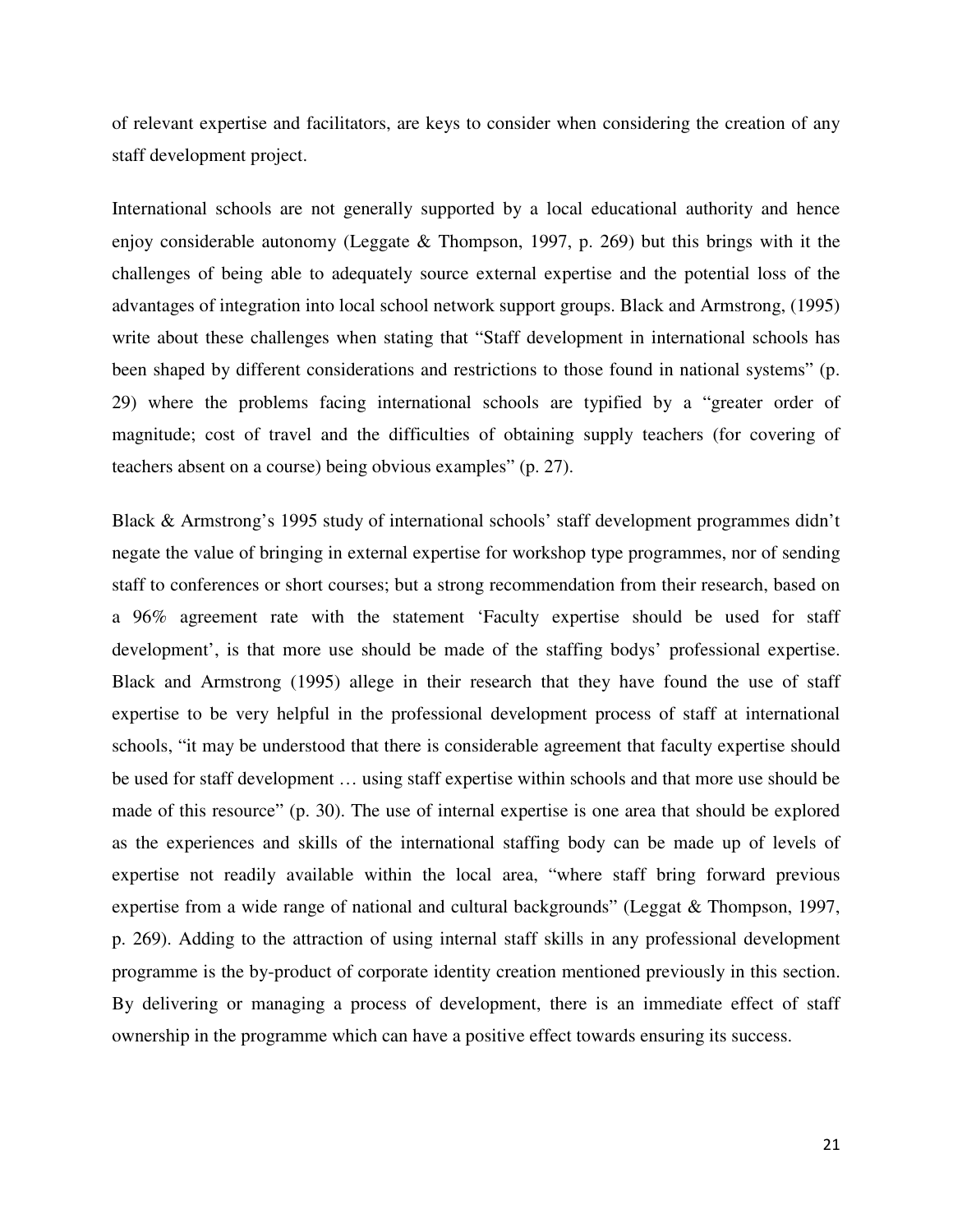of relevant expertise and facilitators, are keys to consider when considering the creation of any staff development project.

International schools are not generally supported by a local educational authority and hence enjoy considerable autonomy (Leggate & Thompson, 1997, p. 269) but this brings with it the challenges of being able to adequately source external expertise and the potential loss of the advantages of integration into local school network support groups. Black and Armstrong, (1995) write about these challenges when stating that "Staff development in international schools has been shaped by different considerations and restrictions to those found in national systems" (p. 29) where the problems facing international schools are typified by a "greater order of magnitude; cost of travel and the difficulties of obtaining supply teachers (for covering of teachers absent on a course) being obvious examples" (p. 27).

Black & Armstrong's 1995 study of international schools' staff development programmes didn't negate the value of bringing in external expertise for workshop type programmes, nor of sending staff to conferences or short courses; but a strong recommendation from their research, based on a 96% agreement rate with the statement 'Faculty expertise should be used for staff development', is that more use should be made of the staffing bodys' professional expertise. Black and Armstrong (1995) allege in their research that they have found the use of staff expertise to be very helpful in the professional development process of staff at international schools, "it may be understood that there is considerable agreement that faculty expertise should be used for staff development … using staff expertise within schools and that more use should be made of this resource" (p. 30). The use of internal expertise is one area that should be explored as the experiences and skills of the international staffing body can be made up of levels of expertise not readily available within the local area, "where staff bring forward previous expertise from a wide range of national and cultural backgrounds" (Leggat & Thompson, 1997, p. 269). Adding to the attraction of using internal staff skills in any professional development programme is the by-product of corporate identity creation mentioned previously in this section. By delivering or managing a process of development, there is an immediate effect of staff ownership in the programme which can have a positive effect towards ensuring its success.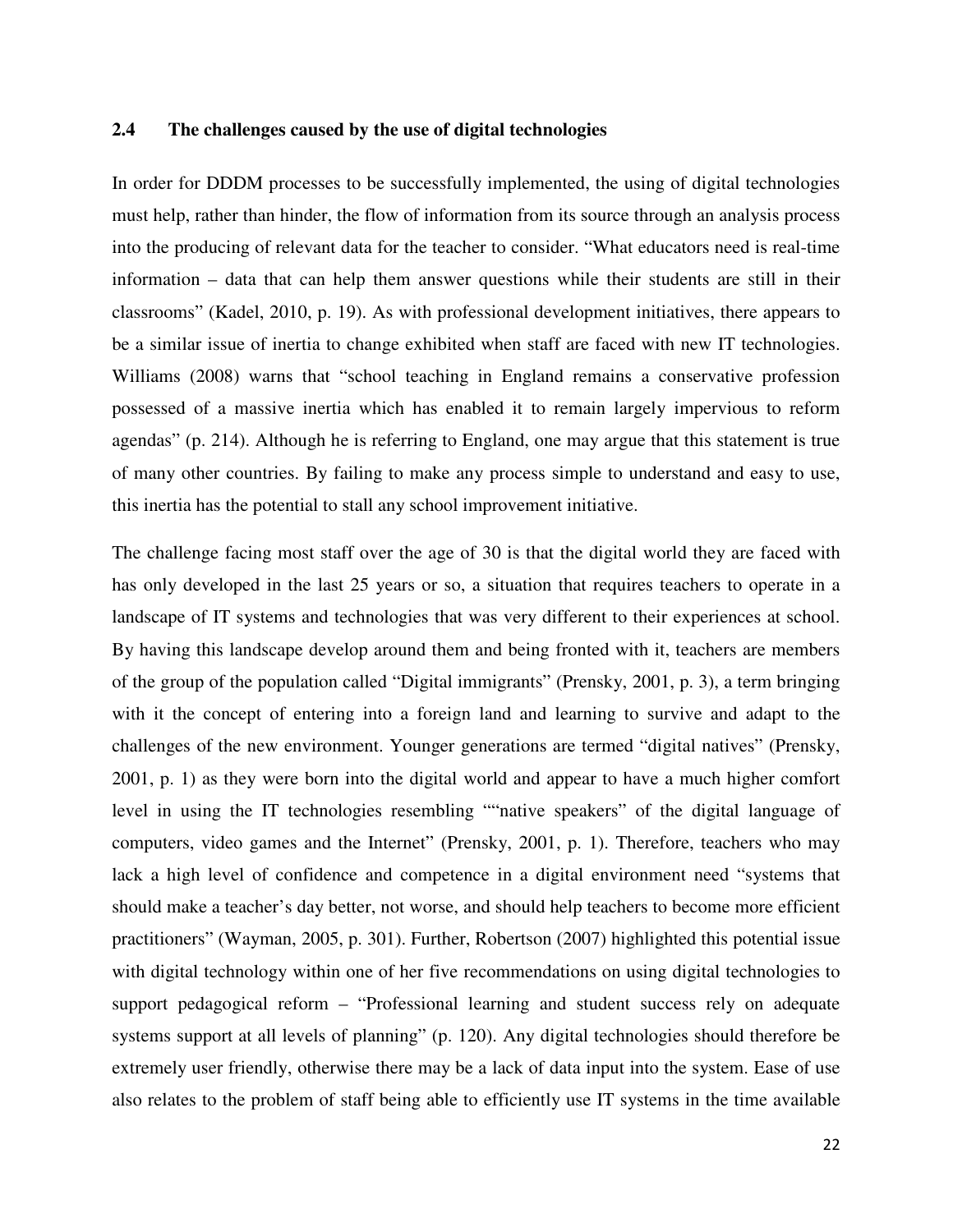## 2.4 The challenges caused by the use of digital technologies

In order for DDDM processes to be successfully implemented, the using of digital technologies must help, rather than hinder, the flow of information from its source through an analysis process into the producing of relevant data for the teacher to consider. "What educators need is real-time information – data that can help them answer questions while their students are still in their classrooms" (Kadel, 2010, p. 19). As with professional development initiatives, there appears to be a similar issue of inertia to change exhibited when staff are faced with new IT technologies. Williams (2008) warns that "school teaching in England remains a conservative profession possessed of a massive inertia which has enabled it to remain largely impervious to reform agendas" (p. 214). Although he is referring to England, one may argue that this statement is true of many other countries. By failing to make any process simple to understand and easy to use, this inertia has the potential to stall any school improvement initiative.

The challenge facing most staff over the age of 30 is that the digital world they are faced with has only developed in the last 25 years or so, a situation that requires teachers to operate in a landscape of IT systems and technologies that was very different to their experiences at school. By having this landscape develop around them and being fronted with it, teachers are members of the group of the population called "Digital immigrants" (Prensky, 2001, p. 3), a term bringing with it the concept of entering into a foreign land and learning to survive and adapt to the challenges of the new environment. Younger generations are termed "digital natives" (Prensky, 2001, p. 1) as they were born into the digital world and appear to have a much higher comfort level in using the IT technologies resembling ""native speakers" of the digital language of computers, video games and the Internet" (Prensky, 2001, p. 1). Therefore, teachers who may lack a high level of confidence and competence in a digital environment need "systems that should make a teacher's day better, not worse, and should help teachers to become more efficient practitioners" (Wayman, 2005, p. 301). Further, Robertson (2007) highlighted this potential issue with digital technology within one of her five recommendations on using digital technologies to support pedagogical reform – "Professional learning and student success rely on adequate systems support at all levels of planning" (p. 120). Any digital technologies should therefore be extremely user friendly, otherwise there may be a lack of data input into the system. Ease of use also relates to the problem of staff being able to efficiently use IT systems in the time available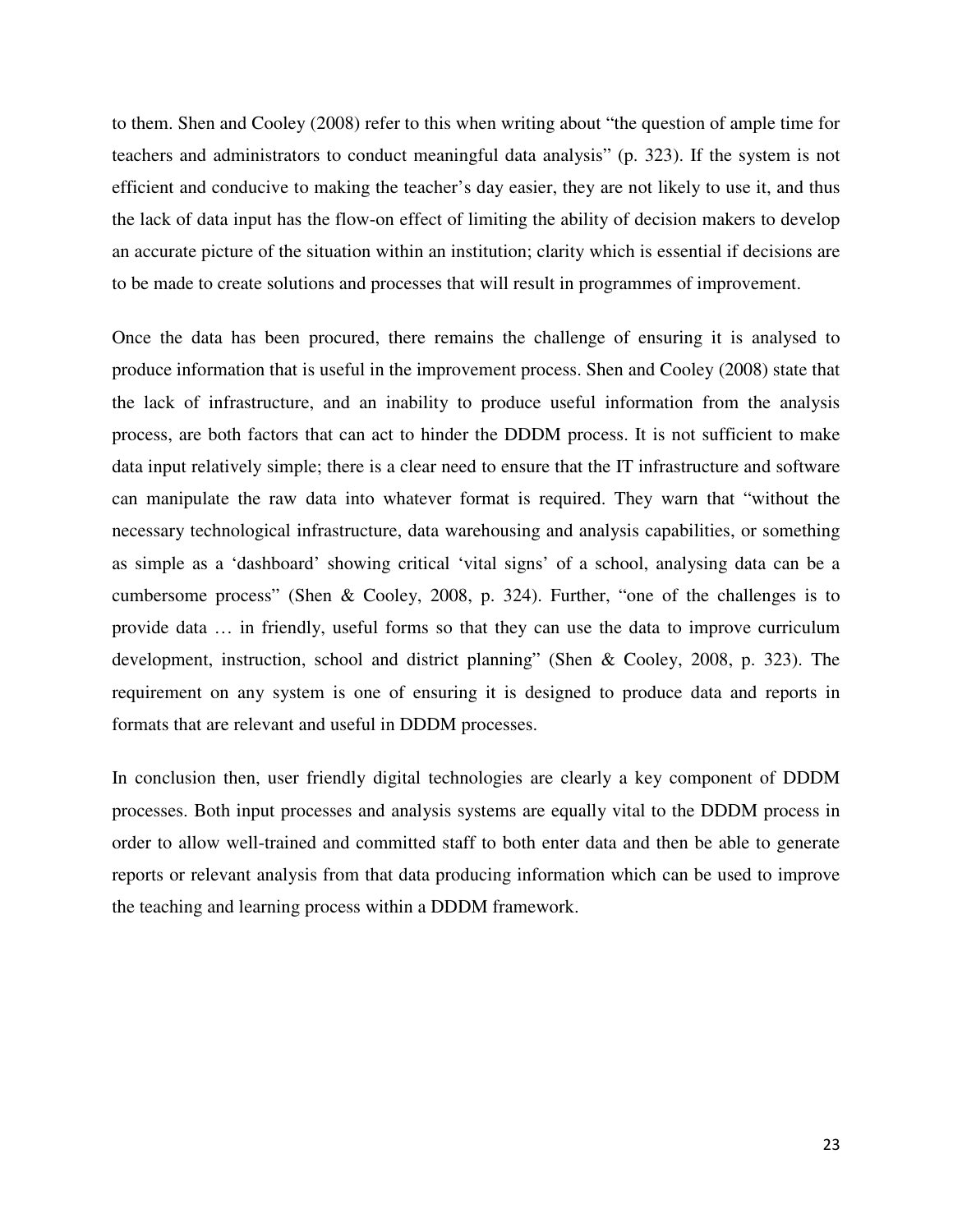to them. Shen and Cooley (2008) refer to this when writing about "the question of ample time for teachers and administrators to conduct meaningful data analysis" (p. 323). If the system is not efficient and conducive to making the teacher's day easier, they are not likely to use it, and thus the lack of data input has the flow-on effect of limiting the ability of decision makers to develop an accurate picture of the situation within an institution; clarity which is essential if decisions are to be made to create solutions and processes that will result in programmes of improvement.

Once the data has been procured, there remains the challenge of ensuring it is analysed to produce information that is useful in the improvement process. Shen and Cooley (2008) state that the lack of infrastructure, and an inability to produce useful information from the analysis process, are both factors that can act to hinder the DDDM process. It is not sufficient to make data input relatively simple; there is a clear need to ensure that the IT infrastructure and software can manipulate the raw data into whatever format is required. They warn that "without the necessary technological infrastructure, data warehousing and analysis capabilities, or something as simple as a 'dashboard' showing critical 'vital signs' of a school, analysing data can be a cumbersome process" (Shen & Cooley, 2008, p. 324). Further, "one of the challenges is to provide data … in friendly, useful forms so that they can use the data to improve curriculum development, instruction, school and district planning" (Shen & Cooley, 2008, p. 323). The requirement on any system is one of ensuring it is designed to produce data and reports in formats that are relevant and useful in DDDM processes.

In conclusion then, user friendly digital technologies are clearly a key component of DDDM processes. Both input processes and analysis systems are equally vital to the DDDM process in order to allow well-trained and committed staff to both enter data and then be able to generate reports or relevant analysis from that data producing information which can be used to improve the teaching and learning process within a DDDM framework.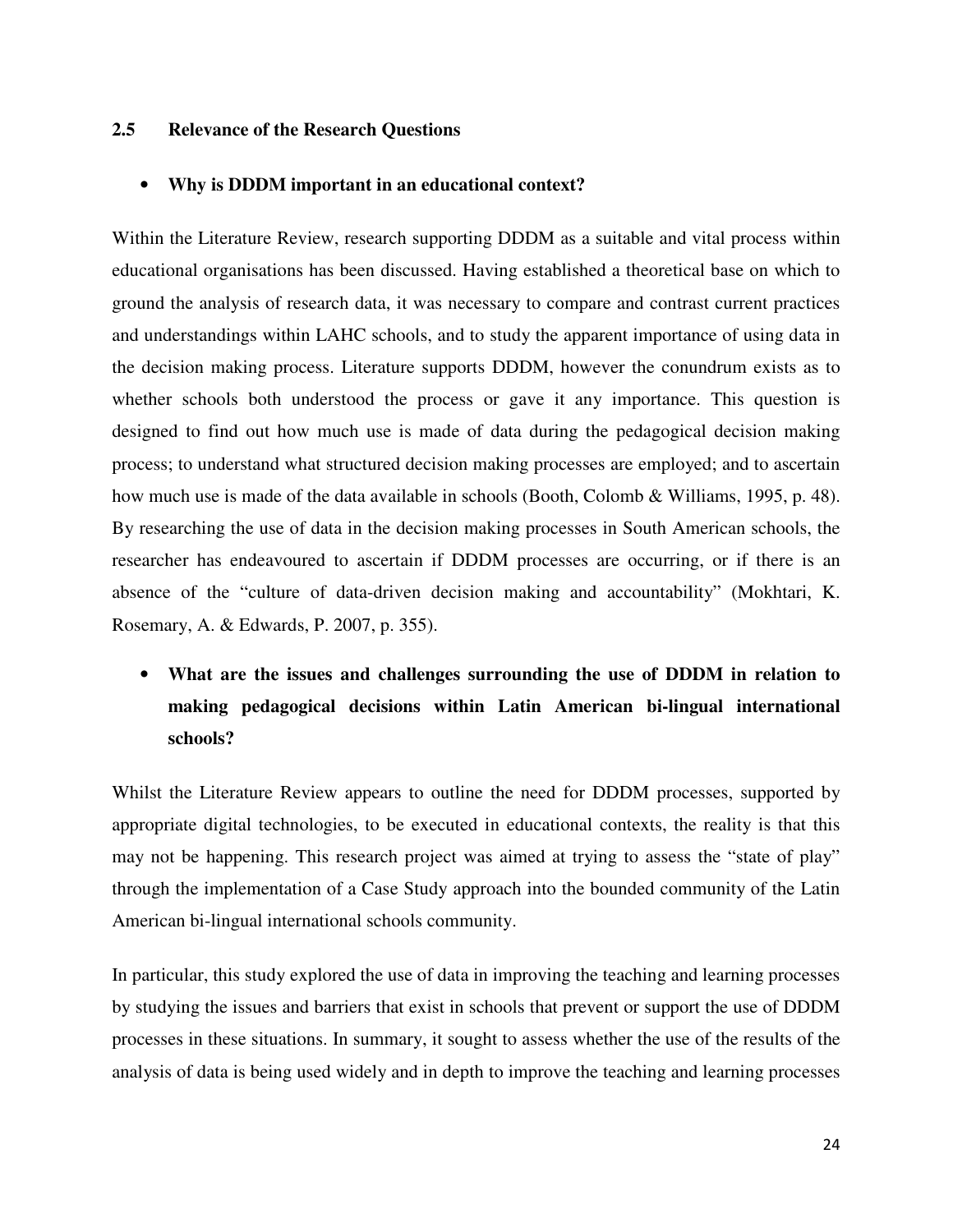## 2.5 Relevance of the Research Questions

- **Why is DDDM important in an educational context?**

Within the Literature Review, research supporting DDDM as a suitable and vital process within educational organisations has been discussed. Having established a theoretical base on which to ground the analysis of research data, it was necessary to compare and contrast current practices and understandings within LAHC schools, and to study the apparent importance of using data in the decision making process. Literature supports DDDM, however the conundrum exists as to whether schools both understood the process or gave it any importance. This question is designed to find out how much use is made of data during the pedagogical decision making process; to understand what structured decision making processes are employed; and to ascertain how much use is made of the data available in schools (Booth, Colomb & Williams, 1995, p. 48). By researching the use of data in the decision making processes in South American schools, the researcher has endeavoured to ascertain if DDDM processes are occurring, or if there is an absence of the "culture of data-driven decision making and accountability" (Mokhtari, K. Rosemary, A. & Edwards, P. 2007, p. 355).

- **What are the issues and challenges surrounding the use of DDDM in relation to making pedagogical decisions within Latin American bi-lingual international schools?**

Whilst the Literature Review appears to outline the need for DDDM processes, supported by appropriate digital technologies, to be executed in educational contexts, the reality is that this may not be happening. This research project was aimed at trying to assess the "state of play" through the implementation of a Case Study approach into the bounded community of the Latin American bi-lingual international schools community.

In particular, this study explored the use of data in improving the teaching and learning processes by studying the issues and barriers that exist in schools that prevent or support the use of DDDM processes in these situations. In summary, it sought to assess whether the use of the results of the analysis of data is being used widely and in depth to improve the teaching and learning processes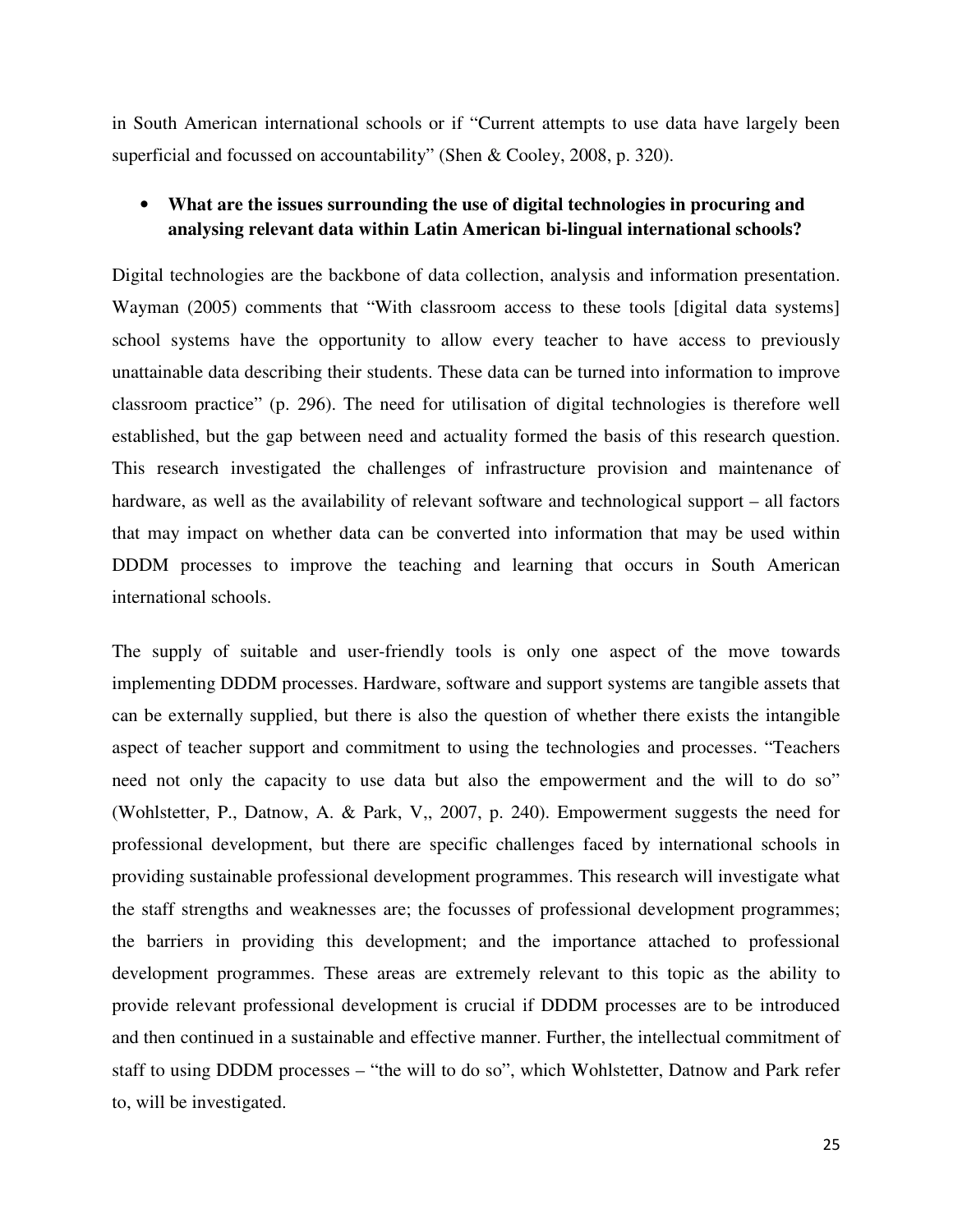in South American international schools or if "Current attempts to use data have largely been superficial and focussed on accountability" (Shen & Cooley, 2008, p. 320).

- **What are the issues surrounding the use of digital technologies in procuring and analysing relevant data within Latin American bi-lingual international schools?**

Digital technologies are the backbone of data collection, analysis and information presentation. Wayman (2005) comments that "With classroom access to these tools [digital data systems] school systems have the opportunity to allow every teacher to have access to previously unattainable data describing their students. These data can be turned into information to improve classroom practice" (p. 296). The need for utilisation of digital technologies is therefore well established, but the gap between need and actuality formed the basis of this research question. This research investigated the challenges of infrastructure provision and maintenance of hardware, as well as the availability of relevant software and technological support – all factors that may impact on whether data can be converted into information that may be used within DDDM processes to improve the teaching and learning that occurs in South American international schools.

The supply of suitable and user-friendly tools is only one aspect of the move towards implementing DDDM processes. Hardware, software and support systems are tangible assets that can be externally supplied, but there is also the question of whether there exists the intangible aspect of teacher support and commitment to using the technologies and processes. "Teachers need not only the capacity to use data but also the empowerment and the will to do so" (Wohlstetter, P., Datnow, A. & Park, V,, 2007, p. 240). Empowerment suggests the need for professional development, but there are specific challenges faced by international schools in providing sustainable professional development programmes. This research will investigate what the staff strengths and weaknesses are; the focusses of professional development programmes; the barriers in providing this development; and the importance attached to professional development programmes. These areas are extremely relevant to this topic as the ability to provide relevant professional development is crucial if DDDM processes are to be introduced and then continued in a sustainable and effective manner. Further, the intellectual commitment of staff to using DDDM processes – "the will to do so", which Wohlstetter, Datnow and Park refer to, will be investigated.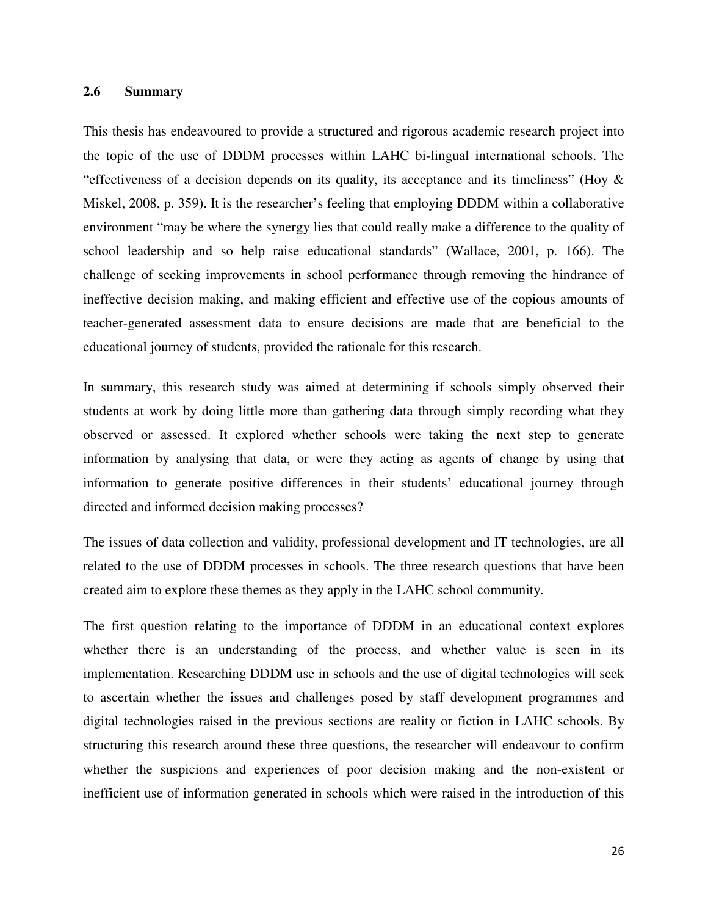## 2.6 Summary

This thesis has endeavoured to provide a structured and rigorous academic research project into the topic of the use of DDDM processes within LAHC bi-lingual international schools. The "effectiveness of a decision depends on its quality, its acceptance and its timeliness" (Hoy & Miskel, 2008, p. 359). It is the researcher's feeling that employing DDDM within a collaborative environment "may be where the synergy lies that could really make a difference to the quality of school leadership and so help raise educational standards" (Wallace, 2001, p. 166). The challenge of seeking improvements in school performance through removing the hindrance of ineffective decision making, and making efficient and effective use of the copious amounts of teacher-generated assessment data to ensure decisions are made that are beneficial to the educational journey of students, provided the rationale for this research.

In summary, this research study was aimed at determining if schools simply observed their students at work by doing little more than gathering data through simply recording what they observed or assessed. It explored whether schools were taking the next step to generate information by analysing that data, or were they acting as agents of change by using that information to generate positive differences in their students' educational journey through directed and informed decision making processes?

The issues of data collection and validity, professional development and IT technologies, are all related to the use of DDDM processes in schools. The three research questions that have been created aim to explore these themes as they apply in the LAHC school community.

The first question relating to the importance of DDDM in an educational context explores whether there is an understanding of the process, and whether value is seen in its implementation. Researching DDDM use in schools and the use of digital technologies will seek to ascertain whether the issues and challenges posed by staff development programmes and digital technologies raised in the previous sections are reality or fiction in LAHC schools. By structuring this research around these three questions, the researcher will endeavour to confirm whether the suspicions and experiences of poor decision making and the non-existent or inefficient use of information generated in schools which were raised in the introduction of this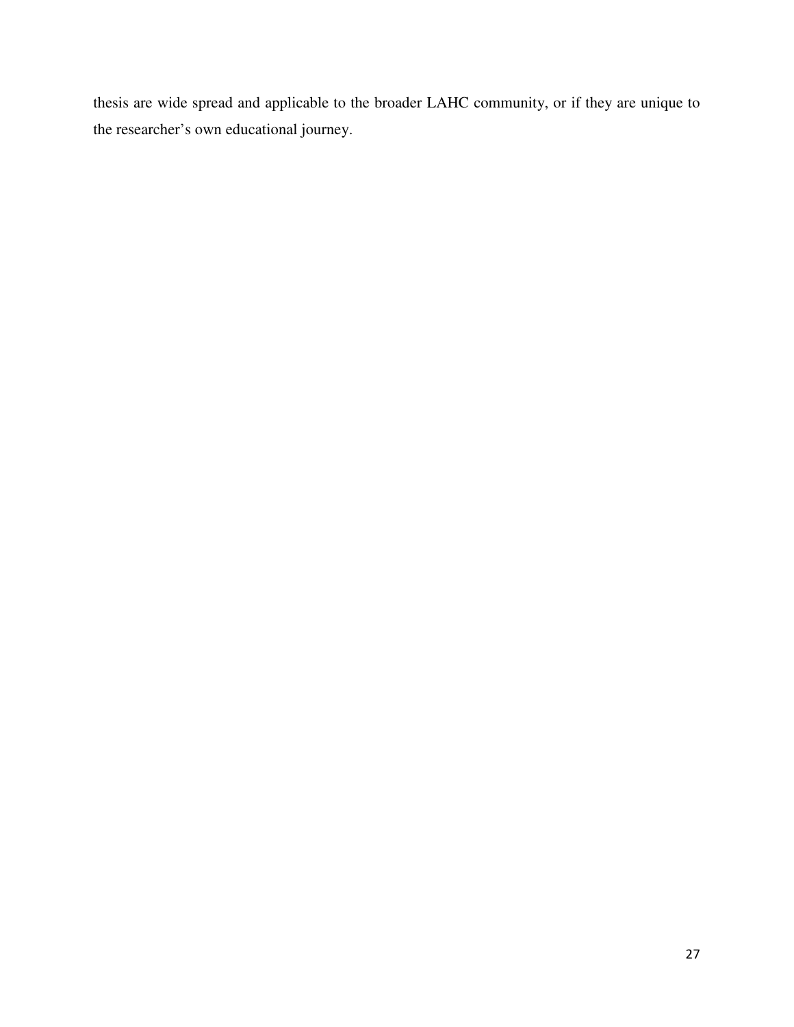thesis are wide spread and applicable to the broader LAHC community, or if they are unique to the researcher's own educational journey.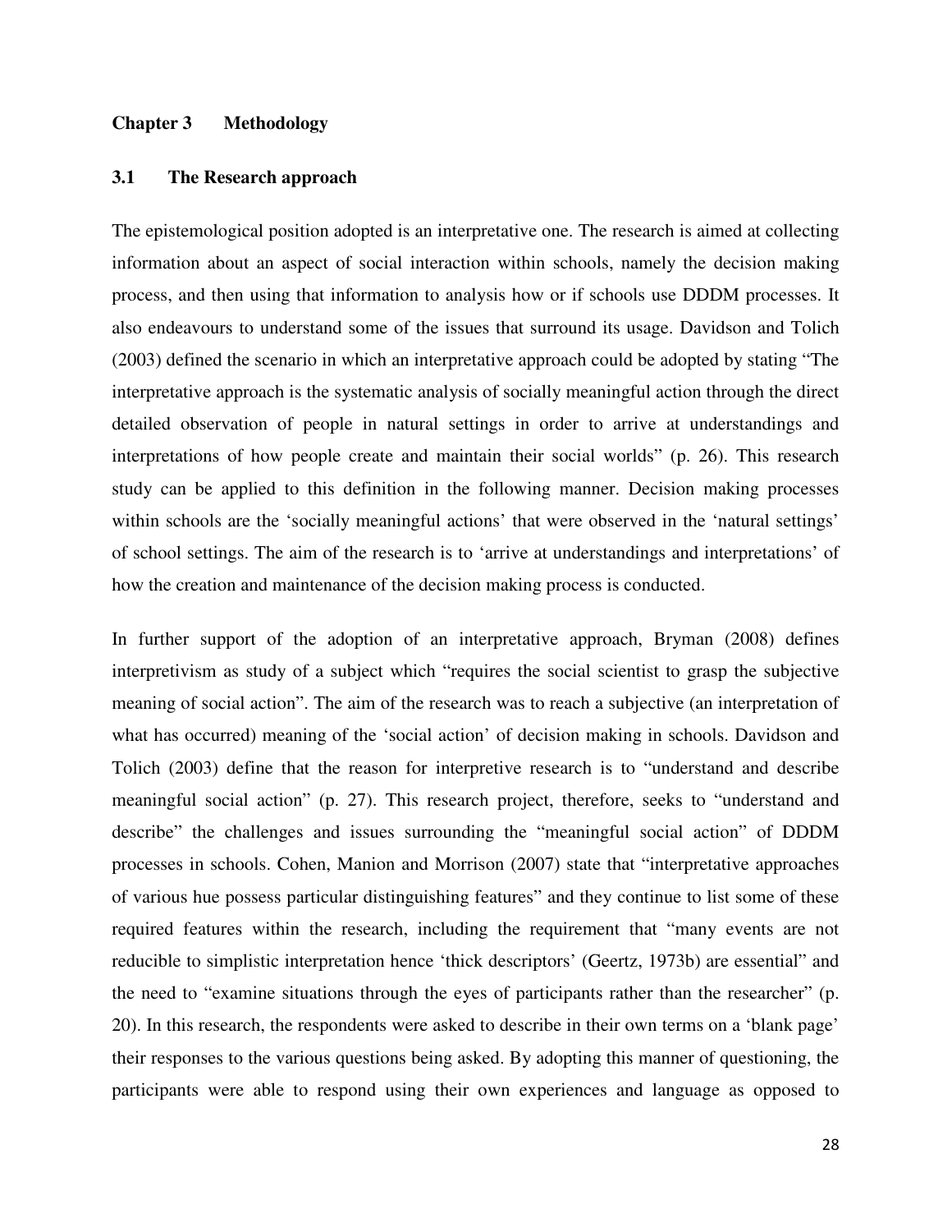# Chapter 3 Methodology

## 3.1 The Research approach

The epistemological position adopted is an interpretative one. The research is aimed at collecting information about an aspect of social interaction within schools, namely the decision making process, and then using that information to analysis how or if schools use DDDM processes. It also endeavours to understand some of the issues that surround its usage. Davidson and Tolich (2003) defined the scenario in which an interpretative approach could be adopted by stating "The interpretative approach is the systematic analysis of socially meaningful action through the direct detailed observation of people in natural settings in order to arrive at understandings and interpretations of how people create and maintain their social worlds" (p. 26). This research study can be applied to this definition in the following manner. Decision making processes within schools are the 'socially meaningful actions' that were observed in the 'natural settings' of school settings. The aim of the research is to 'arrive at understandings and interpretations' of how the creation and maintenance of the decision making process is conducted.

In further support of the adoption of an interpretative approach, Bryman (2008) defines interpretivism as study of a subject which "requires the social scientist to grasp the subjective meaning of social action". The aim of the research was to reach a subjective (an interpretation of what has occurred) meaning of the 'social action' of decision making in schools. Davidson and Tolich (2003) define that the reason for interpretive research is to "understand and describe meaningful social action" (p. 27). This research project, therefore, seeks to "understand and describe" the challenges and issues surrounding the "meaningful social action" of DDDM processes in schools. Cohen, Manion and Morrison (2007) state that "interpretative approaches of various hue possess particular distinguishing features" and they continue to list some of these required features within the research, including the requirement that "many events are not reducible to simplistic interpretation hence 'thick descriptors' (Geertz, 1973b) are essential" and the need to "examine situations through the eyes of participants rather than the researcher" (p. 20). In this research, the respondents were asked to describe in their own terms on a 'blank page' their responses to the various questions being asked. By adopting this manner of questioning, the participants were able to respond using their own experiences and language as opposed to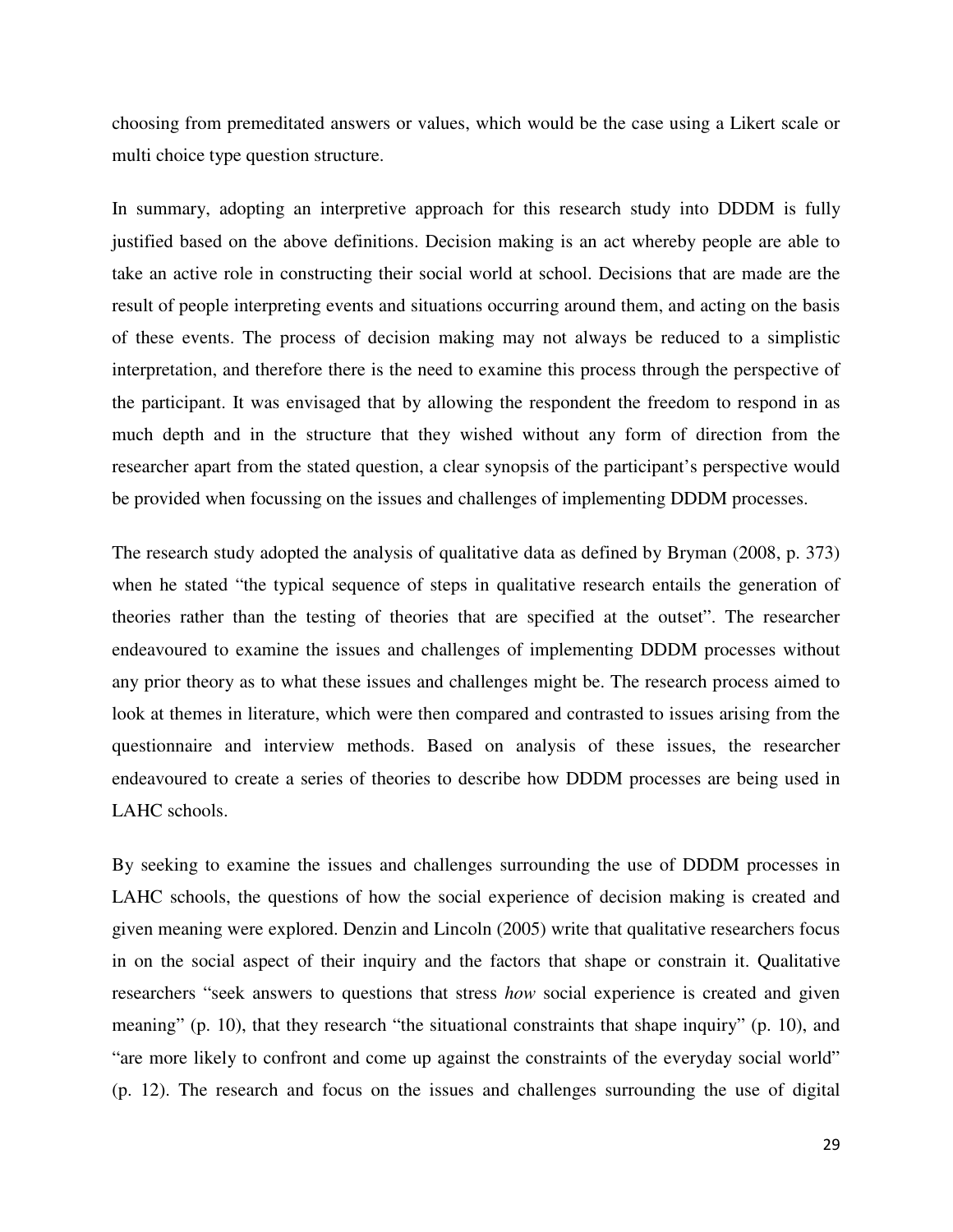choosing from premeditated answers or values, which would be the case using a Likert scale or multi choice type question structure.

In summary, adopting an interpretive approach for this research study into DDDM is fully justified based on the above definitions. Decision making is an act whereby people are able to take an active role in constructing their social world at school. Decisions that are made are the result of people interpreting events and situations occurring around them, and acting on the basis of these events. The process of decision making may not always be reduced to a simplistic interpretation, and therefore there is the need to examine this process through the perspective of the participant. It was envisaged that by allowing the respondent the freedom to respond in as much depth and in the structure that they wished without any form of direction from the researcher apart from the stated question, a clear synopsis of the participant's perspective would be provided when focussing on the issues and challenges of implementing DDDM processes.

The research study adopted the analysis of qualitative data as defined by Bryman (2008, p. 373) when he stated "the typical sequence of steps in qualitative research entails the generation of theories rather than the testing of theories that are specified at the outset". The researcher endeavoured to examine the issues and challenges of implementing DDDM processes without any prior theory as to what these issues and challenges might be. The research process aimed to look at themes in literature, which were then compared and contrasted to issues arising from the questionnaire and interview methods. Based on analysis of these issues, the researcher endeavoured to create a series of theories to describe how DDDM processes are being used in LAHC schools.

By seeking to examine the issues and challenges surrounding the use of DDDM processes in LAHC schools, the questions of how the social experience of decision making is created and given meaning were explored. Denzin and Lincoln (2005) write that qualitative researchers focus in on the social aspect of their inquiry and the factors that shape or constrain it. Qualitative researchers "seek answers to questions that stress *how* social experience is created and given meaning" (p. 10), that they research "the situational constraints that shape inquiry" (p. 10), and "are more likely to confront and come up against the constraints of the everyday social world" (p. 12). The research and focus on the issues and challenges surrounding the use of digital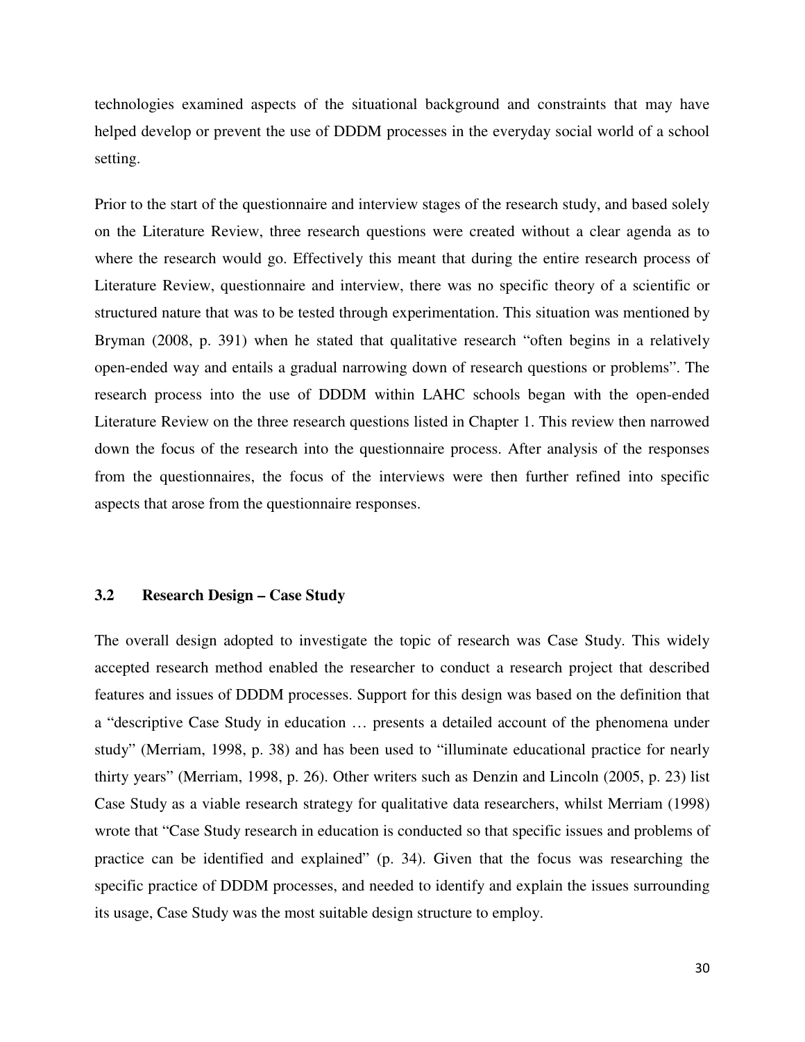technologies examined aspects of the situational background and constraints that may have helped develop or prevent the use of DDDM processes in the everyday social world of a school setting.

Prior to the start of the questionnaire and interview stages of the research study, and based solely on the Literature Review, three research questions were created without a clear agenda as to where the research would go. Effectively this meant that during the entire research process of Literature Review, questionnaire and interview, there was no specific theory of a scientific or structured nature that was to be tested through experimentation. This situation was mentioned by Bryman (2008, p. 391) when he stated that qualitative research "often begins in a relatively open-ended way and entails a gradual narrowing down of research questions or problems". The research process into the use of DDDM within LAHC schools began with the open-ended Literature Review on the three research questions listed in Chapter 1. This review then narrowed down the focus of the research into the questionnaire process. After analysis of the responses from the questionnaires, the focus of the interviews were then further refined into specific aspects that arose from the questionnaire responses.

### 3.2 Research Design – Case Study

The overall design adopted to investigate the topic of research was Case Study. This widely accepted research method enabled the researcher to conduct a research project that described features and issues of DDDM processes. Support for this design was based on the definition that a "descriptive Case Study in education … presents a detailed account of the phenomena under study" (Merriam, 1998, p. 38) and has been used to "illuminate educational practice for nearly thirty years" (Merriam, 1998, p. 26). Other writers such as Denzin and Lincoln (2005, p. 23) list Case Study as a viable research strategy for qualitative data researchers, whilst Merriam (1998) wrote that "Case Study research in education is conducted so that specific issues and problems of practice can be identified and explained" (p. 34). Given that the focus was researching the specific practice of DDDM processes, and needed to identify and explain the issues surrounding its usage, Case Study was the most suitable design structure to employ.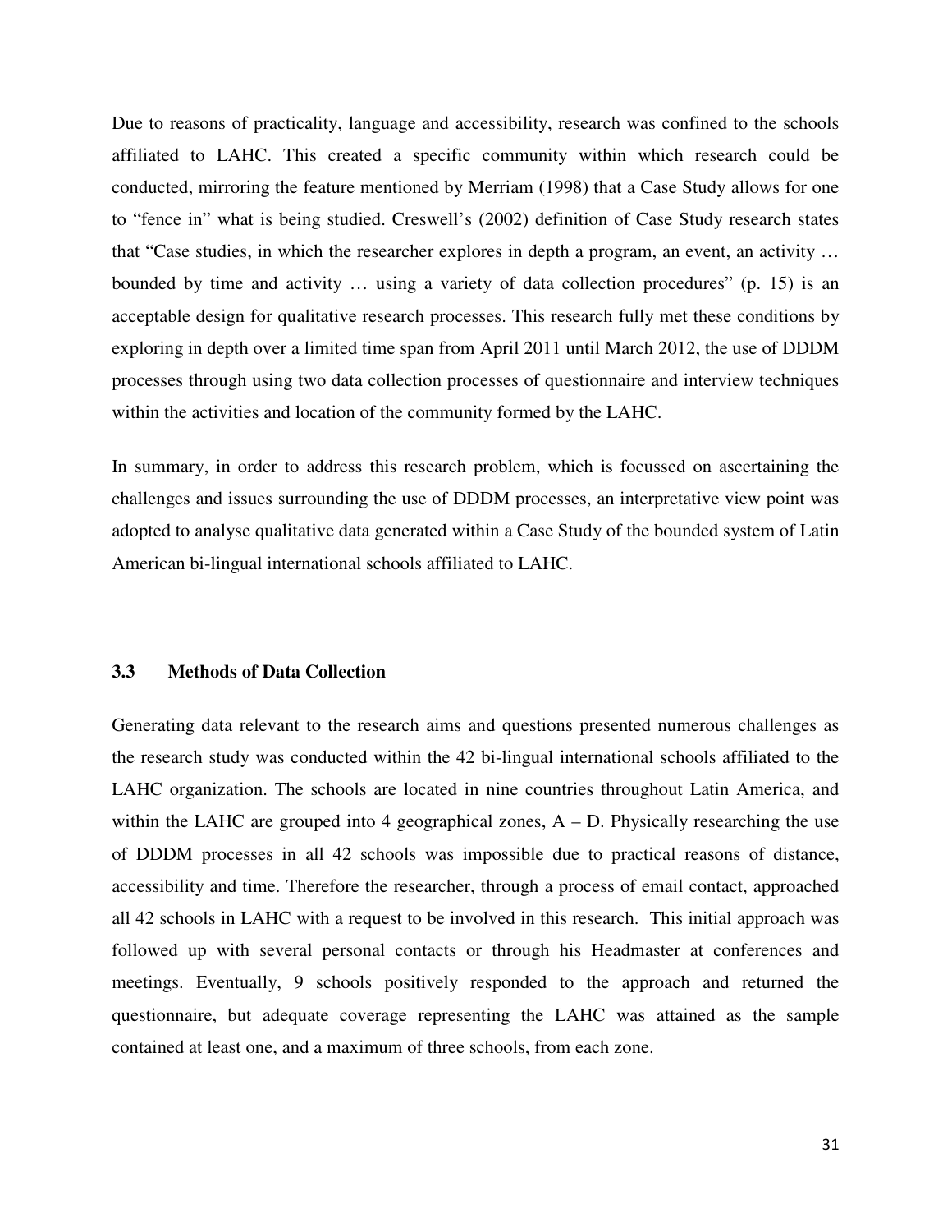Due to reasons of practicality, language and accessibility, research was confined to the schools affiliated to LAHC. This created a specific community within which research could be conducted, mirroring the feature mentioned by Merriam (1998) that a Case Study allows for one to "fence in" what is being studied. Creswell's (2002) definition of Case Study research states that "Case studies, in which the researcher explores in depth a program, an event, an activity … bounded by time and activity … using a variety of data collection procedures" (p. 15) is an acceptable design for qualitative research processes. This research fully met these conditions by exploring in depth over a limited time span from April 2011 until March 2012, the use of DDDM processes through using two data collection processes of questionnaire and interview techniques within the activities and location of the community formed by the LAHC.

In summary, in order to address this research problem, which is focussed on ascertaining the challenges and issues surrounding the use of DDDM processes, an interpretative view point was adopted to analyse qualitative data generated within a Case Study of the bounded system of Latin American bi-lingual international schools affiliated to LAHC.

### 3.3 Methods of Data Collection

Generating data relevant to the research aims and questions presented numerous challenges as the research study was conducted within the 42 bi-lingual international schools affiliated to the LAHC organization. The schools are located in nine countries throughout Latin America, and within the LAHC are grouped into 4 geographical zones, A – D. Physically researching the use of DDDM processes in all 42 schools was impossible due to practical reasons of distance, accessibility and time. Therefore the researcher, through a process of email contact, approached all 42 schools in LAHC with a request to be involved in this research. This initial approach was followed up with several personal contacts or through his Headmaster at conferences and meetings. Eventually, 9 schools positively responded to the approach and returned the questionnaire, but adequate coverage representing the LAHC was attained as the sample contained at least one, and a maximum of three schools, from each zone.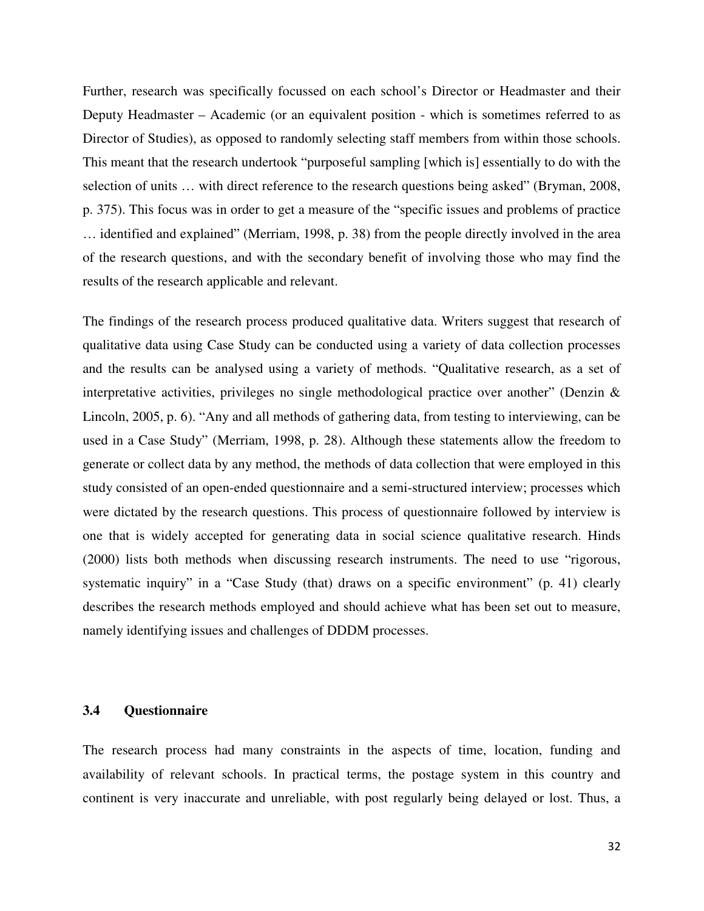Further, research was specifically focussed on each school's Director or Headmaster and their Deputy Headmaster – Academic (or an equivalent position - which is sometimes referred to as Director of Studies), as opposed to randomly selecting staff members from within those schools. This meant that the research undertook "purposeful sampling [which is] essentially to do with the selection of units … with direct reference to the research questions being asked" (Bryman, 2008, p. 375). This focus was in order to get a measure of the "specific issues and problems of practice … identified and explained" (Merriam, 1998, p. 38) from the people directly involved in the area of the research questions, and with the secondary benefit of involving those who may find the results of the research applicable and relevant.

The findings of the research process produced qualitative data. Writers suggest that research of qualitative data using Case Study can be conducted using a variety of data collection processes and the results can be analysed using a variety of methods. "Qualitative research, as a set of interpretative activities, privileges no single methodological practice over another" (Denzin & Lincoln, 2005, p. 6). "Any and all methods of gathering data, from testing to interviewing, can be used in a Case Study" (Merriam, 1998, p. 28). Although these statements allow the freedom to generate or collect data by any method, the methods of data collection that were employed in this study consisted of an open-ended questionnaire and a semi-structured interview; processes which were dictated by the research questions. This process of questionnaire followed by interview is one that is widely accepted for generating data in social science qualitative research. Hinds (2000) lists both methods when discussing research instruments. The need to use "rigorous, systematic inquiry" in a "Case Study (that) draws on a specific environment" (p. 41) clearly describes the research methods employed and should achieve what has been set out to measure, namely identifying issues and challenges of DDDM processes.

### 3.4 Questionnaire

The research process had many constraints in the aspects of time, location, funding and availability of relevant schools. In practical terms, the postage system in this country and continent is very inaccurate and unreliable, with post regularly being delayed or lost. Thus, a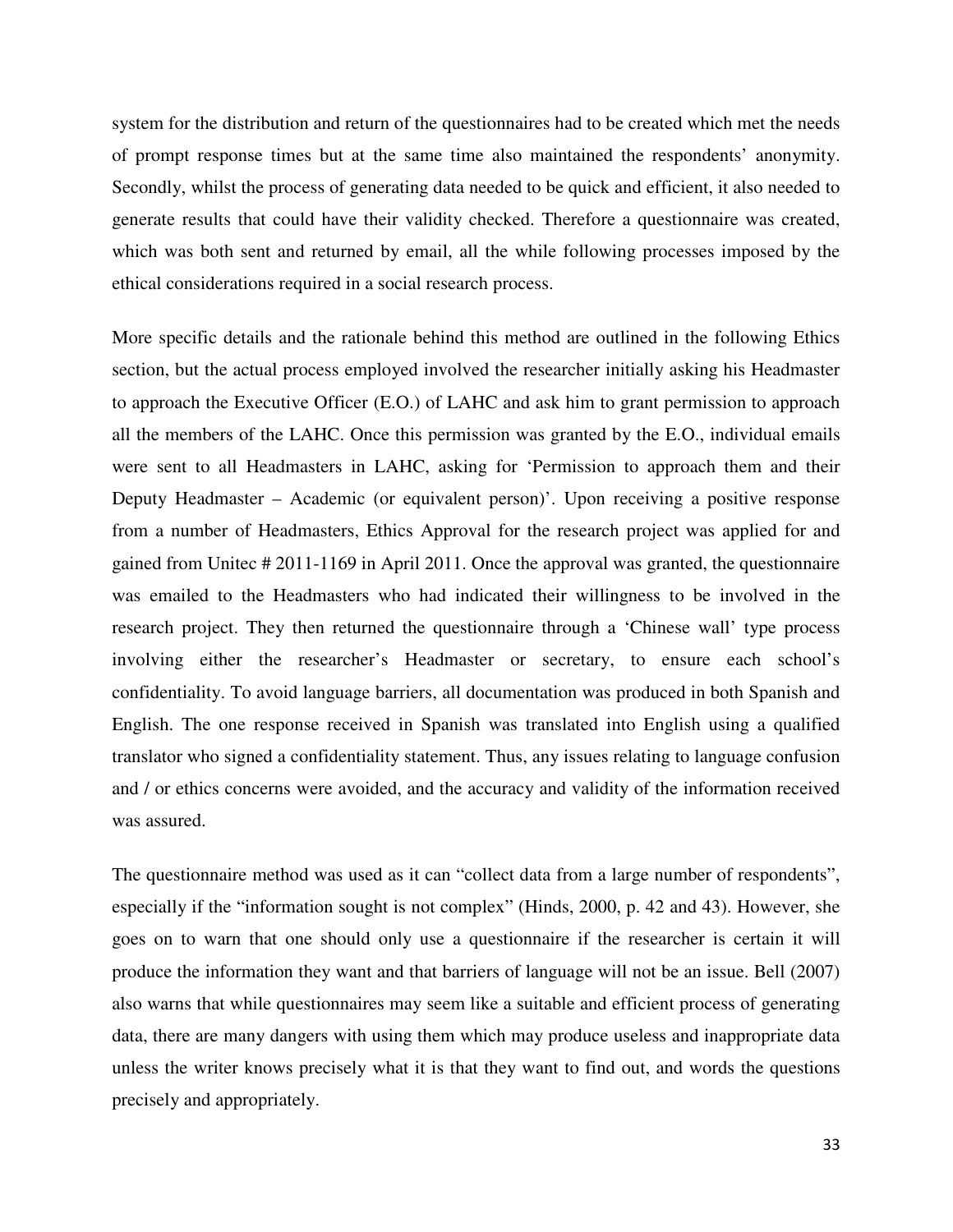system for the distribution and return of the questionnaires had to be created which met the needs of prompt response times but at the same time also maintained the respondents' anonymity. Secondly, whilst the process of generating data needed to be quick and efficient, it also needed to generate results that could have their validity checked. Therefore a questionnaire was created, which was both sent and returned by email, all the while following processes imposed by the ethical considerations required in a social research process.

More specific details and the rationale behind this method are outlined in the following Ethics section, but the actual process employed involved the researcher initially asking his Headmaster to approach the Executive Officer (E.O.) of LAHC and ask him to grant permission to approach all the members of the LAHC. Once this permission was granted by the E.O., individual emails were sent to all Headmasters in LAHC, asking for 'Permission to approach them and their Deputy Headmaster – Academic (or equivalent person)'. Upon receiving a positive response from a number of Headmasters, Ethics Approval for the research project was applied for and gained from Unitec # 2011-1169 in April 2011. Once the approval was granted, the questionnaire was emailed to the Headmasters who had indicated their willingness to be involved in the research project. They then returned the questionnaire through a 'Chinese wall' type process involving either the researcher's Headmaster or secretary, to ensure each school's confidentiality. To avoid language barriers, all documentation was produced in both Spanish and English. The one response received in Spanish was translated into English using a qualified translator who signed a confidentiality statement. Thus, any issues relating to language confusion and / or ethics concerns were avoided, and the accuracy and validity of the information received was assured.

The questionnaire method was used as it can "collect data from a large number of respondents", especially if the "information sought is not complex" (Hinds, 2000, p. 42 and 43). However, she goes on to warn that one should only use a questionnaire if the researcher is certain it will produce the information they want and that barriers of language will not be an issue. Bell (2007) also warns that while questionnaires may seem like a suitable and efficient process of generating data, there are many dangers with using them which may produce useless and inappropriate data unless the writer knows precisely what it is that they want to find out, and words the questions precisely and appropriately.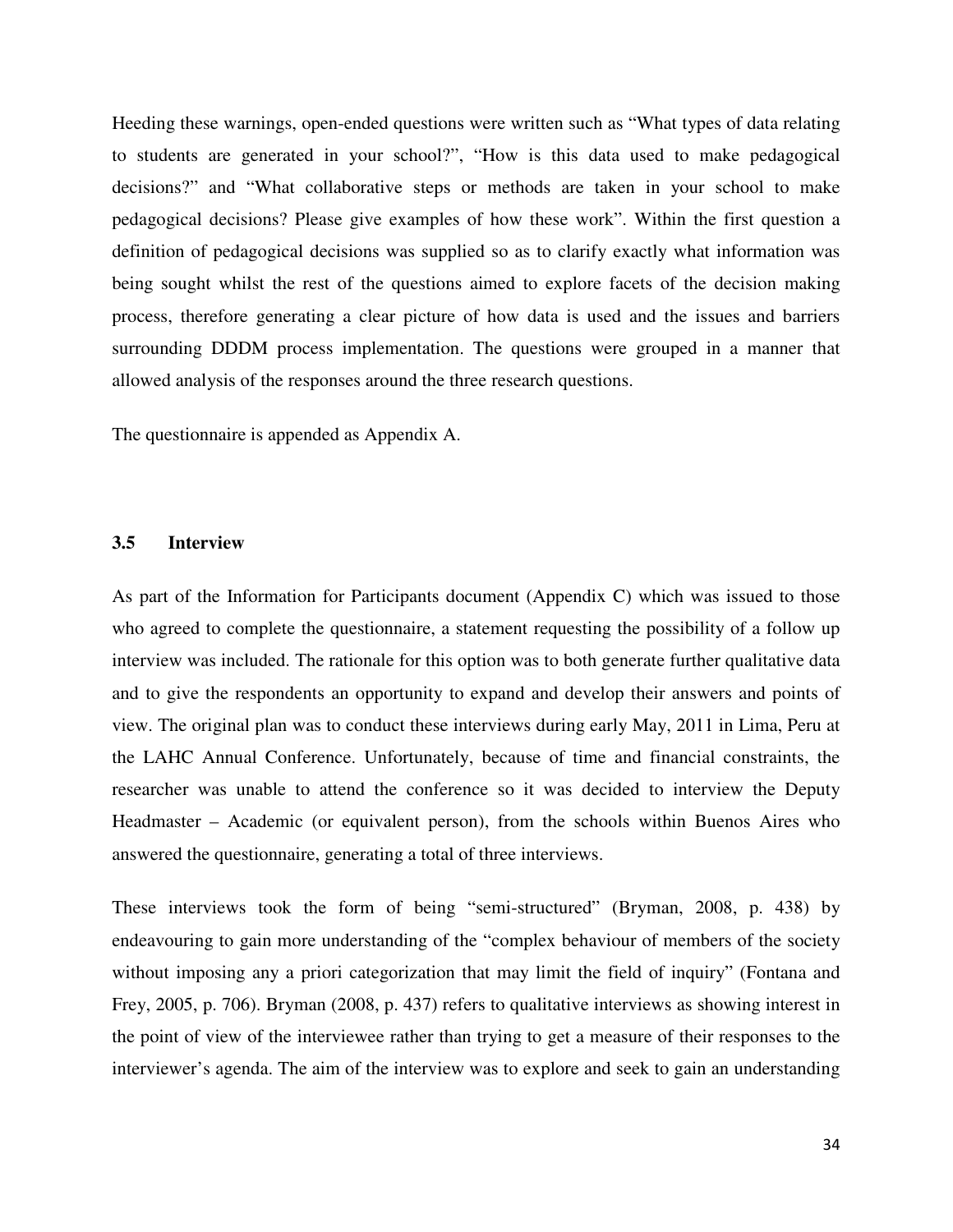Heeding these warnings, open-ended questions were written such as "What types of data relating to students are generated in your school?", "How is this data used to make pedagogical decisions?" and "What collaborative steps or methods are taken in your school to make pedagogical decisions? Please give examples of how these work". Within the first question a definition of pedagogical decisions was supplied so as to clarify exactly what information was being sought whilst the rest of the questions aimed to explore facets of the decision making process, therefore generating a clear picture of how data is used and the issues and barriers surrounding DDDM process implementation. The questions were grouped in a manner that allowed analysis of the responses around the three research questions.

The questionnaire is appended as Appendix A.

### 3.5 Interview

As part of the Information for Participants document (Appendix C) which was issued to those who agreed to complete the questionnaire, a statement requesting the possibility of a follow up interview was included. The rationale for this option was to both generate further qualitative data and to give the respondents an opportunity to expand and develop their answers and points of view. The original plan was to conduct these interviews during early May, 2011 in Lima, Peru at the LAHC Annual Conference. Unfortunately, because of time and financial constraints, the researcher was unable to attend the conference so it was decided to interview the Deputy Headmaster – Academic (or equivalent person), from the schools within Buenos Aires who answered the questionnaire, generating a total of three interviews.

These interviews took the form of being "semi-structured" (Bryman, 2008, p. 438) by endeavouring to gain more understanding of the "complex behaviour of members of the society without imposing any a priori categorization that may limit the field of inquiry" (Fontana and Frey, 2005, p. 706). Bryman (2008, p. 437) refers to qualitative interviews as showing interest in the point of view of the interviewee rather than trying to get a measure of their responses to the interviewer's agenda. The aim of the interview was to explore and seek to gain an understanding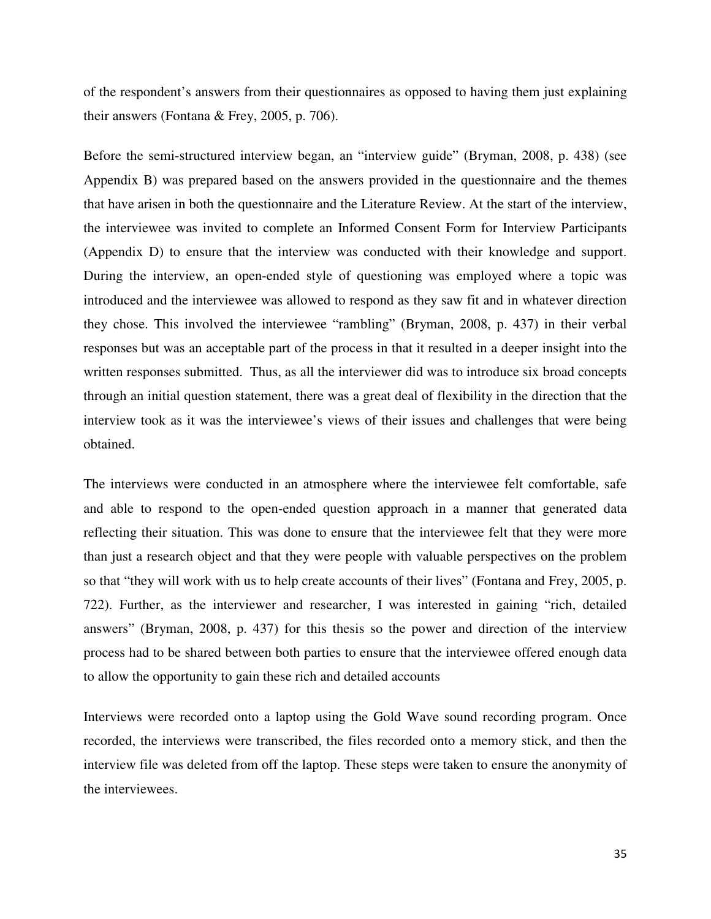of the respondent's answers from their questionnaires as opposed to having them just explaining their answers (Fontana & Frey, 2005, p. 706).

Before the semi-structured interview began, an "interview guide" (Bryman, 2008, p. 438) (see Appendix B) was prepared based on the answers provided in the questionnaire and the themes that have arisen in both the questionnaire and the Literature Review. At the start of the interview, the interviewee was invited to complete an Informed Consent Form for Interview Participants (Appendix D) to ensure that the interview was conducted with their knowledge and support. During the interview, an open-ended style of questioning was employed where a topic was introduced and the interviewee was allowed to respond as they saw fit and in whatever direction they chose. This involved the interviewee "rambling" (Bryman, 2008, p. 437) in their verbal responses but was an acceptable part of the process in that it resulted in a deeper insight into the written responses submitted. Thus, as all the interviewer did was to introduce six broad concepts through an initial question statement, there was a great deal of flexibility in the direction that the interview took as it was the interviewee's views of their issues and challenges that were being obtained.

The interviews were conducted in an atmosphere where the interviewee felt comfortable, safe and able to respond to the open-ended question approach in a manner that generated data reflecting their situation. This was done to ensure that the interviewee felt that they were more than just a research object and that they were people with valuable perspectives on the problem so that "they will work with us to help create accounts of their lives" (Fontana and Frey, 2005, p. 722). Further, as the interviewer and researcher, I was interested in gaining "rich, detailed answers" (Bryman, 2008, p. 437) for this thesis so the power and direction of the interview process had to be shared between both parties to ensure that the interviewee offered enough data to allow the opportunity to gain these rich and detailed accounts

Interviews were recorded onto a laptop using the Gold Wave sound recording program. Once recorded, the interviews were transcribed, the files recorded onto a memory stick, and then the interview file was deleted from off the laptop. These steps were taken to ensure the anonymity of the interviewees.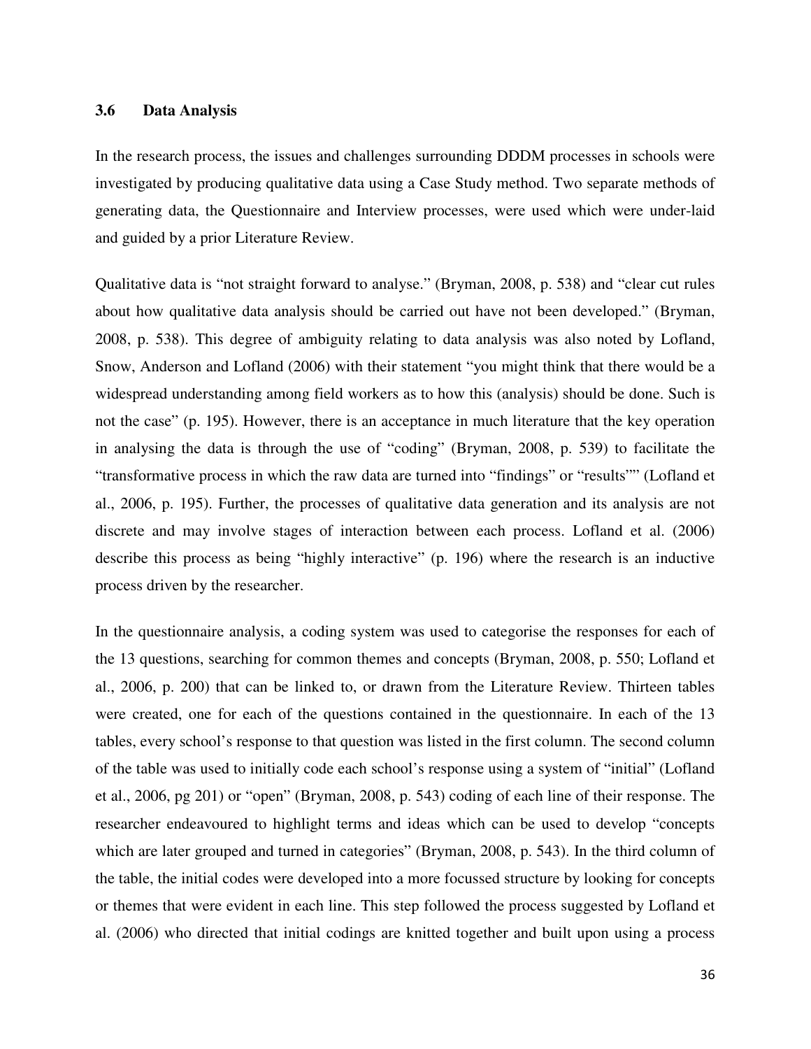### 3.6 Data Analysis

In the research process, the issues and challenges surrounding DDDM processes in schools were investigated by producing qualitative data using a Case Study method. Two separate methods of generating data, the Questionnaire and Interview processes, were used which were under-laid and guided by a prior Literature Review.

Qualitative data is "not straight forward to analyse." (Bryman, 2008, p. 538) and "clear cut rules about how qualitative data analysis should be carried out have not been developed." (Bryman, 2008, p. 538). This degree of ambiguity relating to data analysis was also noted by Lofland, Snow, Anderson and Lofland (2006) with their statement "you might think that there would be a widespread understanding among field workers as to how this (analysis) should be done. Such is not the case" (p. 195). However, there is an acceptance in much literature that the key operation in analysing the data is through the use of "coding" (Bryman, 2008, p. 539) to facilitate the "transformative process in which the raw data are turned into "findings" or "results"" (Lofland et al., 2006, p. 195). Further, the processes of qualitative data generation and its analysis are not discrete and may involve stages of interaction between each process. Lofland et al. (2006) describe this process as being "highly interactive" (p. 196) where the research is an inductive process driven by the researcher.

In the questionnaire analysis, a coding system was used to categorise the responses for each of the 13 questions, searching for common themes and concepts (Bryman, 2008, p. 550; Lofland et al., 2006, p. 200) that can be linked to, or drawn from the Literature Review. Thirteen tables were created, one for each of the questions contained in the questionnaire. In each of the 13 tables, every school's response to that question was listed in the first column. The second column of the table was used to initially code each school's response using a system of "initial" (Lofland et al., 2006, pg 201) or "open" (Bryman, 2008, p. 543) coding of each line of their response. The researcher endeavoured to highlight terms and ideas which can be used to develop "concepts which are later grouped and turned in categories" (Bryman, 2008, p. 543). In the third column of the table, the initial codes were developed into a more focussed structure by looking for concepts or themes that were evident in each line. This step followed the process suggested by Lofland et al. (2006) who directed that initial codings are knitted together and built upon using a process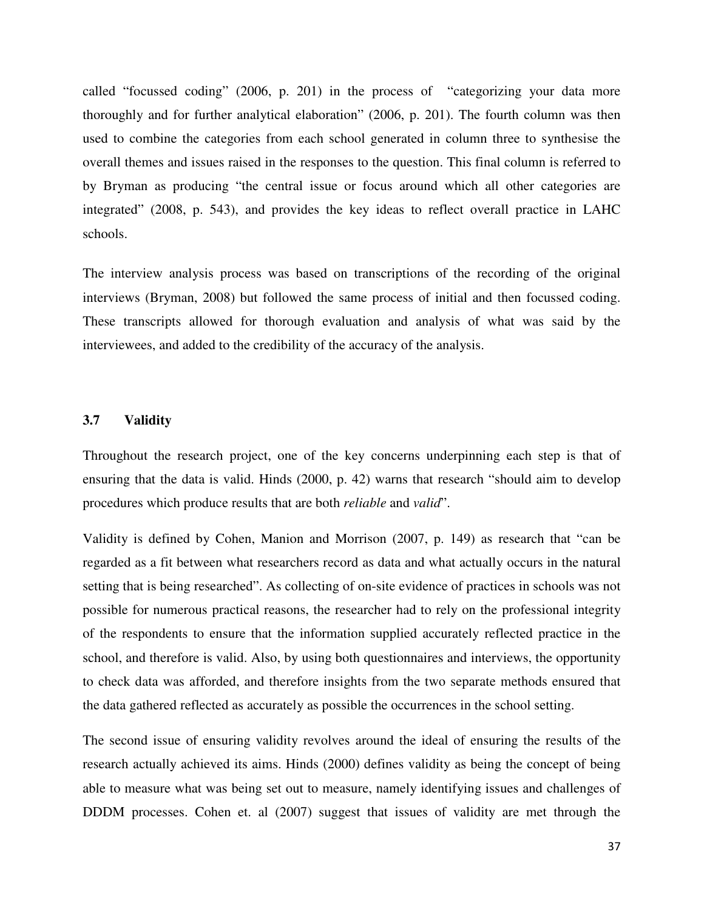called “focussed coding” (2006, p. 201) in the process of  “categorizing your data more thoroughly and for further analytical elaboration” (2006, p. 201). The fourth column was then used to combine the categories from each school generated in column three to synthesise the overall themes and issues raised in the responses to the question. This final column is referred to by Bryman as producing “the central issue or focus around which all other categories are integrated” (2008, p. 543), and provides the key ideas to reflect overall practice in LAHC schools.

The interview analysis process was based on transcriptions of the recording of the original interviews (Bryman, 2008) but followed the same process of initial and then focussed coding. These transcripts allowed for thorough evaluation and analysis of what was said by the interviewees, and added to the credibility of the accuracy of the analysis.

### 3.7 Validity

Throughout the research project, one of the key concerns underpinning each step is that of ensuring that the data is valid. Hinds (2000, p. 42) warns that research “should aim to develop procedures which produce results that are both *reliable* and *valid*”.

Validity is defined by Cohen, Manion and Morrison (2007, p. 149) as research that “can be regarded as a fit between what researchers record as data and what actually occurs in the natural setting that is being researched”. As collecting of on-site evidence of practices in schools was not possible for numerous practical reasons, the researcher had to rely on the professional integrity of the respondents to ensure that the information supplied accurately reflected practice in the school, and therefore is valid. Also, by using both questionnaires and interviews, the opportunity to check data was afforded, and therefore insights from the two separate methods ensured that the data gathered reflected as accurately as possible the occurrences in the school setting.

The second issue of ensuring validity revolves around the ideal of ensuring the results of the research actually achieved its aims. Hinds (2000) defines validity as being the concept of being able to measure what was being set out to measure, namely identifying issues and challenges of DDDM processes. Cohen et. al (2007) suggest that issues of validity are met through the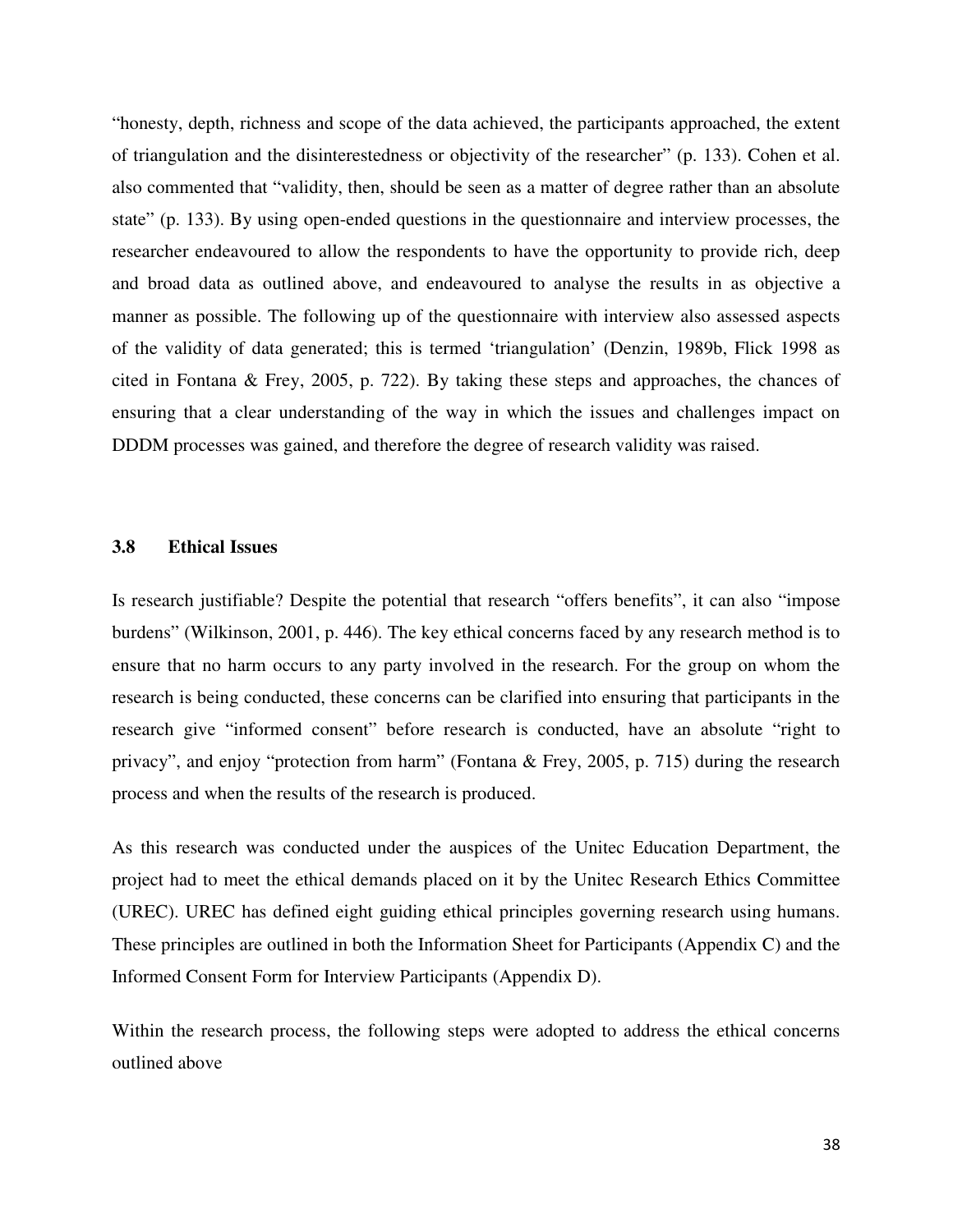"honesty, depth, richness and scope of the data achieved, the participants approached, the extent of triangulation and the disinterestedness or objectivity of the researcher" (p. 133). Cohen et al. also commented that "validity, then, should be seen as a matter of degree rather than an absolute state" (p. 133). By using open-ended questions in the questionnaire and interview processes, the researcher endeavoured to allow the respondents to have the opportunity to provide rich, deep and broad data as outlined above, and endeavoured to analyse the results in as objective a manner as possible. The following up of the questionnaire with interview also assessed aspects of the validity of data generated; this is termed 'triangulation' (Denzin, 1989b, Flick 1998 as cited in Fontana & Frey, 2005, p. 722). By taking these steps and approaches, the chances of ensuring that a clear understanding of the way in which the issues and challenges impact on DDDM processes was gained, and therefore the degree of research validity was raised.

### 3.8 Ethical Issues

Is research justifiable? Despite the potential that research "offers benefits", it can also "impose burdens" (Wilkinson, 2001, p. 446). The key ethical concerns faced by any research method is to ensure that no harm occurs to any party involved in the research. For the group on whom the research is being conducted, these concerns can be clarified into ensuring that participants in the research give "informed consent" before research is conducted, have an absolute "right to privacy", and enjoy "protection from harm" (Fontana & Frey, 2005, p. 715) during the research process and when the results of the research is produced.

As this research was conducted under the auspices of the Unitec Education Department, the project had to meet the ethical demands placed on it by the Unitec Research Ethics Committee (UREC). UREC has defined eight guiding ethical principles governing research using humans. These principles are outlined in both the Information Sheet for Participants (Appendix C) and the Informed Consent Form for Interview Participants (Appendix D).

Within the research process, the following steps were adopted to address the ethical concerns outlined above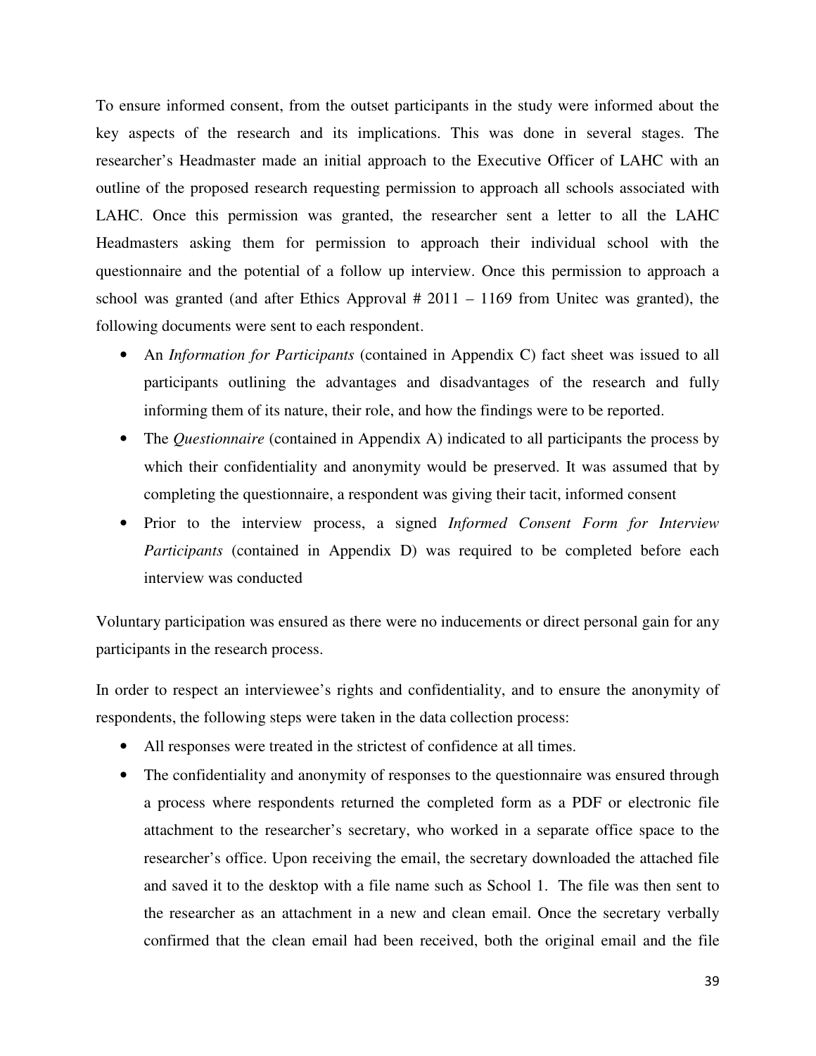To ensure informed consent, from the outset participants in the study were informed about the key aspects of the research and its implications. This was done in several stages. The researcher's Headmaster made an initial approach to the Executive Officer of LAHC with an outline of the proposed research requesting permission to approach all schools associated with LAHC. Once this permission was granted, the researcher sent a letter to all the LAHC Headmasters asking them for permission to approach their individual school with the questionnaire and the potential of a follow up interview. Once this permission to approach a school was granted (and after Ethics Approval # 2011 – 1169 from Unitec was granted), the following documents were sent to each respondent.

- An *Information for Participants* (contained in Appendix C) fact sheet was issued to all participants outlining the advantages and disadvantages of the research and fully informing them of its nature, their role, and how the findings were to be reported.
- The *Questionnaire* (contained in Appendix A) indicated to all participants the process by which their confidentiality and anonymity would be preserved. It was assumed that by completing the questionnaire, a respondent was giving their tacit, informed consent
- Prior to the interview process, a signed *Informed Consent Form for Interview Participants* (contained in Appendix D) was required to be completed before each interview was conducted

Voluntary participation was ensured as there were no inducements or direct personal gain for any participants in the research process.

In order to respect an interviewee's rights and confidentiality, and to ensure the anonymity of respondents, the following steps were taken in the data collection process:

- All responses were treated in the strictest of confidence at all times.
- The confidentiality and anonymity of responses to the questionnaire was ensured through a process where respondents returned the completed form as a PDF or electronic file attachment to the researcher's secretary, who worked in a separate office space to the researcher's office. Upon receiving the email, the secretary downloaded the attached file and saved it to the desktop with a file name such as School 1. The file was then sent to the researcher as an attachment in a new and clean email. Once the secretary verbally confirmed that the clean email had been received, both the original email and the file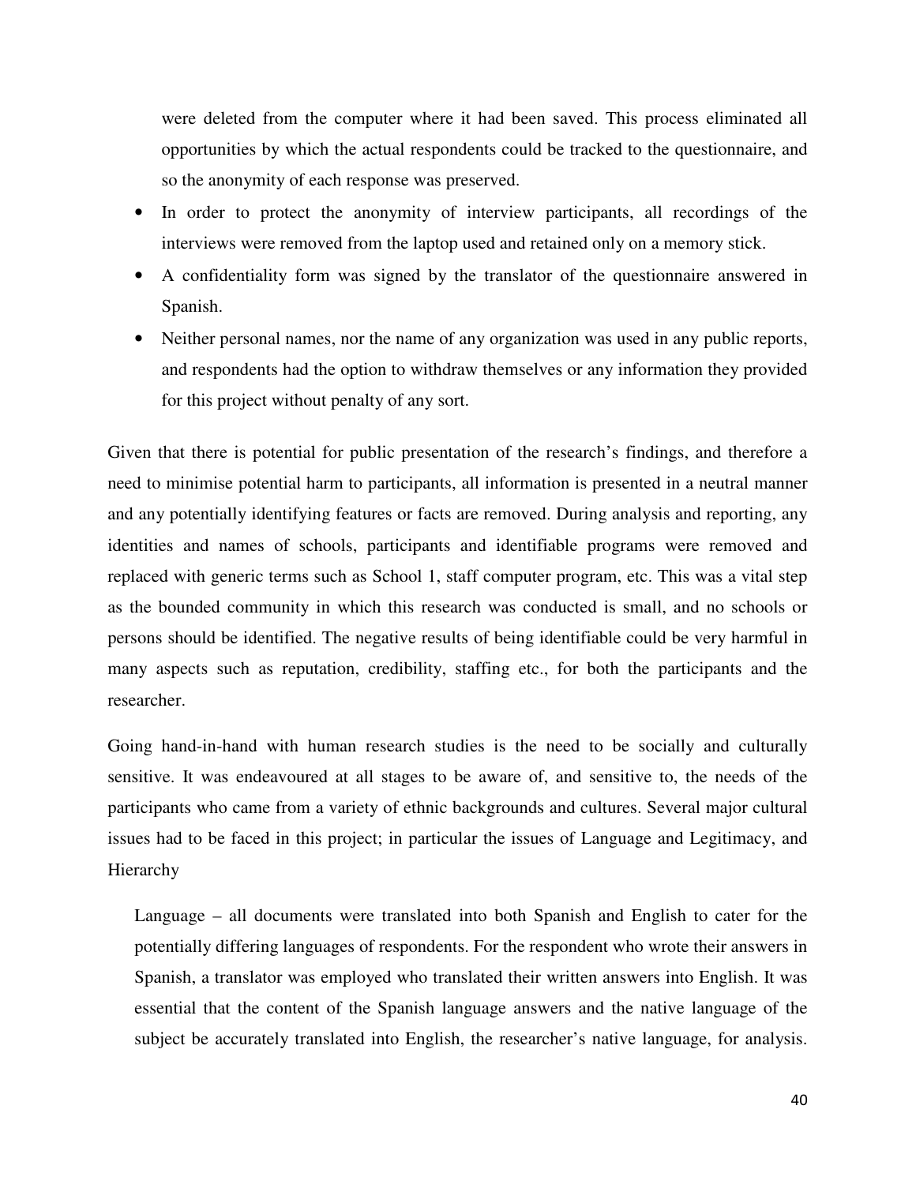were deleted from the computer where it had been saved. This process eliminated all opportunities by which the actual respondents could be tracked to the questionnaire, and so the anonymity of each response was preserved.

- In order to protect the anonymity of interview participants, all recordings of the interviews were removed from the laptop used and retained only on a memory stick.
- A confidentiality form was signed by the translator of the questionnaire answered in Spanish.
- Neither personal names, nor the name of any organization was used in any public reports, and respondents had the option to withdraw themselves or any information they provided for this project without penalty of any sort.

Given that there is potential for public presentation of the research's findings, and therefore a need to minimise potential harm to participants, all information is presented in a neutral manner and any potentially identifying features or facts are removed. During analysis and reporting, any identities and names of schools, participants and identifiable programs were removed and replaced with generic terms such as School 1, staff computer program, etc. This was a vital step as the bounded community in which this research was conducted is small, and no schools or persons should be identified. The negative results of being identifiable could be very harmful in many aspects such as reputation, credibility, staffing etc., for both the participants and the researcher.

Going hand-in-hand with human research studies is the need to be socially and culturally sensitive. It was endeavoured at all stages to be aware of, and sensitive to, the needs of the participants who came from a variety of ethnic backgrounds and cultures. Several major cultural issues had to be faced in this project; in particular the issues of Language and Legitimacy, and Hierarchy

Language – all documents were translated into both Spanish and English to cater for the potentially differing languages of respondents. For the respondent who wrote their answers in Spanish, a translator was employed who translated their written answers into English. It was essential that the content of the Spanish language answers and the native language of the subject be accurately translated into English, the researcher's native language, for analysis.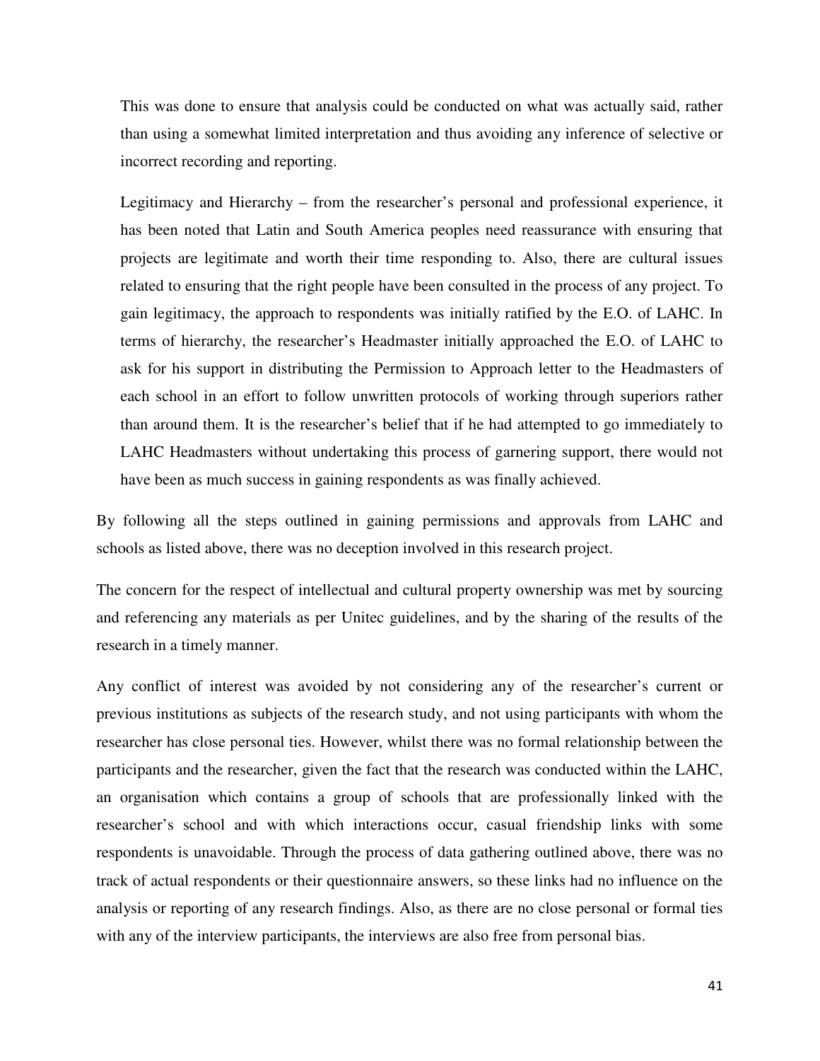This was done to ensure that analysis could be conducted on what was actually said, rather than using a somewhat limited interpretation and thus avoiding any inference of selective or incorrect recording and reporting.

Legitimacy and Hierarchy – from the researcher's personal and professional experience, it has been noted that Latin and South America peoples need reassurance with ensuring that projects are legitimate and worth their time responding to. Also, there are cultural issues related to ensuring that the right people have been consulted in the process of any project. To gain legitimacy, the approach to respondents was initially ratified by the E.O. of LAHC. In terms of hierarchy, the researcher's Headmaster initially approached the E.O. of LAHC to ask for his support in distributing the Permission to Approach letter to the Headmasters of each school in an effort to follow unwritten protocols of working through superiors rather than around them. It is the researcher's belief that if he had attempted to go immediately to LAHC Headmasters without undertaking this process of garnering support, there would not have been as much success in gaining respondents as was finally achieved.

By following all the steps outlined in gaining permissions and approvals from LAHC and schools as listed above, there was no deception involved in this research project.

The concern for the respect of intellectual and cultural property ownership was met by sourcing and referencing any materials as per Unitec guidelines, and by the sharing of the results of the research in a timely manner.

Any conflict of interest was avoided by not considering any of the researcher's current or previous institutions as subjects of the research study, and not using participants with whom the researcher has close personal ties. However, whilst there was no formal relationship between the participants and the researcher, given the fact that the research was conducted within the LAHC, an organisation which contains a group of schools that are professionally linked with the researcher's school and with which interactions occur, casual friendship links with some respondents is unavoidable. Through the process of data gathering outlined above, there was no track of actual respondents or their questionnaire answers, so these links had no influence on the analysis or reporting of any research findings. Also, as there are no close personal or formal ties with any of the interview participants, the interviews are also free from personal bias.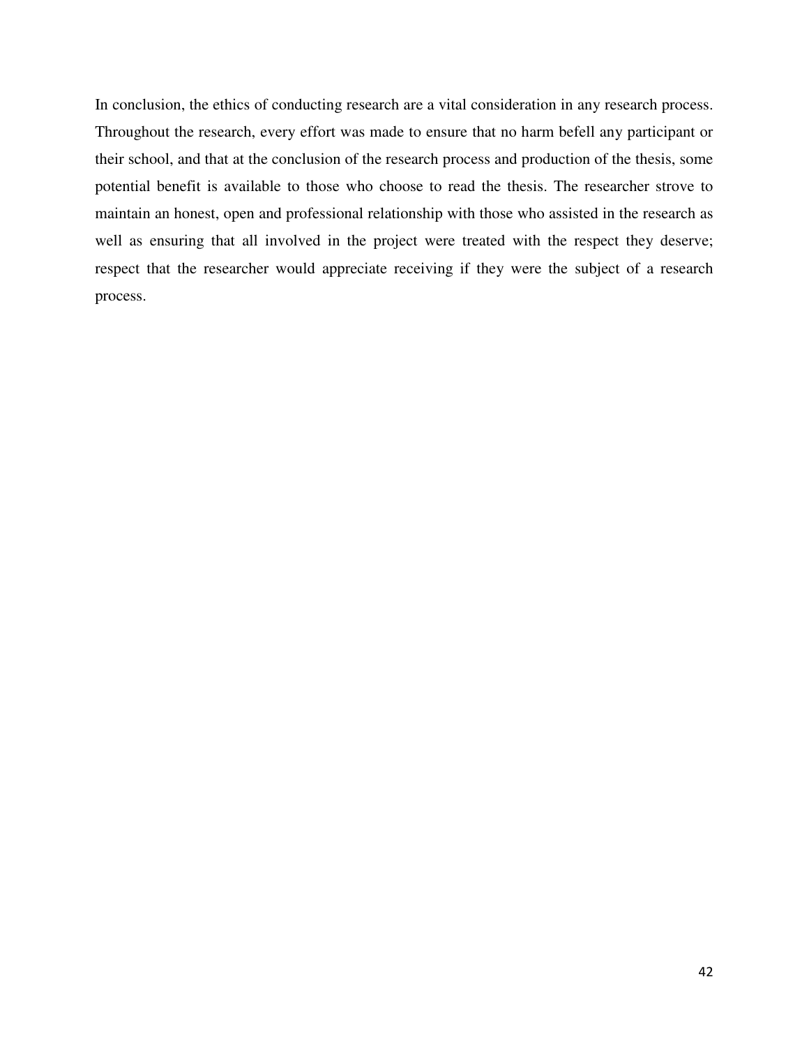In conclusion, the ethics of conducting research are a vital consideration in any research process. Throughout the research, every effort was made to ensure that no harm befell any participant or their school, and that at the conclusion of the research process and production of the thesis, some potential benefit is available to those who choose to read the thesis. The researcher strove to maintain an honest, open and professional relationship with those who assisted in the research as well as ensuring that all involved in the project were treated with the respect they deserve; respect that the researcher would appreciate receiving if they were the subject of a research process.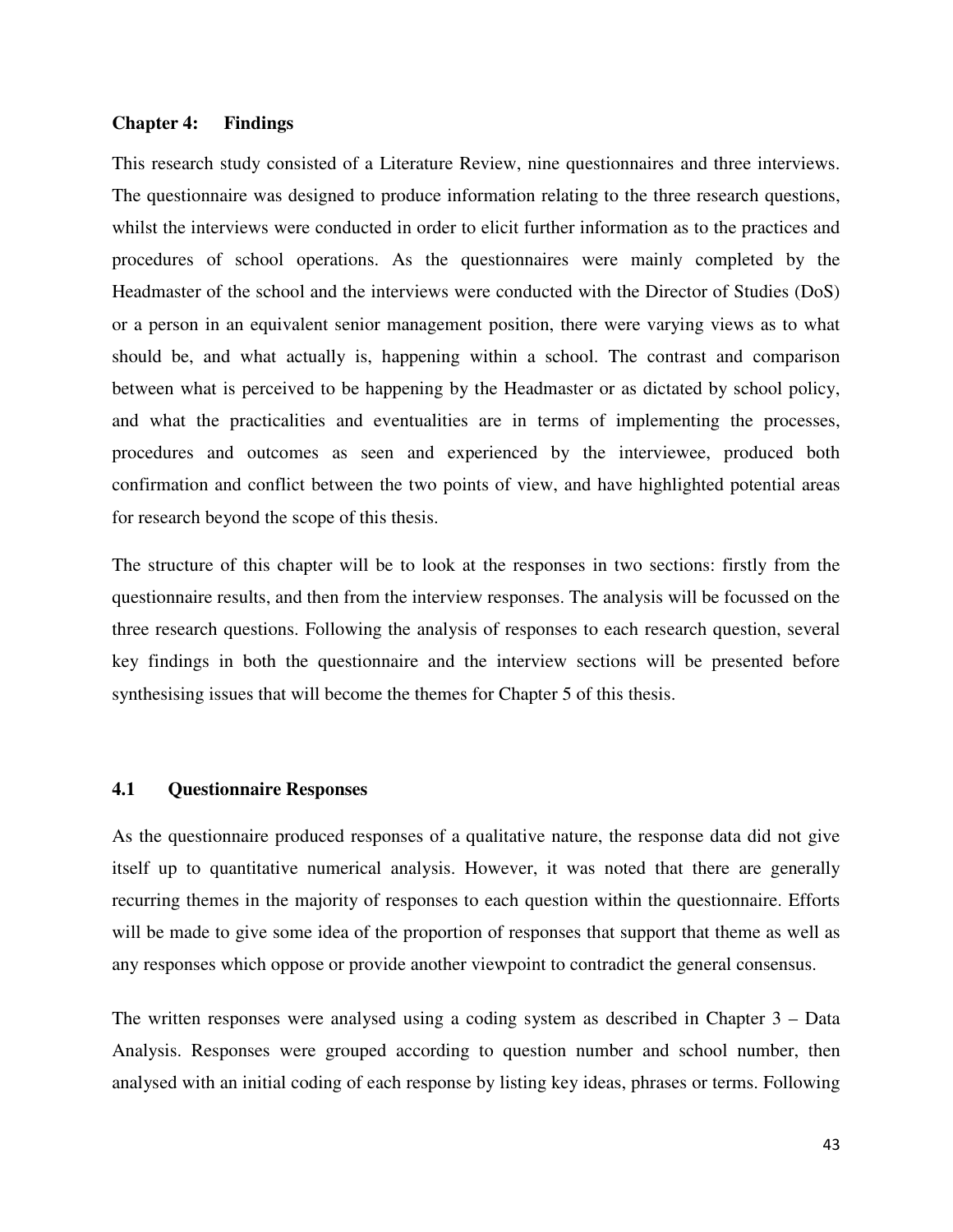## Chapter 4: Findings

This research study consisted of a Literature Review, nine questionnaires and three interviews. The questionnaire was designed to produce information relating to the three research questions, whilst the interviews were conducted in order to elicit further information as to the practices and procedures of school operations. As the questionnaires were mainly completed by the Headmaster of the school and the interviews were conducted with the Director of Studies (DoS) or a person in an equivalent senior management position, there were varying views as to what should be, and what actually is, happening within a school. The contrast and comparison between what is perceived to be happening by the Headmaster or as dictated by school policy, and what the practicalities and eventualities are in terms of implementing the processes, procedures and outcomes as seen and experienced by the interviewee, produced both confirmation and conflict between the two points of view, and have highlighted potential areas for research beyond the scope of this thesis.

The structure of this chapter will be to look at the responses in two sections: firstly from the questionnaire results, and then from the interview responses. The analysis will be focussed on the three research questions. Following the analysis of responses to each research question, several key findings in both the questionnaire and the interview sections will be presented before synthesising issues that will become the themes for Chapter 5 of this thesis.

### 4.1 Questionnaire Responses

As the questionnaire produced responses of a qualitative nature, the response data did not give itself up to quantitative numerical analysis. However, it was noted that there are generally recurring themes in the majority of responses to each question within the questionnaire. Efforts will be made to give some idea of the proportion of responses that support that theme as well as any responses which oppose or provide another viewpoint to contradict the general consensus.

The written responses were analysed using a coding system as described in Chapter 3 – Data Analysis. Responses were grouped according to question number and school number, then analysed with an initial coding of each response by listing key ideas, phrases or terms. Following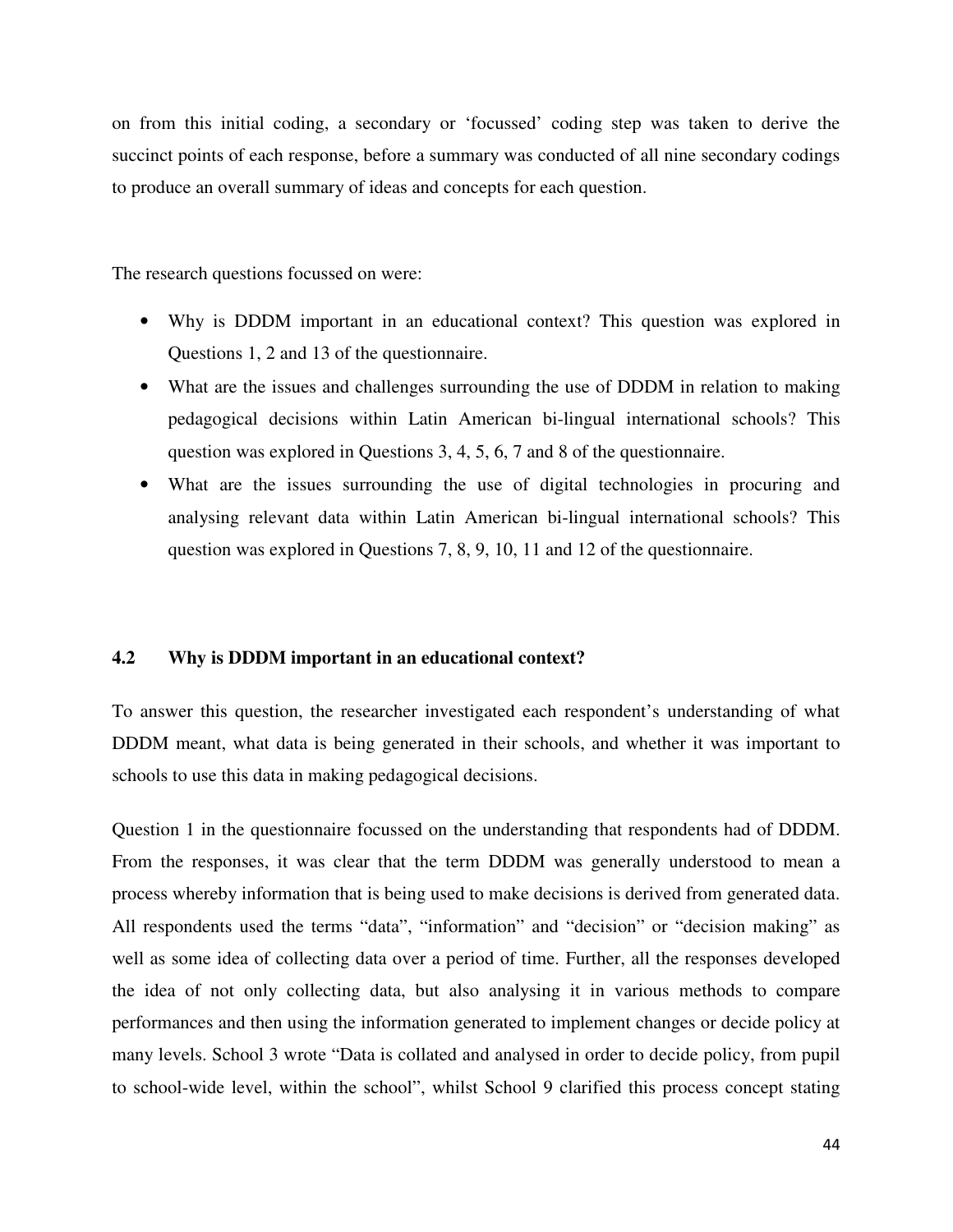on from this initial coding, a secondary or 'focussed' coding step was taken to derive the succinct points of each response, before a summary was conducted of all nine secondary codings to produce an overall summary of ideas and concepts for each question.

The research questions focussed on were:

- Why is DDDM important in an educational context? This question was explored in Questions 1, 2 and 13 of the questionnaire.
- What are the issues and challenges surrounding the use of DDDM in relation to making pedagogical decisions within Latin American bi-lingual international schools? This question was explored in Questions 3, 4, 5, 6, 7 and 8 of the questionnaire.
- What are the issues surrounding the use of digital technologies in procuring and analysing relevant data within Latin American bi-lingual international schools? This question was explored in Questions 7, 8, 9, 10, 11 and 12 of the questionnaire.

### 4.2 Why is DDDM important in an educational context?

To answer this question, the researcher investigated each respondent's understanding of what DDDM meant, what data is being generated in their schools, and whether it was important to schools to use this data in making pedagogical decisions.

Question 1 in the questionnaire focussed on the understanding that respondents had of DDDM. From the responses, it was clear that the term DDDM was generally understood to mean a process whereby information that is being used to make decisions is derived from generated data. All respondents used the terms "data", "information" and "decision" or "decision making" as well as some idea of collecting data over a period of time. Further, all the responses developed the idea of not only collecting data, but also analysing it in various methods to compare performances and then using the information generated to implement changes or decide policy at many levels. School 3 wrote "Data is collated and analysed in order to decide policy, from pupil to school-wide level, within the school", whilst School 9 clarified this process concept stating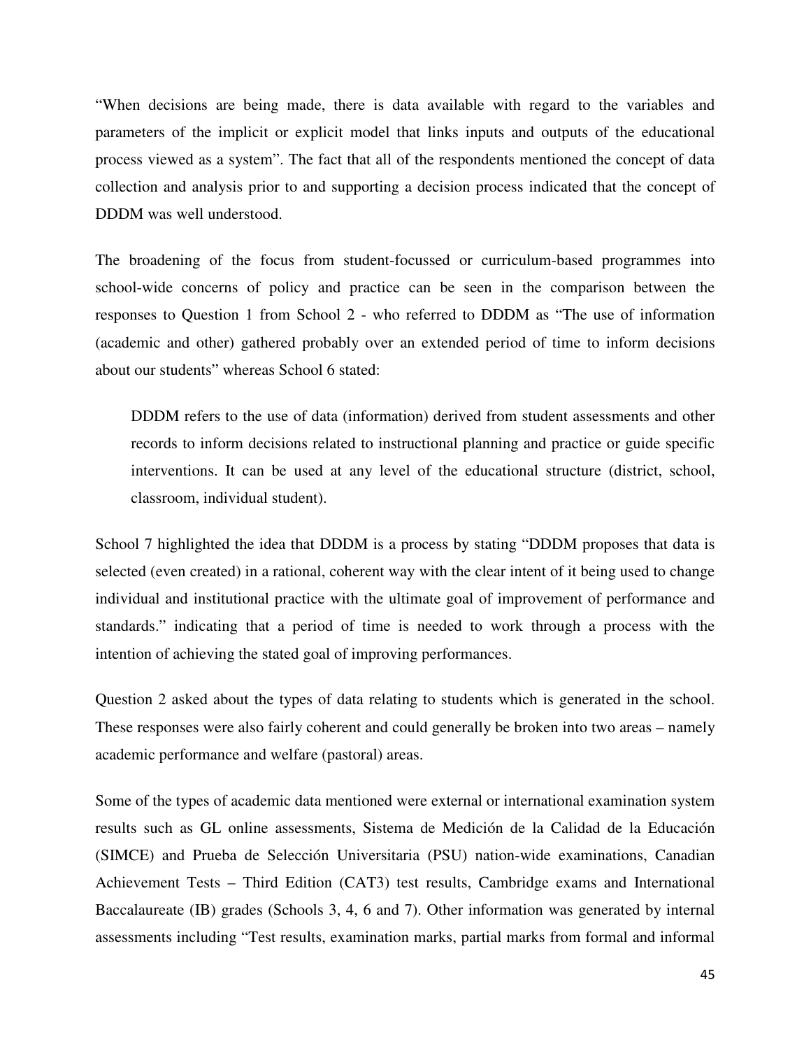"When decisions are being made, there is data available with regard to the variables and parameters of the implicit or explicit model that links inputs and outputs of the educational process viewed as a system". The fact that all of the respondents mentioned the concept of data collection and analysis prior to and supporting a decision process indicated that the concept of DDDM was well understood.

The broadening of the focus from student-focussed or curriculum-based programmes into school-wide concerns of policy and practice can be seen in the comparison between the responses to Question 1 from School 2 - who referred to DDDM as "The use of information (academic and other) gathered probably over an extended period of time to inform decisions about our students" whereas School 6 stated:

> DDDM refers to the use of data (information) derived from student assessments and other records to inform decisions related to instructional planning and practice or guide specific interventions. It can be used at any level of the educational structure (district, school, classroom, individual student).

School 7 highlighted the idea that DDDM is a process by stating "DDDM proposes that data is selected (even created) in a rational, coherent way with the clear intent of it being used to change individual and institutional practice with the ultimate goal of improvement of performance and standards." indicating that a period of time is needed to work through a process with the intention of achieving the stated goal of improving performances.

Question 2 asked about the types of data relating to students which is generated in the school. These responses were also fairly coherent and could generally be broken into two areas – namely academic performance and welfare (pastoral) areas.

Some of the types of academic data mentioned were external or international examination system results such as GL online assessments, Sistema de Medición de la Calidad de la Educación (SIMCE) and Prueba de Selección Universitaria (PSU) nation-wide examinations, Canadian Achievement Tests – Third Edition (CAT3) test results, Cambridge exams and International Baccalaureate (IB) grades (Schools 3, 4, 6 and 7). Other information was generated by internal assessments including "Test results, examination marks, partial marks from formal and informal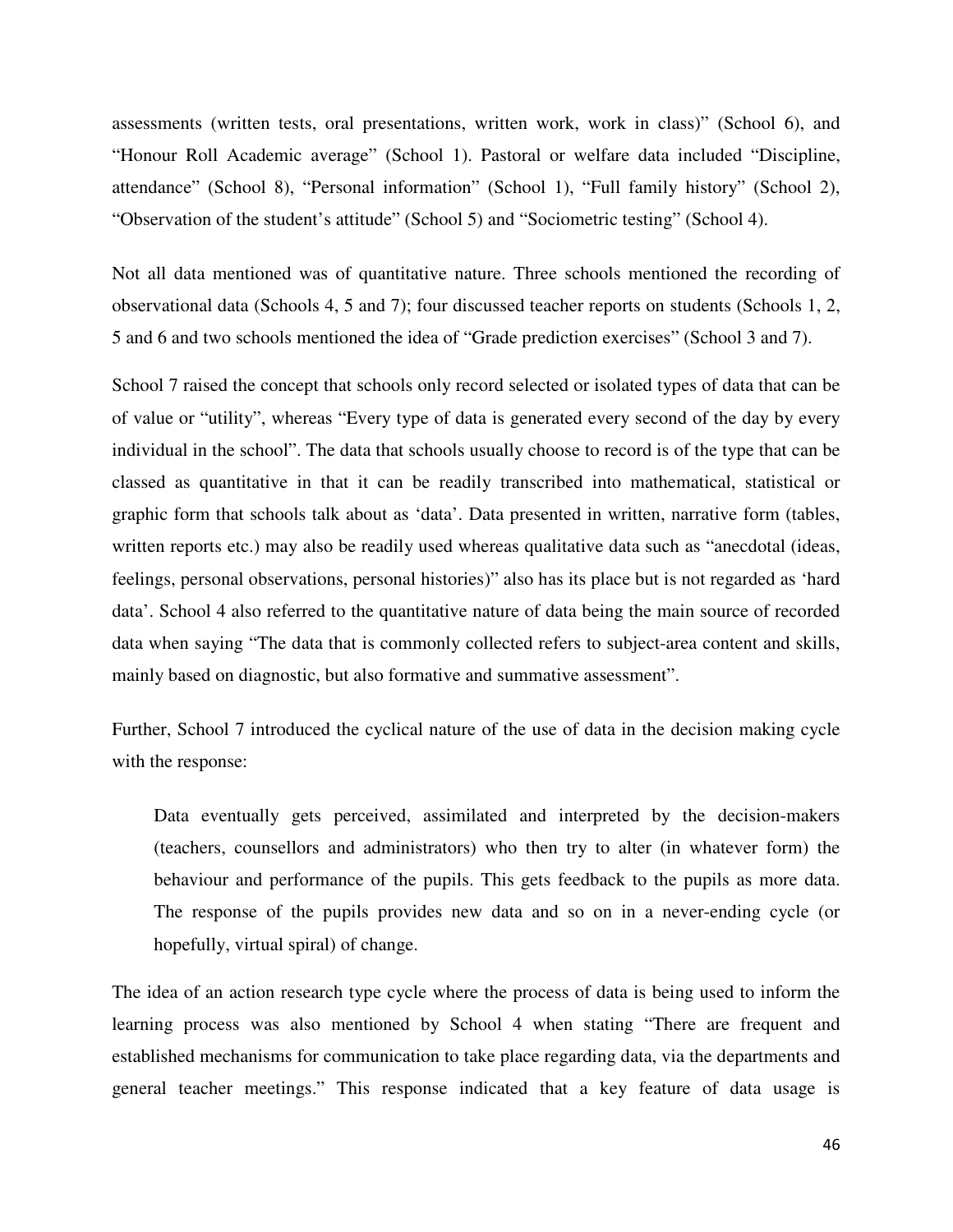assessments (written tests, oral presentations, written work, work in class)" (School 6), and "Honour Roll Academic average" (School 1). Pastoral or welfare data included "Discipline, attendance" (School 8), "Personal information" (School 1), "Full family history" (School 2), "Observation of the student's attitude" (School 5) and "Sociometric testing" (School 4).

Not all data mentioned was of quantitative nature. Three schools mentioned the recording of observational data (Schools 4, 5 and 7); four discussed teacher reports on students (Schools 1, 2, 5 and 6 and two schools mentioned the idea of "Grade prediction exercises" (School 3 and 7).

School 7 raised the concept that schools only record selected or isolated types of data that can be of value or "utility", whereas "Every type of data is generated every second of the day by every individual in the school". The data that schools usually choose to record is of the type that can be classed as quantitative in that it can be readily transcribed into mathematical, statistical or graphic form that schools talk about as 'data'. Data presented in written, narrative form (tables, written reports etc.) may also be readily used whereas qualitative data such as "anecdotal (ideas, feelings, personal observations, personal histories)" also has its place but is not regarded as 'hard data'. School 4 also referred to the quantitative nature of data being the main source of recorded data when saying "The data that is commonly collected refers to subject-area content and skills, mainly based on diagnostic, but also formative and summative assessment".

Further, School 7 introduced the cyclical nature of the use of data in the decision making cycle with the response:

> Data eventually gets perceived, assimilated and interpreted by the decision-makers (teachers, counsellors and administrators) who then try to alter (in whatever form) the behaviour and performance of the pupils. This gets feedback to the pupils as more data. The response of the pupils provides new data and so on in a never-ending cycle (or hopefully, virtual spiral) of change.

The idea of an action research type cycle where the process of data is being used to inform the learning process was also mentioned by School 4 when stating "There are frequent and established mechanisms for communication to take place regarding data, via the departments and general teacher meetings." This response indicated that a key feature of data usage is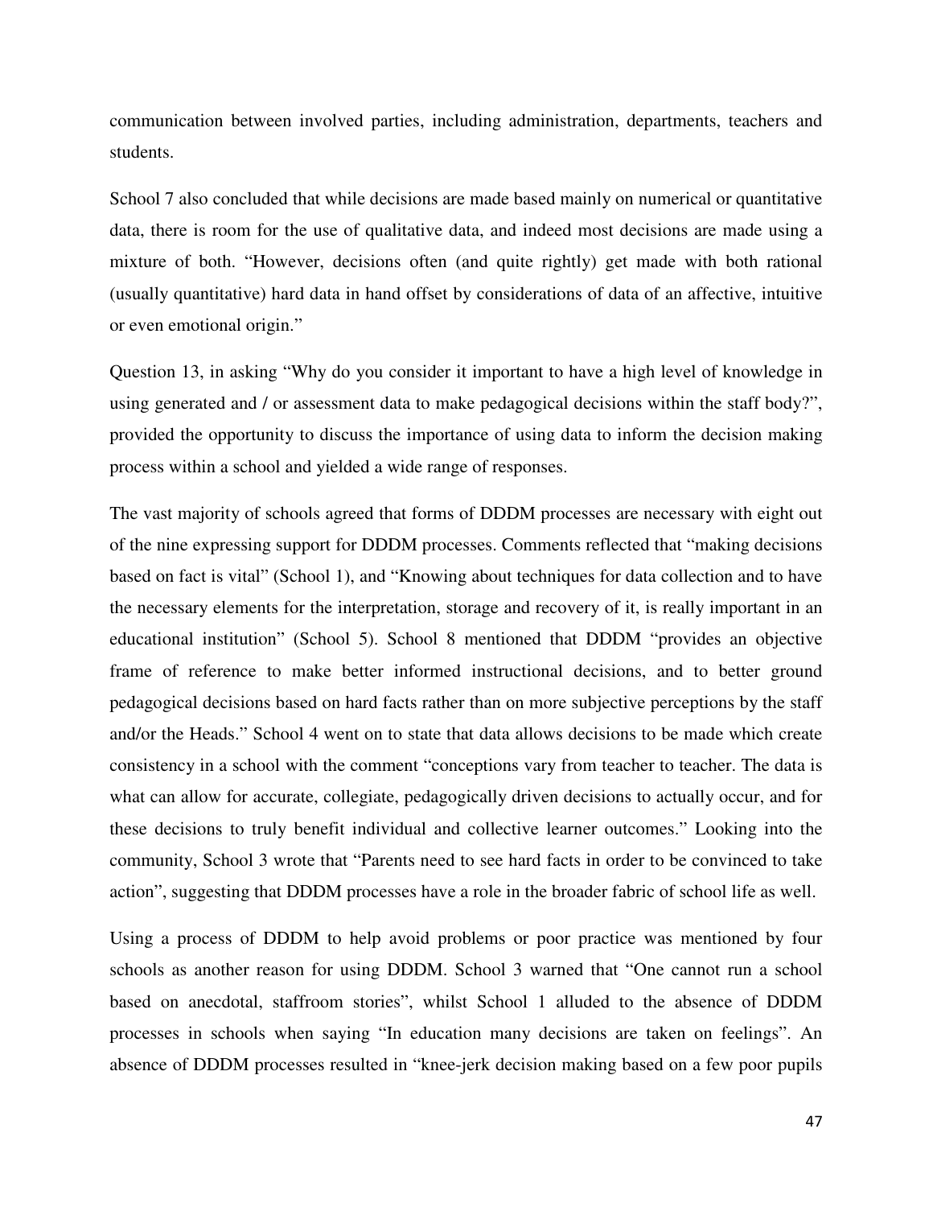communication between involved parties, including administration, departments, teachers and students.

School 7 also concluded that while decisions are made based mainly on numerical or quantitative data, there is room for the use of qualitative data, and indeed most decisions are made using a mixture of both. “However, decisions often (and quite rightly) get made with both rational (usually quantitative) hard data in hand offset by considerations of data of an affective, intuitive or even emotional origin.”

Question 13, in asking “Why do you consider it important to have a high level of knowledge in using generated and / or assessment data to make pedagogical decisions within the staff body?”, provided the opportunity to discuss the importance of using data to inform the decision making process within a school and yielded a wide range of responses.

The vast majority of schools agreed that forms of DDDM processes are necessary with eight out of the nine expressing support for DDDM processes. Comments reflected that “making decisions based on fact is vital” (School 1), and “Knowing about techniques for data collection and to have the necessary elements for the interpretation, storage and recovery of it, is really important in an educational institution” (School 5). School 8 mentioned that DDDM “provides an objective frame of reference to make better informed instructional decisions, and to better ground pedagogical decisions based on hard facts rather than on more subjective perceptions by the staff and/or the Heads.” School 4 went on to state that data allows decisions to be made which create consistency in a school with the comment “conceptions vary from teacher to teacher. The data is what can allow for accurate, collegiate, pedagogically driven decisions to actually occur, and for these decisions to truly benefit individual and collective learner outcomes.” Looking into the community, School 3 wrote that “Parents need to see hard facts in order to be convinced to take action”, suggesting that DDDM processes have a role in the broader fabric of school life as well.

Using a process of DDDM to help avoid problems or poor practice was mentioned by four schools as another reason for using DDDM. School 3 warned that “One cannot run a school based on anecdotal, staffroom stories”, whilst School 1 alluded to the absence of DDDM processes in schools when saying “In education many decisions are taken on feelings”. An absence of DDDM processes resulted in “knee-jerk decision making based on a few poor pupils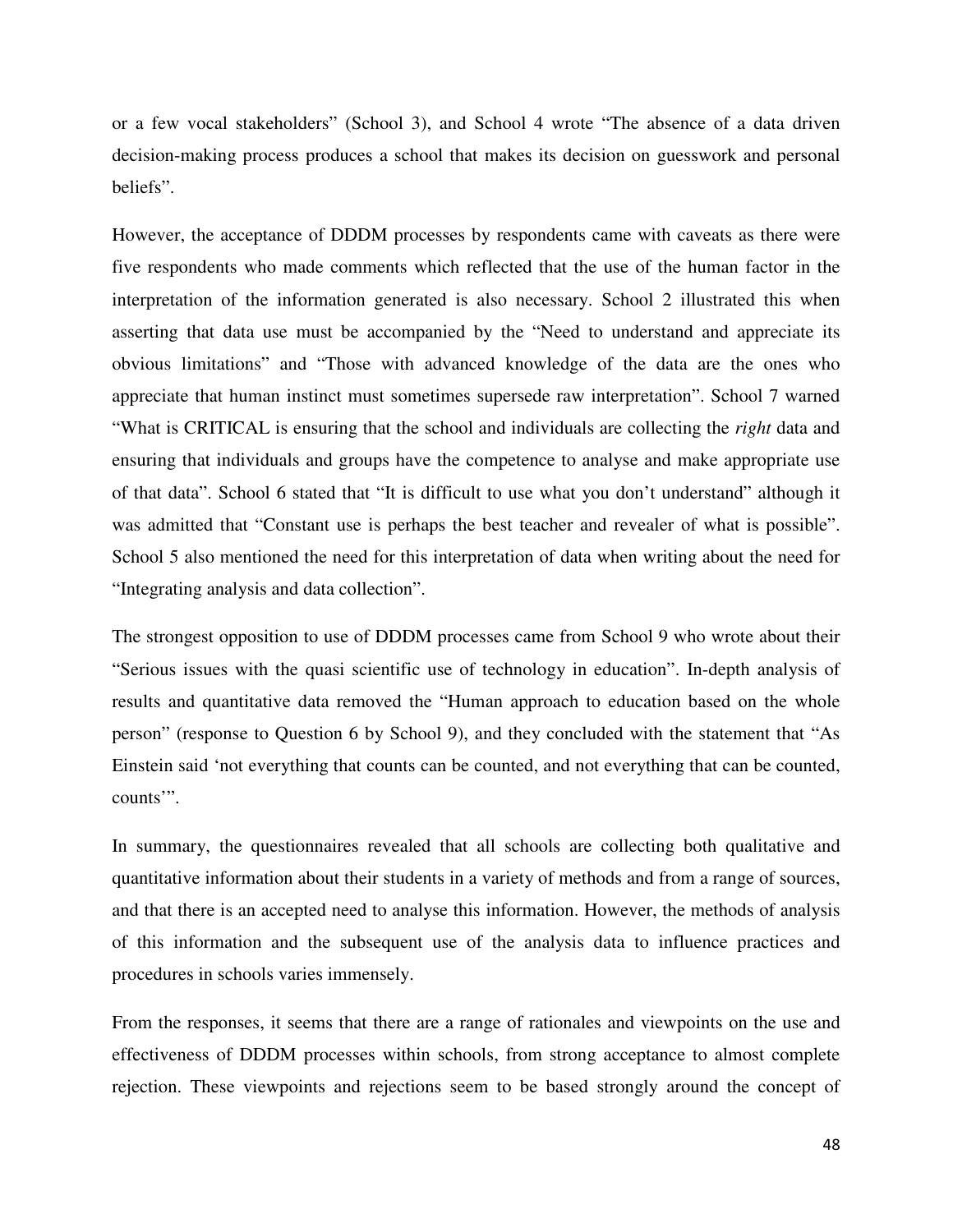or a few vocal stakeholders" (School 3), and School 4 wrote "The absence of a data driven decision-making process produces a school that makes its decision on guesswork and personal beliefs".

However, the acceptance of DDDM processes by respondents came with caveats as there were five respondents who made comments which reflected that the use of the human factor in the interpretation of the information generated is also necessary. School 2 illustrated this when asserting that data use must be accompanied by the "Need to understand and appreciate its obvious limitations" and "Those with advanced knowledge of the data are the ones who appreciate that human instinct must sometimes supersede raw interpretation". School 7 warned "What is CRITICAL is ensuring that the school and individuals are collecting the *right* data and ensuring that individuals and groups have the competence to analyse and make appropriate use of that data". School 6 stated that "It is difficult to use what you don't understand" although it was admitted that "Constant use is perhaps the best teacher and revealer of what is possible". School 5 also mentioned the need for this interpretation of data when writing about the need for "Integrating analysis and data collection".

The strongest opposition to use of DDDM processes came from School 9 who wrote about their "Serious issues with the quasi scientific use of technology in education". In-depth analysis of results and quantitative data removed the "Human approach to education based on the whole person" (response to Question 6 by School 9), and they concluded with the statement that "As Einstein said 'not everything that counts can be counted, and not everything that can be counted, counts'".

In summary, the questionnaires revealed that all schools are collecting both qualitative and quantitative information about their students in a variety of methods and from a range of sources, and that there is an accepted need to analyse this information. However, the methods of analysis of this information and the subsequent use of the analysis data to influence practices and procedures in schools varies immensely.

From the responses, it seems that there are a range of rationales and viewpoints on the use and effectiveness of DDDM processes within schools, from strong acceptance to almost complete rejection. These viewpoints and rejections seem to be based strongly around the concept of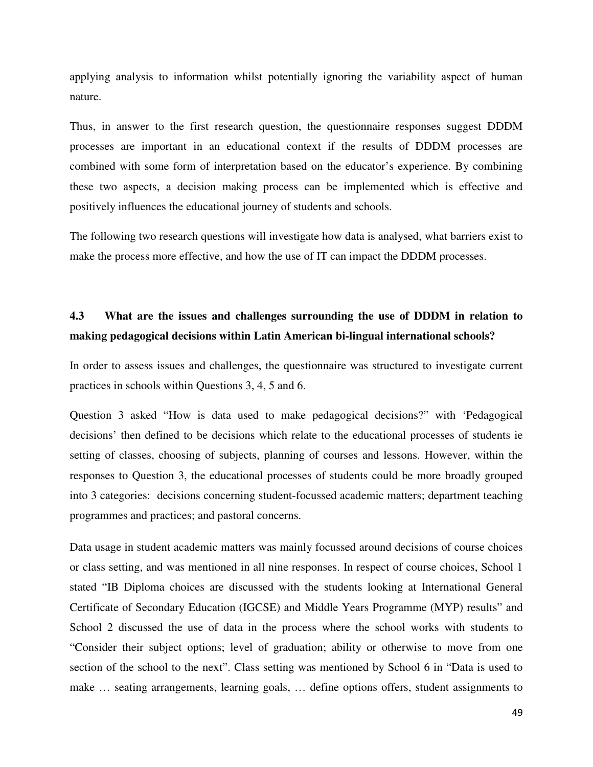applying analysis to information whilst potentially ignoring the variability aspect of human nature.

Thus, in answer to the first research question, the questionnaire responses suggest DDDM processes are important in an educational context if the results of DDDM processes are combined with some form of interpretation based on the educator's experience. By combining these two aspects, a decision making process can be implemented which is effective and positively influences the educational journey of students and schools.

The following two research questions will investigate how data is analysed, what barriers exist to make the process more effective, and how the use of IT can impact the DDDM processes.

## 4.3 What are the issues and challenges surrounding the use of DDDM in relation to making pedagogical decisions within Latin American bi-lingual international schools?

In order to assess issues and challenges, the questionnaire was structured to investigate current practices in schools within Questions 3, 4, 5 and 6.

Question 3 asked "How is data used to make pedagogical decisions?" with 'Pedagogical decisions' then defined to be decisions which relate to the educational processes of students ie setting of classes, choosing of subjects, planning of courses and lessons. However, within the responses to Question 3, the educational processes of students could be more broadly grouped into 3 categories: decisions concerning student-focussed academic matters; department teaching programmes and practices; and pastoral concerns.

Data usage in student academic matters was mainly focussed around decisions of course choices or class setting, and was mentioned in all nine responses. In respect of course choices, School 1 stated "IB Diploma choices are discussed with the students looking at International General Certificate of Secondary Education (IGCSE) and Middle Years Programme (MYP) results" and School 2 discussed the use of data in the process where the school works with students to "Consider their subject options; level of graduation; ability or otherwise to move from one section of the school to the next". Class setting was mentioned by School 6 in "Data is used to make … seating arrangements, learning goals, … define options offers, student assignments to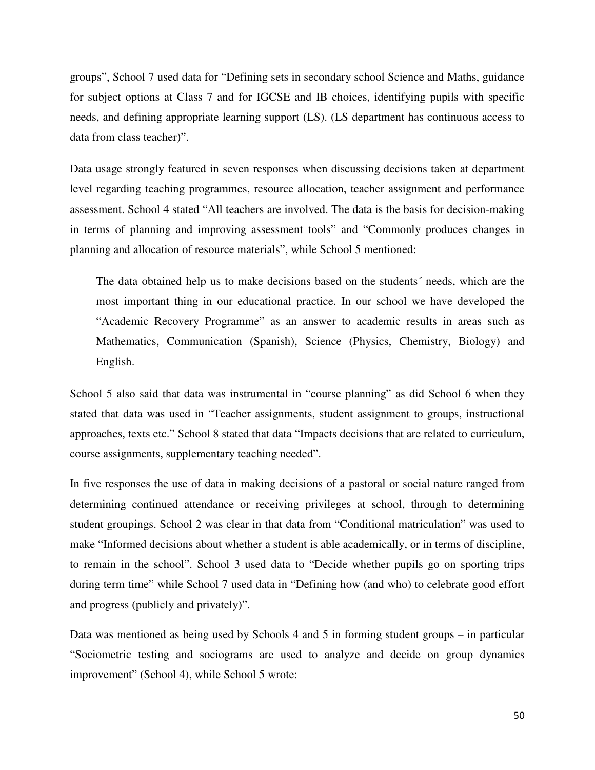groups", School 7 used data for "Defining sets in secondary school Science and Maths, guidance for subject options at Class 7 and for IGCSE and IB choices, identifying pupils with specific needs, and defining appropriate learning support (LS). (LS department has continuous access to data from class teacher)".

Data usage strongly featured in seven responses when discussing decisions taken at department level regarding teaching programmes, resource allocation, teacher assignment and performance assessment. School 4 stated "All teachers are involved. The data is the basis for decision-making in terms of planning and improving assessment tools" and "Commonly produces changes in planning and allocation of resource materials", while School 5 mentioned:

> The data obtained help us to make decisions based on the students´ needs, which are the most important thing in our educational practice. In our school we have developed the "Academic Recovery Programme" as an answer to academic results in areas such as Mathematics, Communication (Spanish), Science (Physics, Chemistry, Biology) and English.

School 5 also said that data was instrumental in "course planning" as did School 6 when they stated that data was used in "Teacher assignments, student assignment to groups, instructional approaches, texts etc." School 8 stated that data "Impacts decisions that are related to curriculum, course assignments, supplementary teaching needed".

In five responses the use of data in making decisions of a pastoral or social nature ranged from determining continued attendance or receiving privileges at school, through to determining student groupings. School 2 was clear in that data from "Conditional matriculation" was used to make "Informed decisions about whether a student is able academically, or in terms of discipline, to remain in the school". School 3 used data to "Decide whether pupils go on sporting trips during term time" while School 7 used data in "Defining how (and who) to celebrate good effort and progress (publicly and privately)".

Data was mentioned as being used by Schools 4 and 5 in forming student groups – in particular "Sociometric testing and sociograms are used to analyze and decide on group dynamics improvement" (School 4), while School 5 wrote: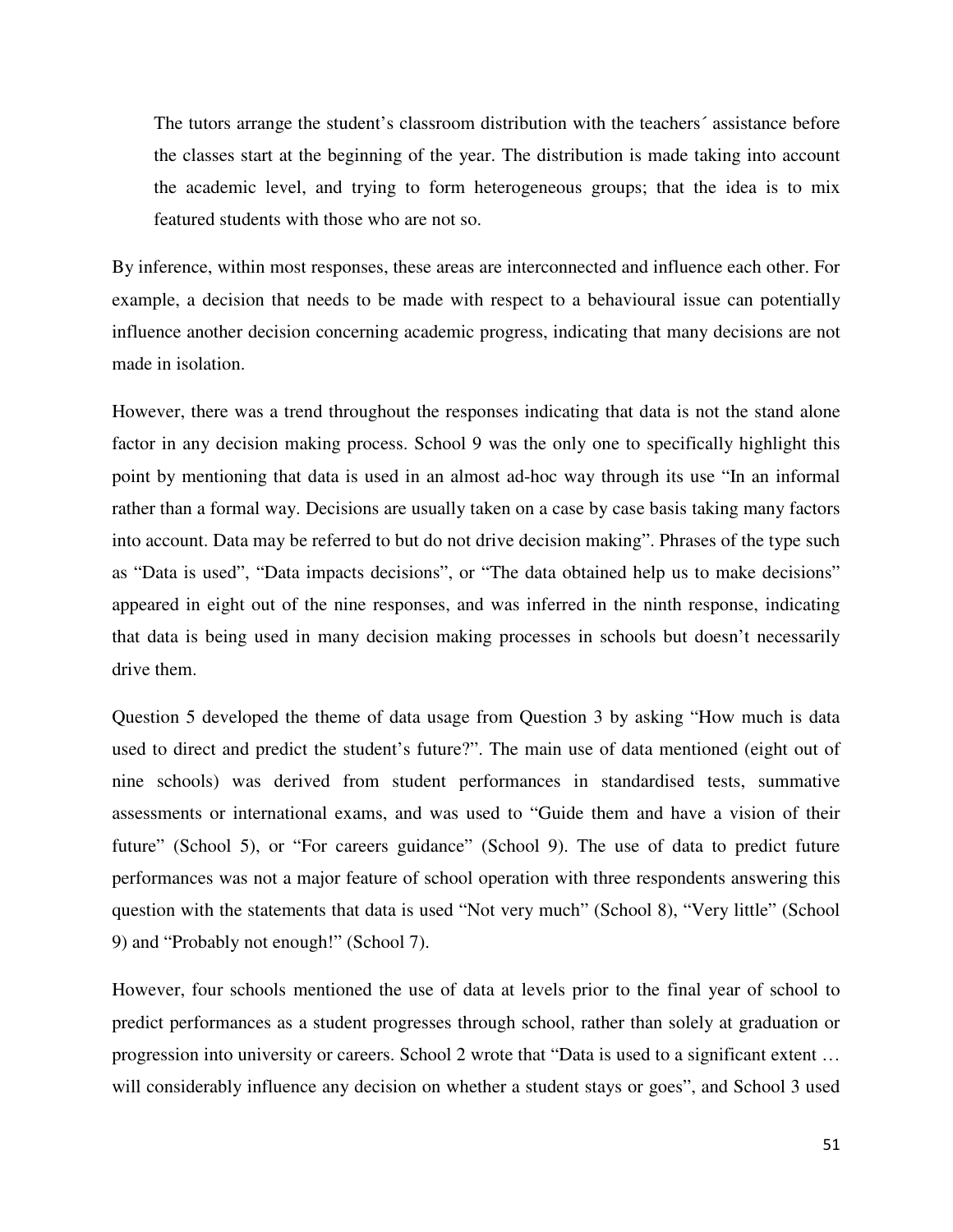> The tutors arrange the student's classroom distribution with the teachers´ assistance before the classes start at the beginning of the year. The distribution is made taking into account the academic level, and trying to form heterogeneous groups; that the idea is to mix featured students with those who are not so.

By inference, within most responses, these areas are interconnected and influence each other. For example, a decision that needs to be made with respect to a behavioural issue can potentially influence another decision concerning academic progress, indicating that many decisions are not made in isolation.

However, there was a trend throughout the responses indicating that data is not the stand alone factor in any decision making process. School 9 was the only one to specifically highlight this point by mentioning that data is used in an almost ad-hoc way through its use "In an informal rather than a formal way. Decisions are usually taken on a case by case basis taking many factors into account. Data may be referred to but do not drive decision making". Phrases of the type such as "Data is used", "Data impacts decisions", or "The data obtained help us to make decisions" appeared in eight out of the nine responses, and was inferred in the ninth response, indicating that data is being used in many decision making processes in schools but doesn't necessarily drive them.

Question 5 developed the theme of data usage from Question 3 by asking "How much is data used to direct and predict the student's future?". The main use of data mentioned (eight out of nine schools) was derived from student performances in standardised tests, summative assessments or international exams, and was used to "Guide them and have a vision of their future" (School 5), or "For careers guidance" (School 9). The use of data to predict future performances was not a major feature of school operation with three respondents answering this question with the statements that data is used "Not very much" (School 8), "Very little" (School 9) and "Probably not enough!" (School 7).

However, four schools mentioned the use of data at levels prior to the final year of school to predict performances as a student progresses through school, rather than solely at graduation or progression into university or careers. School 2 wrote that "Data is used to a significant extent … will considerably influence any decision on whether a student stays or goes", and School 3 used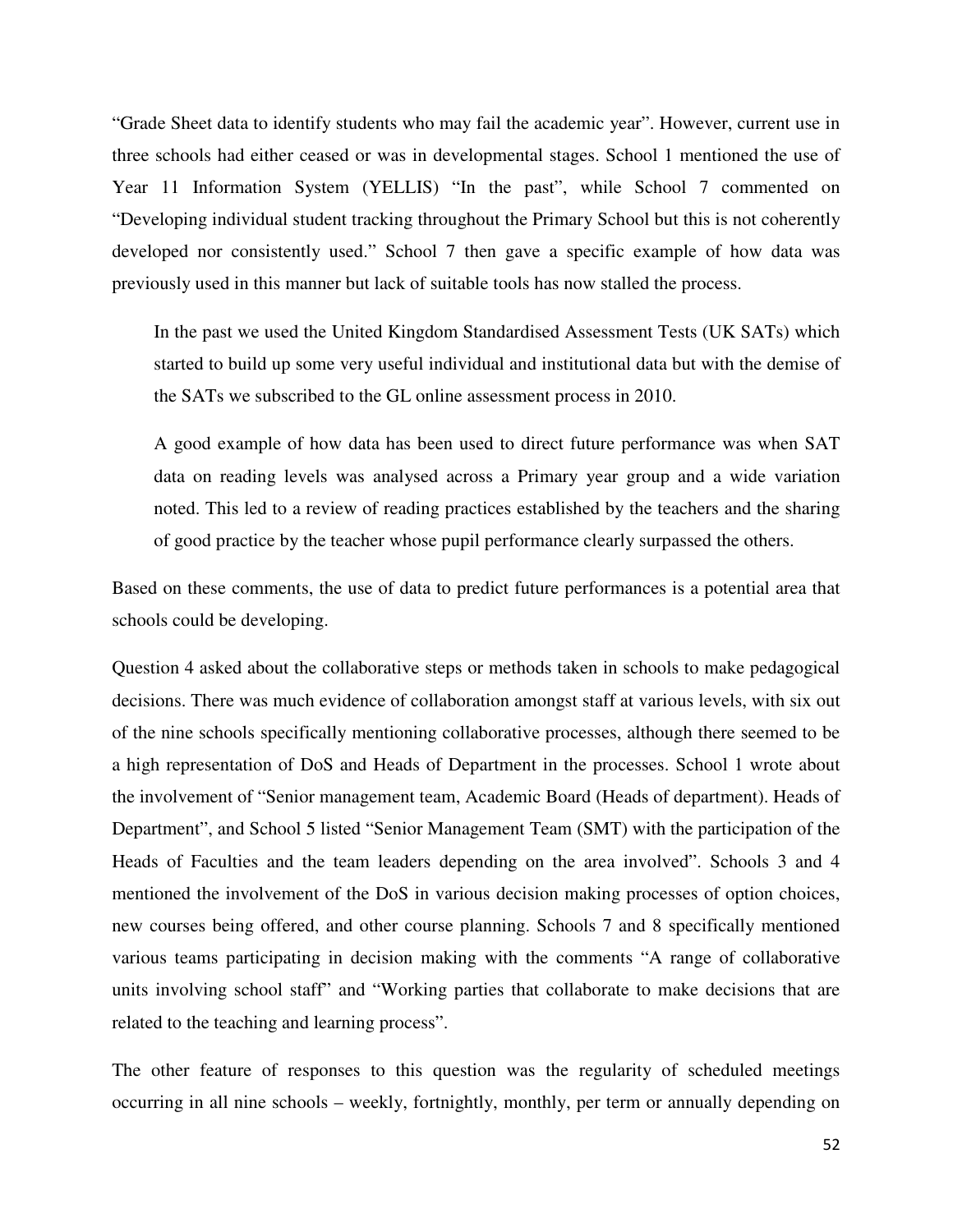“Grade Sheet data to identify students who may fail the academic year”. However, current use in three schools had either ceased or was in developmental stages. School 1 mentioned the use of Year 11 Information System (YELLIS) “In the past”, while School 7 commented on “Developing individual student tracking throughout the Primary School but this is not coherently developed nor consistently used.” School 7 then gave a specific example of how data was previously used in this manner but lack of suitable tools has now stalled the process.

> In the past we used the United Kingdom Standardised Assessment Tests (UK SATs) which started to build up some very useful individual and institutional data but with the demise of the SATs we subscribed to the GL online assessment process in 2010.
>
> A good example of how data has been used to direct future performance was when SAT data on reading levels was analysed across a Primary year group and a wide variation noted. This led to a review of reading practices established by the teachers and the sharing of good practice by the teacher whose pupil performance clearly surpassed the others.

Based on these comments, the use of data to predict future performances is a potential area that schools could be developing.

Question 4 asked about the collaborative steps or methods taken in schools to make pedagogical decisions. There was much evidence of collaboration amongst staff at various levels, with six out of the nine schools specifically mentioning collaborative processes, although there seemed to be a high representation of DoS and Heads of Department in the processes. School 1 wrote about the involvement of “Senior management team, Academic Board (Heads of department). Heads of Department”, and School 5 listed “Senior Management Team (SMT) with the participation of the Heads of Faculties and the team leaders depending on the area involved”. Schools 3 and 4 mentioned the involvement of the DoS in various decision making processes of option choices, new courses being offered, and other course planning. Schools 7 and 8 specifically mentioned various teams participating in decision making with the comments “A range of collaborative units involving school staff” and “Working parties that collaborate to make decisions that are related to the teaching and learning process”.

The other feature of responses to this question was the regularity of scheduled meetings occurring in all nine schools – weekly, fortnightly, monthly, per term or annually depending on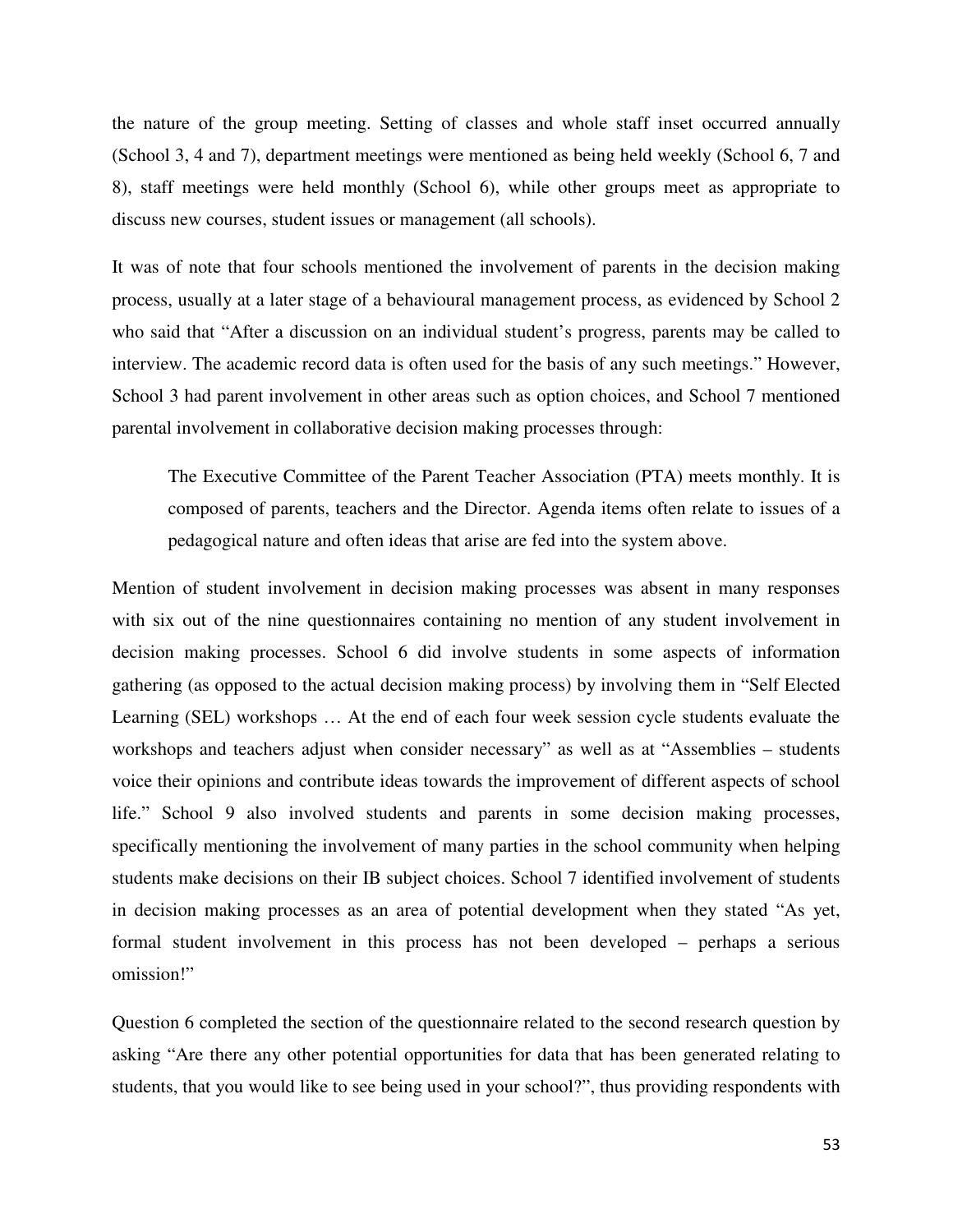the nature of the group meeting. Setting of classes and whole staff inset occurred annually (School 3, 4 and 7), department meetings were mentioned as being held weekly (School 6, 7 and 8), staff meetings were held monthly (School 6), while other groups meet as appropriate to discuss new courses, student issues or management (all schools).

It was of note that four schools mentioned the involvement of parents in the decision making process, usually at a later stage of a behavioural management process, as evidenced by School 2 who said that "After a discussion on an individual student's progress, parents may be called to interview. The academic record data is often used for the basis of any such meetings." However, School 3 had parent involvement in other areas such as option choices, and School 7 mentioned parental involvement in collaborative decision making processes through:

> The Executive Committee of the Parent Teacher Association (PTA) meets monthly. It is composed of parents, teachers and the Director. Agenda items often relate to issues of a pedagogical nature and often ideas that arise are fed into the system above.

Mention of student involvement in decision making processes was absent in many responses with six out of the nine questionnaires containing no mention of any student involvement in decision making processes. School 6 did involve students in some aspects of information gathering (as opposed to the actual decision making process) by involving them in "Self Elected Learning (SEL) workshops … At the end of each four week session cycle students evaluate the workshops and teachers adjust when consider necessary" as well as at "Assemblies – students voice their opinions and contribute ideas towards the improvement of different aspects of school life." School 9 also involved students and parents in some decision making processes, specifically mentioning the involvement of many parties in the school community when helping students make decisions on their IB subject choices. School 7 identified involvement of students in decision making processes as an area of potential development when they stated "As yet, formal student involvement in this process has not been developed – perhaps a serious omission!"

Question 6 completed the section of the questionnaire related to the second research question by asking "Are there any other potential opportunities for data that has been generated relating to students, that you would like to see being used in your school?", thus providing respondents with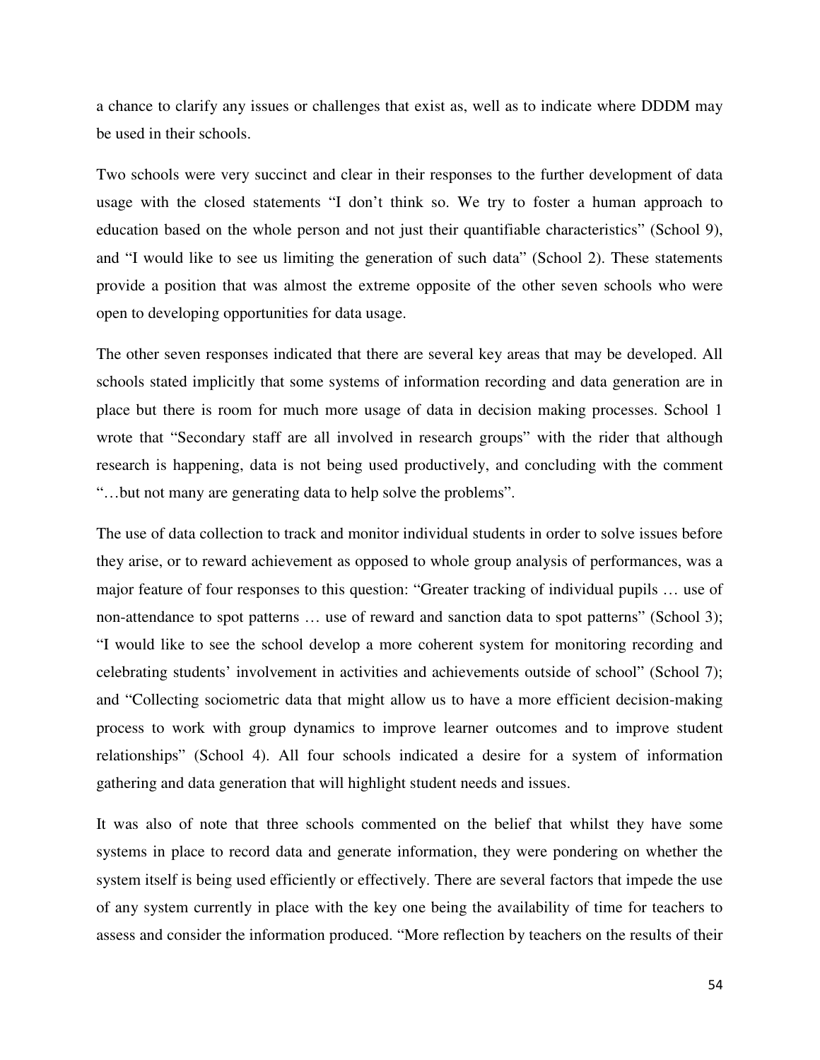a chance to clarify any issues or challenges that exist as, well as to indicate where DDDM may be used in their schools.

Two schools were very succinct and clear in their responses to the further development of data usage with the closed statements "I don't think so. We try to foster a human approach to education based on the whole person and not just their quantifiable characteristics" (School 9), and "I would like to see us limiting the generation of such data" (School 2). These statements provide a position that was almost the extreme opposite of the other seven schools who were open to developing opportunities for data usage.

The other seven responses indicated that there are several key areas that may be developed. All schools stated implicitly that some systems of information recording and data generation are in place but there is room for much more usage of data in decision making processes. School 1 wrote that "Secondary staff are all involved in research groups" with the rider that although research is happening, data is not being used productively, and concluding with the comment "…but not many are generating data to help solve the problems".

The use of data collection to track and monitor individual students in order to solve issues before they arise, or to reward achievement as opposed to whole group analysis of performances, was a major feature of four responses to this question: "Greater tracking of individual pupils … use of non-attendance to spot patterns … use of reward and sanction data to spot patterns" (School 3); "I would like to see the school develop a more coherent system for monitoring recording and celebrating students' involvement in activities and achievements outside of school" (School 7); and "Collecting sociometric data that might allow us to have a more efficient decision-making process to work with group dynamics to improve learner outcomes and to improve student relationships" (School 4). All four schools indicated a desire for a system of information gathering and data generation that will highlight student needs and issues.

It was also of note that three schools commented on the belief that whilst they have some systems in place to record data and generate information, they were pondering on whether the system itself is being used efficiently or effectively. There are several factors that impede the use of any system currently in place with the key one being the availability of time for teachers to assess and consider the information produced. "More reflection by teachers on the results of their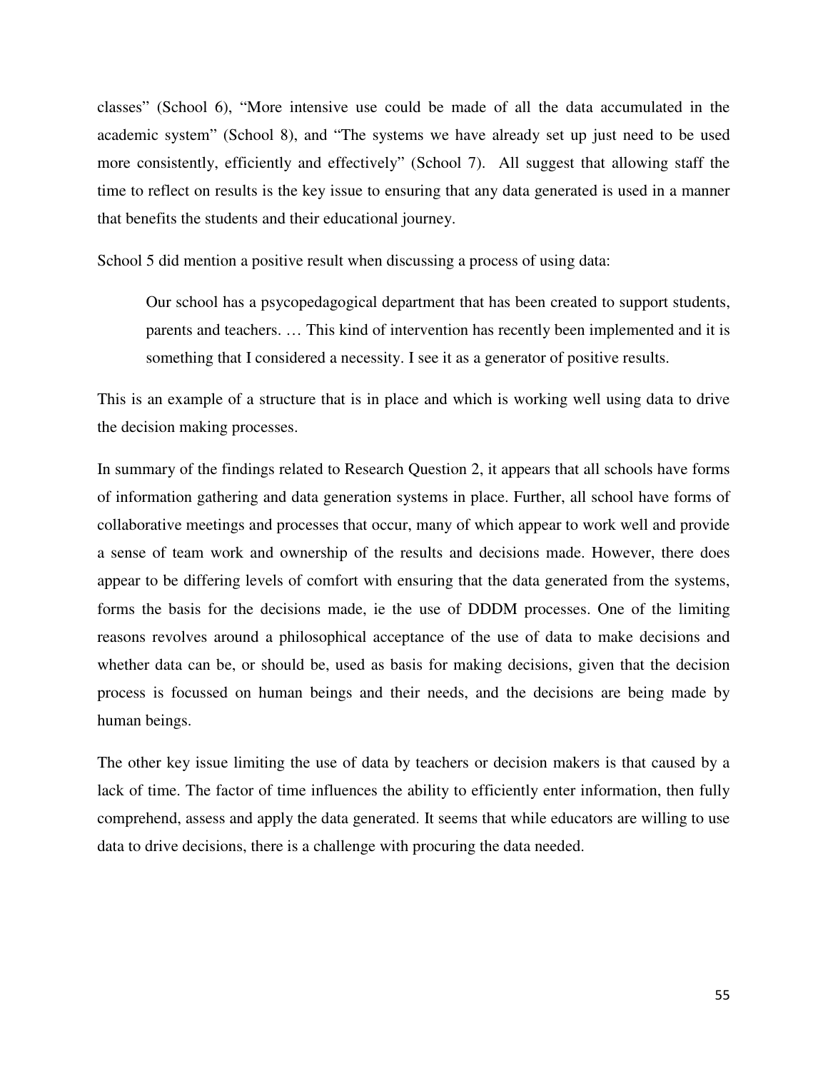classes" (School 6), "More intensive use could be made of all the data accumulated in the academic system" (School 8), and "The systems we have already set up just need to be used more consistently, efficiently and effectively" (School 7). All suggest that allowing staff the time to reflect on results is the key issue to ensuring that any data generated is used in a manner that benefits the students and their educational journey.

School 5 did mention a positive result when discussing a process of using data:

> Our school has a psycopedagogical department that has been created to support students, parents and teachers. … This kind of intervention has recently been implemented and it is something that I considered a necessity. I see it as a generator of positive results.

This is an example of a structure that is in place and which is working well using data to drive the decision making processes.

In summary of the findings related to Research Question 2, it appears that all schools have forms of information gathering and data generation systems in place. Further, all school have forms of collaborative meetings and processes that occur, many of which appear to work well and provide a sense of team work and ownership of the results and decisions made. However, there does appear to be differing levels of comfort with ensuring that the data generated from the systems, forms the basis for the decisions made, ie the use of DDDM processes. One of the limiting reasons revolves around a philosophical acceptance of the use of data to make decisions and whether data can be, or should be, used as basis for making decisions, given that the decision process is focussed on human beings and their needs, and the decisions are being made by human beings.

The other key issue limiting the use of data by teachers or decision makers is that caused by a lack of time. The factor of time influences the ability to efficiently enter information, then fully comprehend, assess and apply the data generated. It seems that while educators are willing to use data to drive decisions, there is a challenge with procuring the data needed.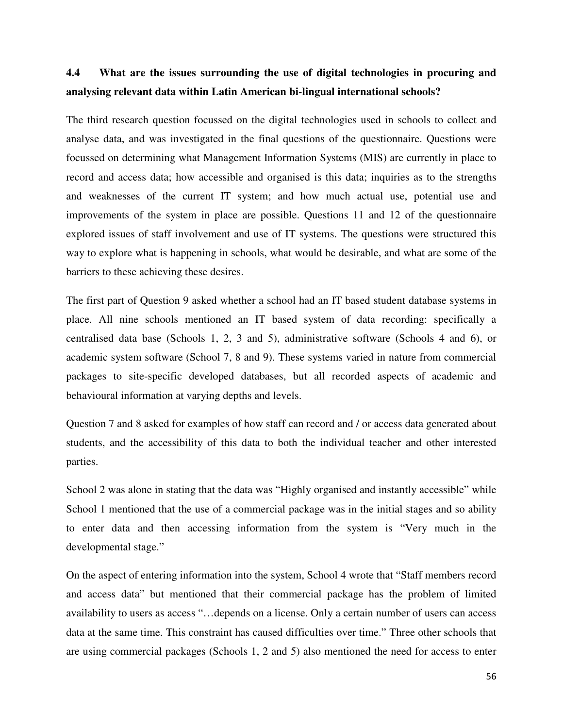## 4.4 What are the issues surrounding the use of digital technologies in procuring and analysing relevant data within Latin American bi-lingual international schools?

The third research question focussed on the digital technologies used in schools to collect and analyse data, and was investigated in the final questions of the questionnaire. Questions were focussed on determining what Management Information Systems (MIS) are currently in place to record and access data; how accessible and organised is this data; inquiries as to the strengths and weaknesses of the current IT system; and how much actual use, potential use and improvements of the system in place are possible. Questions 11 and 12 of the questionnaire explored issues of staff involvement and use of IT systems. The questions were structured this way to explore what is happening in schools, what would be desirable, and what are some of the barriers to these achieving these desires.

The first part of Question 9 asked whether a school had an IT based student database systems in place. All nine schools mentioned an IT based system of data recording: specifically a centralised data base (Schools 1, 2, 3 and 5), administrative software (Schools 4 and 6), or academic system software (School 7, 8 and 9). These systems varied in nature from commercial packages to site-specific developed databases, but all recorded aspects of academic and behavioural information at varying depths and levels.

Question 7 and 8 asked for examples of how staff can record and / or access data generated about students, and the accessibility of this data to both the individual teacher and other interested parties.

School 2 was alone in stating that the data was "Highly organised and instantly accessible" while School 1 mentioned that the use of a commercial package was in the initial stages and so ability to enter data and then accessing information from the system is "Very much in the developmental stage."

On the aspect of entering information into the system, School 4 wrote that "Staff members record and access data" but mentioned that their commercial package has the problem of limited availability to users as access "…depends on a license. Only a certain number of users can access data at the same time. This constraint has caused difficulties over time." Three other schools that are using commercial packages (Schools 1, 2 and 5) also mentioned the need for access to enter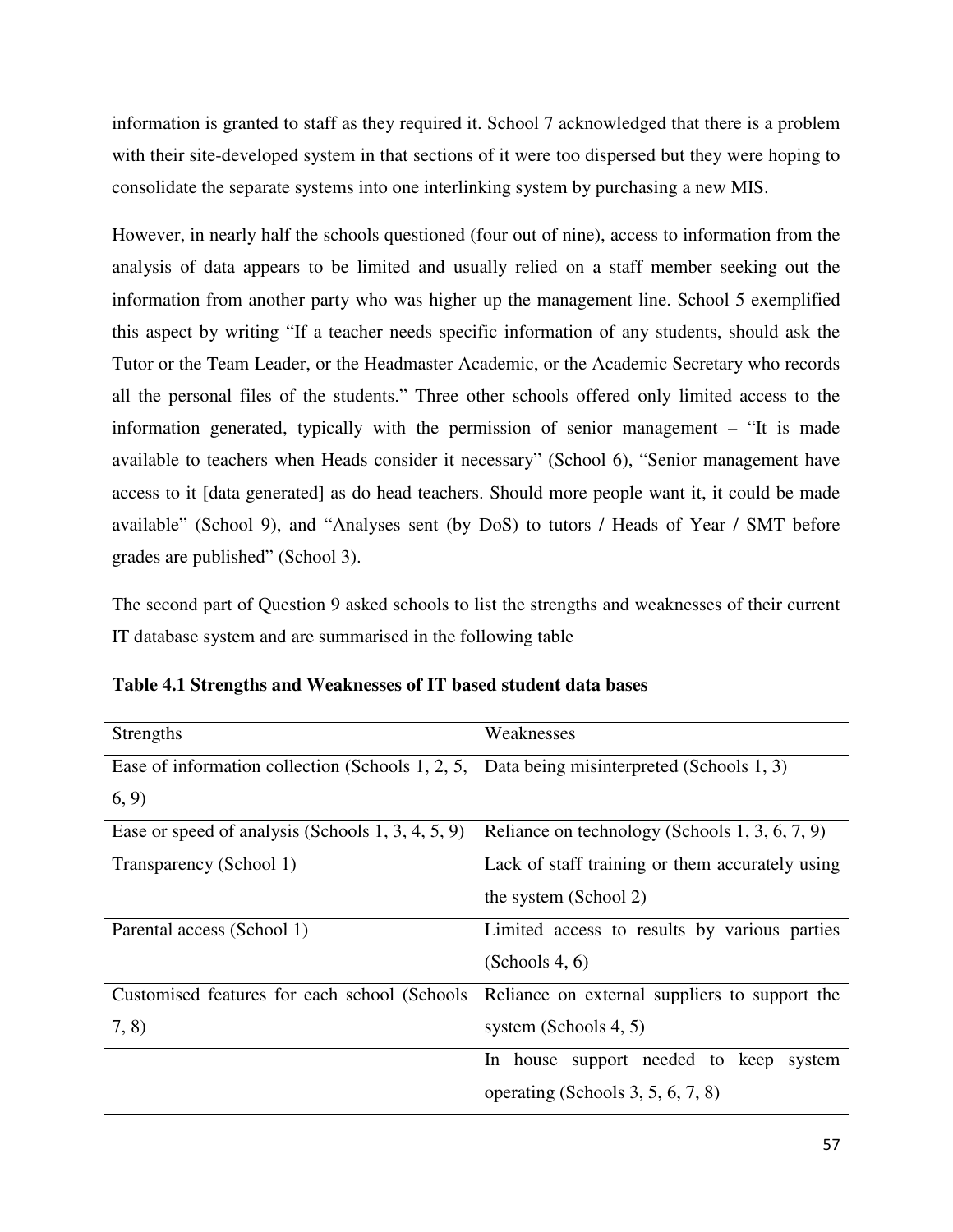information is granted to staff as they required it. School 7 acknowledged that there is a problem with their site-developed system in that sections of it were too dispersed but they were hoping to consolidate the separate systems into one interlinking system by purchasing a new MIS.

However, in nearly half the schools questioned (four out of nine), access to information from the analysis of data appears to be limited and usually relied on a staff member seeking out the information from another party who was higher up the management line. School 5 exemplified this aspect by writing "If a teacher needs specific information of any students, should ask the Tutor or the Team Leader, or the Headmaster Academic, or the Academic Secretary who records all the personal files of the students." Three other schools offered only limited access to the information generated, typically with the permission of senior management – "It is made available to teachers when Heads consider it necessary" (School 6), "Senior management have access to it [data generated] as do head teachers. Should more people want it, it could be made available" (School 9), and "Analyses sent (by DoS) to tutors / Heads of Year / SMT before grades are published" (School 3).

The second part of Question 9 asked schools to list the strengths and weaknesses of their current IT database system and are summarised in the following table

**Table 4.1 Strengths and Weaknesses of IT based student data bases**

| Strengths | Weaknesses |
| --- | --- |
| Ease of information collection (Schools 1, 2, 5, 6, 9) | Data being misinterpreted (Schools 1, 3) |
| Ease or speed of analysis (Schools 1, 3, 4, 5, 9) | Reliance on technology (Schools 1, 3, 6, 7, 9) |
| Transparency (School 1) | Lack of staff training or them accurately using the system (School 2) |
| Parental access (School 1) | Limited access to results by various parties (Schools 4, 6) |
| Customised features for each school (Schools 7, 8) | Reliance on external suppliers to support the system (Schools 4, 5) |
| | In house support needed to keep system operating (Schools 3, 5, 6, 7, 8) |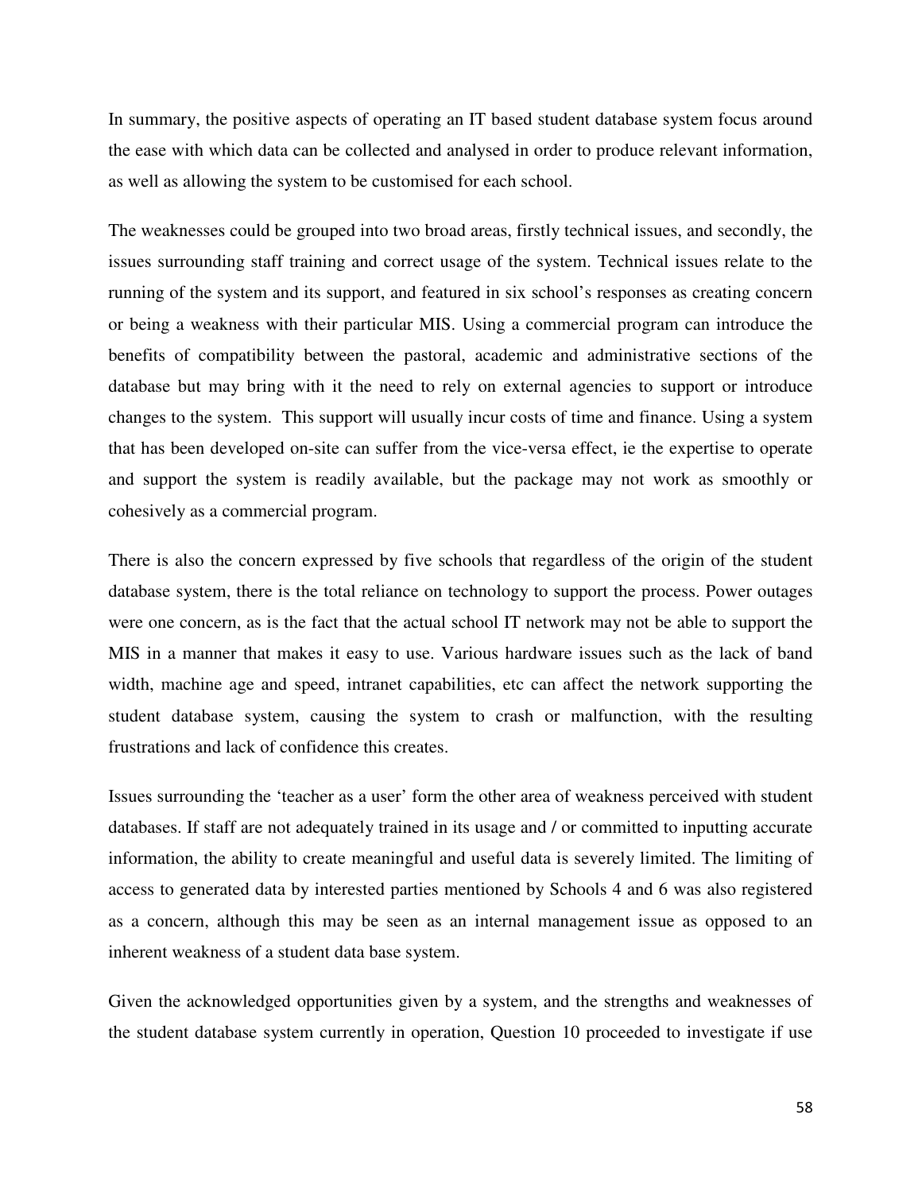In summary, the positive aspects of operating an IT based student database system focus around the ease with which data can be collected and analysed in order to produce relevant information, as well as allowing the system to be customised for each school.

The weaknesses could be grouped into two broad areas, firstly technical issues, and secondly, the issues surrounding staff training and correct usage of the system. Technical issues relate to the running of the system and its support, and featured in six school's responses as creating concern or being a weakness with their particular MIS. Using a commercial program can introduce the benefits of compatibility between the pastoral, academic and administrative sections of the database but may bring with it the need to rely on external agencies to support or introduce changes to the system. This support will usually incur costs of time and finance. Using a system that has been developed on-site can suffer from the vice-versa effect, ie the expertise to operate and support the system is readily available, but the package may not work as smoothly or cohesively as a commercial program.

There is also the concern expressed by five schools that regardless of the origin of the student database system, there is the total reliance on technology to support the process. Power outages were one concern, as is the fact that the actual school IT network may not be able to support the MIS in a manner that makes it easy to use. Various hardware issues such as the lack of band width, machine age and speed, intranet capabilities, etc can affect the network supporting the student database system, causing the system to crash or malfunction, with the resulting frustrations and lack of confidence this creates.

Issues surrounding the 'teacher as a user' form the other area of weakness perceived with student databases. If staff are not adequately trained in its usage and / or committed to inputting accurate information, the ability to create meaningful and useful data is severely limited. The limiting of access to generated data by interested parties mentioned by Schools 4 and 6 was also registered as a concern, although this may be seen as an internal management issue as opposed to an inherent weakness of a student data base system.

Given the acknowledged opportunities given by a system, and the strengths and weaknesses of the student database system currently in operation, Question 10 proceeded to investigate if use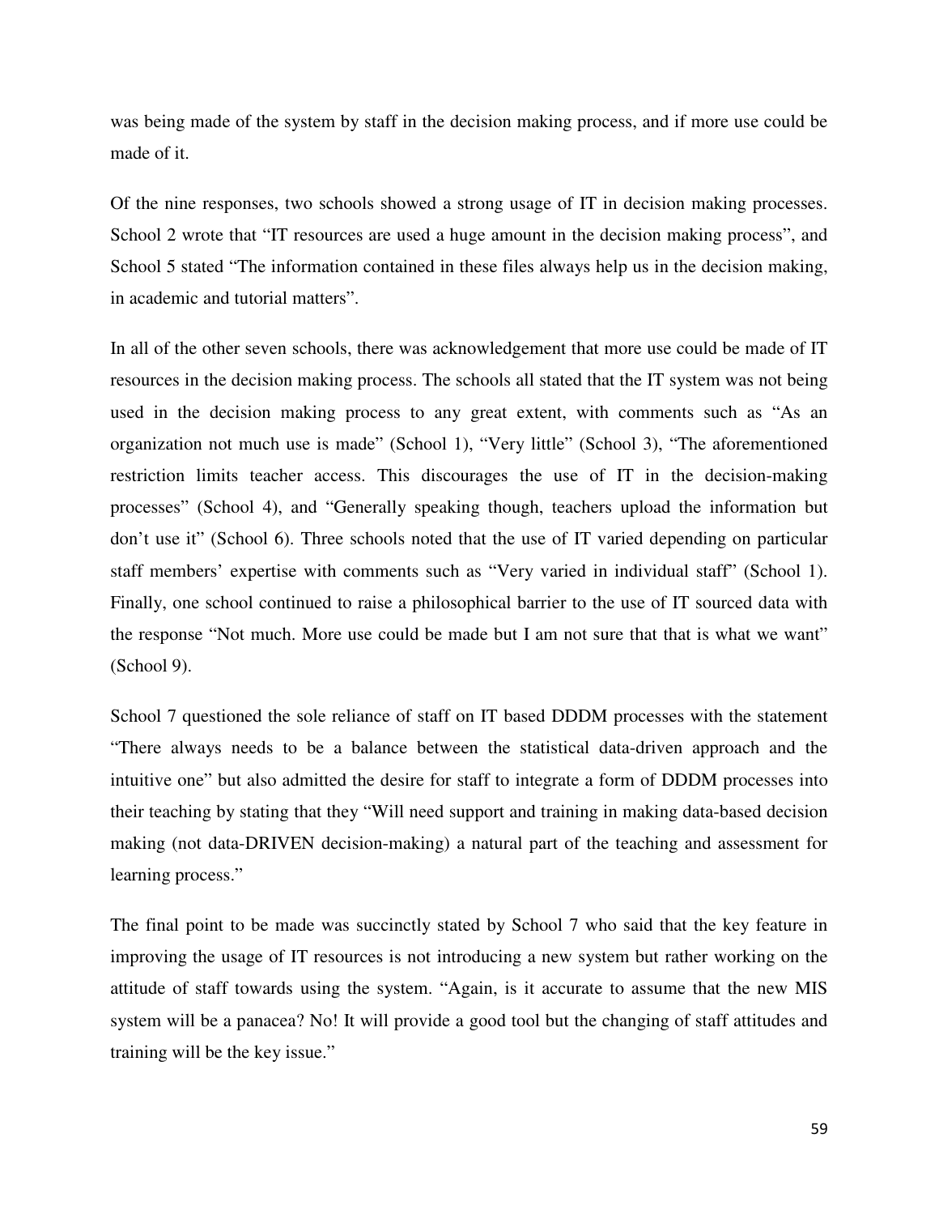was being made of the system by staff in the decision making process, and if more use could be made of it.

Of the nine responses, two schools showed a strong usage of IT in decision making processes. School 2 wrote that "IT resources are used a huge amount in the decision making process", and School 5 stated "The information contained in these files always help us in the decision making, in academic and tutorial matters".

In all of the other seven schools, there was acknowledgement that more use could be made of IT resources in the decision making process. The schools all stated that the IT system was not being used in the decision making process to any great extent, with comments such as "As an organization not much use is made" (School 1), "Very little" (School 3), "The aforementioned restriction limits teacher access. This discourages the use of IT in the decision-making processes" (School 4), and "Generally speaking though, teachers upload the information but don't use it" (School 6). Three schools noted that the use of IT varied depending on particular staff members' expertise with comments such as "Very varied in individual staff" (School 1). Finally, one school continued to raise a philosophical barrier to the use of IT sourced data with the response "Not much. More use could be made but I am not sure that that is what we want" (School 9).

School 7 questioned the sole reliance of staff on IT based DDDM processes with the statement "There always needs to be a balance between the statistical data-driven approach and the intuitive one" but also admitted the desire for staff to integrate a form of DDDM processes into their teaching by stating that they "Will need support and training in making data-based decision making (not data-DRIVEN decision-making) a natural part of the teaching and assessment for learning process."

The final point to be made was succinctly stated by School 7 who said that the key feature in improving the usage of IT resources is not introducing a new system but rather working on the attitude of staff towards using the system. "Again, is it accurate to assume that the new MIS system will be a panacea? No! It will provide a good tool but the changing of staff attitudes and training will be the key issue."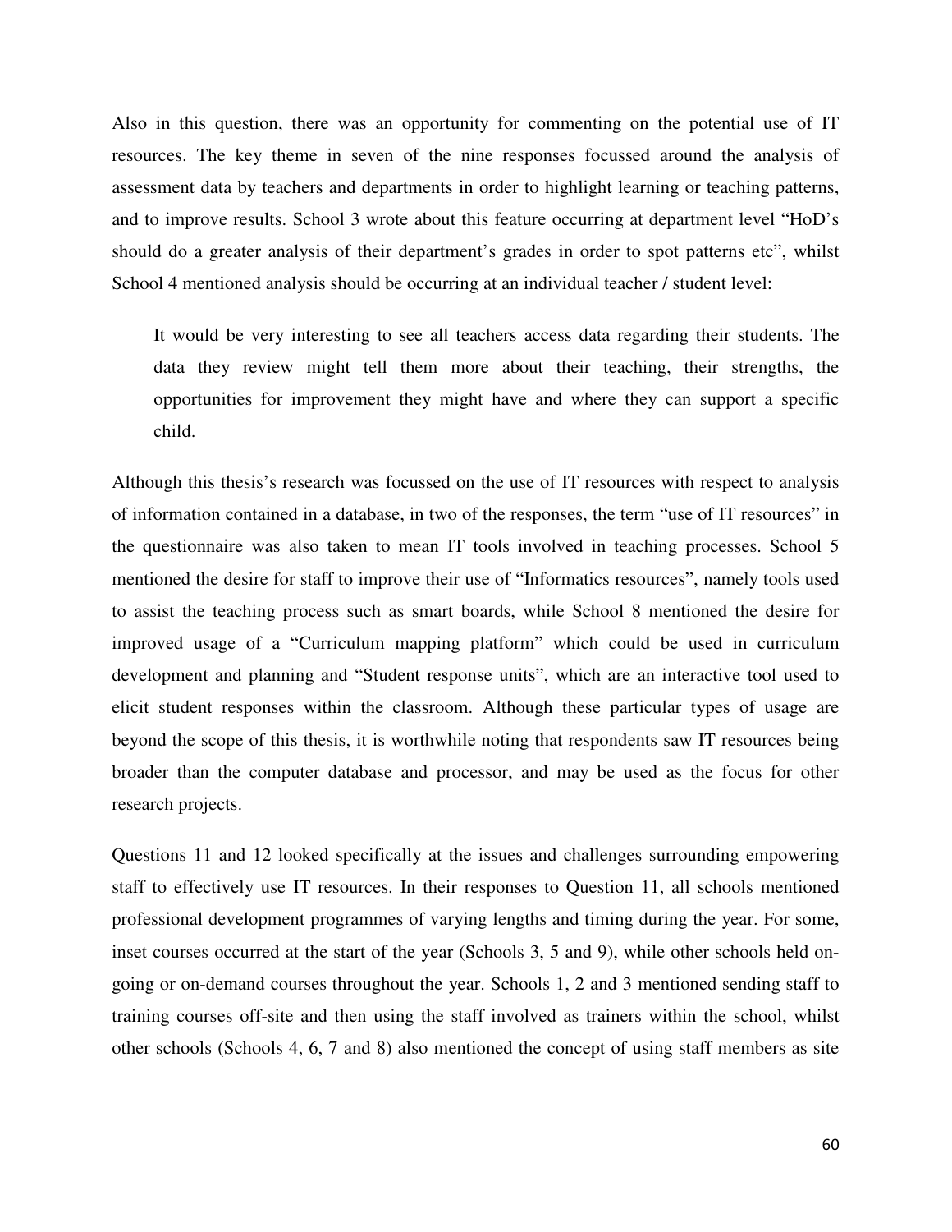Also in this question, there was an opportunity for commenting on the potential use of IT resources. The key theme in seven of the nine responses focussed around the analysis of assessment data by teachers and departments in order to highlight learning or teaching patterns, and to improve results. School 3 wrote about this feature occurring at department level "HoD's should do a greater analysis of their department's grades in order to spot patterns etc", whilst School 4 mentioned analysis should be occurring at an individual teacher / student level:

> It would be very interesting to see all teachers access data regarding their students. The data they review might tell them more about their teaching, their strengths, the opportunities for improvement they might have and where they can support a specific child.

Although this thesis's research was focussed on the use of IT resources with respect to analysis of information contained in a database, in two of the responses, the term "use of IT resources" in the questionnaire was also taken to mean IT tools involved in teaching processes. School 5 mentioned the desire for staff to improve their use of "Informatics resources", namely tools used to assist the teaching process such as smart boards, while School 8 mentioned the desire for improved usage of a "Curriculum mapping platform" which could be used in curriculum development and planning and "Student response units", which are an interactive tool used to elicit student responses within the classroom. Although these particular types of usage are beyond the scope of this thesis, it is worthwhile noting that respondents saw IT resources being broader than the computer database and processor, and may be used as the focus for other research projects.

Questions 11 and 12 looked specifically at the issues and challenges surrounding empowering staff to effectively use IT resources. In their responses to Question 11, all schools mentioned professional development programmes of varying lengths and timing during the year. For some, inset courses occurred at the start of the year (Schools 3, 5 and 9), while other schools held on-going or on-demand courses throughout the year. Schools 1, 2 and 3 mentioned sending staff to training courses off-site and then using the staff involved as trainers within the school, whilst other schools (Schools 4, 6, 7 and 8) also mentioned the concept of using staff members as site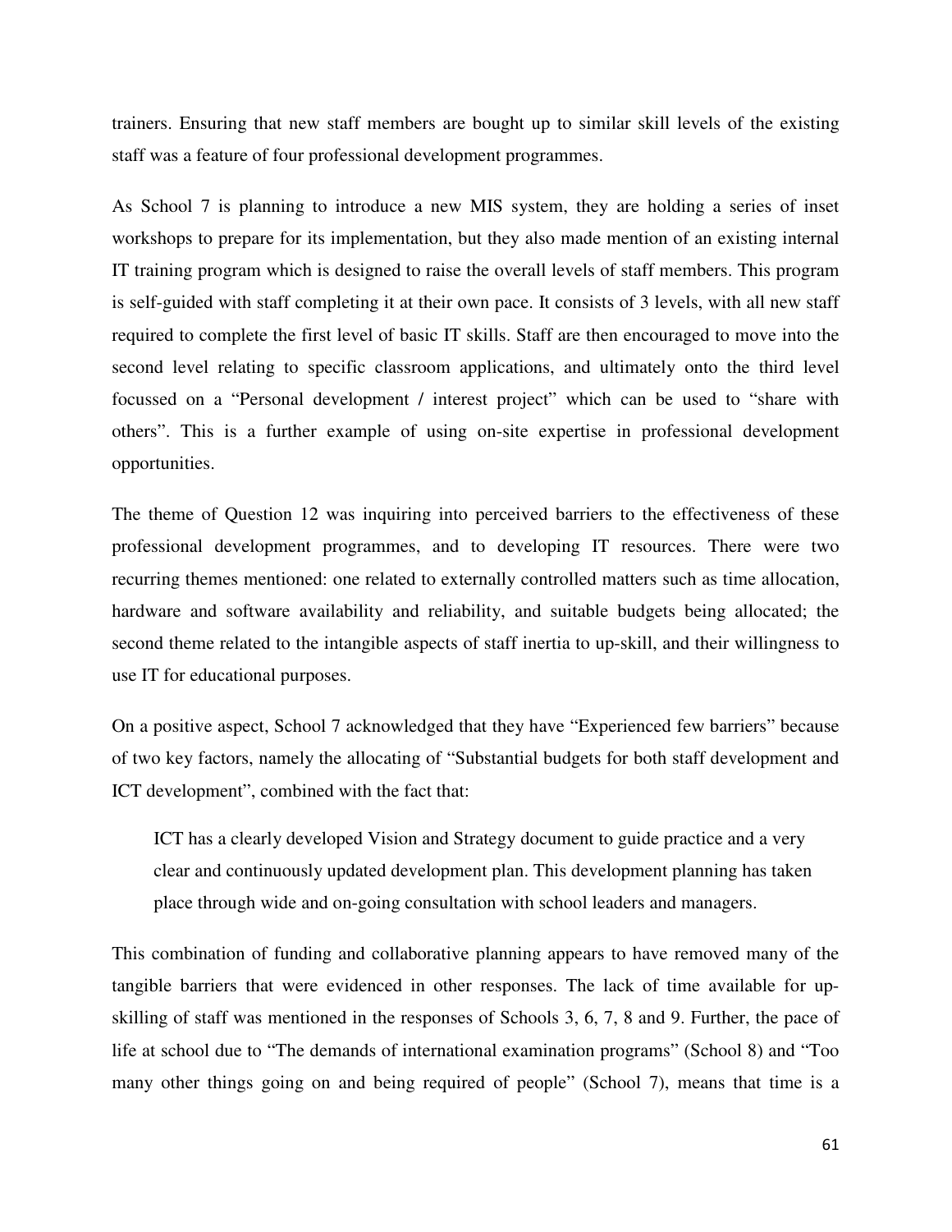trainers. Ensuring that new staff members are bought up to similar skill levels of the existing staff was a feature of four professional development programmes.

As School 7 is planning to introduce a new MIS system, they are holding a series of inset workshops to prepare for its implementation, but they also made mention of an existing internal IT training program which is designed to raise the overall levels of staff members. This program is self-guided with staff completing it at their own pace. It consists of 3 levels, with all new staff required to complete the first level of basic IT skills. Staff are then encouraged to move into the second level relating to specific classroom applications, and ultimately onto the third level focussed on a "Personal development / interest project" which can be used to "share with others". This is a further example of using on-site expertise in professional development opportunities.

The theme of Question 12 was inquiring into perceived barriers to the effectiveness of these professional development programmes, and to developing IT resources. There were two recurring themes mentioned: one related to externally controlled matters such as time allocation, hardware and software availability and reliability, and suitable budgets being allocated; the second theme related to the intangible aspects of staff inertia to up-skill, and their willingness to use IT for educational purposes.

On a positive aspect, School 7 acknowledged that they have "Experienced few barriers" because of two key factors, namely the allocating of "Substantial budgets for both staff development and ICT development", combined with the fact that:

> ICT has a clearly developed Vision and Strategy document to guide practice and a very clear and continuously updated development plan. This development planning has taken place through wide and on-going consultation with school leaders and managers.

This combination of funding and collaborative planning appears to have removed many of the tangible barriers that were evidenced in other responses. The lack of time available for up-skilling of staff was mentioned in the responses of Schools 3, 6, 7, 8 and 9. Further, the pace of life at school due to "The demands of international examination programs" (School 8) and "Too many other things going on and being required of people" (School 7), means that time is a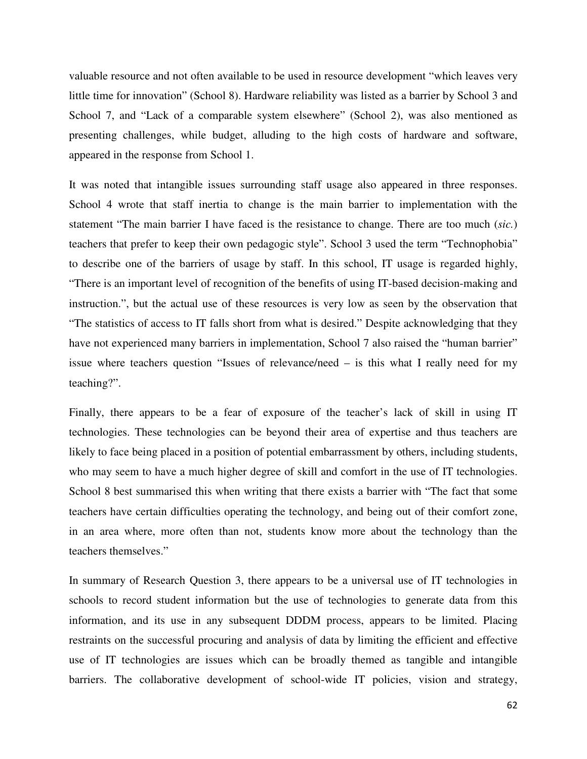valuable resource and not often available to be used in resource development "which leaves very little time for innovation" (School 8). Hardware reliability was listed as a barrier by School 3 and School 7, and "Lack of a comparable system elsewhere" (School 2), was also mentioned as presenting challenges, while budget, alluding to the high costs of hardware and software, appeared in the response from School 1.

It was noted that intangible issues surrounding staff usage also appeared in three responses. School 4 wrote that staff inertia to change is the main barrier to implementation with the statement "The main barrier I have faced is the resistance to change. There are too much (*sic.*) teachers that prefer to keep their own pedagogic style". School 3 used the term "Technophobia" to describe one of the barriers of usage by staff. In this school, IT usage is regarded highly, "There is an important level of recognition of the benefits of using IT-based decision-making and instruction.", but the actual use of these resources is very low as seen by the observation that "The statistics of access to IT falls short from what is desired." Despite acknowledging that they have not experienced many barriers in implementation, School 7 also raised the "human barrier" issue where teachers question "Issues of relevance/need – is this what I really need for my teaching?".

Finally, there appears to be a fear of exposure of the teacher's lack of skill in using IT technologies. These technologies can be beyond their area of expertise and thus teachers are likely to face being placed in a position of potential embarrassment by others, including students, who may seem to have a much higher degree of skill and comfort in the use of IT technologies. School 8 best summarised this when writing that there exists a barrier with "The fact that some teachers have certain difficulties operating the technology, and being out of their comfort zone, in an area where, more often than not, students know more about the technology than the teachers themselves."

In summary of Research Question 3, there appears to be a universal use of IT technologies in schools to record student information but the use of technologies to generate data from this information, and its use in any subsequent DDDM process, appears to be limited. Placing restraints on the successful procuring and analysis of data by limiting the efficient and effective use of IT technologies are issues which can be broadly themed as tangible and intangible barriers. The collaborative development of school-wide IT policies, vision and strategy,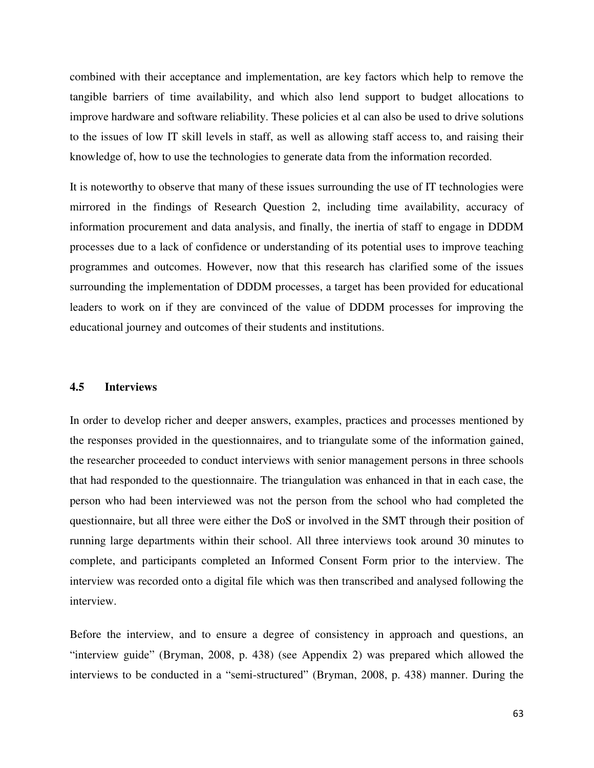combined with their acceptance and implementation, are key factors which help to remove the tangible barriers of time availability, and which also lend support to budget allocations to improve hardware and software reliability. These policies et al can also be used to drive solutions to the issues of low IT skill levels in staff, as well as allowing staff access to, and raising their knowledge of, how to use the technologies to generate data from the information recorded.

It is noteworthy to observe that many of these issues surrounding the use of IT technologies were mirrored in the findings of Research Question 2, including time availability, accuracy of information procurement and data analysis, and finally, the inertia of staff to engage in DDDM processes due to a lack of confidence or understanding of its potential uses to improve teaching programmes and outcomes. However, now that this research has clarified some of the issues surrounding the implementation of DDDM processes, a target has been provided for educational leaders to work on if they are convinced of the value of DDDM processes for improving the educational journey and outcomes of their students and institutions.

## 4.5 Interviews

In order to develop richer and deeper answers, examples, practices and processes mentioned by the responses provided in the questionnaires, and to triangulate some of the information gained, the researcher proceeded to conduct interviews with senior management persons in three schools that had responded to the questionnaire. The triangulation was enhanced in that in each case, the person who had been interviewed was not the person from the school who had completed the questionnaire, but all three were either the DoS or involved in the SMT through their position of running large departments within their school. All three interviews took around 30 minutes to complete, and participants completed an Informed Consent Form prior to the interview. The interview was recorded onto a digital file which was then transcribed and analysed following the interview.

Before the interview, and to ensure a degree of consistency in approach and questions, an "interview guide" (Bryman, 2008, p. 438) (see Appendix 2) was prepared which allowed the interviews to be conducted in a "semi-structured" (Bryman, 2008, p. 438) manner. During the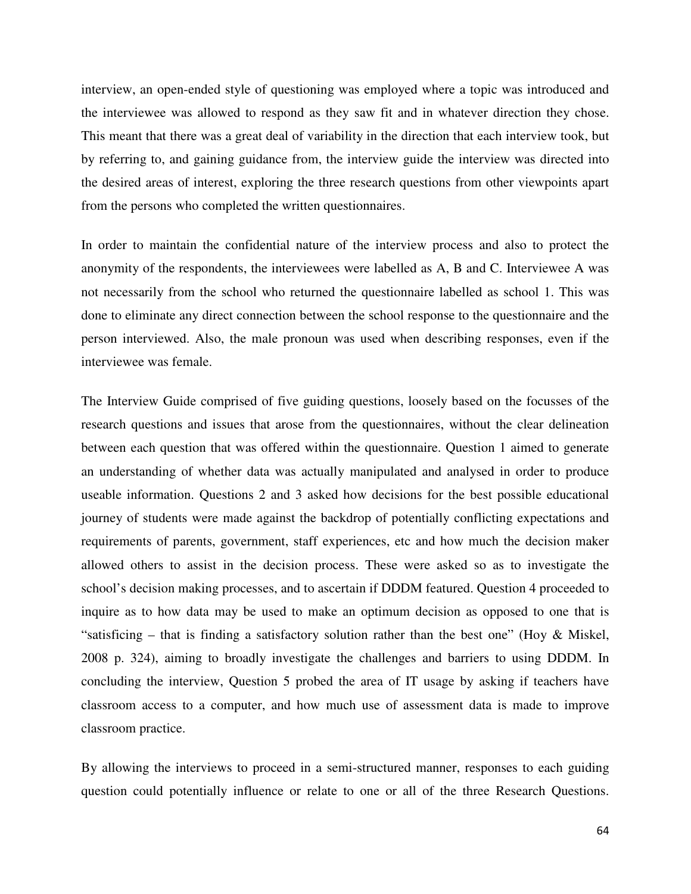interview, an open-ended style of questioning was employed where a topic was introduced and the interviewee was allowed to respond as they saw fit and in whatever direction they chose. This meant that there was a great deal of variability in the direction that each interview took, but by referring to, and gaining guidance from, the interview guide the interview was directed into the desired areas of interest, exploring the three research questions from other viewpoints apart from the persons who completed the written questionnaires.

In order to maintain the confidential nature of the interview process and also to protect the anonymity of the respondents, the interviewees were labelled as A, B and C. Interviewee A was not necessarily from the school who returned the questionnaire labelled as school 1. This was done to eliminate any direct connection between the school response to the questionnaire and the person interviewed. Also, the male pronoun was used when describing responses, even if the interviewee was female.

The Interview Guide comprised of five guiding questions, loosely based on the focusses of the research questions and issues that arose from the questionnaires, without the clear delineation between each question that was offered within the questionnaire. Question 1 aimed to generate an understanding of whether data was actually manipulated and analysed in order to produce useable information. Questions 2 and 3 asked how decisions for the best possible educational journey of students were made against the backdrop of potentially conflicting expectations and requirements of parents, government, staff experiences, etc and how much the decision maker allowed others to assist in the decision process. These were asked so as to investigate the school's decision making processes, and to ascertain if DDDM featured. Question 4 proceeded to inquire as to how data may be used to make an optimum decision as opposed to one that is "satisficing – that is finding a satisfactory solution rather than the best one" (Hoy & Miskel, 2008 p. 324), aiming to broadly investigate the challenges and barriers to using DDDM. In concluding the interview, Question 5 probed the area of IT usage by asking if teachers have classroom access to a computer, and how much use of assessment data is made to improve classroom practice.

By allowing the interviews to proceed in a semi-structured manner, responses to each guiding question could potentially influence or relate to one or all of the three Research Questions.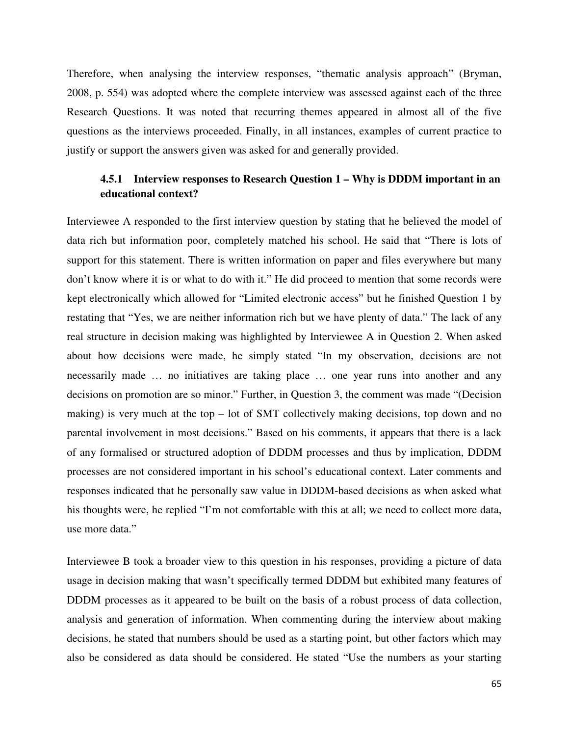Therefore, when analysing the interview responses, "thematic analysis approach" (Bryman, 2008, p. 554) was adopted where the complete interview was assessed against each of the three Research Questions. It was noted that recurring themes appeared in almost all of the five questions as the interviews proceeded. Finally, in all instances, examples of current practice to justify or support the answers given was asked for and generally provided.

### 4.5.1 Interview responses to Research Question 1 – Why is DDDM important in an educational context?

Interviewee A responded to the first interview question by stating that he believed the model of data rich but information poor, completely matched his school. He said that "There is lots of support for this statement. There is written information on paper and files everywhere but many don't know where it is or what to do with it." He did proceed to mention that some records were kept electronically which allowed for "Limited electronic access" but he finished Question 1 by restating that "Yes, we are neither information rich but we have plenty of data." The lack of any real structure in decision making was highlighted by Interviewee A in Question 2. When asked about how decisions were made, he simply stated "In my observation, decisions are not necessarily made … no initiatives are taking place … one year runs into another and any decisions on promotion are so minor." Further, in Question 3, the comment was made "(Decision making) is very much at the top – lot of SMT collectively making decisions, top down and no parental involvement in most decisions." Based on his comments, it appears that there is a lack of any formalised or structured adoption of DDDM processes and thus by implication, DDDM processes are not considered important in his school's educational context. Later comments and responses indicated that he personally saw value in DDDM-based decisions as when asked what his thoughts were, he replied "I'm not comfortable with this at all; we need to collect more data, use more data."

Interviewee B took a broader view to this question in his responses, providing a picture of data usage in decision making that wasn't specifically termed DDDM but exhibited many features of DDDM processes as it appeared to be built on the basis of a robust process of data collection, analysis and generation of information. When commenting during the interview about making decisions, he stated that numbers should be used as a starting point, but other factors which may also be considered as data should be considered. He stated "Use the numbers as your starting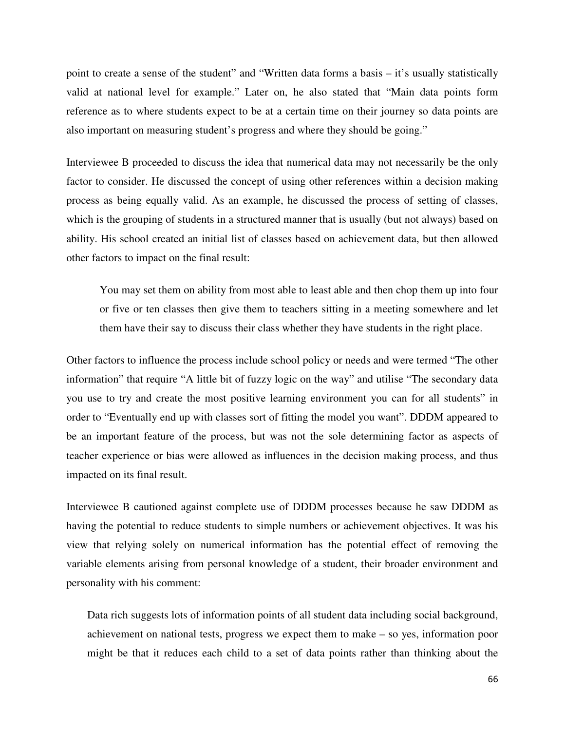point to create a sense of the student" and "Written data forms a basis – it's usually statistically valid at national level for example." Later on, he also stated that "Main data points form reference as to where students expect to be at a certain time on their journey so data points are also important on measuring student's progress and where they should be going."

Interviewee B proceeded to discuss the idea that numerical data may not necessarily be the only factor to consider. He discussed the concept of using other references within a decision making process as being equally valid. As an example, he discussed the process of setting of classes, which is the grouping of students in a structured manner that is usually (but not always) based on ability. His school created an initial list of classes based on achievement data, but then allowed other factors to impact on the final result:

> You may set them on ability from most able to least able and then chop them up into four or five or ten classes then give them to teachers sitting in a meeting somewhere and let them have their say to discuss their class whether they have students in the right place.

Other factors to influence the process include school policy or needs and were termed "The other information" that require "A little bit of fuzzy logic on the way" and utilise "The secondary data you use to try and create the most positive learning environment you can for all students" in order to "Eventually end up with classes sort of fitting the model you want". DDDM appeared to be an important feature of the process, but was not the sole determining factor as aspects of teacher experience or bias were allowed as influences in the decision making process, and thus impacted on its final result.

Interviewee B cautioned against complete use of DDDM processes because he saw DDDM as having the potential to reduce students to simple numbers or achievement objectives. It was his view that relying solely on numerical information has the potential effect of removing the variable elements arising from personal knowledge of a student, their broader environment and personality with his comment:

> Data rich suggests lots of information points of all student data including social background, achievement on national tests, progress we expect them to make – so yes, information poor might be that it reduces each child to a set of data points rather than thinking about the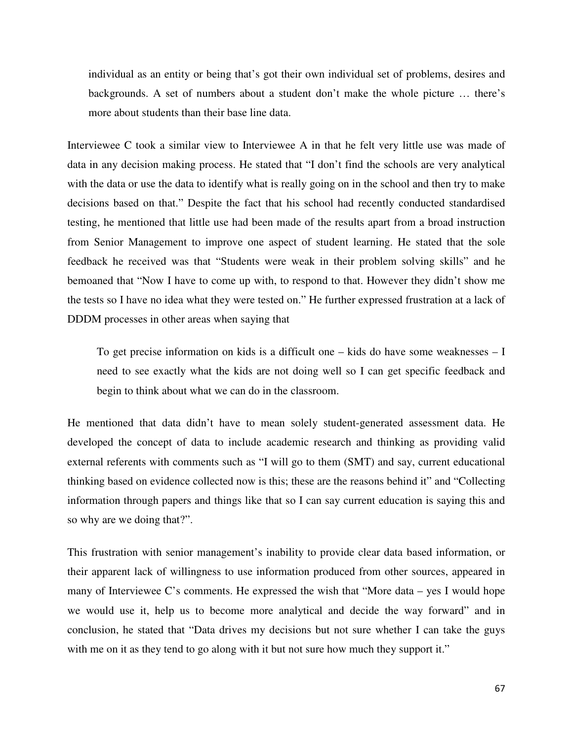> individual as an entity or being that's got their own individual set of problems, desires and backgrounds. A set of numbers about a student don't make the whole picture … there's more about students than their base line data.

Interviewee C took a similar view to Interviewee A in that he felt very little use was made of data in any decision making process. He stated that "I don't find the schools are very analytical with the data or use the data to identify what is really going on in the school and then try to make decisions based on that." Despite the fact that his school had recently conducted standardised testing, he mentioned that little use had been made of the results apart from a broad instruction from Senior Management to improve one aspect of student learning. He stated that the sole feedback he received was that "Students were weak in their problem solving skills" and he bemoaned that "Now I have to come up with, to respond to that. However they didn't show me the tests so I have no idea what they were tested on." He further expressed frustration at a lack of DDDM processes in other areas when saying that

> To get precise information on kids is a difficult one – kids do have some weaknesses – I need to see exactly what the kids are not doing well so I can get specific feedback and begin to think about what we can do in the classroom.

He mentioned that data didn't have to mean solely student-generated assessment data. He developed the concept of data to include academic research and thinking as providing valid external referents with comments such as "I will go to them (SMT) and say, current educational thinking based on evidence collected now is this; these are the reasons behind it" and "Collecting information through papers and things like that so I can say current education is saying this and so why are we doing that?".

This frustration with senior management's inability to provide clear data based information, or their apparent lack of willingness to use information produced from other sources, appeared in many of Interviewee C's comments. He expressed the wish that "More data – yes I would hope we would use it, help us to become more analytical and decide the way forward" and in conclusion, he stated that "Data drives my decisions but not sure whether I can take the guys with me on it as they tend to go along with it but not sure how much they support it."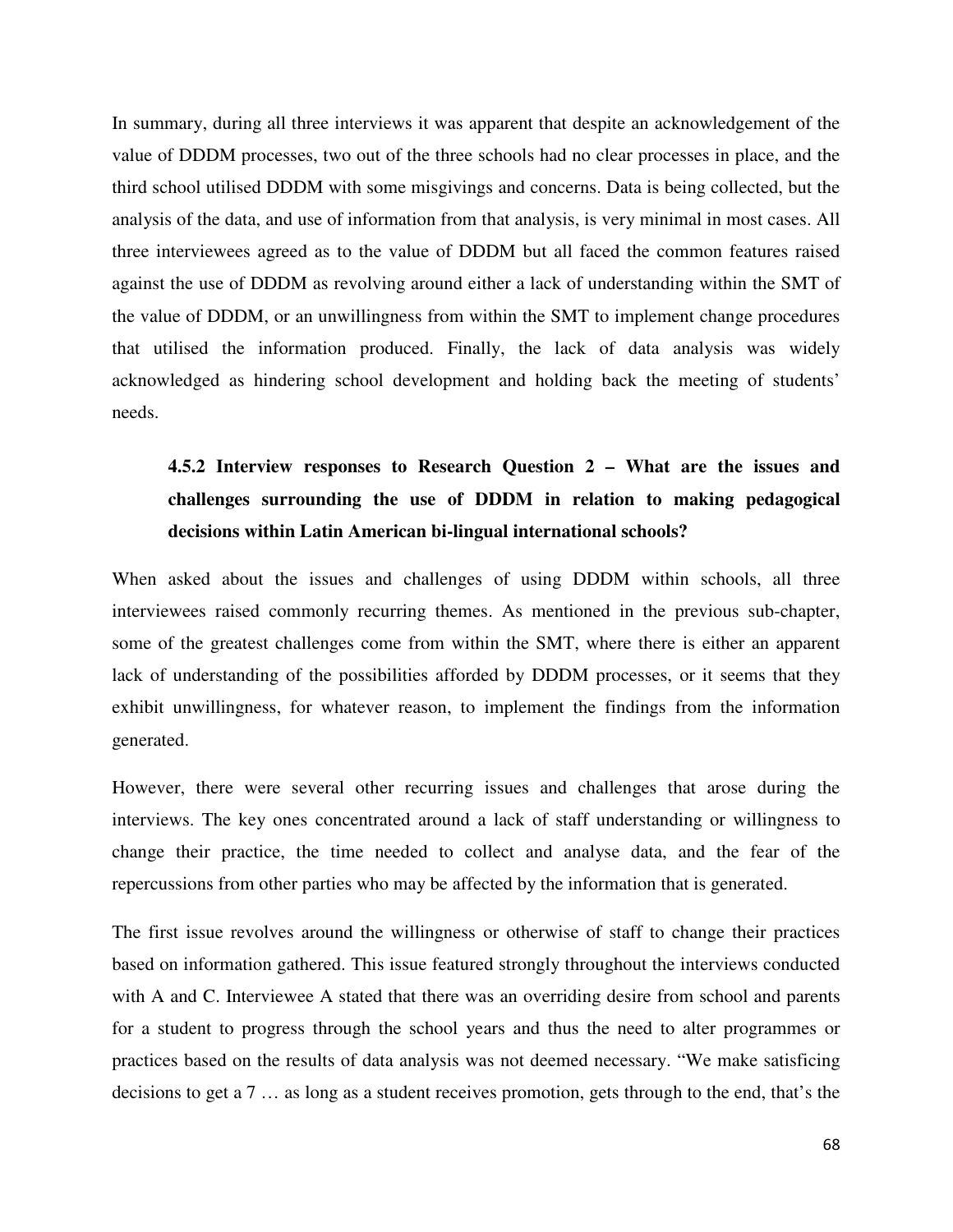In summary, during all three interviews it was apparent that despite an acknowledgement of the value of DDDM processes, two out of the three schools had no clear processes in place, and the third school utilised DDDM with some misgivings and concerns. Data is being collected, but the analysis of the data, and use of information from that analysis, is very minimal in most cases. All three interviewees agreed as to the value of DDDM but all faced the common features raised against the use of DDDM as revolving around either a lack of understanding within the SMT of the value of DDDM, or an unwillingness from within the SMT to implement change procedures that utilised the information produced. Finally, the lack of data analysis was widely acknowledged as hindering school development and holding back the meeting of students' needs.

### 4.5.2 Interview responses to Research Question 2 – What are the issues and challenges surrounding the use of DDDM in relation to making pedagogical decisions within Latin American bi-lingual international schools?

When asked about the issues and challenges of using DDDM within schools, all three interviewees raised commonly recurring themes. As mentioned in the previous sub-chapter, some of the greatest challenges come from within the SMT, where there is either an apparent lack of understanding of the possibilities afforded by DDDM processes, or it seems that they exhibit unwillingness, for whatever reason, to implement the findings from the information generated.

However, there were several other recurring issues and challenges that arose during the interviews. The key ones concentrated around a lack of staff understanding or willingness to change their practice, the time needed to collect and analyse data, and the fear of the repercussions from other parties who may be affected by the information that is generated.

The first issue revolves around the willingness or otherwise of staff to change their practices based on information gathered. This issue featured strongly throughout the interviews conducted with A and C. Interviewee A stated that there was an overriding desire from school and parents for a student to progress through the school years and thus the need to alter programmes or practices based on the results of data analysis was not deemed necessary. "We make satisficing decisions to get a 7 … as long as a student receives promotion, gets through to the end, that's the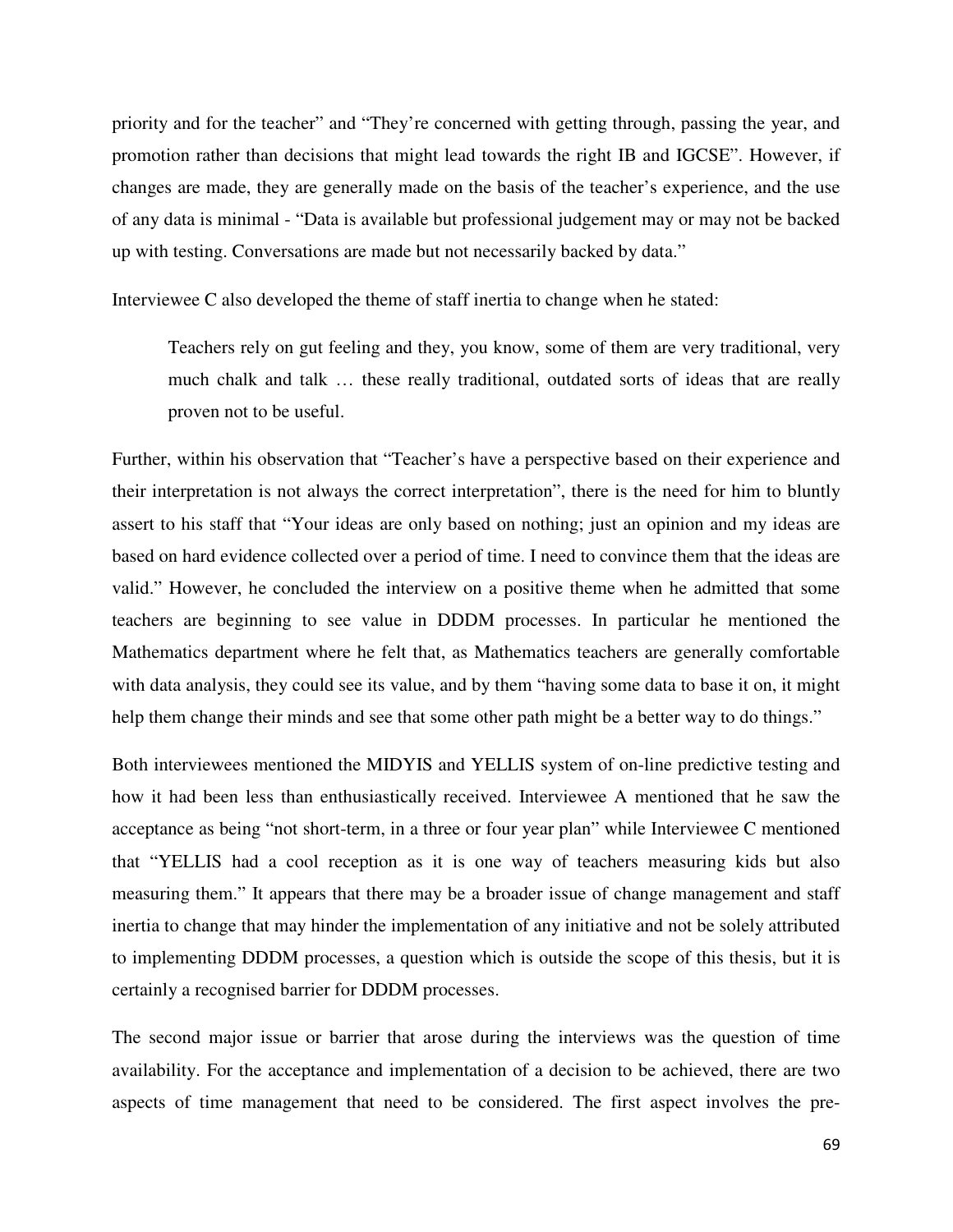priority and for the teacher" and "They're concerned with getting through, passing the year, and promotion rather than decisions that might lead towards the right IB and IGCSE". However, if changes are made, they are generally made on the basis of the teacher's experience, and the use of any data is minimal - "Data is available but professional judgement may or may not be backed up with testing. Conversations are made but not necessarily backed by data."

Interviewee C also developed the theme of staff inertia to change when he stated:

> Teachers rely on gut feeling and they, you know, some of them are very traditional, very much chalk and talk … these really traditional, outdated sorts of ideas that are really proven not to be useful.

Further, within his observation that "Teacher's have a perspective based on their experience and their interpretation is not always the correct interpretation", there is the need for him to bluntly assert to his staff that "Your ideas are only based on nothing; just an opinion and my ideas are based on hard evidence collected over a period of time. I need to convince them that the ideas are valid." However, he concluded the interview on a positive theme when he admitted that some teachers are beginning to see value in DDDM processes. In particular he mentioned the Mathematics department where he felt that, as Mathematics teachers are generally comfortable with data analysis, they could see its value, and by them "having some data to base it on, it might help them change their minds and see that some other path might be a better way to do things."

Both interviewees mentioned the MIDYIS and YELLIS system of on-line predictive testing and how it had been less than enthusiastically received. Interviewee A mentioned that he saw the acceptance as being "not short-term, in a three or four year plan" while Interviewee C mentioned that "YELLIS had a cool reception as it is one way of teachers measuring kids but also measuring them." It appears that there may be a broader issue of change management and staff inertia to change that may hinder the implementation of any initiative and not be solely attributed to implementing DDDM processes, a question which is outside the scope of this thesis, but it is certainly a recognised barrier for DDDM processes.

The second major issue or barrier that arose during the interviews was the question of time availability. For the acceptance and implementation of a decision to be achieved, there are two aspects of time management that need to be considered. The first aspect involves the pre-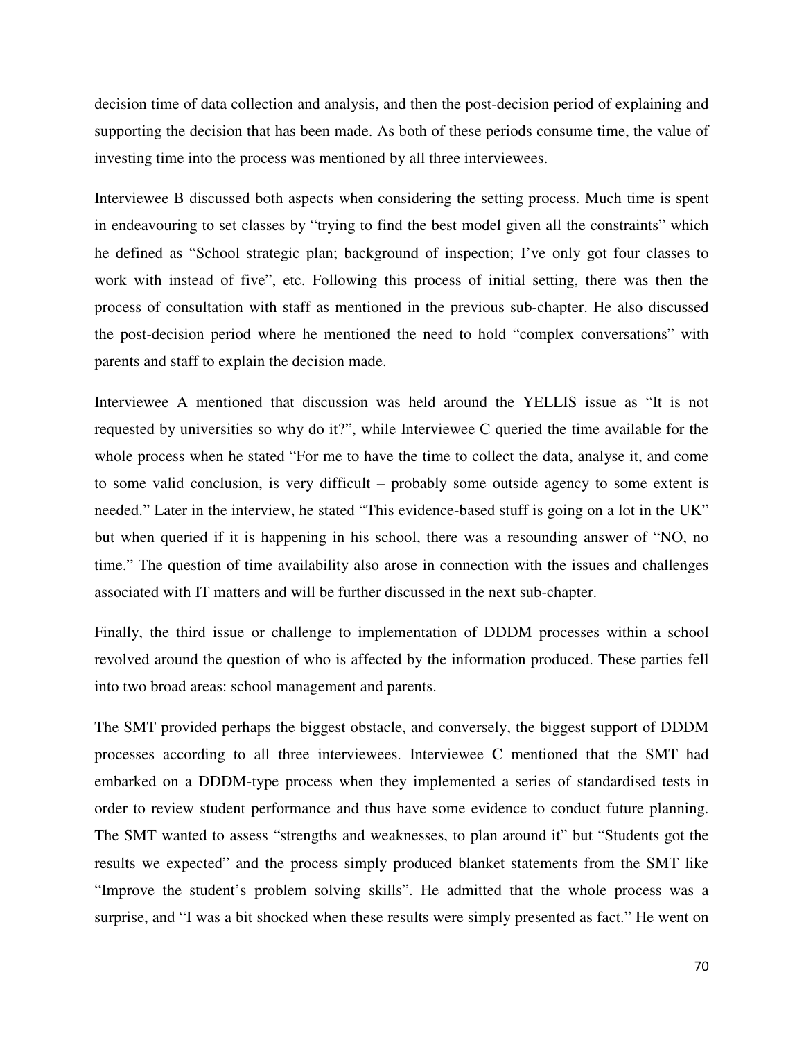decision time of data collection and analysis, and then the post-decision period of explaining and supporting the decision that has been made. As both of these periods consume time, the value of investing time into the process was mentioned by all three interviewees.

Interviewee B discussed both aspects when considering the setting process. Much time is spent in endeavouring to set classes by "trying to find the best model given all the constraints" which he defined as "School strategic plan; background of inspection; I've only got four classes to work with instead of five", etc. Following this process of initial setting, there was then the process of consultation with staff as mentioned in the previous sub-chapter. He also discussed the post-decision period where he mentioned the need to hold "complex conversations" with parents and staff to explain the decision made.

Interviewee A mentioned that discussion was held around the YELLIS issue as "It is not requested by universities so why do it?", while Interviewee C queried the time available for the whole process when he stated "For me to have the time to collect the data, analyse it, and come to some valid conclusion, is very difficult – probably some outside agency to some extent is needed." Later in the interview, he stated "This evidence-based stuff is going on a lot in the UK" but when queried if it is happening in his school, there was a resounding answer of "NO, no time." The question of time availability also arose in connection with the issues and challenges associated with IT matters and will be further discussed in the next sub-chapter.

Finally, the third issue or challenge to implementation of DDDM processes within a school revolved around the question of who is affected by the information produced. These parties fell into two broad areas: school management and parents.

The SMT provided perhaps the biggest obstacle, and conversely, the biggest support of DDDM processes according to all three interviewees. Interviewee C mentioned that the SMT had embarked on a DDDM-type process when they implemented a series of standardised tests in order to review student performance and thus have some evidence to conduct future planning. The SMT wanted to assess "strengths and weaknesses, to plan around it" but "Students got the results we expected" and the process simply produced blanket statements from the SMT like "Improve the student's problem solving skills". He admitted that the whole process was a surprise, and "I was a bit shocked when these results were simply presented as fact." He went on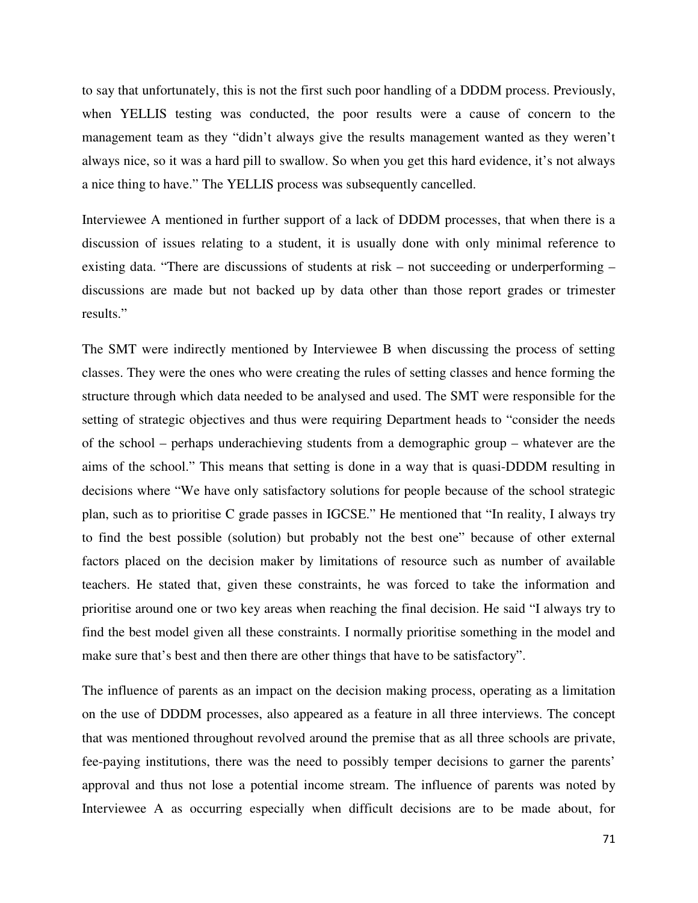to say that unfortunately, this is not the first such poor handling of a DDDM process. Previously, when YELLIS testing was conducted, the poor results were a cause of concern to the management team as they "didn't always give the results management wanted as they weren't always nice, so it was a hard pill to swallow. So when you get this hard evidence, it's not always a nice thing to have." The YELLIS process was subsequently cancelled.

Interviewee A mentioned in further support of a lack of DDDM processes, that when there is a discussion of issues relating to a student, it is usually done with only minimal reference to existing data. "There are discussions of students at risk – not succeeding or underperforming – discussions are made but not backed up by data other than those report grades or trimester results."

The SMT were indirectly mentioned by Interviewee B when discussing the process of setting classes. They were the ones who were creating the rules of setting classes and hence forming the structure through which data needed to be analysed and used. The SMT were responsible for the setting of strategic objectives and thus were requiring Department heads to "consider the needs of the school – perhaps underachieving students from a demographic group – whatever are the aims of the school." This means that setting is done in a way that is quasi-DDDM resulting in decisions where "We have only satisfactory solutions for people because of the school strategic plan, such as to prioritise C grade passes in IGCSE." He mentioned that "In reality, I always try to find the best possible (solution) but probably not the best one" because of other external factors placed on the decision maker by limitations of resource such as number of available teachers. He stated that, given these constraints, he was forced to take the information and prioritise around one or two key areas when reaching the final decision. He said "I always try to find the best model given all these constraints. I normally prioritise something in the model and make sure that's best and then there are other things that have to be satisfactory".

The influence of parents as an impact on the decision making process, operating as a limitation on the use of DDDM processes, also appeared as a feature in all three interviews. The concept that was mentioned throughout revolved around the premise that as all three schools are private, fee-paying institutions, there was the need to possibly temper decisions to garner the parents' approval and thus not lose a potential income stream. The influence of parents was noted by Interviewee A as occurring especially when difficult decisions are to be made about, for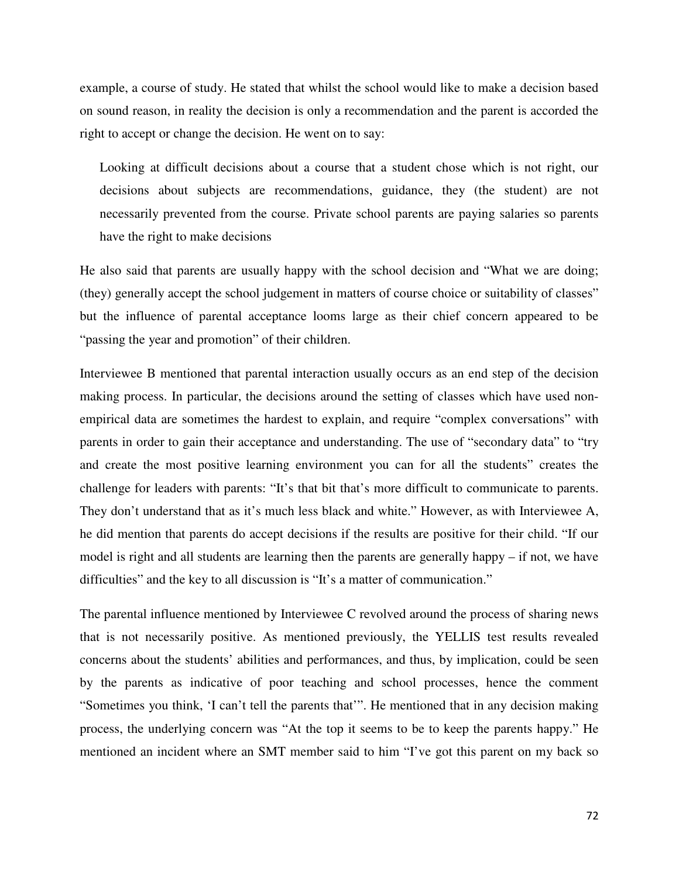example, a course of study. He stated that whilst the school would like to make a decision based on sound reason, in reality the decision is only a recommendation and the parent is accorded the right to accept or change the decision. He went on to say:

> Looking at difficult decisions about a course that a student chose which is not right, our decisions about subjects are recommendations, guidance, they (the student) are not necessarily prevented from the course. Private school parents are paying salaries so parents have the right to make decisions

He also said that parents are usually happy with the school decision and "What we are doing; (they) generally accept the school judgement in matters of course choice or suitability of classes" but the influence of parental acceptance looms large as their chief concern appeared to be "passing the year and promotion" of their children.

Interviewee B mentioned that parental interaction usually occurs as an end step of the decision making process. In particular, the decisions around the setting of classes which have used non-empirical data are sometimes the hardest to explain, and require "complex conversations" with parents in order to gain their acceptance and understanding. The use of "secondary data" to "try and create the most positive learning environment you can for all the students" creates the challenge for leaders with parents: "It's that bit that's more difficult to communicate to parents. They don't understand that as it's much less black and white." However, as with Interviewee A, he did mention that parents do accept decisions if the results are positive for their child. "If our model is right and all students are learning then the parents are generally happy – if not, we have difficulties" and the key to all discussion is "It's a matter of communication."

The parental influence mentioned by Interviewee C revolved around the process of sharing news that is not necessarily positive. As mentioned previously, the YELLIS test results revealed concerns about the students' abilities and performances, and thus, by implication, could be seen by the parents as indicative of poor teaching and school processes, hence the comment "Sometimes you think, 'I can't tell the parents that'". He mentioned that in any decision making process, the underlying concern was "At the top it seems to be to keep the parents happy." He mentioned an incident where an SMT member said to him "I've got this parent on my back so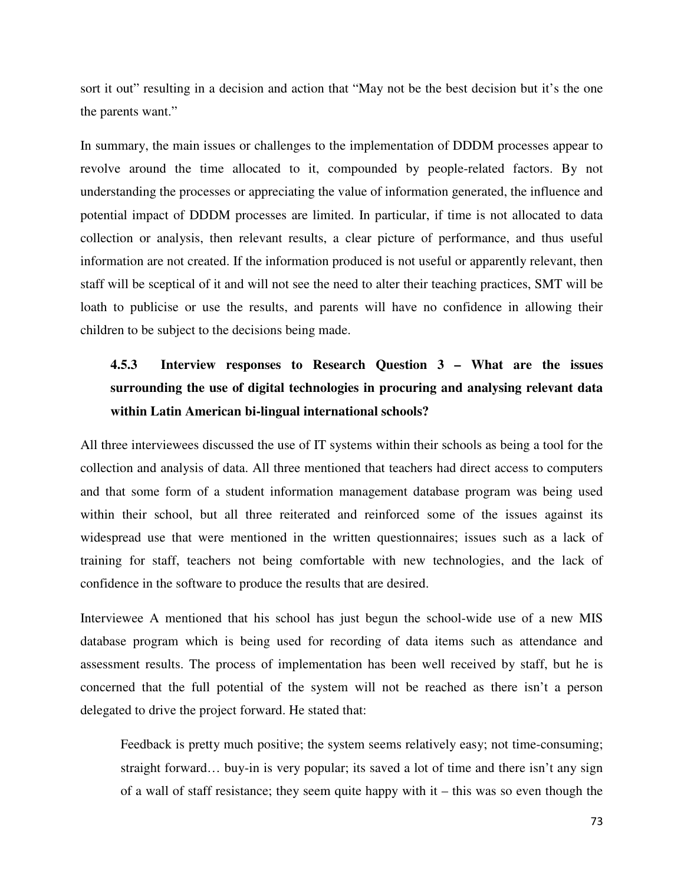sort it out" resulting in a decision and action that "May not be the best decision but it's the one the parents want."

In summary, the main issues or challenges to the implementation of DDDM processes appear to revolve around the time allocated to it, compounded by people-related factors. By not understanding the processes or appreciating the value of information generated, the influence and potential impact of DDDM processes are limited. In particular, if time is not allocated to data collection or analysis, then relevant results, a clear picture of performance, and thus useful information are not created. If the information produced is not useful or apparently relevant, then staff will be sceptical of it and will not see the need to alter their teaching practices, SMT will be loath to publicise or use the results, and parents will have no confidence in allowing their children to be subject to the decisions being made.

### 4.5.3 Interview responses to Research Question 3 – What are the issues surrounding the use of digital technologies in procuring and analysing relevant data within Latin American bi-lingual international schools?

All three interviewees discussed the use of IT systems within their schools as being a tool for the collection and analysis of data. All three mentioned that teachers had direct access to computers and that some form of a student information management database program was being used within their school, but all three reiterated and reinforced some of the issues against its widespread use that were mentioned in the written questionnaires; issues such as a lack of training for staff, teachers not being comfortable with new technologies, and the lack of confidence in the software to produce the results that are desired.

Interviewee A mentioned that his school has just begun the school-wide use of a new MIS database program which is being used for recording of data items such as attendance and assessment results. The process of implementation has been well received by staff, but he is concerned that the full potential of the system will not be reached as there isn't a person delegated to drive the project forward. He stated that:

> Feedback is pretty much positive; the system seems relatively easy; not time-consuming; straight forward… buy-in is very popular; its saved a lot of time and there isn't any sign of a wall of staff resistance; they seem quite happy with it – this was so even though the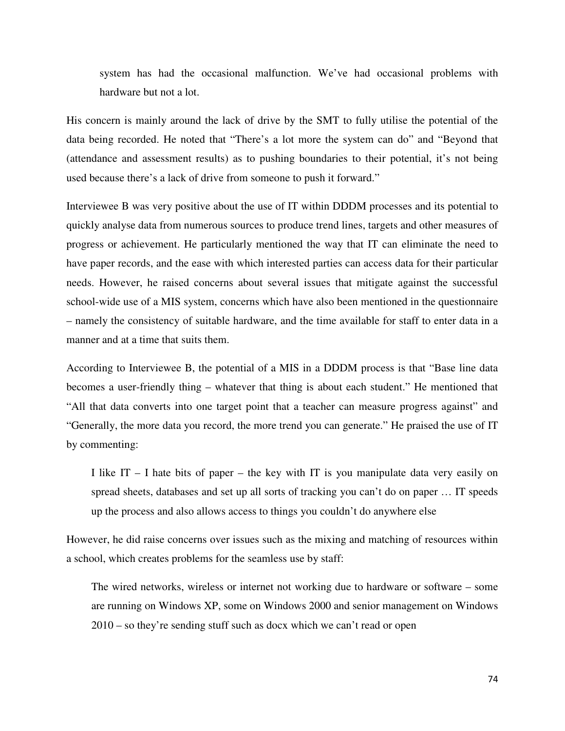> system has had the occasional malfunction. We've had occasional problems with hardware but not a lot.

His concern is mainly around the lack of drive by the SMT to fully utilise the potential of the data being recorded. He noted that "There's a lot more the system can do" and "Beyond that (attendance and assessment results) as to pushing boundaries to their potential, it's not being used because there's a lack of drive from someone to push it forward."

Interviewee B was very positive about the use of IT within DDDM processes and its potential to quickly analyse data from numerous sources to produce trend lines, targets and other measures of progress or achievement. He particularly mentioned the way that IT can eliminate the need to have paper records, and the ease with which interested parties can access data for their particular needs. However, he raised concerns about several issues that mitigate against the successful school-wide use of a MIS system, concerns which have also been mentioned in the questionnaire – namely the consistency of suitable hardware, and the time available for staff to enter data in a manner and at a time that suits them.

According to Interviewee B, the potential of a MIS in a DDDM process is that "Base line data becomes a user-friendly thing – whatever that thing is about each student." He mentioned that "All that data converts into one target point that a teacher can measure progress against" and "Generally, the more data you record, the more trend you can generate." He praised the use of IT by commenting:

> I like IT – I hate bits of paper – the key with IT is you manipulate data very easily on spread sheets, databases and set up all sorts of tracking you can't do on paper … IT speeds up the process and also allows access to things you couldn't do anywhere else

However, he did raise concerns over issues such as the mixing and matching of resources within a school, which creates problems for the seamless use by staff:

> The wired networks, wireless or internet not working due to hardware or software – some are running on Windows XP, some on Windows 2000 and senior management on Windows 2010 – so they're sending stuff such as docx which we can't read or open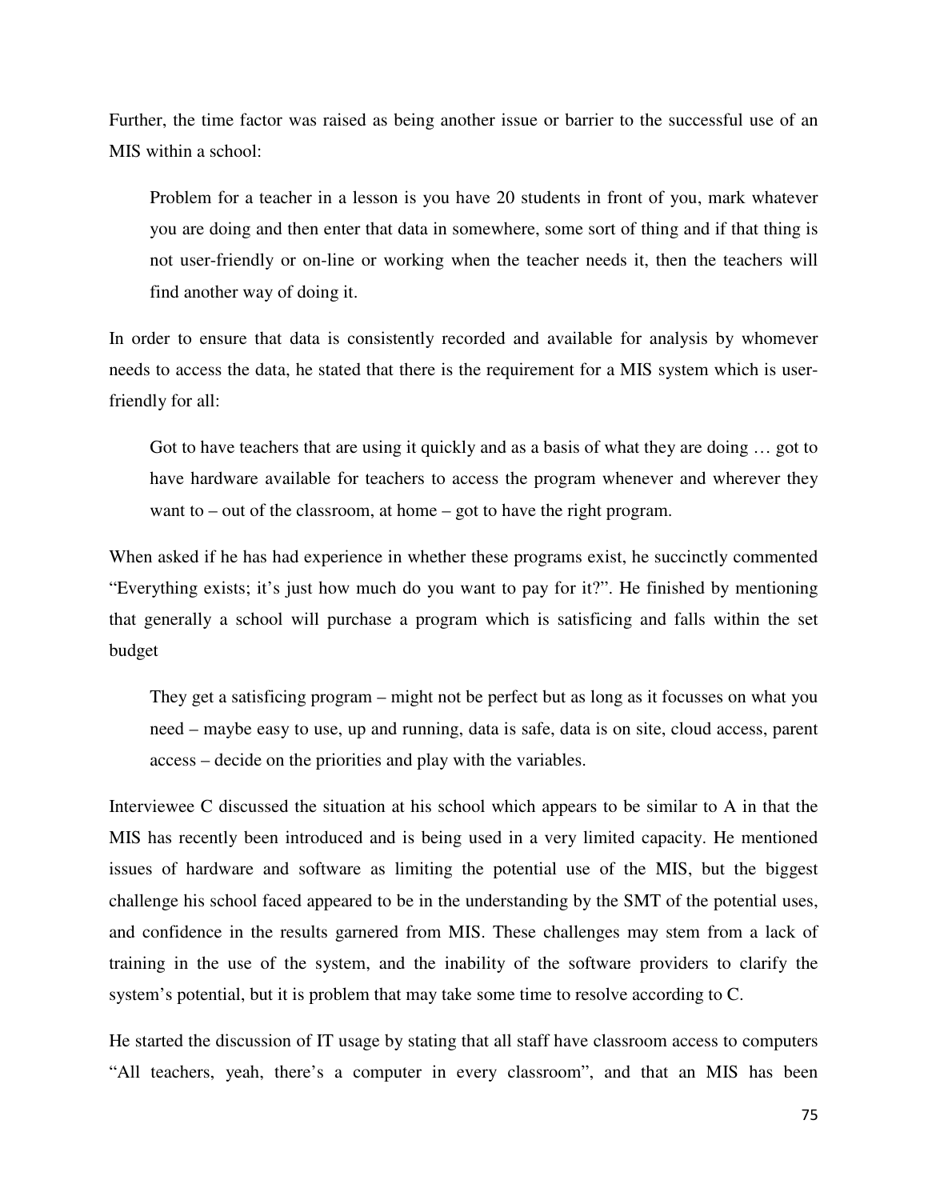Further, the time factor was raised as being another issue or barrier to the successful use of an MIS within a school:

> Problem for a teacher in a lesson is you have 20 students in front of you, mark whatever you are doing and then enter that data in somewhere, some sort of thing and if that thing is not user-friendly or on-line or working when the teacher needs it, then the teachers will find another way of doing it.

In order to ensure that data is consistently recorded and available for analysis by whomever needs to access the data, he stated that there is the requirement for a MIS system which is user-friendly for all:

> Got to have teachers that are using it quickly and as a basis of what they are doing … got to have hardware available for teachers to access the program whenever and wherever they want to – out of the classroom, at home – got to have the right program.

When asked if he has had experience in whether these programs exist, he succinctly commented "Everything exists; it's just how much do you want to pay for it?". He finished by mentioning that generally a school will purchase a program which is satisficing and falls within the set budget

> They get a satisficing program – might not be perfect but as long as it focusses on what you need – maybe easy to use, up and running, data is safe, data is on site, cloud access, parent access – decide on the priorities and play with the variables.

Interviewee C discussed the situation at his school which appears to be similar to A in that the MIS has recently been introduced and is being used in a very limited capacity. He mentioned issues of hardware and software as limiting the potential use of the MIS, but the biggest challenge his school faced appeared to be in the understanding by the SMT of the potential uses, and confidence in the results garnered from MIS. These challenges may stem from a lack of training in the use of the system, and the inability of the software providers to clarify the system's potential, but it is problem that may take some time to resolve according to C.

He started the discussion of IT usage by stating that all staff have classroom access to computers "All teachers, yeah, there's a computer in every classroom", and that an MIS has been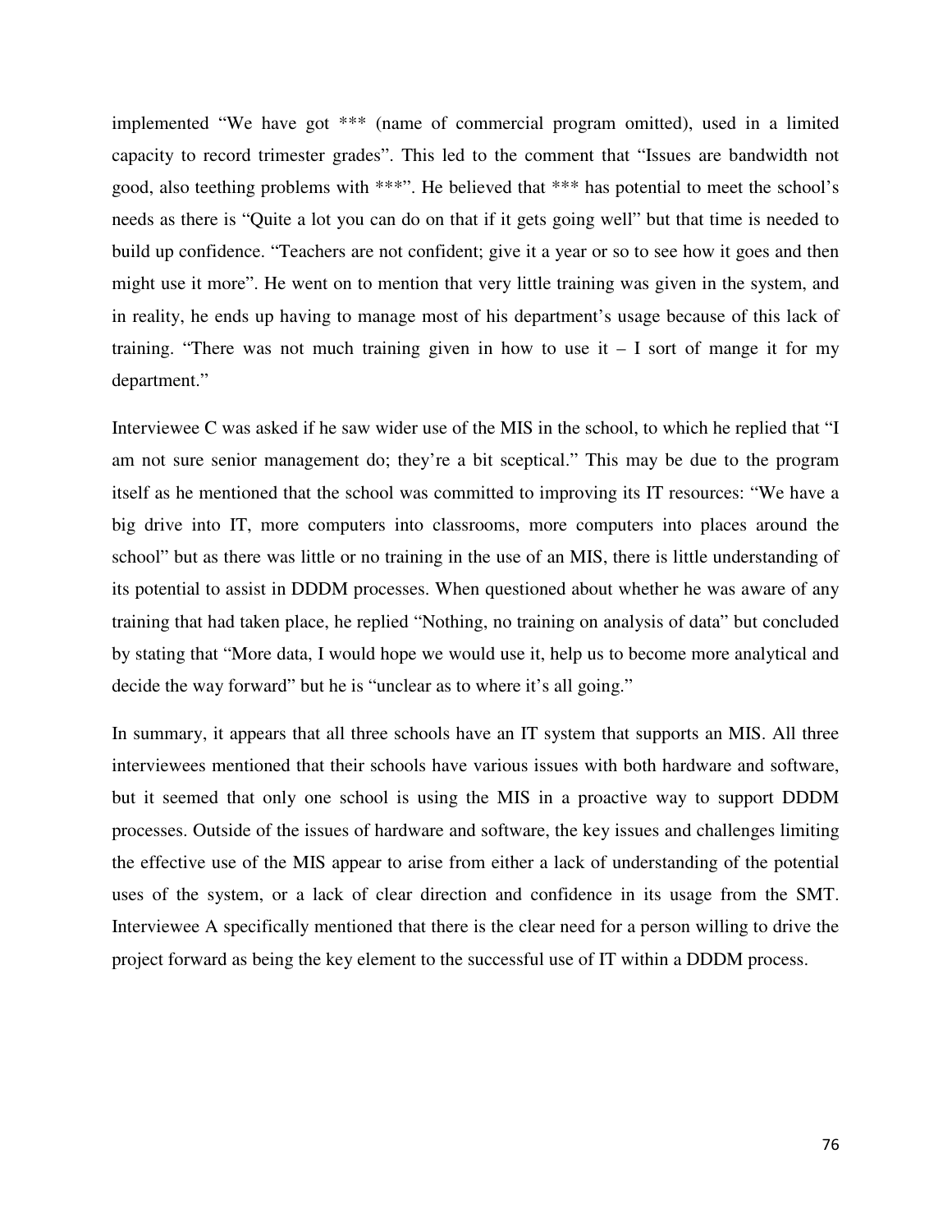implemented "We have got *** (name of commercial program omitted), used in a limited capacity to record trimester grades". This led to the comment that "Issues are bandwidth not good, also teething problems with ***". He believed that *** has potential to meet the school's needs as there is "Quite a lot you can do on that if it gets going well" but that time is needed to build up confidence. "Teachers are not confident; give it a year or so to see how it goes and then might use it more". He went on to mention that very little training was given in the system, and in reality, he ends up having to manage most of his department's usage because of this lack of training. "There was not much training given in how to use it – I sort of mange it for my department."

Interviewee C was asked if he saw wider use of the MIS in the school, to which he replied that "I am not sure senior management do; they're a bit sceptical." This may be due to the program itself as he mentioned that the school was committed to improving its IT resources: "We have a big drive into IT, more computers into classrooms, more computers into places around the school" but as there was little or no training in the use of an MIS, there is little understanding of its potential to assist in DDDM processes. When questioned about whether he was aware of any training that had taken place, he replied "Nothing, no training on analysis of data" but concluded by stating that "More data, I would hope we would use it, help us to become more analytical and decide the way forward" but he is "unclear as to where it's all going."

In summary, it appears that all three schools have an IT system that supports an MIS. All three interviewees mentioned that their schools have various issues with both hardware and software, but it seemed that only one school is using the MIS in a proactive way to support DDDM processes. Outside of the issues of hardware and software, the key issues and challenges limiting the effective use of the MIS appear to arise from either a lack of understanding of the potential uses of the system, or a lack of clear direction and confidence in its usage from the SMT. Interviewee A specifically mentioned that there is the clear need for a person willing to drive the project forward as being the key element to the successful use of IT within a DDDM process.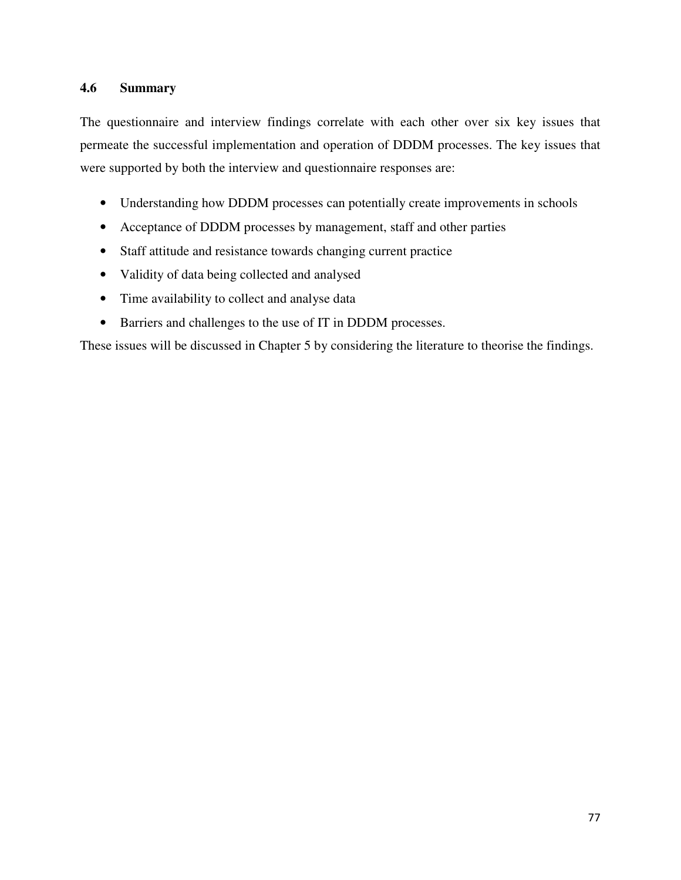### 4.6 Summary

The questionnaire and interview findings correlate with each other over six key issues that permeate the successful implementation and operation of DDDM processes. The key issues that were supported by both the interview and questionnaire responses are:

- Understanding how DDDM processes can potentially create improvements in schools
- Acceptance of DDDM processes by management, staff and other parties
- Staff attitude and resistance towards changing current practice
- Validity of data being collected and analysed
- Time availability to collect and analyse data
- Barriers and challenges to the use of IT in DDDM processes.

These issues will be discussed in Chapter 5 by considering the literature to theorise the findings.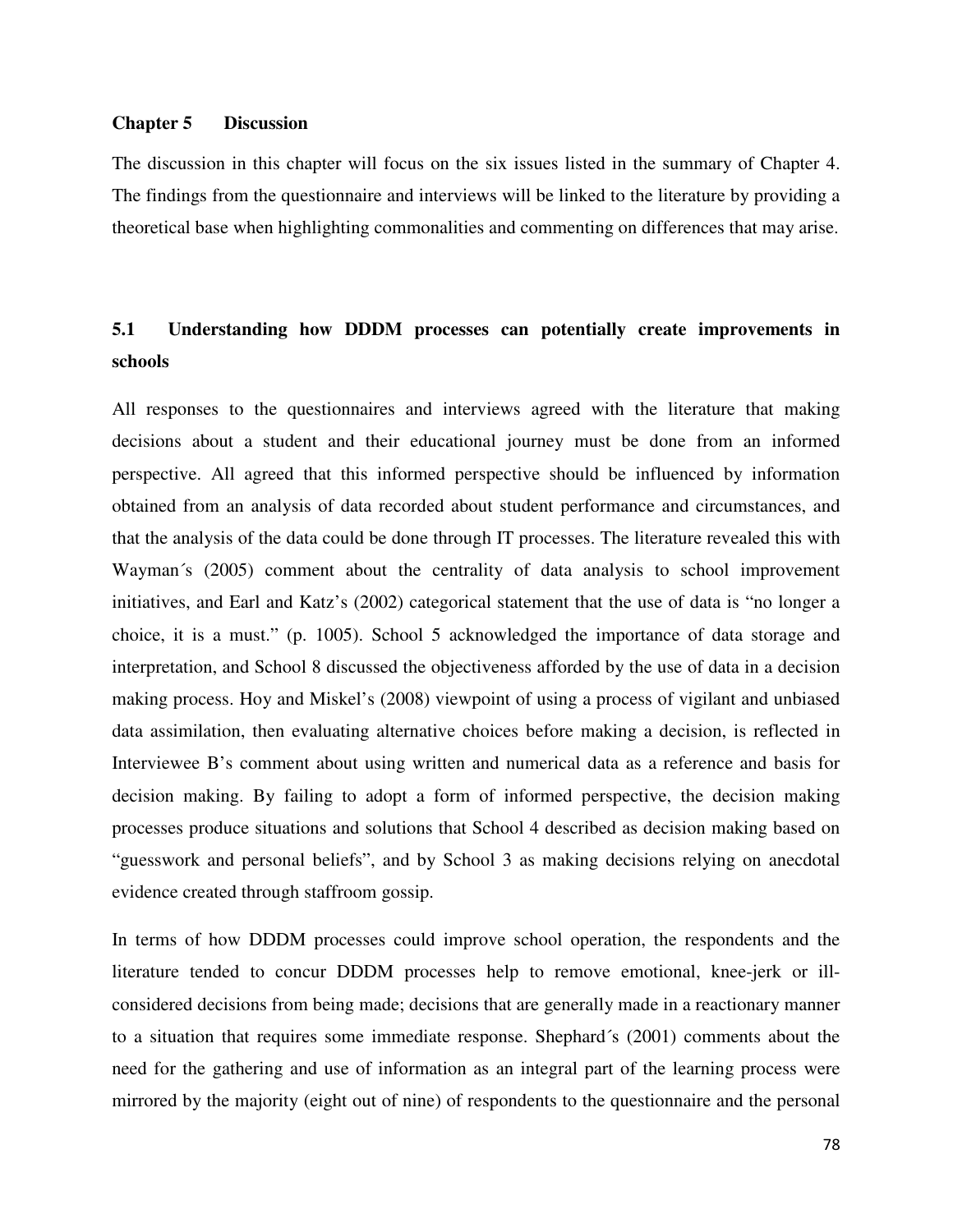## Chapter 5 Discussion

The discussion in this chapter will focus on the six issues listed in the summary of Chapter 4. The findings from the questionnaire and interviews will be linked to the literature by providing a theoretical base when highlighting commonalities and commenting on differences that may arise.

### 5.1 Understanding how DDDM processes can potentially create improvements in schools

All responses to the questionnaires and interviews agreed with the literature that making decisions about a student and their educational journey must be done from an informed perspective. All agreed that this informed perspective should be influenced by information obtained from an analysis of data recorded about student performance and circumstances, and that the analysis of the data could be done through IT processes. The literature revealed this with Wayman´s (2005) comment about the centrality of data analysis to school improvement initiatives, and Earl and Katz's (2002) categorical statement that the use of data is "no longer a choice, it is a must." (p. 1005). School 5 acknowledged the importance of data storage and interpretation, and School 8 discussed the objectiveness afforded by the use of data in a decision making process. Hoy and Miskel's (2008) viewpoint of using a process of vigilant and unbiased data assimilation, then evaluating alternative choices before making a decision, is reflected in Interviewee B's comment about using written and numerical data as a reference and basis for decision making. By failing to adopt a form of informed perspective, the decision making processes produce situations and solutions that School 4 described as decision making based on "guesswork and personal beliefs", and by School 3 as making decisions relying on anecdotal evidence created through staffroom gossip.

In terms of how DDDM processes could improve school operation, the respondents and the literature tended to concur DDDM processes help to remove emotional, knee-jerk or ill-considered decisions from being made; decisions that are generally made in a reactionary manner to a situation that requires some immediate response. Shephard´s (2001) comments about the need for the gathering and use of information as an integral part of the learning process were mirrored by the majority (eight out of nine) of respondents to the questionnaire and the personal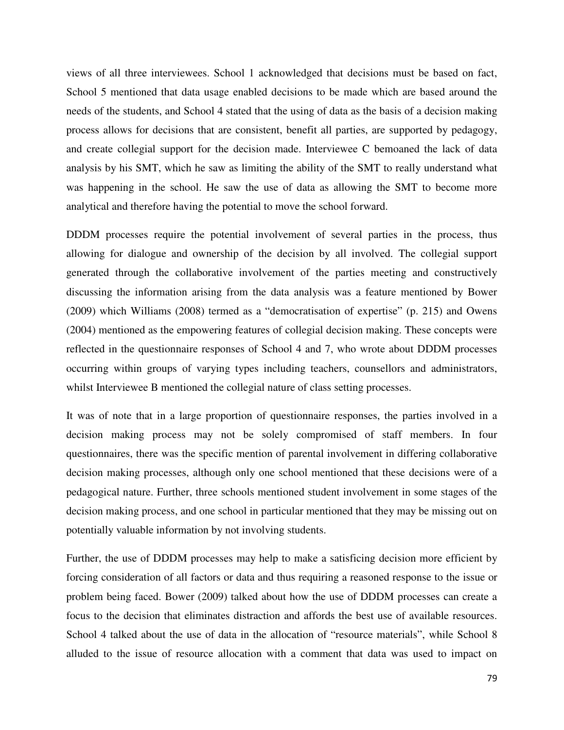views of all three interviewees. School 1 acknowledged that decisions must be based on fact, School 5 mentioned that data usage enabled decisions to be made which are based around the needs of the students, and School 4 stated that the using of data as the basis of a decision making process allows for decisions that are consistent, benefit all parties, are supported by pedagogy, and create collegial support for the decision made. Interviewee C bemoaned the lack of data analysis by his SMT, which he saw as limiting the ability of the SMT to really understand what was happening in the school. He saw the use of data as allowing the SMT to become more analytical and therefore having the potential to move the school forward.

DDDM processes require the potential involvement of several parties in the process, thus allowing for dialogue and ownership of the decision by all involved. The collegial support generated through the collaborative involvement of the parties meeting and constructively discussing the information arising from the data analysis was a feature mentioned by Bower (2009) which Williams (2008) termed as a "democratisation of expertise" (p. 215) and Owens (2004) mentioned as the empowering features of collegial decision making. These concepts were reflected in the questionnaire responses of School 4 and 7, who wrote about DDDM processes occurring within groups of varying types including teachers, counsellors and administrators, whilst Interviewee B mentioned the collegial nature of class setting processes.

It was of note that in a large proportion of questionnaire responses, the parties involved in a decision making process may not be solely compromised of staff members. In four questionnaires, there was the specific mention of parental involvement in differing collaborative decision making processes, although only one school mentioned that these decisions were of a pedagogical nature. Further, three schools mentioned student involvement in some stages of the decision making process, and one school in particular mentioned that they may be missing out on potentially valuable information by not involving students.

Further, the use of DDDM processes may help to make a satisficing decision more efficient by forcing consideration of all factors or data and thus requiring a reasoned response to the issue or problem being faced. Bower (2009) talked about how the use of DDDM processes can create a focus to the decision that eliminates distraction and affords the best use of available resources. School 4 talked about the use of data in the allocation of "resource materials", while School 8 alluded to the issue of resource allocation with a comment that data was used to impact on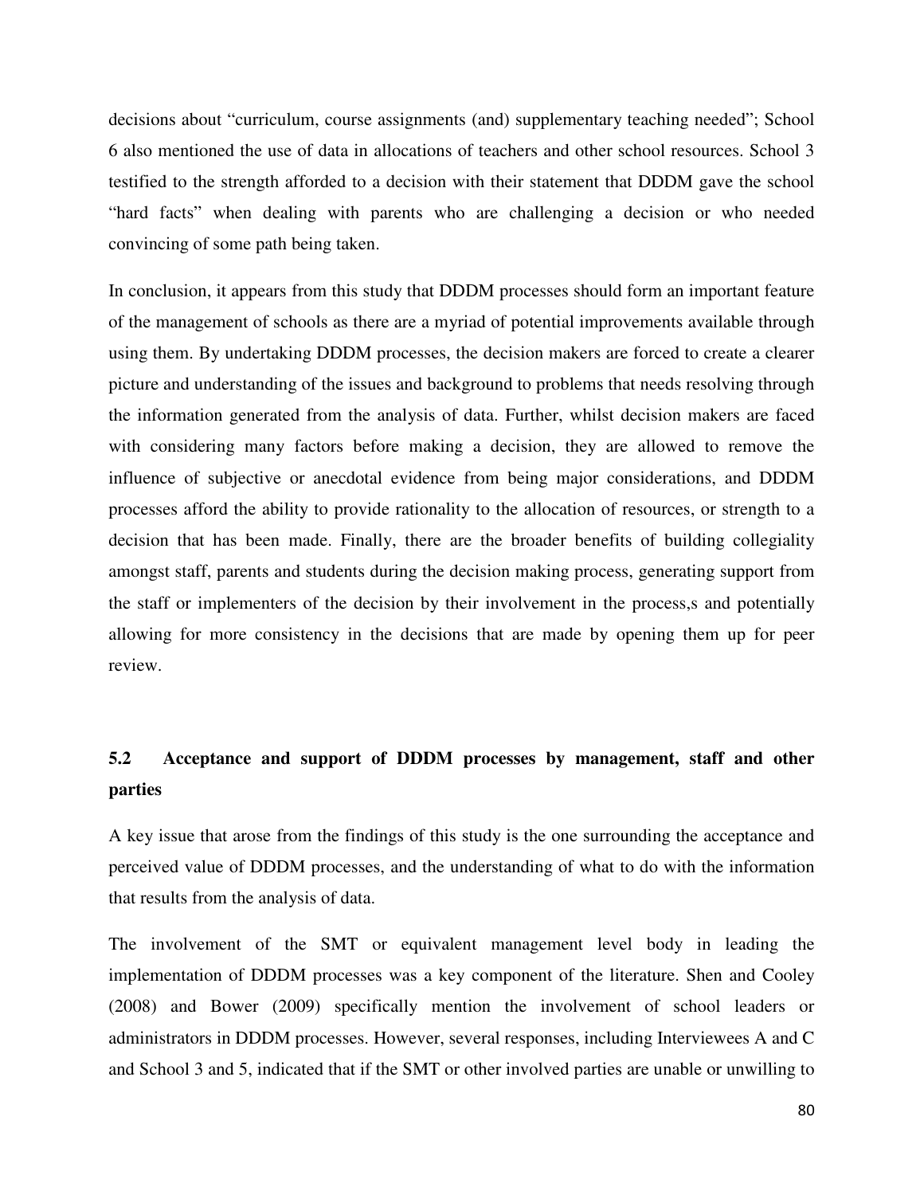decisions about "curriculum, course assignments (and) supplementary teaching needed"; School 6 also mentioned the use of data in allocations of teachers and other school resources. School 3 testified to the strength afforded to a decision with their statement that DDDM gave the school "hard facts" when dealing with parents who are challenging a decision or who needed convincing of some path being taken.

In conclusion, it appears from this study that DDDM processes should form an important feature of the management of schools as there are a myriad of potential improvements available through using them. By undertaking DDDM processes, the decision makers are forced to create a clearer picture and understanding of the issues and background to problems that needs resolving through the information generated from the analysis of data. Further, whilst decision makers are faced with considering many factors before making a decision, they are allowed to remove the influence of subjective or anecdotal evidence from being major considerations, and DDDM processes afford the ability to provide rationality to the allocation of resources, or strength to a decision that has been made. Finally, there are the broader benefits of building collegiality amongst staff, parents and students during the decision making process, generating support from the staff or implementers of the decision by their involvement in the process,s and potentially allowing for more consistency in the decisions that are made by opening them up for peer review.

## 5.2 Acceptance and support of DDDM processes by management, staff and other parties

A key issue that arose from the findings of this study is the one surrounding the acceptance and perceived value of DDDM processes, and the understanding of what to do with the information that results from the analysis of data.

The involvement of the SMT or equivalent management level body in leading the implementation of DDDM processes was a key component of the literature. Shen and Cooley (2008) and Bower (2009) specifically mention the involvement of school leaders or administrators in DDDM processes. However, several responses, including Interviewees A and C and School 3 and 5, indicated that if the SMT or other involved parties are unable or unwilling to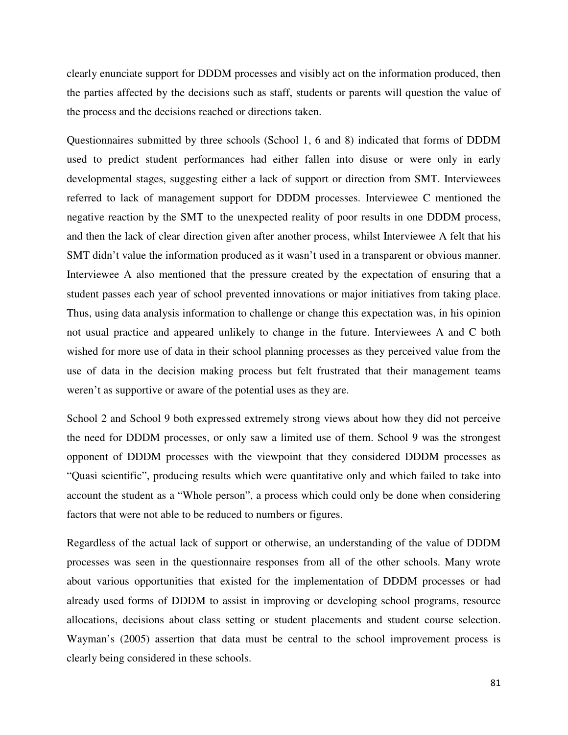clearly enunciate support for DDDM processes and visibly act on the information produced, then the parties affected by the decisions such as staff, students or parents will question the value of the process and the decisions reached or directions taken.

Questionnaires submitted by three schools (School 1, 6 and 8) indicated that forms of DDDM used to predict student performances had either fallen into disuse or were only in early developmental stages, suggesting either a lack of support or direction from SMT. Interviewees referred to lack of management support for DDDM processes. Interviewee C mentioned the negative reaction by the SMT to the unexpected reality of poor results in one DDDM process, and then the lack of clear direction given after another process, whilst Interviewee A felt that his SMT didn't value the information produced as it wasn't used in a transparent or obvious manner. Interviewee A also mentioned that the pressure created by the expectation of ensuring that a student passes each year of school prevented innovations or major initiatives from taking place. Thus, using data analysis information to challenge or change this expectation was, in his opinion not usual practice and appeared unlikely to change in the future. Interviewees A and C both wished for more use of data in their school planning processes as they perceived value from the use of data in the decision making process but felt frustrated that their management teams weren't as supportive or aware of the potential uses as they are.

School 2 and School 9 both expressed extremely strong views about how they did not perceive the need for DDDM processes, or only saw a limited use of them. School 9 was the strongest opponent of DDDM processes with the viewpoint that they considered DDDM processes as "Quasi scientific", producing results which were quantitative only and which failed to take into account the student as a "Whole person", a process which could only be done when considering factors that were not able to be reduced to numbers or figures.

Regardless of the actual lack of support or otherwise, an understanding of the value of DDDM processes was seen in the questionnaire responses from all of the other schools. Many wrote about various opportunities that existed for the implementation of DDDM processes or had already used forms of DDDM to assist in improving or developing school programs, resource allocations, decisions about class setting or student placements and student course selection. Wayman's (2005) assertion that data must be central to the school improvement process is clearly being considered in these schools.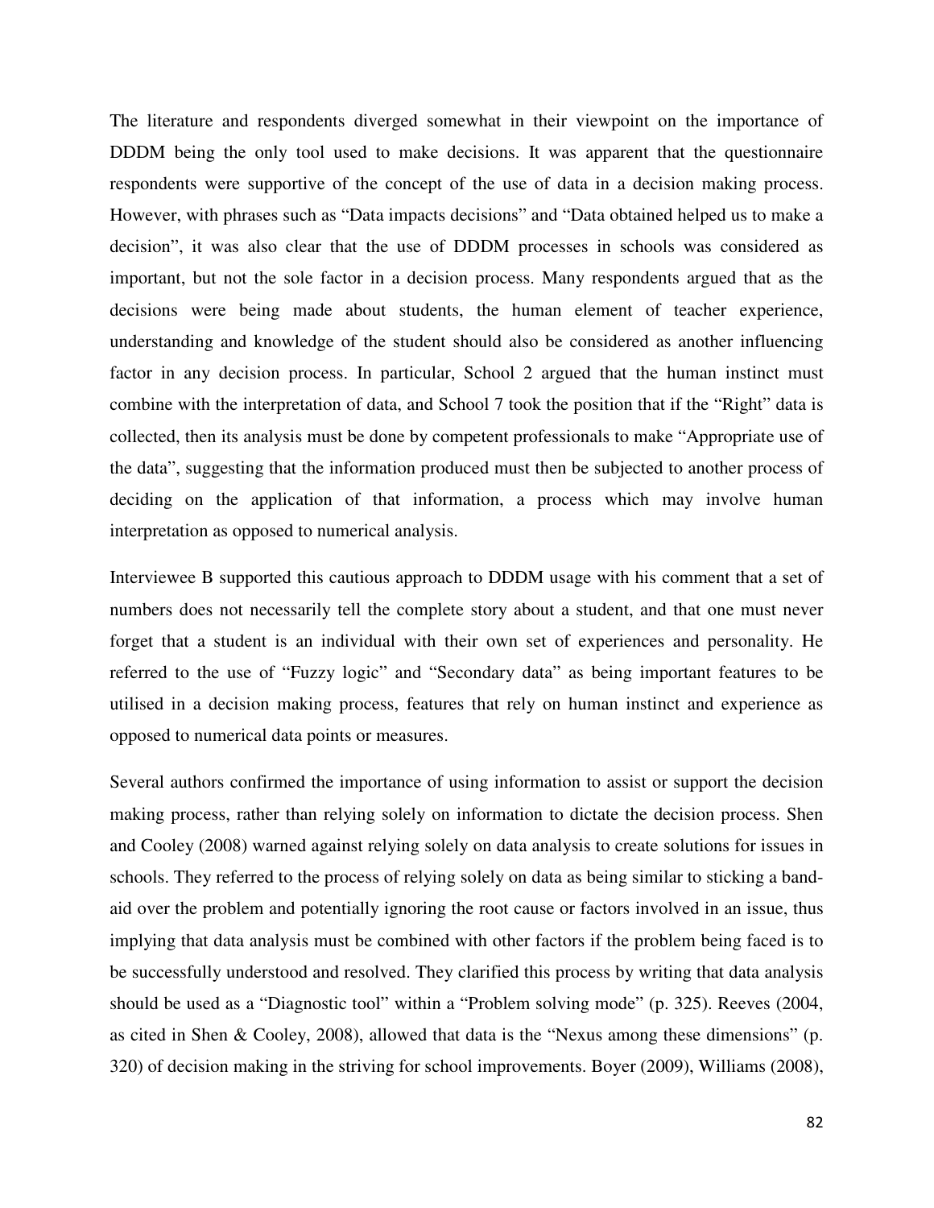The literature and respondents diverged somewhat in their viewpoint on the importance of DDDM being the only tool used to make decisions. It was apparent that the questionnaire respondents were supportive of the concept of the use of data in a decision making process. However, with phrases such as "Data impacts decisions" and "Data obtained helped us to make a decision", it was also clear that the use of DDDM processes in schools was considered as important, but not the sole factor in a decision process. Many respondents argued that as the decisions were being made about students, the human element of teacher experience, understanding and knowledge of the student should also be considered as another influencing factor in any decision process. In particular, School 2 argued that the human instinct must combine with the interpretation of data, and School 7 took the position that if the "Right" data is collected, then its analysis must be done by competent professionals to make "Appropriate use of the data", suggesting that the information produced must then be subjected to another process of deciding on the application of that information, a process which may involve human interpretation as opposed to numerical analysis.

Interviewee B supported this cautious approach to DDDM usage with his comment that a set of numbers does not necessarily tell the complete story about a student, and that one must never forget that a student is an individual with their own set of experiences and personality. He referred to the use of "Fuzzy logic" and "Secondary data" as being important features to be utilised in a decision making process, features that rely on human instinct and experience as opposed to numerical data points or measures.

Several authors confirmed the importance of using information to assist or support the decision making process, rather than relying solely on information to dictate the decision process. Shen and Cooley (2008) warned against relying solely on data analysis to create solutions for issues in schools. They referred to the process of relying solely on data as being similar to sticking a band-aid over the problem and potentially ignoring the root cause or factors involved in an issue, thus implying that data analysis must be combined with other factors if the problem being faced is to be successfully understood and resolved. They clarified this process by writing that data analysis should be used as a "Diagnostic tool" within a "Problem solving mode" (p. 325). Reeves (2004, as cited in Shen & Cooley, 2008), allowed that data is the "Nexus among these dimensions" (p. 320) of decision making in the striving for school improvements. Boyer (2009), Williams (2008),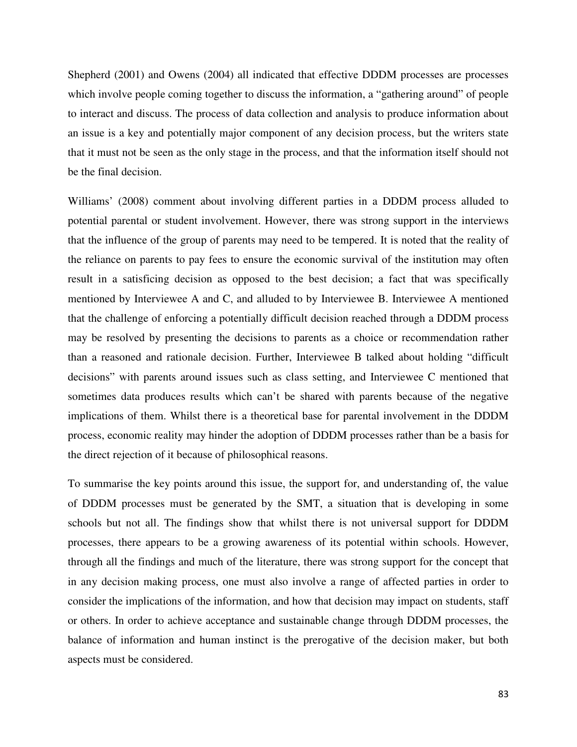Shepherd (2001) and Owens (2004) all indicated that effective DDDM processes are processes which involve people coming together to discuss the information, a "gathering around" of people to interact and discuss. The process of data collection and analysis to produce information about an issue is a key and potentially major component of any decision process, but the writers state that it must not be seen as the only stage in the process, and that the information itself should not be the final decision.

Williams' (2008) comment about involving different parties in a DDDM process alluded to potential parental or student involvement. However, there was strong support in the interviews that the influence of the group of parents may need to be tempered. It is noted that the reality of the reliance on parents to pay fees to ensure the economic survival of the institution may often result in a satisficing decision as opposed to the best decision; a fact that was specifically mentioned by Interviewee A and C, and alluded to by Interviewee B. Interviewee A mentioned that the challenge of enforcing a potentially difficult decision reached through a DDDM process may be resolved by presenting the decisions to parents as a choice or recommendation rather than a reasoned and rationale decision. Further, Interviewee B talked about holding "difficult decisions" with parents around issues such as class setting, and Interviewee C mentioned that sometimes data produces results which can't be shared with parents because of the negative implications of them. Whilst there is a theoretical base for parental involvement in the DDDM process, economic reality may hinder the adoption of DDDM processes rather than be a basis for the direct rejection of it because of philosophical reasons.

To summarise the key points around this issue, the support for, and understanding of, the value of DDDM processes must be generated by the SMT, a situation that is developing in some schools but not all. The findings show that whilst there is not universal support for DDDM processes, there appears to be a growing awareness of its potential within schools. However, through all the findings and much of the literature, there was strong support for the concept that in any decision making process, one must also involve a range of affected parties in order to consider the implications of the information, and how that decision may impact on students, staff or others. In order to achieve acceptance and sustainable change through DDDM processes, the balance of information and human instinct is the prerogative of the decision maker, but both aspects must be considered.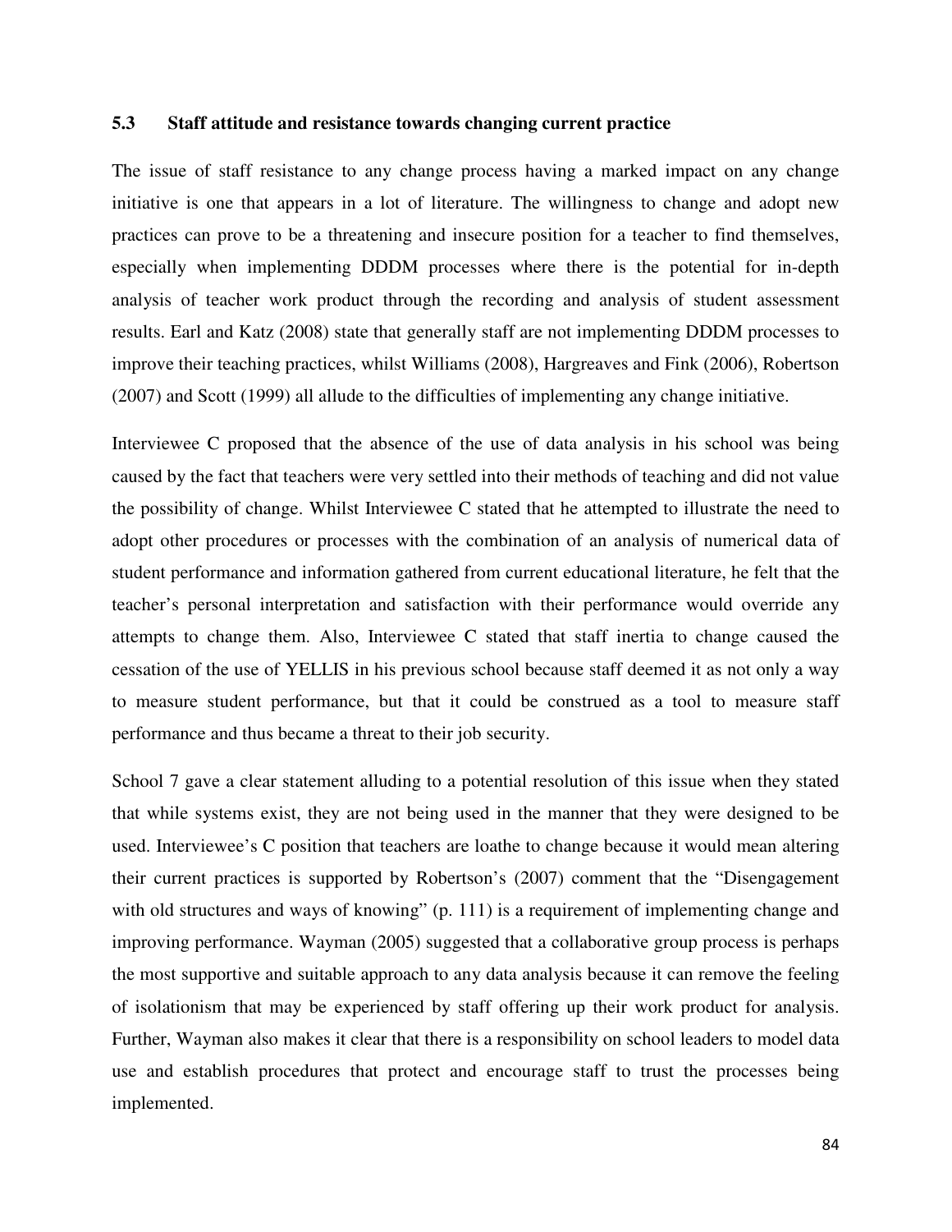## 5.3 Staff attitude and resistance towards changing current practice

The issue of staff resistance to any change process having a marked impact on any change initiative is one that appears in a lot of literature. The willingness to change and adopt new practices can prove to be a threatening and insecure position for a teacher to find themselves, especially when implementing DDDM processes where there is the potential for in-depth analysis of teacher work product through the recording and analysis of student assessment results. Earl and Katz (2008) state that generally staff are not implementing DDDM processes to improve their teaching practices, whilst Williams (2008), Hargreaves and Fink (2006), Robertson (2007) and Scott (1999) all allude to the difficulties of implementing any change initiative.

Interviewee C proposed that the absence of the use of data analysis in his school was being caused by the fact that teachers were very settled into their methods of teaching and did not value the possibility of change. Whilst Interviewee C stated that he attempted to illustrate the need to adopt other procedures or processes with the combination of an analysis of numerical data of student performance and information gathered from current educational literature, he felt that the teacher's personal interpretation and satisfaction with their performance would override any attempts to change them. Also, Interviewee C stated that staff inertia to change caused the cessation of the use of YELLIS in his previous school because staff deemed it as not only a way to measure student performance, but that it could be construed as a tool to measure staff performance and thus became a threat to their job security.

School 7 gave a clear statement alluding to a potential resolution of this issue when they stated that while systems exist, they are not being used in the manner that they were designed to be used. Interviewee's C position that teachers are loathe to change because it would mean altering their current practices is supported by Robertson's (2007) comment that the "Disengagement with old structures and ways of knowing" (p. 111) is a requirement of implementing change and improving performance. Wayman (2005) suggested that a collaborative group process is perhaps the most supportive and suitable approach to any data analysis because it can remove the feeling of isolationism that may be experienced by staff offering up their work product for analysis. Further, Wayman also makes it clear that there is a responsibility on school leaders to model data use and establish procedures that protect and encourage staff to trust the processes being implemented.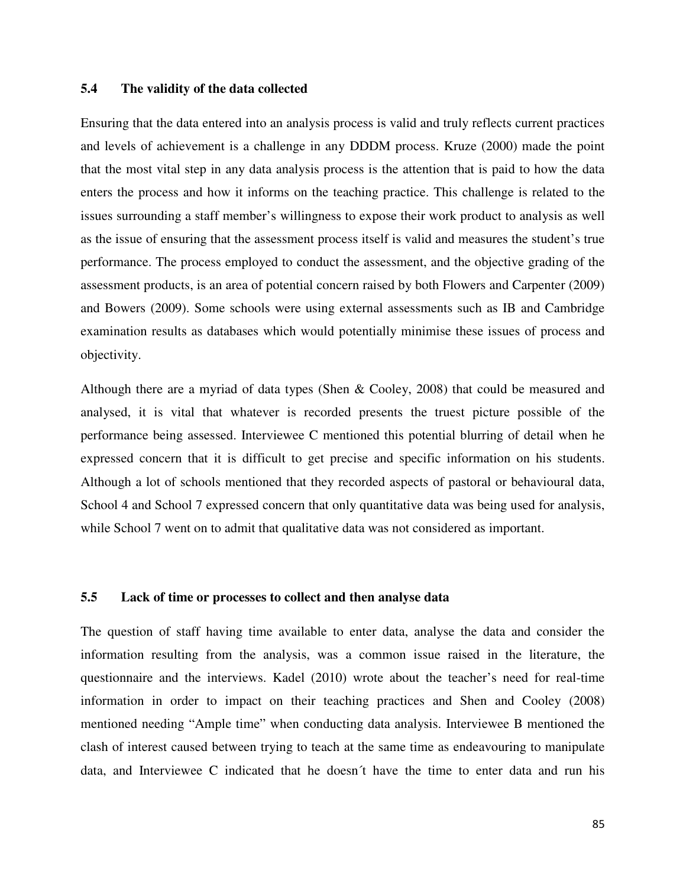## 5.4 The validity of the data collected

Ensuring that the data entered into an analysis process is valid and truly reflects current practices and levels of achievement is a challenge in any DDDM process. Kruze (2000) made the point that the most vital step in any data analysis process is the attention that is paid to how the data enters the process and how it informs on the teaching practice. This challenge is related to the issues surrounding a staff member's willingness to expose their work product to analysis as well as the issue of ensuring that the assessment process itself is valid and measures the student's true performance. The process employed to conduct the assessment, and the objective grading of the assessment products, is an area of potential concern raised by both Flowers and Carpenter (2009) and Bowers (2009). Some schools were using external assessments such as IB and Cambridge examination results as databases which would potentially minimise these issues of process and objectivity.

Although there are a myriad of data types (Shen & Cooley, 2008) that could be measured and analysed, it is vital that whatever is recorded presents the truest picture possible of the performance being assessed. Interviewee C mentioned this potential blurring of detail when he expressed concern that it is difficult to get precise and specific information on his students. Although a lot of schools mentioned that they recorded aspects of pastoral or behavioural data, School 4 and School 7 expressed concern that only quantitative data was being used for analysis, while School 7 went on to admit that qualitative data was not considered as important.

## 5.5 Lack of time or processes to collect and then analyse data

The question of staff having time available to enter data, analyse the data and consider the information resulting from the analysis, was a common issue raised in the literature, the questionnaire and the interviews. Kadel (2010) wrote about the teacher's need for real-time information in order to impact on their teaching practices and Shen and Cooley (2008) mentioned needing "Ample time" when conducting data analysis. Interviewee B mentioned the clash of interest caused between trying to teach at the same time as endeavouring to manipulate data, and Interviewee C indicated that he doesn´t have the time to enter data and run his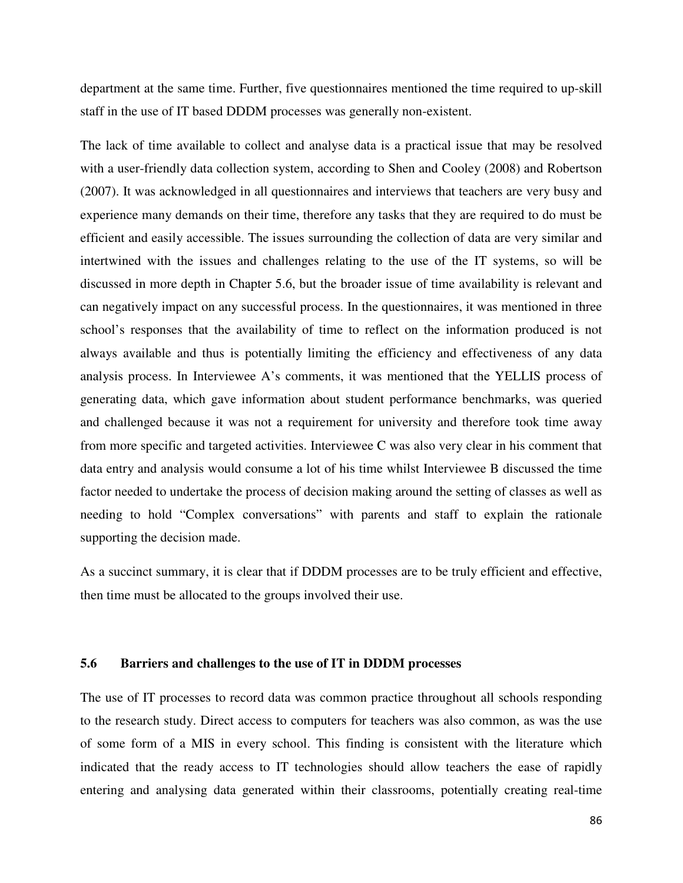department at the same time. Further, five questionnaires mentioned the time required to up-skill staff in the use of IT based DDDM processes was generally non-existent.

The lack of time available to collect and analyse data is a practical issue that may be resolved with a user-friendly data collection system, according to Shen and Cooley (2008) and Robertson (2007). It was acknowledged in all questionnaires and interviews that teachers are very busy and experience many demands on their time, therefore any tasks that they are required to do must be efficient and easily accessible. The issues surrounding the collection of data are very similar and intertwined with the issues and challenges relating to the use of the IT systems, so will be discussed in more depth in Chapter 5.6, but the broader issue of time availability is relevant and can negatively impact on any successful process. In the questionnaires, it was mentioned in three school's responses that the availability of time to reflect on the information produced is not always available and thus is potentially limiting the efficiency and effectiveness of any data analysis process. In Interviewee A's comments, it was mentioned that the YELLIS process of generating data, which gave information about student performance benchmarks, was queried and challenged because it was not a requirement for university and therefore took time away from more specific and targeted activities. Interviewee C was also very clear in his comment that data entry and analysis would consume a lot of his time whilst Interviewee B discussed the time factor needed to undertake the process of decision making around the setting of classes as well as needing to hold "Complex conversations" with parents and staff to explain the rationale supporting the decision made.

As a succinct summary, it is clear that if DDDM processes are to be truly efficient and effective, then time must be allocated to the groups involved their use.

### 5.6 Barriers and challenges to the use of IT in DDDM processes

The use of IT processes to record data was common practice throughout all schools responding to the research study. Direct access to computers for teachers was also common, as was the use of some form of a MIS in every school. This finding is consistent with the literature which indicated that the ready access to IT technologies should allow teachers the ease of rapidly entering and analysing data generated within their classrooms, potentially creating real-time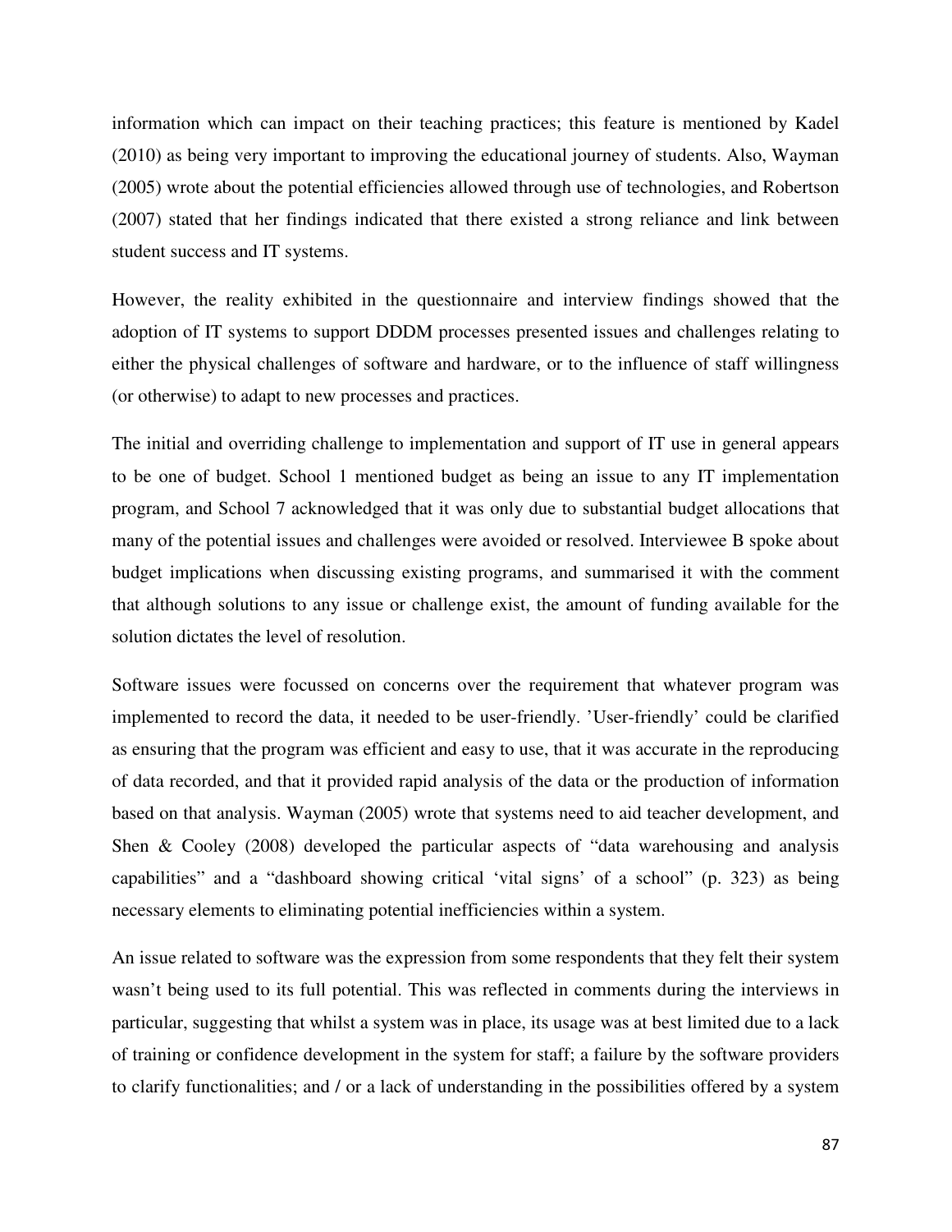information which can impact on their teaching practices; this feature is mentioned by Kadel (2010) as being very important to improving the educational journey of students. Also, Wayman (2005) wrote about the potential efficiencies allowed through use of technologies, and Robertson (2007) stated that her findings indicated that there existed a strong reliance and link between student success and IT systems.

However, the reality exhibited in the questionnaire and interview findings showed that the adoption of IT systems to support DDDM processes presented issues and challenges relating to either the physical challenges of software and hardware, or to the influence of staff willingness (or otherwise) to adapt to new processes and practices.

The initial and overriding challenge to implementation and support of IT use in general appears to be one of budget. School 1 mentioned budget as being an issue to any IT implementation program, and School 7 acknowledged that it was only due to substantial budget allocations that many of the potential issues and challenges were avoided or resolved. Interviewee B spoke about budget implications when discussing existing programs, and summarised it with the comment that although solutions to any issue or challenge exist, the amount of funding available for the solution dictates the level of resolution.

Software issues were focussed on concerns over the requirement that whatever program was implemented to record the data, it needed to be user-friendly. 'User-friendly' could be clarified as ensuring that the program was efficient and easy to use, that it was accurate in the reproducing of data recorded, and that it provided rapid analysis of the data or the production of information based on that analysis. Wayman (2005) wrote that systems need to aid teacher development, and Shen & Cooley (2008) developed the particular aspects of "data warehousing and analysis capabilities" and a "dashboard showing critical 'vital signs' of a school" (p. 323) as being necessary elements to eliminating potential inefficiencies within a system.

An issue related to software was the expression from some respondents that they felt their system wasn't being used to its full potential. This was reflected in comments during the interviews in particular, suggesting that whilst a system was in place, its usage was at best limited due to a lack of training or confidence development in the system for staff; a failure by the software providers to clarify functionalities; and / or a lack of understanding in the possibilities offered by a system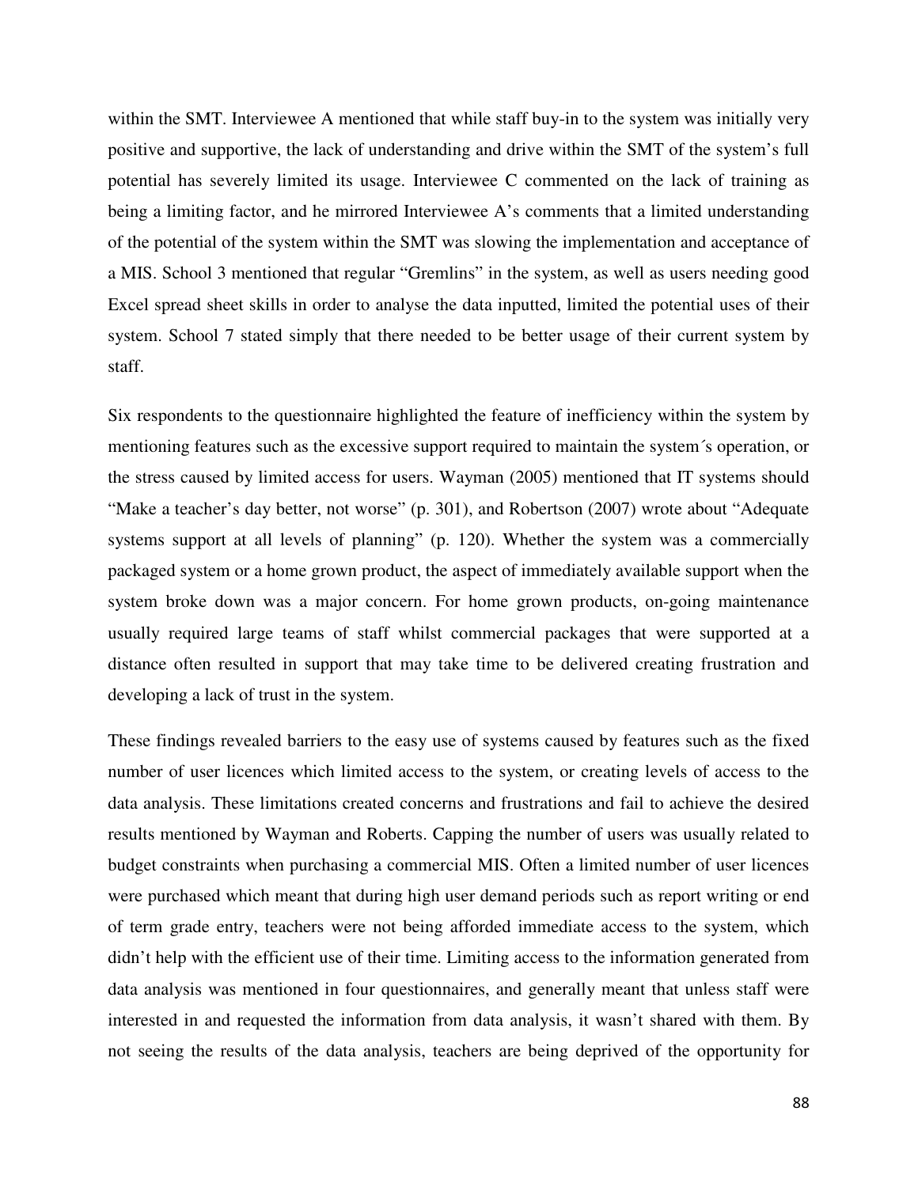within the SMT. Interviewee A mentioned that while staff buy-in to the system was initially very positive and supportive, the lack of understanding and drive within the SMT of the system's full potential has severely limited its usage. Interviewee C commented on the lack of training as being a limiting factor, and he mirrored Interviewee A's comments that a limited understanding of the potential of the system within the SMT was slowing the implementation and acceptance of a MIS. School 3 mentioned that regular "Gremlins" in the system, as well as users needing good Excel spread sheet skills in order to analyse the data inputted, limited the potential uses of their system. School 7 stated simply that there needed to be better usage of their current system by staff.

Six respondents to the questionnaire highlighted the feature of inefficiency within the system by mentioning features such as the excessive support required to maintain the system´s operation, or the stress caused by limited access for users. Wayman (2005) mentioned that IT systems should "Make a teacher's day better, not worse" (p. 301), and Robertson (2007) wrote about "Adequate systems support at all levels of planning" (p. 120). Whether the system was a commercially packaged system or a home grown product, the aspect of immediately available support when the system broke down was a major concern. For home grown products, on-going maintenance usually required large teams of staff whilst commercial packages that were supported at a distance often resulted in support that may take time to be delivered creating frustration and developing a lack of trust in the system.

These findings revealed barriers to the easy use of systems caused by features such as the fixed number of user licences which limited access to the system, or creating levels of access to the data analysis. These limitations created concerns and frustrations and fail to achieve the desired results mentioned by Wayman and Roberts. Capping the number of users was usually related to budget constraints when purchasing a commercial MIS. Often a limited number of user licences were purchased which meant that during high user demand periods such as report writing or end of term grade entry, teachers were not being afforded immediate access to the system, which didn't help with the efficient use of their time. Limiting access to the information generated from data analysis was mentioned in four questionnaires, and generally meant that unless staff were interested in and requested the information from data analysis, it wasn't shared with them. By not seeing the results of the data analysis, teachers are being deprived of the opportunity for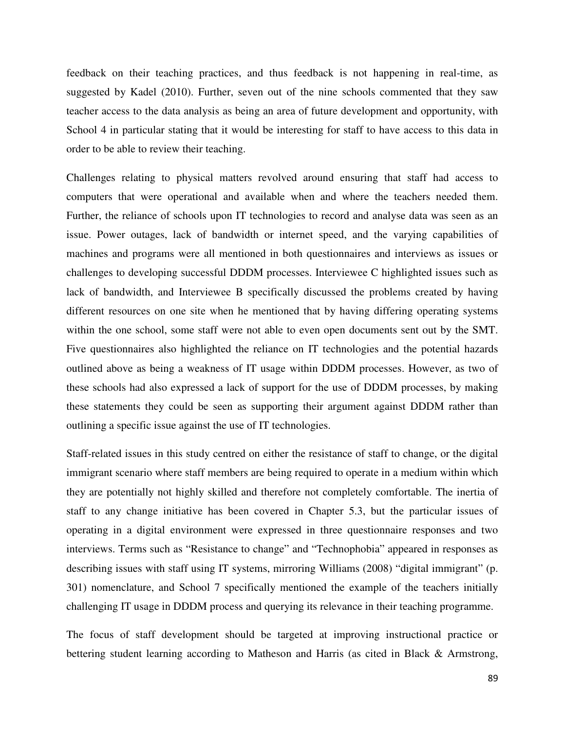feedback on their teaching practices, and thus feedback is not happening in real-time, as suggested by Kadel (2010). Further, seven out of the nine schools commented that they saw teacher access to the data analysis as being an area of future development and opportunity, with School 4 in particular stating that it would be interesting for staff to have access to this data in order to be able to review their teaching.

Challenges relating to physical matters revolved around ensuring that staff had access to computers that were operational and available when and where the teachers needed them. Further, the reliance of schools upon IT technologies to record and analyse data was seen as an issue. Power outages, lack of bandwidth or internet speed, and the varying capabilities of machines and programs were all mentioned in both questionnaires and interviews as issues or challenges to developing successful DDDM processes. Interviewee C highlighted issues such as lack of bandwidth, and Interviewee B specifically discussed the problems created by having different resources on one site when he mentioned that by having differing operating systems within the one school, some staff were not able to even open documents sent out by the SMT. Five questionnaires also highlighted the reliance on IT technologies and the potential hazards outlined above as being a weakness of IT usage within DDDM processes. However, as two of these schools had also expressed a lack of support for the use of DDDM processes, by making these statements they could be seen as supporting their argument against DDDM rather than outlining a specific issue against the use of IT technologies.

Staff-related issues in this study centred on either the resistance of staff to change, or the digital immigrant scenario where staff members are being required to operate in a medium within which they are potentially not highly skilled and therefore not completely comfortable. The inertia of staff to any change initiative has been covered in Chapter 5.3, but the particular issues of operating in a digital environment were expressed in three questionnaire responses and two interviews. Terms such as "Resistance to change" and "Technophobia" appeared in responses as describing issues with staff using IT systems, mirroring Williams (2008) "digital immigrant" (p. 301) nomenclature, and School 7 specifically mentioned the example of the teachers initially challenging IT usage in DDDM process and querying its relevance in their teaching programme.

The focus of staff development should be targeted at improving instructional practice or bettering student learning according to Matheson and Harris (as cited in Black & Armstrong,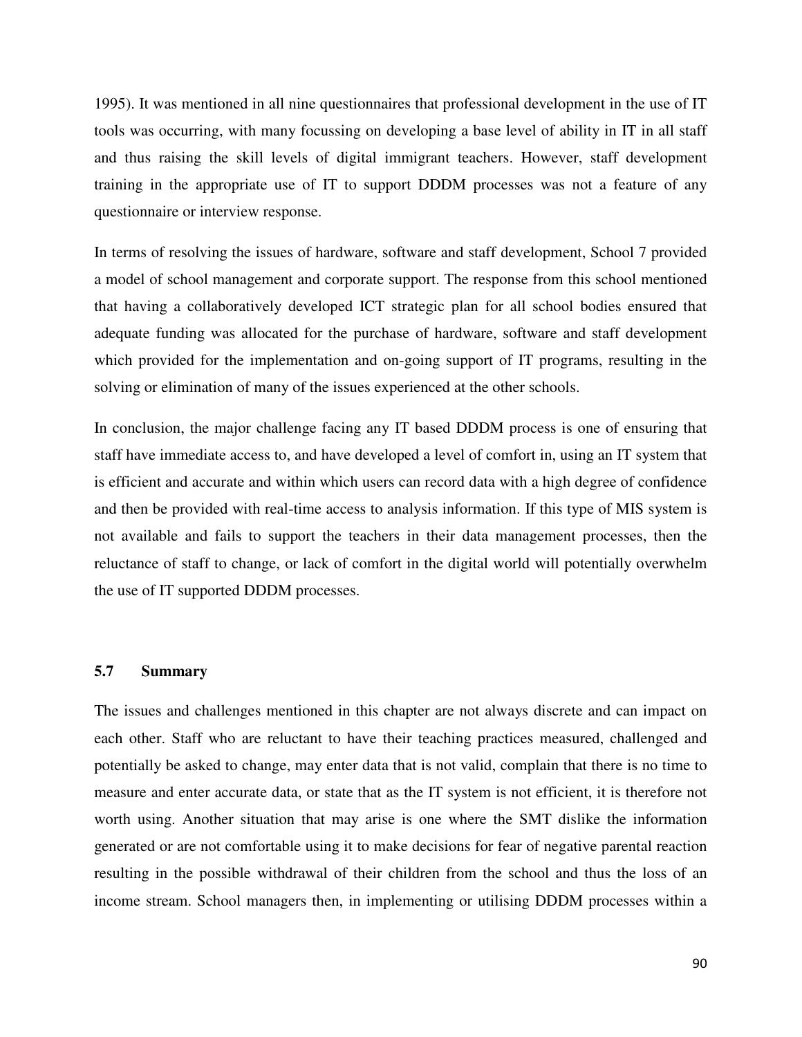1995). It was mentioned in all nine questionnaires that professional development in the use of IT tools was occurring, with many focussing on developing a base level of ability in IT in all staff and thus raising the skill levels of digital immigrant teachers. However, staff development training in the appropriate use of IT to support DDDM processes was not a feature of any questionnaire or interview response.

In terms of resolving the issues of hardware, software and staff development, School 7 provided a model of school management and corporate support. The response from this school mentioned that having a collaboratively developed ICT strategic plan for all school bodies ensured that adequate funding was allocated for the purchase of hardware, software and staff development which provided for the implementation and on-going support of IT programs, resulting in the solving or elimination of many of the issues experienced at the other schools.

In conclusion, the major challenge facing any IT based DDDM process is one of ensuring that staff have immediate access to, and have developed a level of comfort in, using an IT system that is efficient and accurate and within which users can record data with a high degree of confidence and then be provided with real-time access to analysis information. If this type of MIS system is not available and fails to support the teachers in their data management processes, then the reluctance of staff to change, or lack of comfort in the digital world will potentially overwhelm the use of IT supported DDDM processes.

### 5.7 Summary

The issues and challenges mentioned in this chapter are not always discrete and can impact on each other. Staff who are reluctant to have their teaching practices measured, challenged and potentially be asked to change, may enter data that is not valid, complain that there is no time to measure and enter accurate data, or state that as the IT system is not efficient, it is therefore not worth using. Another situation that may arise is one where the SMT dislike the information generated or are not comfortable using it to make decisions for fear of negative parental reaction resulting in the possible withdrawal of their children from the school and thus the loss of an income stream. School managers then, in implementing or utilising DDDM processes within a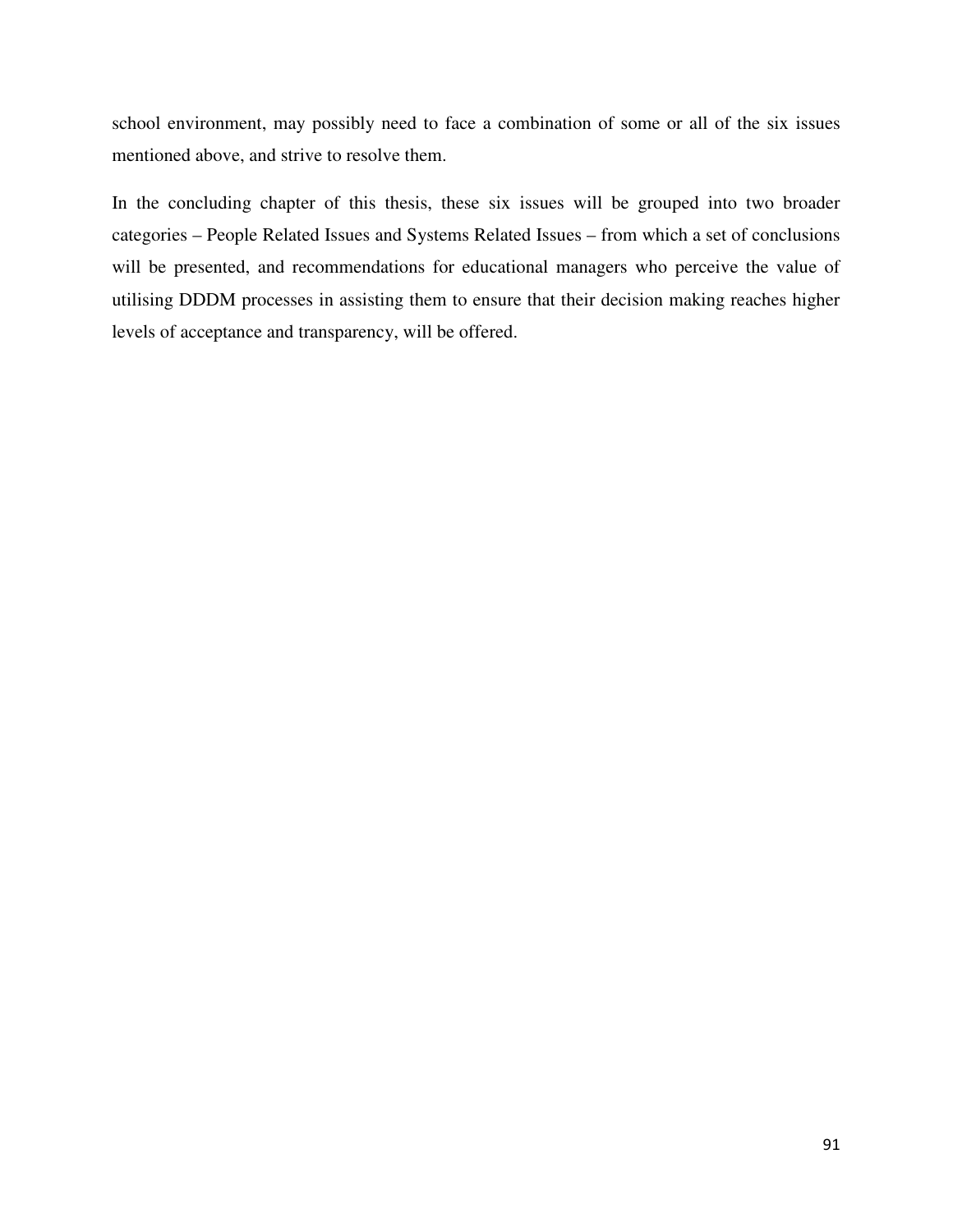school environment, may possibly need to face a combination of some or all of the six issues mentioned above, and strive to resolve them.

In the concluding chapter of this thesis, these six issues will be grouped into two broader categories – People Related Issues and Systems Related Issues – from which a set of conclusions will be presented, and recommendations for educational managers who perceive the value of utilising DDDM processes in assisting them to ensure that their decision making reaches higher levels of acceptance and transparency, will be offered.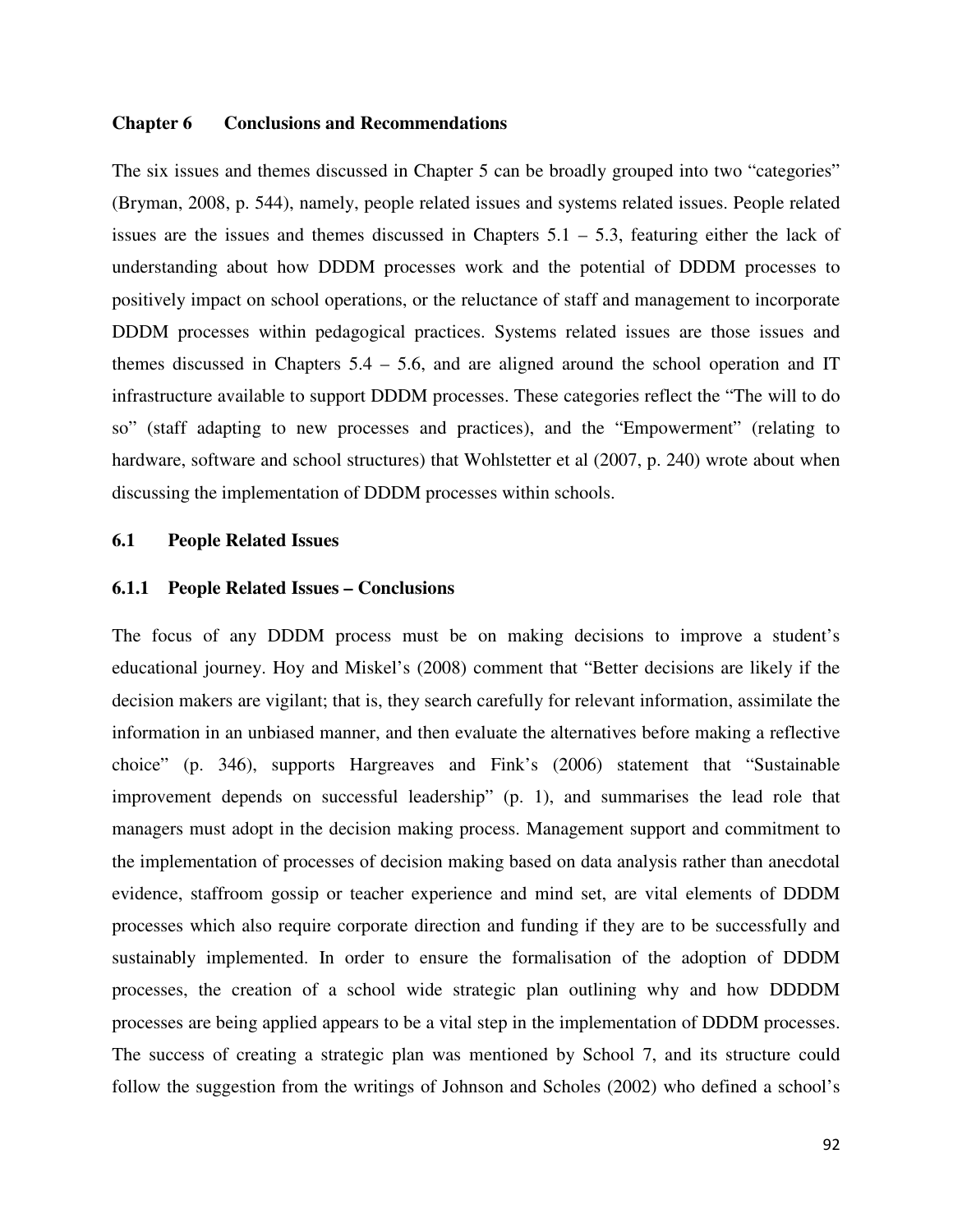## Chapter 6 Conclusions and Recommendations

The six issues and themes discussed in Chapter 5 can be broadly grouped into two "categories" (Bryman, 2008, p. 544), namely, people related issues and systems related issues. People related issues are the issues and themes discussed in Chapters 5.1 – 5.3, featuring either the lack of understanding about how DDDM processes work and the potential of DDDM processes to positively impact on school operations, or the reluctance of staff and management to incorporate DDDM processes within pedagogical practices. Systems related issues are those issues and themes discussed in Chapters 5.4 – 5.6, and are aligned around the school operation and IT infrastructure available to support DDDM processes. These categories reflect the "The will to do so" (staff adapting to new processes and practices), and the "Empowerment" (relating to hardware, software and school structures) that Wohlstetter et al (2007, p. 240) wrote about when discussing the implementation of DDDM processes within schools.

### 6.1 People Related Issues

#### 6.1.1 People Related Issues – Conclusions

The focus of any DDDM process must be on making decisions to improve a student's educational journey. Hoy and Miskel's (2008) comment that "Better decisions are likely if the decision makers are vigilant; that is, they search carefully for relevant information, assimilate the information in an unbiased manner, and then evaluate the alternatives before making a reflective choice" (p. 346), supports Hargreaves and Fink's (2006) statement that "Sustainable improvement depends on successful leadership" (p. 1), and summarises the lead role that managers must adopt in the decision making process. Management support and commitment to the implementation of processes of decision making based on data analysis rather than anecdotal evidence, staffroom gossip or teacher experience and mind set, are vital elements of DDDM processes which also require corporate direction and funding if they are to be successfully and sustainably implemented. In order to ensure the formalisation of the adoption of DDDM processes, the creation of a school wide strategic plan outlining why and how DDDDM processes are being applied appears to be a vital step in the implementation of DDDM processes. The success of creating a strategic plan was mentioned by School 7, and its structure could follow the suggestion from the writings of Johnson and Scholes (2002) who defined a school's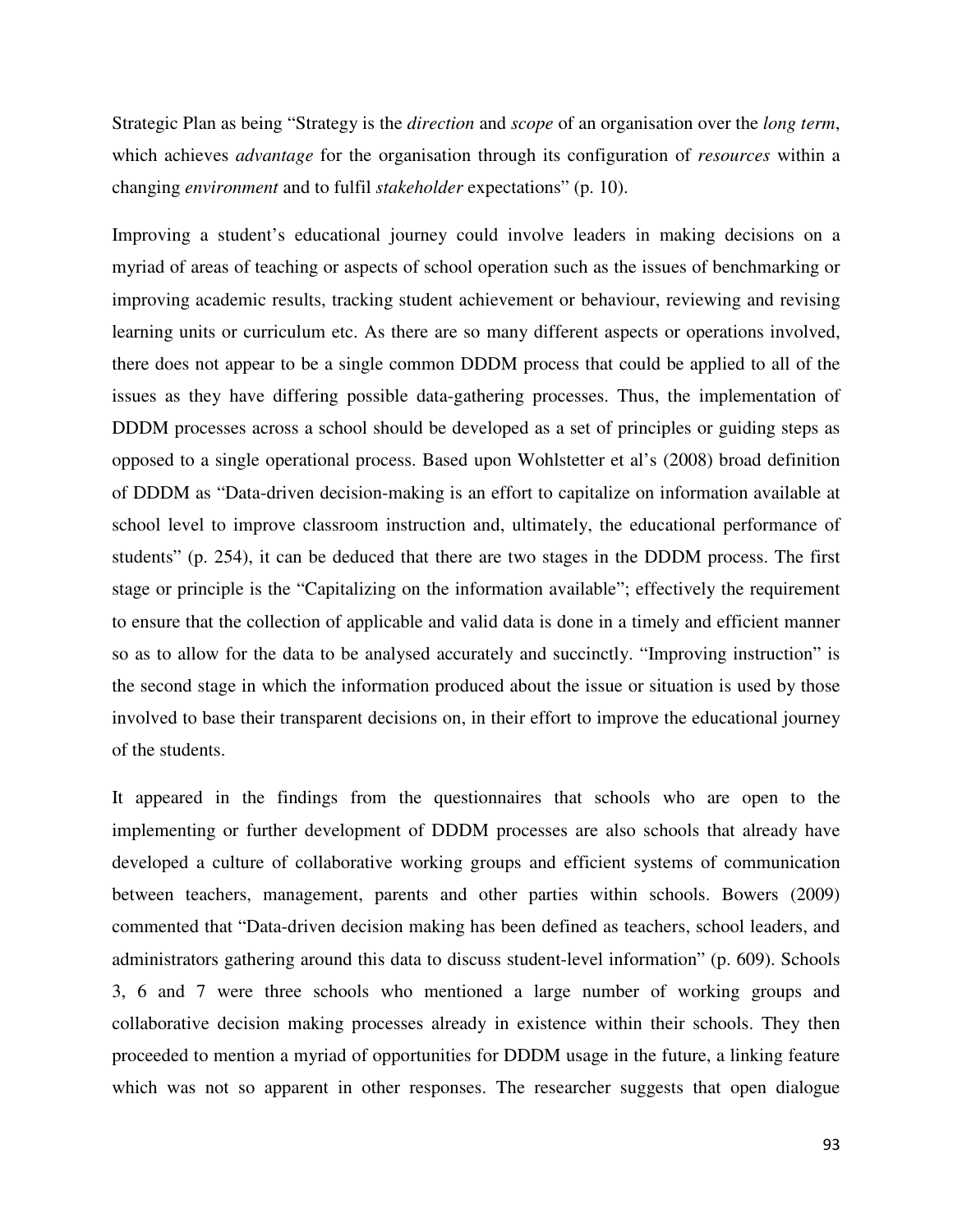Strategic Plan as being “Strategy is the *direction* and *scope* of an organisation over the *long term*, which achieves *advantage* for the organisation through its configuration of *resources* within a changing *environment* and to fulfil *stakeholder* expectations” (p. 10).

Improving a student’s educational journey could involve leaders in making decisions on a myriad of areas of teaching or aspects of school operation such as the issues of benchmarking or improving academic results, tracking student achievement or behaviour, reviewing and revising learning units or curriculum etc. As there are so many different aspects or operations involved, there does not appear to be a single common DDDM process that could be applied to all of the issues as they have differing possible data-gathering processes. Thus, the implementation of DDDM processes across a school should be developed as a set of principles or guiding steps as opposed to a single operational process. Based upon Wohlstetter et al’s (2008) broad definition of DDDM as “Data-driven decision-making is an effort to capitalize on information available at school level to improve classroom instruction and, ultimately, the educational performance of students” (p. 254), it can be deduced that there are two stages in the DDDM process. The first stage or principle is the “Capitalizing on the information available”; effectively the requirement to ensure that the collection of applicable and valid data is done in a timely and efficient manner so as to allow for the data to be analysed accurately and succinctly. “Improving instruction” is the second stage in which the information produced about the issue or situation is used by those involved to base their transparent decisions on, in their effort to improve the educational journey of the students.

It appeared in the findings from the questionnaires that schools who are open to the implementing or further development of DDDM processes are also schools that already have developed a culture of collaborative working groups and efficient systems of communication between teachers, management, parents and other parties within schools. Bowers (2009) commented that “Data-driven decision making has been defined as teachers, school leaders, and administrators gathering around this data to discuss student-level information” (p. 609). Schools 3, 6 and 7 were three schools who mentioned a large number of working groups and collaborative decision making processes already in existence within their schools. They then proceeded to mention a myriad of opportunities for DDDM usage in the future, a linking feature which was not so apparent in other responses. The researcher suggests that open dialogue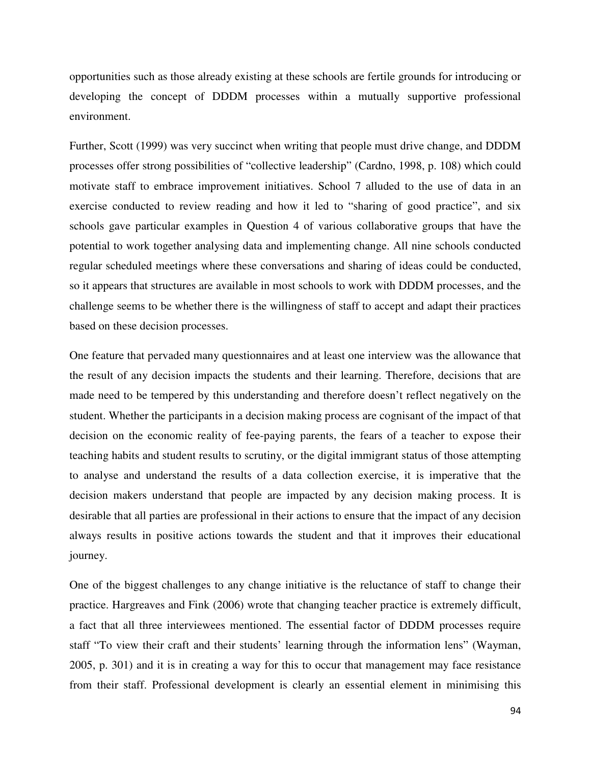opportunities such as those already existing at these schools are fertile grounds for introducing or developing the concept of DDDM processes within a mutually supportive professional environment.

Further, Scott (1999) was very succinct when writing that people must drive change, and DDDM processes offer strong possibilities of "collective leadership" (Cardno, 1998, p. 108) which could motivate staff to embrace improvement initiatives. School 7 alluded to the use of data in an exercise conducted to review reading and how it led to "sharing of good practice", and six schools gave particular examples in Question 4 of various collaborative groups that have the potential to work together analysing data and implementing change. All nine schools conducted regular scheduled meetings where these conversations and sharing of ideas could be conducted, so it appears that structures are available in most schools to work with DDDM processes, and the challenge seems to be whether there is the willingness of staff to accept and adapt their practices based on these decision processes.

One feature that pervaded many questionnaires and at least one interview was the allowance that the result of any decision impacts the students and their learning. Therefore, decisions that are made need to be tempered by this understanding and therefore doesn't reflect negatively on the student. Whether the participants in a decision making process are cognisant of the impact of that decision on the economic reality of fee-paying parents, the fears of a teacher to expose their teaching habits and student results to scrutiny, or the digital immigrant status of those attempting to analyse and understand the results of a data collection exercise, it is imperative that the decision makers understand that people are impacted by any decision making process. It is desirable that all parties are professional in their actions to ensure that the impact of any decision always results in positive actions towards the student and that it improves their educational journey.

One of the biggest challenges to any change initiative is the reluctance of staff to change their practice. Hargreaves and Fink (2006) wrote that changing teacher practice is extremely difficult, a fact that all three interviewees mentioned. The essential factor of DDDM processes require staff "To view their craft and their students' learning through the information lens" (Wayman, 2005, p. 301) and it is in creating a way for this to occur that management may face resistance from their staff. Professional development is clearly an essential element in minimising this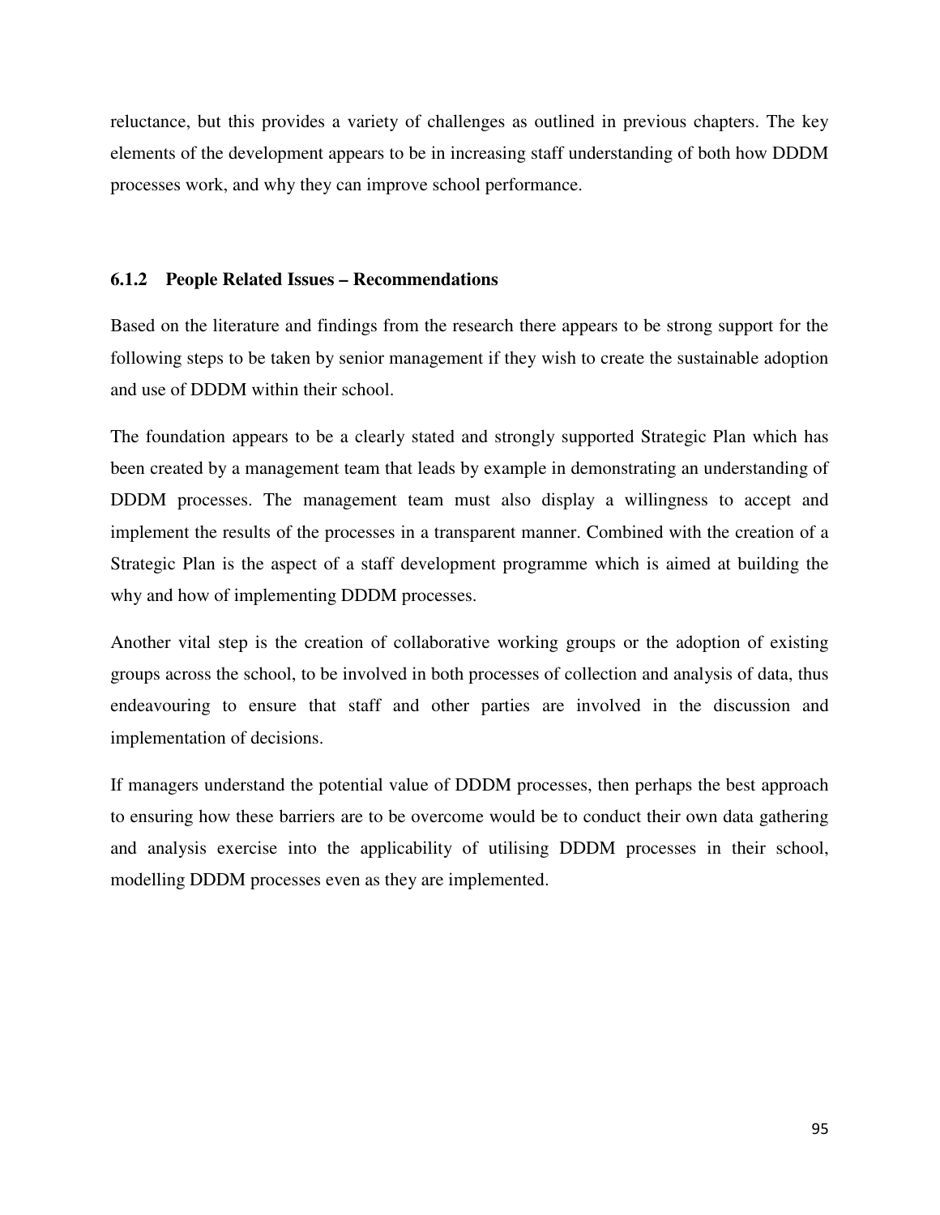reluctance, but this provides a variety of challenges as outlined in previous chapters. The key elements of the development appears to be in increasing staff understanding of both how DDDM processes work, and why they can improve school performance.

### 6.1.2 People Related Issues – Recommendations

Based on the literature and findings from the research there appears to be strong support for the following steps to be taken by senior management if they wish to create the sustainable adoption and use of DDDM within their school.

The foundation appears to be a clearly stated and strongly supported Strategic Plan which has been created by a management team that leads by example in demonstrating an understanding of DDDM processes. The management team must also display a willingness to accept and implement the results of the processes in a transparent manner. Combined with the creation of a Strategic Plan is the aspect of a staff development programme which is aimed at building the why and how of implementing DDDM processes.

Another vital step is the creation of collaborative working groups or the adoption of existing groups across the school, to be involved in both processes of collection and analysis of data, thus endeavouring to ensure that staff and other parties are involved in the discussion and implementation of decisions.

If managers understand the potential value of DDDM processes, then perhaps the best approach to ensuring how these barriers are to be overcome would be to conduct their own data gathering and analysis exercise into the applicability of utilising DDDM processes in their school, modelling DDDM processes even as they are implemented.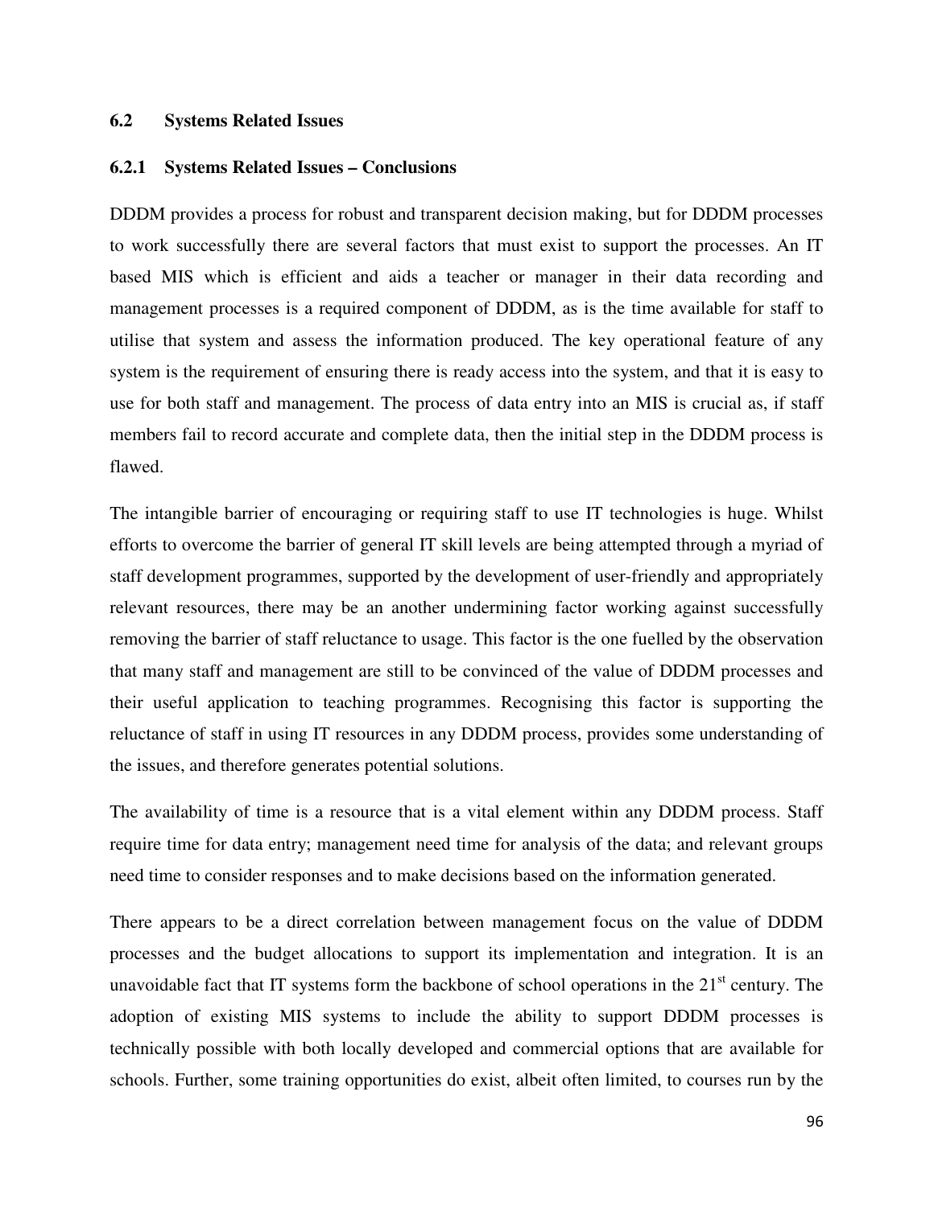## 6.2 Systems Related Issues

### 6.2.1 Systems Related Issues – Conclusions

DDDM provides a process for robust and transparent decision making, but for DDDM processes to work successfully there are several factors that must exist to support the processes. An IT based MIS which is efficient and aids a teacher or manager in their data recording and management processes is a required component of DDDM, as is the time available for staff to utilise that system and assess the information produced. The key operational feature of any system is the requirement of ensuring there is ready access into the system, and that it is easy to use for both staff and management. The process of data entry into an MIS is crucial as, if staff members fail to record accurate and complete data, then the initial step in the DDDM process is flawed.

The intangible barrier of encouraging or requiring staff to use IT technologies is huge. Whilst efforts to overcome the barrier of general IT skill levels are being attempted through a myriad of staff development programmes, supported by the development of user-friendly and appropriately relevant resources, there may be an another undermining factor working against successfully removing the barrier of staff reluctance to usage. This factor is the one fuelled by the observation that many staff and management are still to be convinced of the value of DDDM processes and their useful application to teaching programmes. Recognising this factor is supporting the reluctance of staff in using IT resources in any DDDM process, provides some understanding of the issues, and therefore generates potential solutions.

The availability of time is a resource that is a vital element within any DDDM process. Staff require time for data entry; management need time for analysis of the data; and relevant groups need time to consider responses and to make decisions based on the information generated.

There appears to be a direct correlation between management focus on the value of DDDM processes and the budget allocations to support its implementation and integration. It is an unavoidable fact that IT systems form the backbone of school operations in the 21st century. The adoption of existing MIS systems to include the ability to support DDDM processes is technically possible with both locally developed and commercial options that are available for schools. Further, some training opportunities do exist, albeit often limited, to courses run by the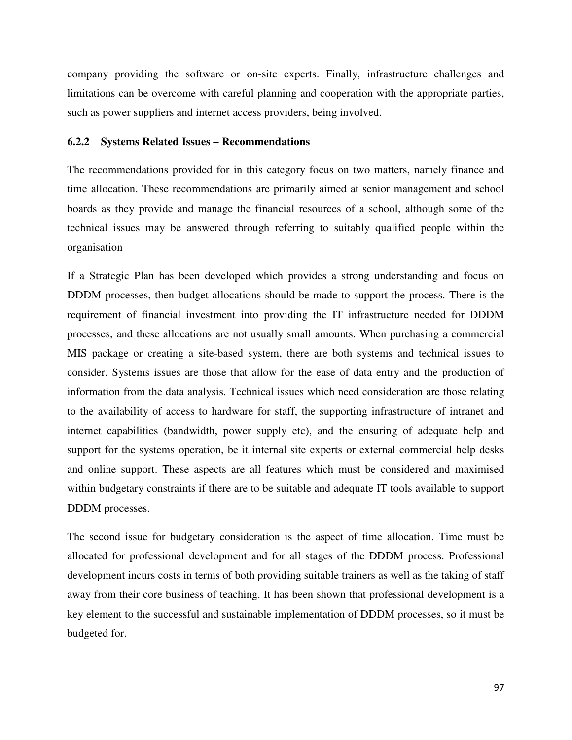company providing the software or on-site experts. Finally, infrastructure challenges and limitations can be overcome with careful planning and cooperation with the appropriate parties, such as power suppliers and internet access providers, being involved.

### 6.2.2 Systems Related Issues – Recommendations

The recommendations provided for in this category focus on two matters, namely finance and time allocation. These recommendations are primarily aimed at senior management and school boards as they provide and manage the financial resources of a school, although some of the technical issues may be answered through referring to suitably qualified people within the organisation

If a Strategic Plan has been developed which provides a strong understanding and focus on DDDM processes, then budget allocations should be made to support the process. There is the requirement of financial investment into providing the IT infrastructure needed for DDDM processes, and these allocations are not usually small amounts. When purchasing a commercial MIS package or creating a site-based system, there are both systems and technical issues to consider. Systems issues are those that allow for the ease of data entry and the production of information from the data analysis. Technical issues which need consideration are those relating to the availability of access to hardware for staff, the supporting infrastructure of intranet and internet capabilities (bandwidth, power supply etc), and the ensuring of adequate help and support for the systems operation, be it internal site experts or external commercial help desks and online support. These aspects are all features which must be considered and maximised within budgetary constraints if there are to be suitable and adequate IT tools available to support DDDM processes.

The second issue for budgetary consideration is the aspect of time allocation. Time must be allocated for professional development and for all stages of the DDDM process. Professional development incurs costs in terms of both providing suitable trainers as well as the taking of staff away from their core business of teaching. It has been shown that professional development is a key element to the successful and sustainable implementation of DDDM processes, so it must be budgeted for.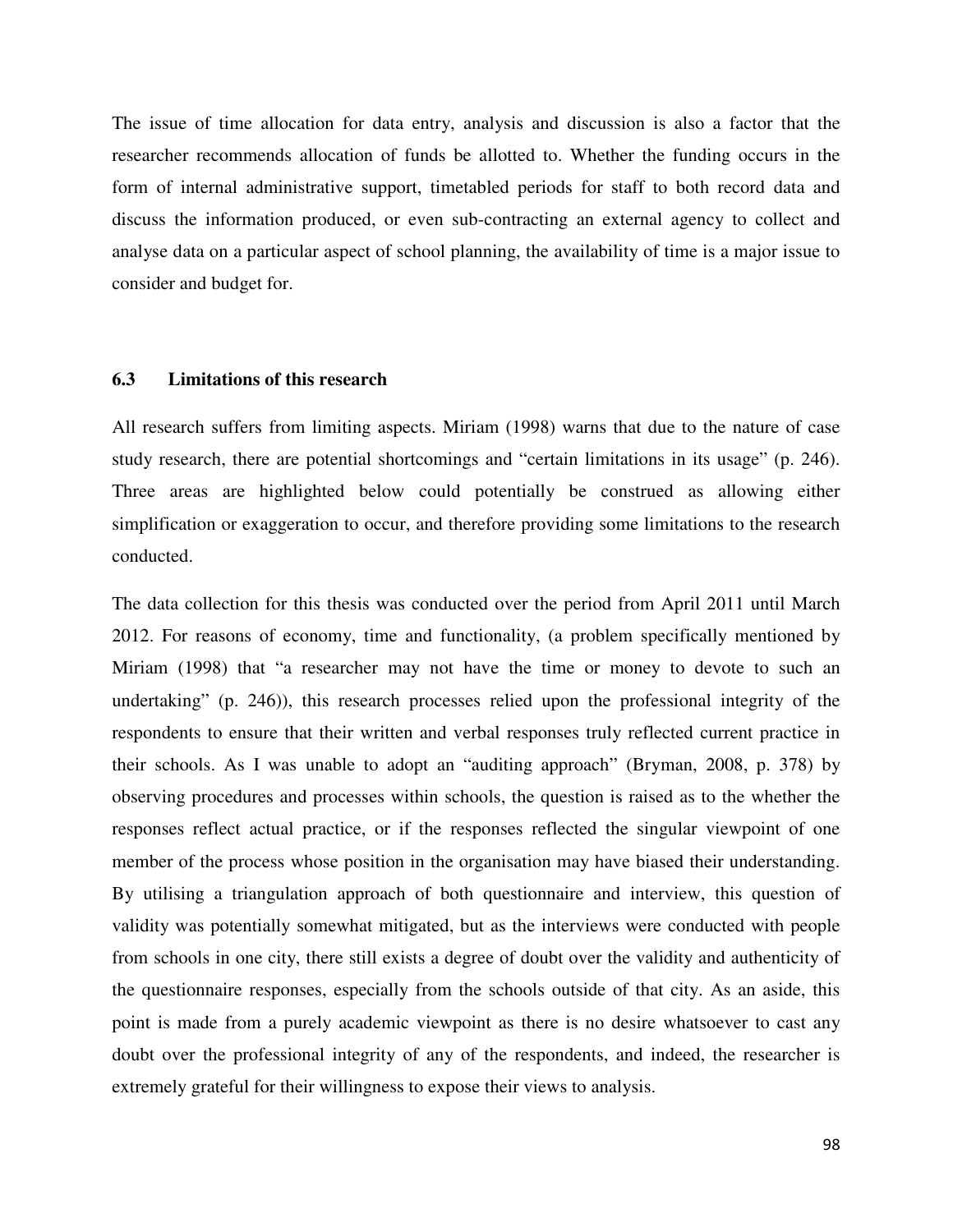The issue of time allocation for data entry, analysis and discussion is also a factor that the researcher recommends allocation of funds be allotted to. Whether the funding occurs in the form of internal administrative support, timetabled periods for staff to both record data and discuss the information produced, or even sub-contracting an external agency to collect and analyse data on a particular aspect of school planning, the availability of time is a major issue to consider and budget for.

### 6.3 Limitations of this research

All research suffers from limiting aspects. Miriam (1998) warns that due to the nature of case study research, there are potential shortcomings and "certain limitations in its usage" (p. 246). Three areas are highlighted below could potentially be construed as allowing either simplification or exaggeration to occur, and therefore providing some limitations to the research conducted.

The data collection for this thesis was conducted over the period from April 2011 until March 2012. For reasons of economy, time and functionality, (a problem specifically mentioned by Miriam (1998) that "a researcher may not have the time or money to devote to such an undertaking" (p. 246)), this research processes relied upon the professional integrity of the respondents to ensure that their written and verbal responses truly reflected current practice in their schools. As I was unable to adopt an "auditing approach" (Bryman, 2008, p. 378) by observing procedures and processes within schools, the question is raised as to the whether the responses reflect actual practice, or if the responses reflected the singular viewpoint of one member of the process whose position in the organisation may have biased their understanding. By utilising a triangulation approach of both questionnaire and interview, this question of validity was potentially somewhat mitigated, but as the interviews were conducted with people from schools in one city, there still exists a degree of doubt over the validity and authenticity of the questionnaire responses, especially from the schools outside of that city. As an aside, this point is made from a purely academic viewpoint as there is no desire whatsoever to cast any doubt over the professional integrity of any of the respondents, and indeed, the researcher is extremely grateful for their willingness to expose their views to analysis.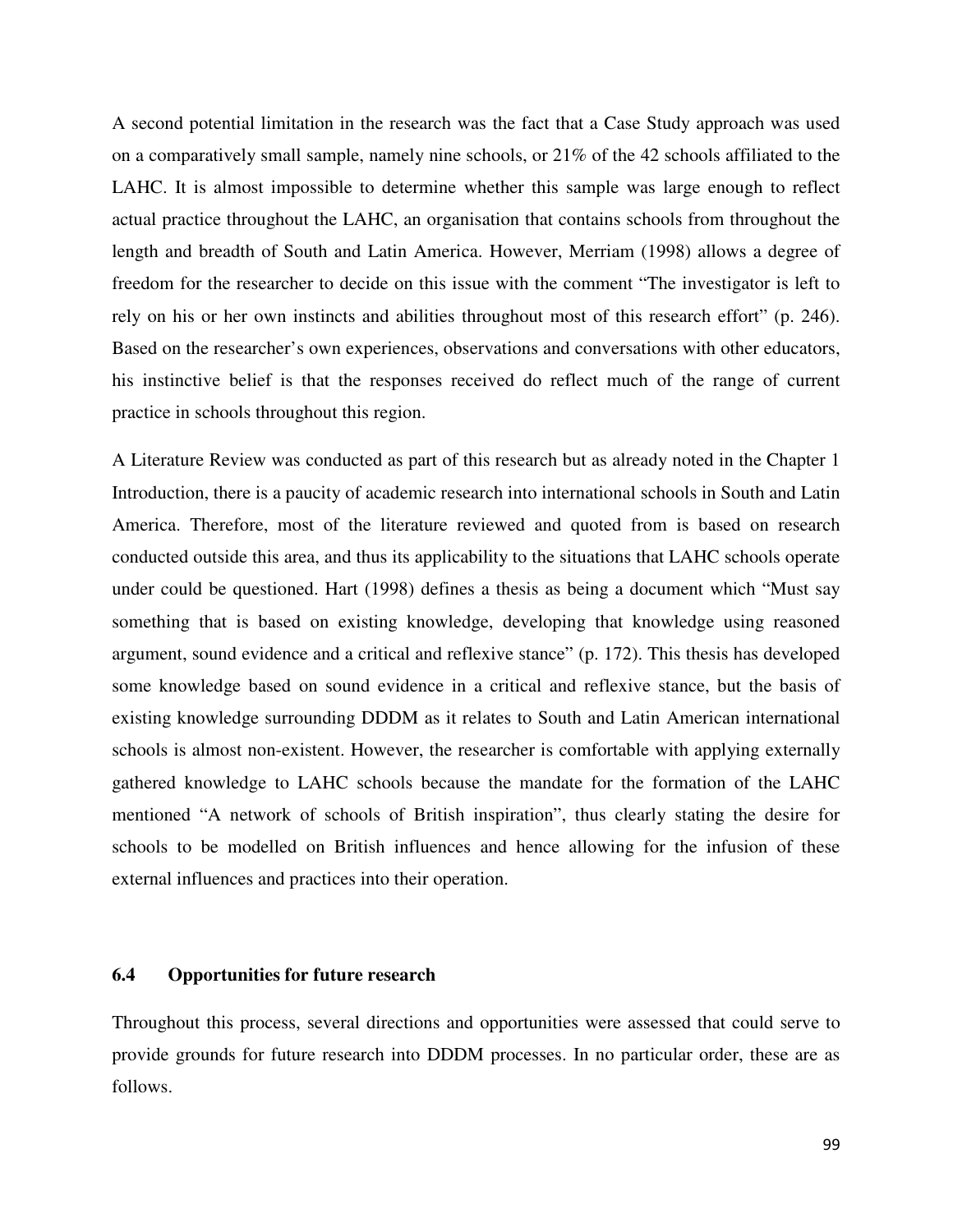A second potential limitation in the research was the fact that a Case Study approach was used on a comparatively small sample, namely nine schools, or 21% of the 42 schools affiliated to the LAHC. It is almost impossible to determine whether this sample was large enough to reflect actual practice throughout the LAHC, an organisation that contains schools from throughout the length and breadth of South and Latin America. However, Merriam (1998) allows a degree of freedom for the researcher to decide on this issue with the comment "The investigator is left to rely on his or her own instincts and abilities throughout most of this research effort" (p. 246). Based on the researcher's own experiences, observations and conversations with other educators, his instinctive belief is that the responses received do reflect much of the range of current practice in schools throughout this region.

A Literature Review was conducted as part of this research but as already noted in the Chapter 1 Introduction, there is a paucity of academic research into international schools in South and Latin America. Therefore, most of the literature reviewed and quoted from is based on research conducted outside this area, and thus its applicability to the situations that LAHC schools operate under could be questioned. Hart (1998) defines a thesis as being a document which "Must say something that is based on existing knowledge, developing that knowledge using reasoned argument, sound evidence and a critical and reflexive stance" (p. 172). This thesis has developed some knowledge based on sound evidence in a critical and reflexive stance, but the basis of existing knowledge surrounding DDDM as it relates to South and Latin American international schools is almost non-existent. However, the researcher is comfortable with applying externally gathered knowledge to LAHC schools because the mandate for the formation of the LAHC mentioned "A network of schools of British inspiration", thus clearly stating the desire for schools to be modelled on British influences and hence allowing for the infusion of these external influences and practices into their operation.

### 6.4 Opportunities for future research

Throughout this process, several directions and opportunities were assessed that could serve to provide grounds for future research into DDDM processes. In no particular order, these are as follows.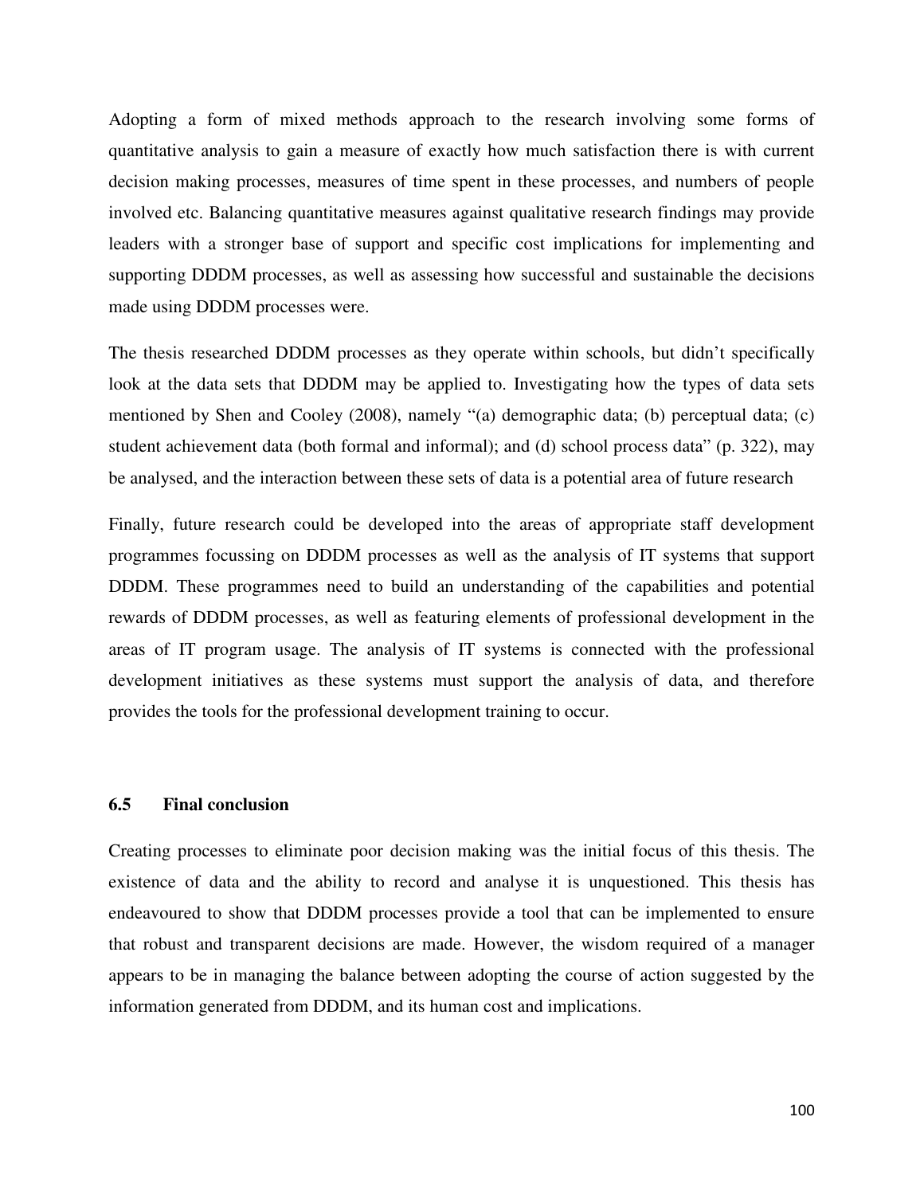Adopting a form of mixed methods approach to the research involving some forms of quantitative analysis to gain a measure of exactly how much satisfaction there is with current decision making processes, measures of time spent in these processes, and numbers of people involved etc. Balancing quantitative measures against qualitative research findings may provide leaders with a stronger base of support and specific cost implications for implementing and supporting DDDM processes, as well as assessing how successful and sustainable the decisions made using DDDM processes were.

The thesis researched DDDM processes as they operate within schools, but didn't specifically look at the data sets that DDDM may be applied to. Investigating how the types of data sets mentioned by Shen and Cooley (2008), namely "(a) demographic data; (b) perceptual data; (c) student achievement data (both formal and informal); and (d) school process data" (p. 322), may be analysed, and the interaction between these sets of data is a potential area of future research

Finally, future research could be developed into the areas of appropriate staff development programmes focussing on DDDM processes as well as the analysis of IT systems that support DDDM. These programmes need to build an understanding of the capabilities and potential rewards of DDDM processes, as well as featuring elements of professional development in the areas of IT program usage. The analysis of IT systems is connected with the professional development initiatives as these systems must support the analysis of data, and therefore provides the tools for the professional development training to occur.

### 6.5 Final conclusion

Creating processes to eliminate poor decision making was the initial focus of this thesis. The existence of data and the ability to record and analyse it is unquestioned. This thesis has endeavoured to show that DDDM processes provide a tool that can be implemented to ensure that robust and transparent decisions are made. However, the wisdom required of a manager appears to be in managing the balance between adopting the course of action suggested by the information generated from DDDM, and its human cost and implications.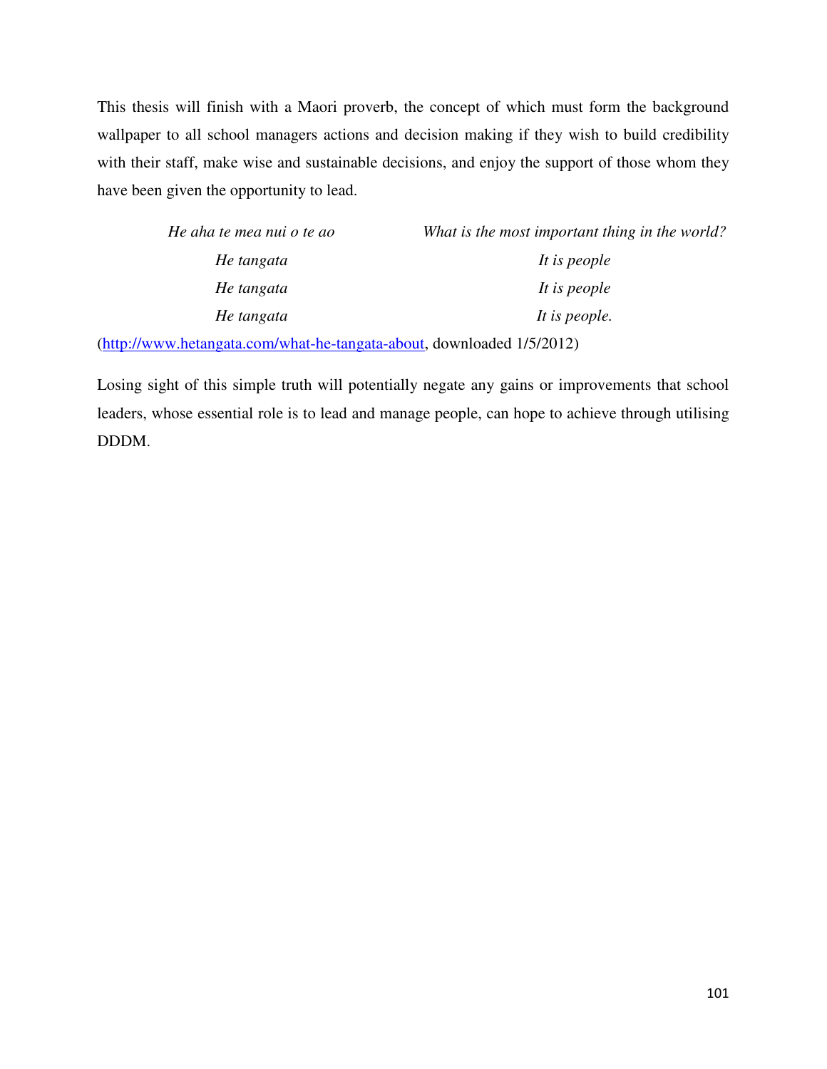This thesis will finish with a Maori proverb, the concept of which must form the background wallpaper to all school managers actions and decision making if they wish to build credibility with their staff, make wise and sustainable decisions, and enjoy the support of those whom they have been given the opportunity to lead.

| | |
|---|---|
| *He aha te mea nui o te ao* | *What is the most important thing in the world?* |
| *He tangata* | *It is people* |
| *He tangata* | *It is people* |
| *He tangata* | *It is people.* |

(http://www.hetangata.com/what-he-tangata-about, downloaded 1/5/2012)

Losing sight of this simple truth will potentially negate any gains or improvements that school leaders, whose essential role is to lead and manage people, can hope to achieve through utilising DDDM.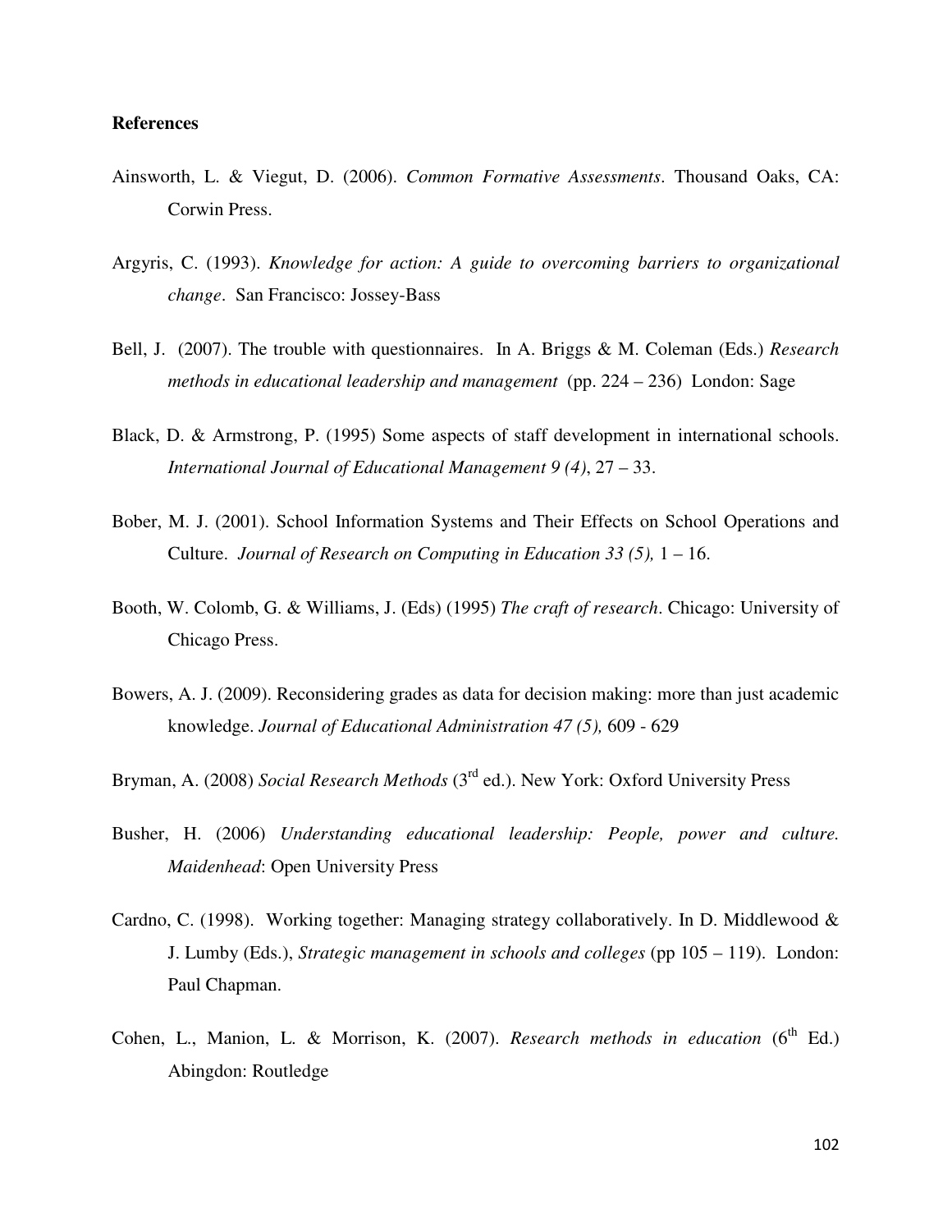**References**

Ainsworth, L. & Viegut, D. (2006). *Common Formative Assessments*. Thousand Oaks, CA: Corwin Press.

Argyris, C. (1993). *Knowledge for action: A guide to overcoming barriers to organizational change*. San Francisco: Jossey-Bass

Bell, J. (2007). The trouble with questionnaires. In A. Briggs & M. Coleman (Eds.) *Research methods in educational leadership and management* (pp. 224 – 236) London: Sage

Black, D. & Armstrong, P. (1995) Some aspects of staff development in international schools. *International Journal of Educational Management 9 (4)*, 27 – 33.

Bober, M. J. (2001). School Information Systems and Their Effects on School Operations and Culture. *Journal of Research on Computing in Education 33 (5),* 1 – 16.

Booth, W. Colomb, G. & Williams, J. (Eds) (1995) *The craft of research*. Chicago: University of Chicago Press.

Bowers, A. J. (2009). Reconsidering grades as data for decision making: more than just academic knowledge. *Journal of Educational Administration 47 (5),* 609 - 629

Bryman, A. (2008) *Social Research Methods* (3rd ed.). New York: Oxford University Press

Busher, H. (2006) *Understanding educational leadership: People, power and culture. Maidenhead*: Open University Press

Cardno, C. (1998). Working together: Managing strategy collaboratively. In D. Middlewood & J. Lumby (Eds.), *Strategic management in schools and colleges* (pp 105 – 119). London: Paul Chapman.

Cohen, L., Manion, L. & Morrison, K. (2007). *Research methods in education* (6th Ed.) Abingdon: Routledge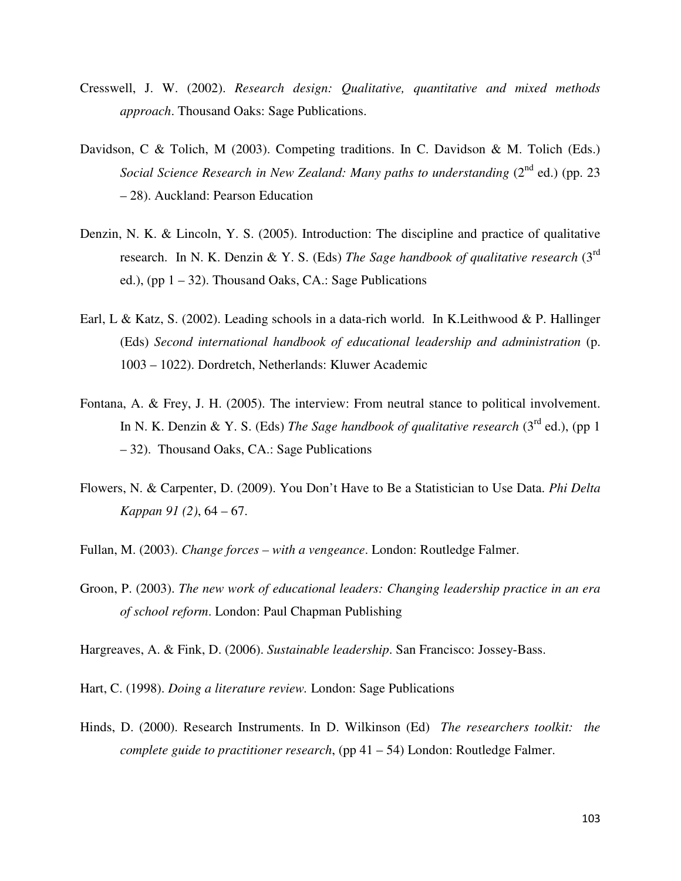Cresswell, J. W. (2002). *Research design: Qualitative, quantitative and mixed methods approach*. Thousand Oaks: Sage Publications.

Davidson, C & Tolich, M (2003). Competing traditions. In C. Davidson & M. Tolich (Eds.) *Social Science Research in New Zealand: Many paths to understanding* (2nd ed.) (pp. 23 – 28). Auckland: Pearson Education

Denzin, N. K. & Lincoln, Y. S. (2005). Introduction: The discipline and practice of qualitative research. In N. K. Denzin & Y. S. (Eds) *The Sage handbook of qualitative research* (3rd ed.), (pp 1 – 32). Thousand Oaks, CA.: Sage Publications

Earl, L & Katz, S. (2002). Leading schools in a data-rich world. In K.Leithwood & P. Hallinger (Eds) *Second international handbook of educational leadership and administration* (p. 1003 – 1022). Dordretch, Netherlands: Kluwer Academic

Fontana, A. & Frey, J. H. (2005). The interview: From neutral stance to political involvement. In N. K. Denzin & Y. S. (Eds) *The Sage handbook of qualitative research* (3rd ed.), (pp 1 – 32). Thousand Oaks, CA.: Sage Publications

Flowers, N. & Carpenter, D. (2009). You Don't Have to Be a Statistician to Use Data. *Phi Delta Kappan 91 (2)*, 64 – 67.

Fullan, M. (2003). *Change forces – with a vengeance*. London: Routledge Falmer.

Groon, P. (2003). *The new work of educational leaders: Changing leadership practice in an era of school reform*. London: Paul Chapman Publishing

Hargreaves, A. & Fink, D. (2006). *Sustainable leadership*. San Francisco: Jossey-Bass.

Hart, C. (1998). *Doing a literature review.* London: Sage Publications

Hinds, D. (2000). Research Instruments. In D. Wilkinson (Ed) *The researchers toolkit: the complete guide to practitioner research*, (pp 41 – 54) London: Routledge Falmer.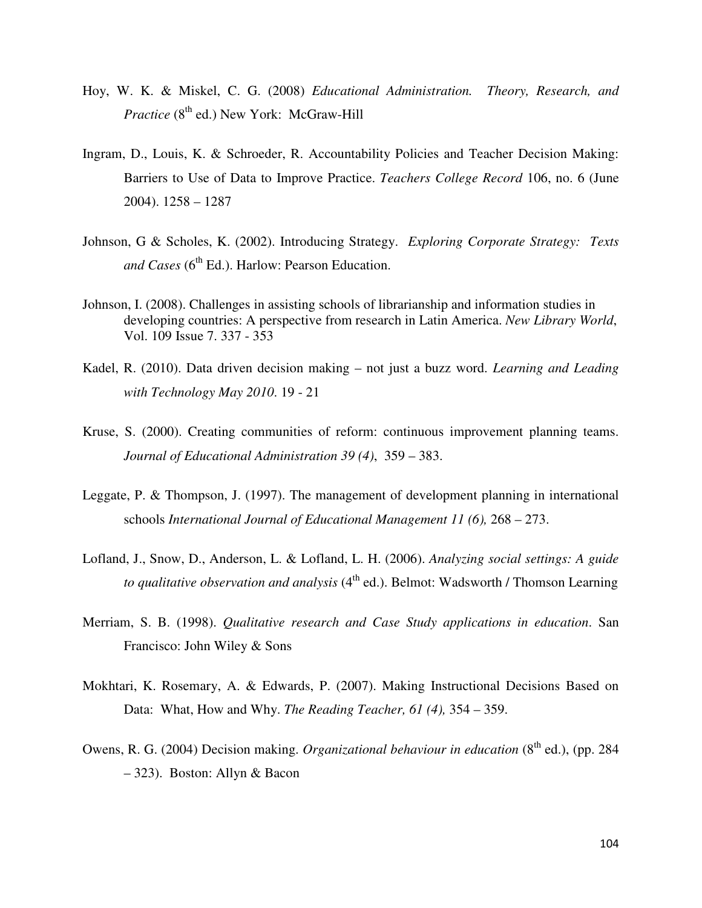Hoy, W. K. & Miskel, C. G. (2008) *Educational Administration. Theory, Research, and Practice* (8th ed.) New York: McGraw-Hill

Ingram, D., Louis, K. & Schroeder, R. Accountability Policies and Teacher Decision Making: Barriers to Use of Data to Improve Practice. *Teachers College Record* 106, no. 6 (June 2004). 1258 – 1287

Johnson, G & Scholes, K. (2002). Introducing Strategy. *Exploring Corporate Strategy: Texts and Cases* (6th Ed.). Harlow: Pearson Education.

Johnson, I. (2008). Challenges in assisting schools of librarianship and information studies in developing countries: A perspective from research in Latin America. *New Library World*, Vol. 109 Issue 7. 337 - 353

Kadel, R. (2010). Data driven decision making – not just a buzz word. *Learning and Leading with Technology May 2010*. 19 - 21

Kruse, S. (2000). Creating communities of reform: continuous improvement planning teams. *Journal of Educational Administration 39 (4)*, 359 – 383.

Leggate, P. & Thompson, J. (1997). The management of development planning in international schools *International Journal of Educational Management 11 (6),* 268 – 273.

Lofland, J., Snow, D., Anderson, L. & Lofland, L. H. (2006). *Analyzing social settings: A guide to qualitative observation and analysis* (4th ed.). Belmot: Wadsworth / Thomson Learning

Merriam, S. B. (1998). *Qualitative research and Case Study applications in education*. San Francisco: John Wiley & Sons

Mokhtari, K. Rosemary, A. & Edwards, P. (2007). Making Instructional Decisions Based on Data: What, How and Why. *The Reading Teacher, 61 (4),* 354 – 359.

Owens, R. G. (2004) Decision making. *Organizational behaviour in education* (8th ed.), (pp. 284 – 323). Boston: Allyn & Bacon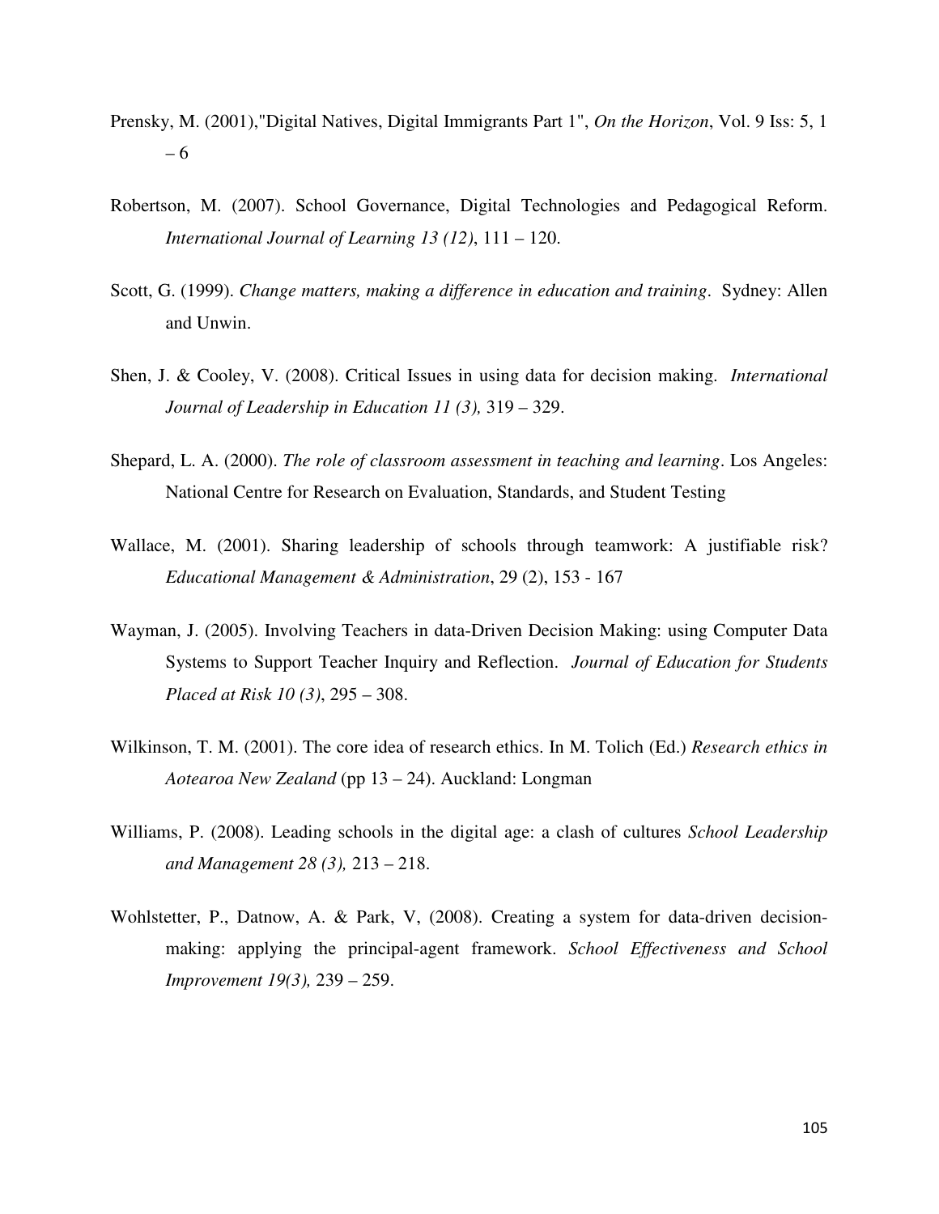Prensky, M. (2001),"Digital Natives, Digital Immigrants Part 1", *On the Horizon*, Vol. 9 Iss: 5, 1 – 6

Robertson, M. (2007). School Governance, Digital Technologies and Pedagogical Reform. *International Journal of Learning 13 (12)*, 111 – 120.

Scott, G. (1999). *Change matters, making a difference in education and training*. Sydney: Allen and Unwin.

Shen, J. & Cooley, V. (2008). Critical Issues in using data for decision making. *International Journal of Leadership in Education 11 (3),* 319 – 329.

Shepard, L. A. (2000). *The role of classroom assessment in teaching and learning*. Los Angeles: National Centre for Research on Evaluation, Standards, and Student Testing

Wallace, M. (2001). Sharing leadership of schools through teamwork: A justifiable risk? *Educational Management & Administration*, 29 (2), 153 - 167

Wayman, J. (2005). Involving Teachers in data-Driven Decision Making: using Computer Data Systems to Support Teacher Inquiry and Reflection. *Journal of Education for Students Placed at Risk 10 (3)*, 295 – 308.

Wilkinson, T. M. (2001). The core idea of research ethics. In M. Tolich (Ed.) *Research ethics in Aotearoa New Zealand* (pp 13 – 24). Auckland: Longman

Williams, P. (2008). Leading schools in the digital age: a clash of cultures *School Leadership and Management 28 (3),* 213 – 218.

Wohlstetter, P., Datnow, A. & Park, V, (2008). Creating a system for data-driven decision-making: applying the principal-agent framework. *School Effectiveness and School Improvement 19(3),* 239 – 259.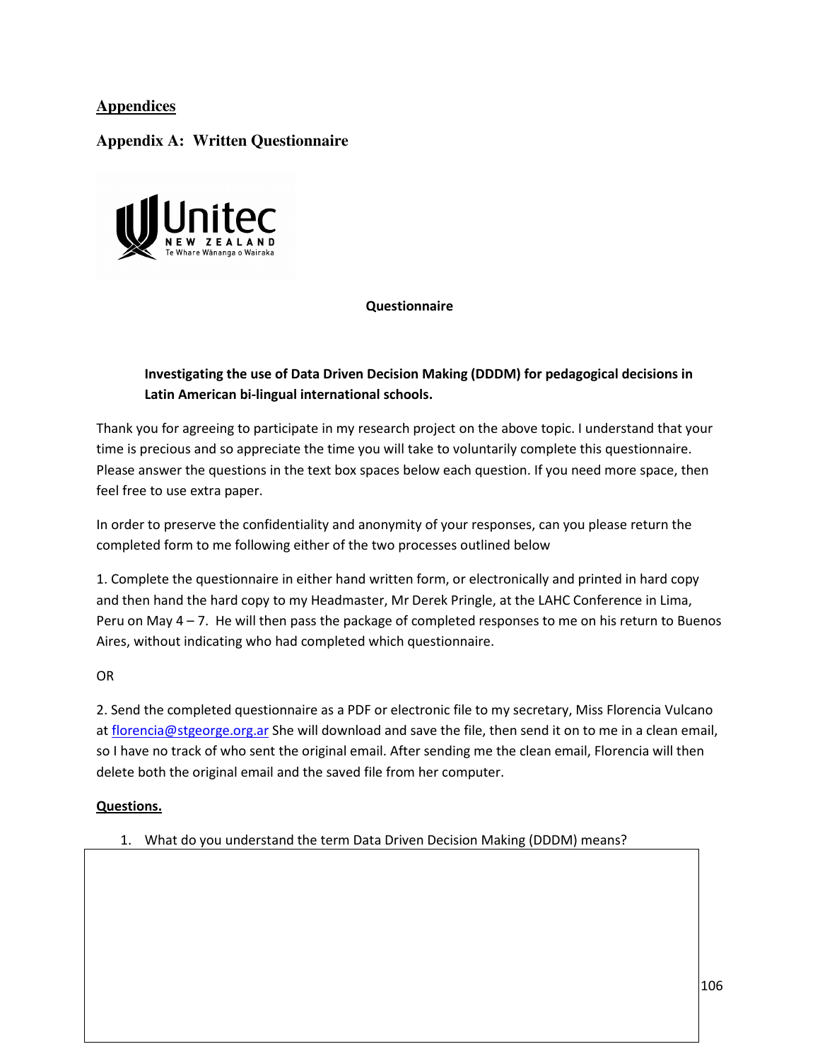# Appendices

## Appendix A: Written Questionnaire

**Questionnaire**

**Investigating the use of Data Driven Decision Making (DDDM) for pedagogical decisions in Latin American bi-lingual international schools.**

Thank you for agreeing to participate in my research project on the above topic. I understand that your time is precious and so appreciate the time you will take to voluntarily complete this questionnaire. Please answer the questions in the text box spaces below each question. If you need more space, then feel free to use extra paper.

In order to preserve the confidentiality and anonymity of your responses, can you please return the completed form to me following either of the two processes outlined below

1. Complete the questionnaire in either hand written form, or electronically and printed in hard copy and then hand the hard copy to my Headmaster, Mr Derek Pringle, at the LAHC Conference in Lima, Peru on May 4 – 7. He will then pass the package of completed responses to me on his return to Buenos Aires, without indicating who had completed which questionnaire.

OR

2. Send the completed questionnaire as a PDF or electronic file to my secretary, Miss Florencia Vulcano at florencia@stgeorge.org.ar She will download and save the file, then send it on to me in a clean email, so I have no track of who sent the original email. After sending me the clean email, Florencia will then delete both the original email and the saved file from her computer.

**Questions.**

1. What do you understand the term Data Driven Decision Making (DDDM) means?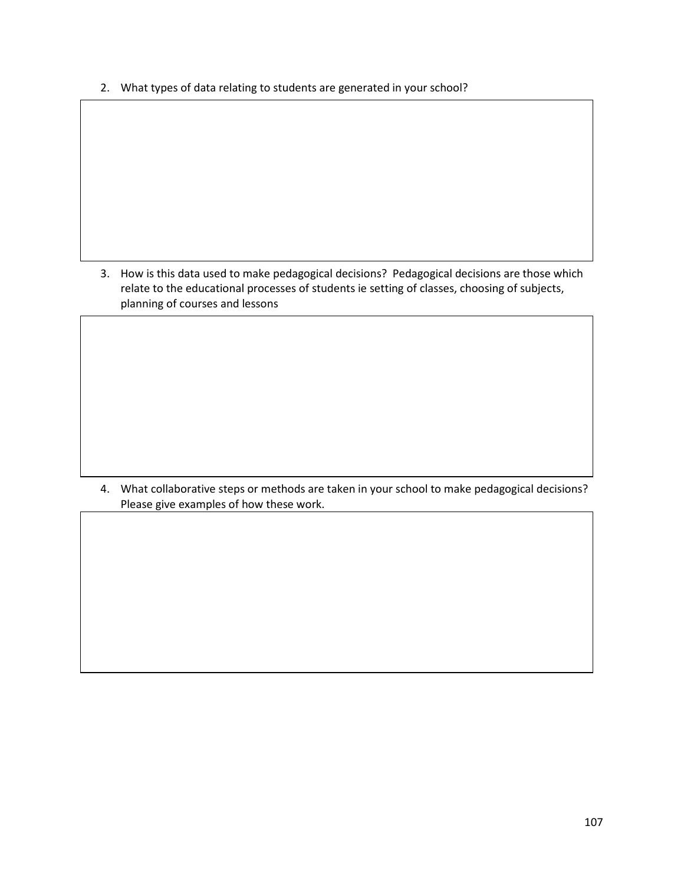2. What types of data relating to students are generated in your school?

3. How is this data used to make pedagogical decisions? Pedagogical decisions are those which relate to the educational processes of students ie setting of classes, choosing of subjects, planning of courses and lessons

4. What collaborative steps or methods are taken in your school to make pedagogical decisions? Please give examples of how these work.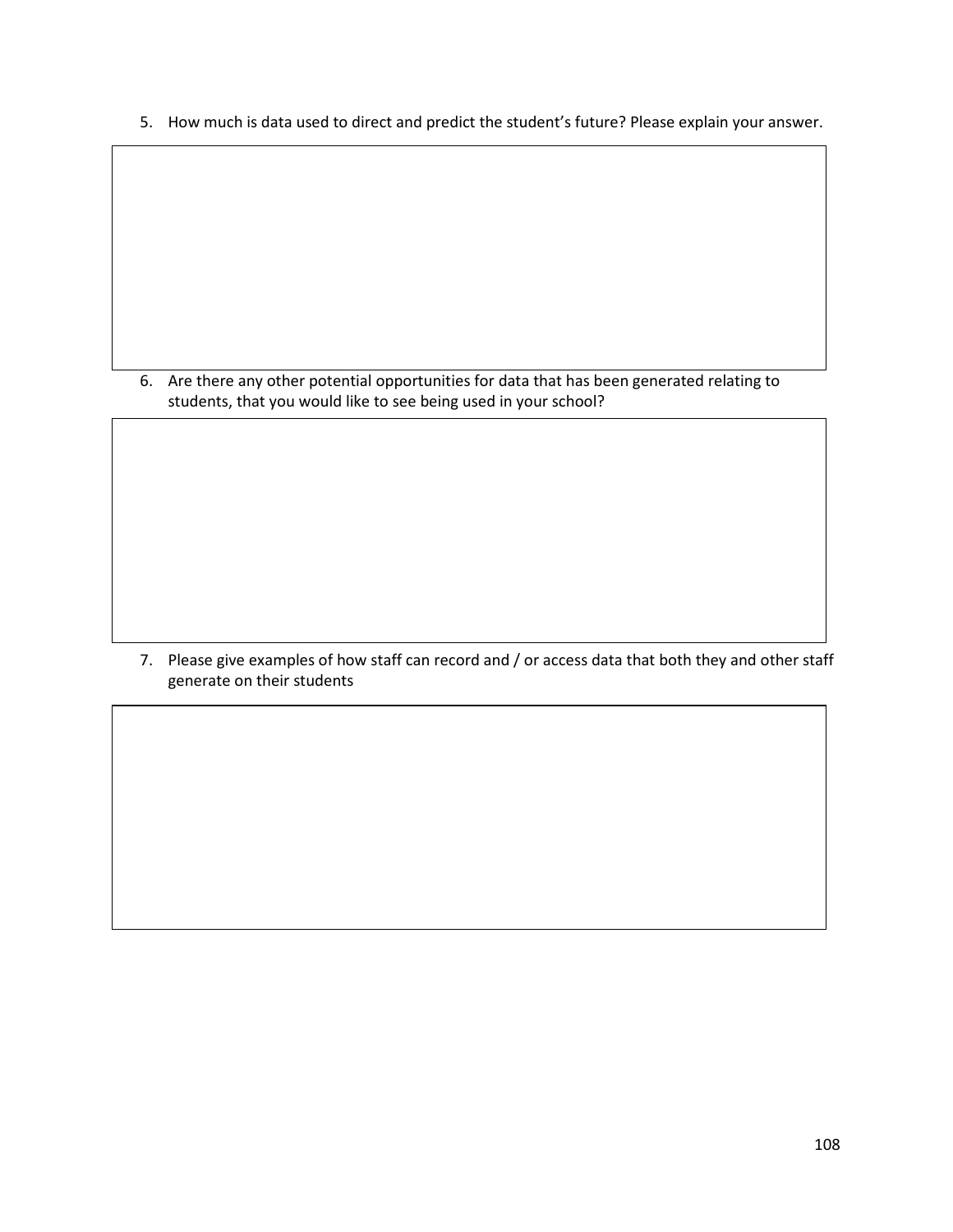5. How much is data used to direct and predict the student's future? Please explain your answer.

6. Are there any other potential opportunities for data that has been generated relating to students, that you would like to see being used in your school?

7. Please give examples of how staff can record and / or access data that both they and other staff generate on their students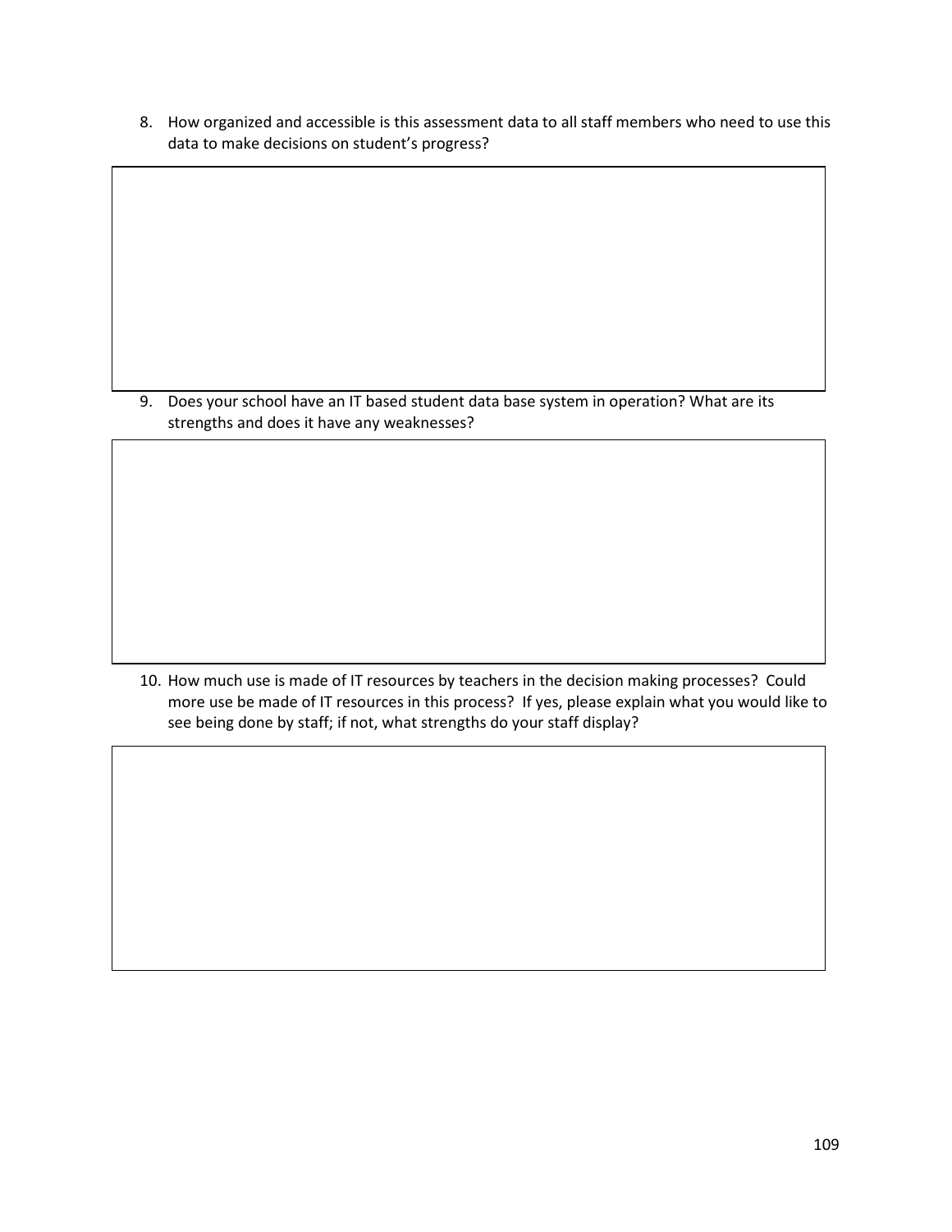8. How organized and accessible is this assessment data to all staff members who need to use this data to make decisions on student's progress?

9. Does your school have an IT based student data base system in operation? What are its strengths and does it have any weaknesses?

10. How much use is made of IT resources by teachers in the decision making processes? Could more use be made of IT resources in this process? If yes, please explain what you would like to see being done by staff; if not, what strengths do your staff display?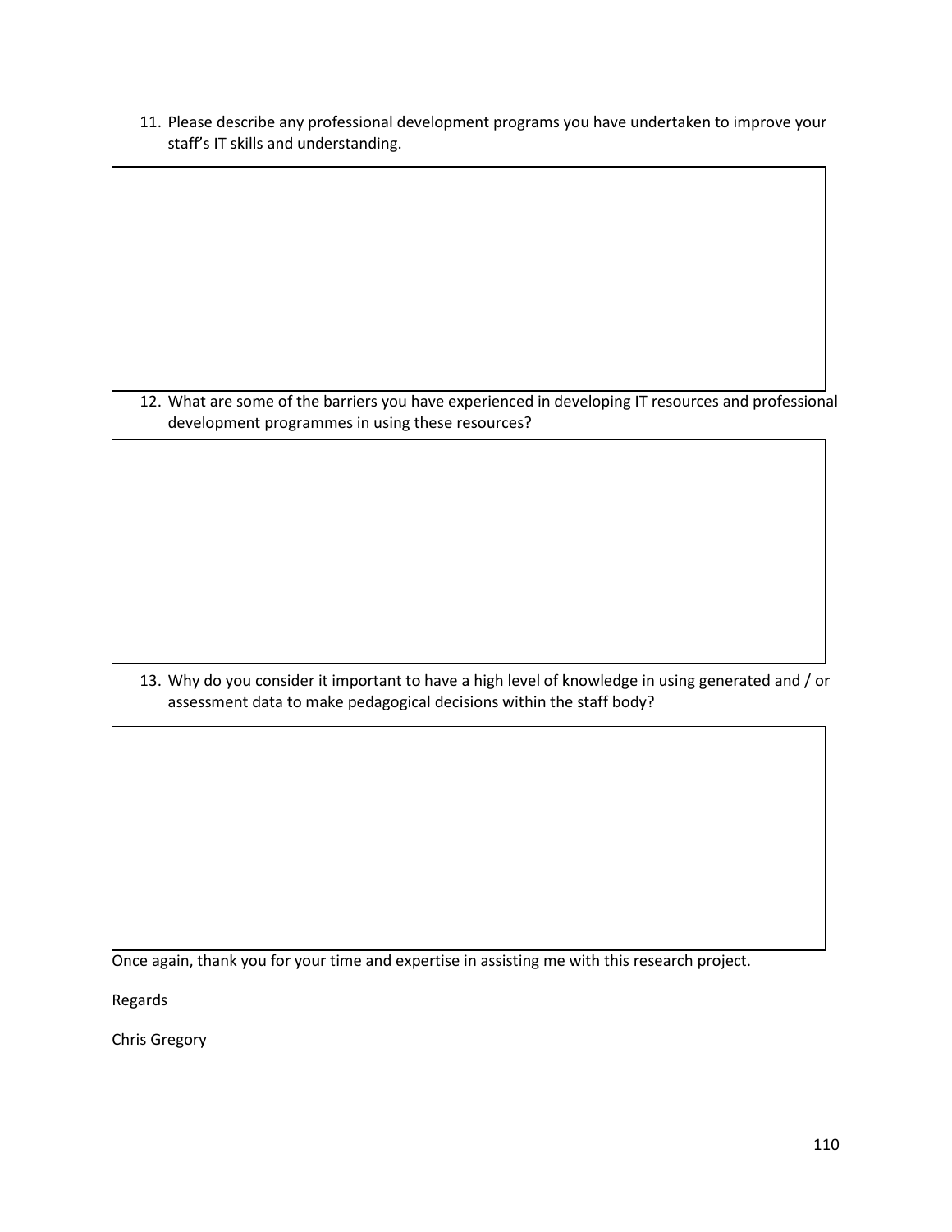11. Please describe any professional development programs you have undertaken to improve your staff's IT skills and understanding.

12. What are some of the barriers you have experienced in developing IT resources and professional development programmes in using these resources?

13. Why do you consider it important to have a high level of knowledge in using generated and / or assessment data to make pedagogical decisions within the staff body?

Once again, thank you for your time and expertise in assisting me with this research project.

Regards

Chris Gregory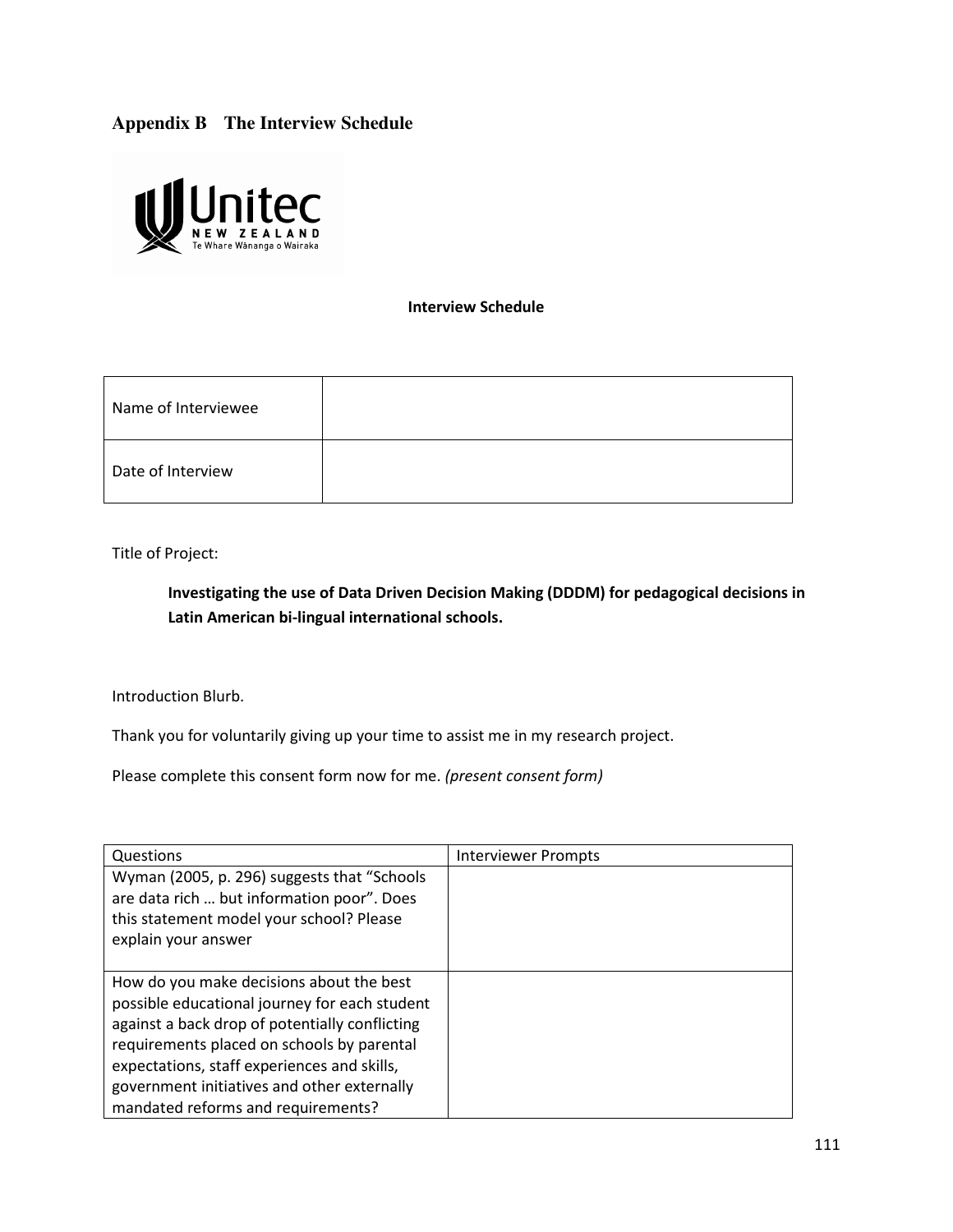## Appendix B The Interview Schedule

**Interview Schedule**

| Name of Interviewee | |
|---|---|
| Date of Interview | |

Title of Project:

**Investigating the use of Data Driven Decision Making (DDDM) for pedagogical decisions in Latin American bi-lingual international schools.**

Introduction Blurb.

Thank you for voluntarily giving up your time to assist me in my research project.

Please complete this consent form now for me. *(present consent form)*

| Questions | Interviewer Prompts |
|---|---|
| Wyman (2005, p. 296) suggests that "Schools are data rich … but information poor". Does this statement model your school? Please explain your answer | |
| How do you make decisions about the best possible educational journey for each student against a back drop of potentially conflicting requirements placed on schools by parental expectations, staff experiences and skills, government initiatives and other externally mandated reforms and requirements? | |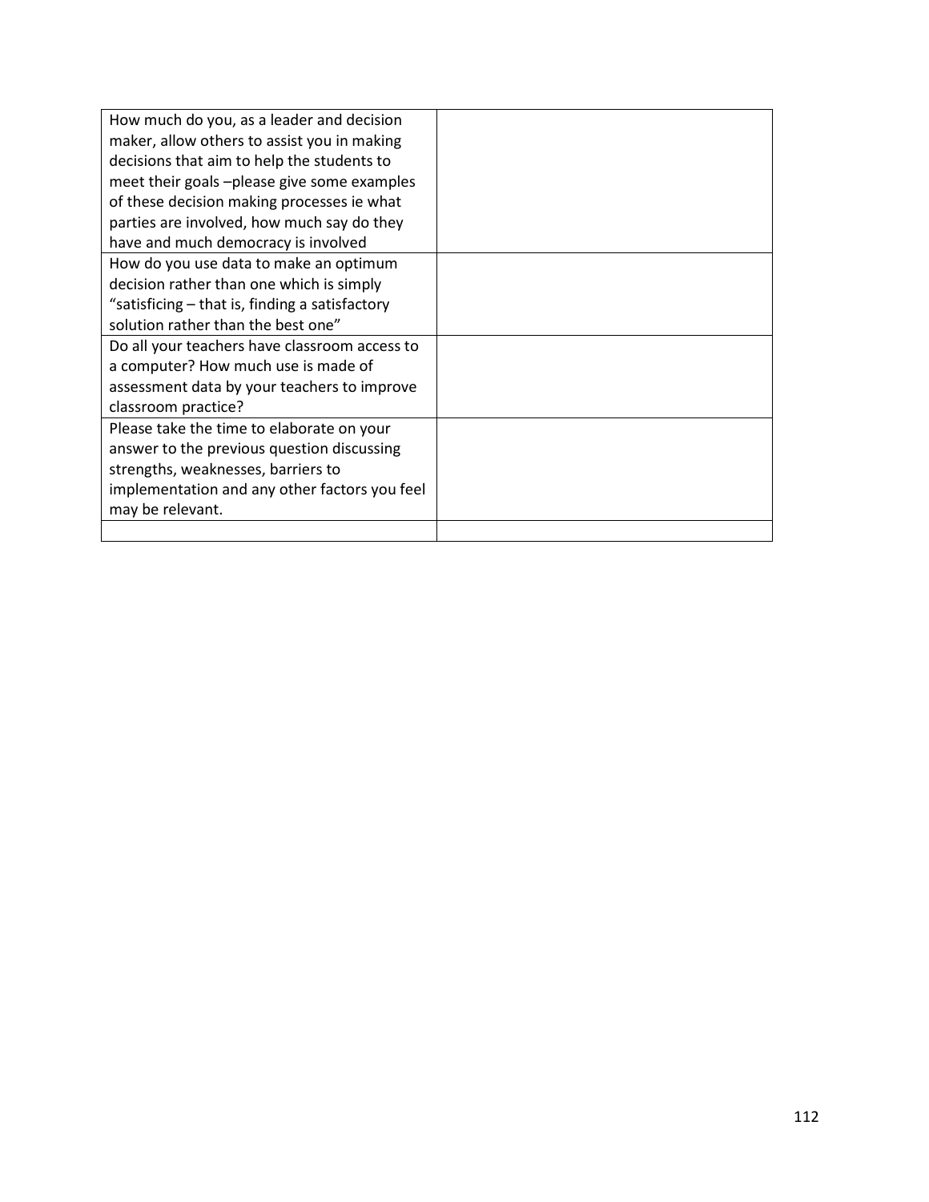| | |
|---|---|
| How much do you, as a leader and decision maker, allow others to assist you in making decisions that aim to help the students to meet their goals –please give some examples of these decision making processes ie what parties are involved, how much say do they have and much democracy is involved | |
| How do you use data to make an optimum decision rather than one which is simply "satisficing – that is, finding a satisfactory solution rather than the best one" | |
| Do all your teachers have classroom access to a computer? How much use is made of assessment data by your teachers to improve classroom practice? | |
| Please take the time to elaborate on your answer to the previous question discussing strengths, weaknesses, barriers to implementation and any other factors you feel may be relevant. | |
| | |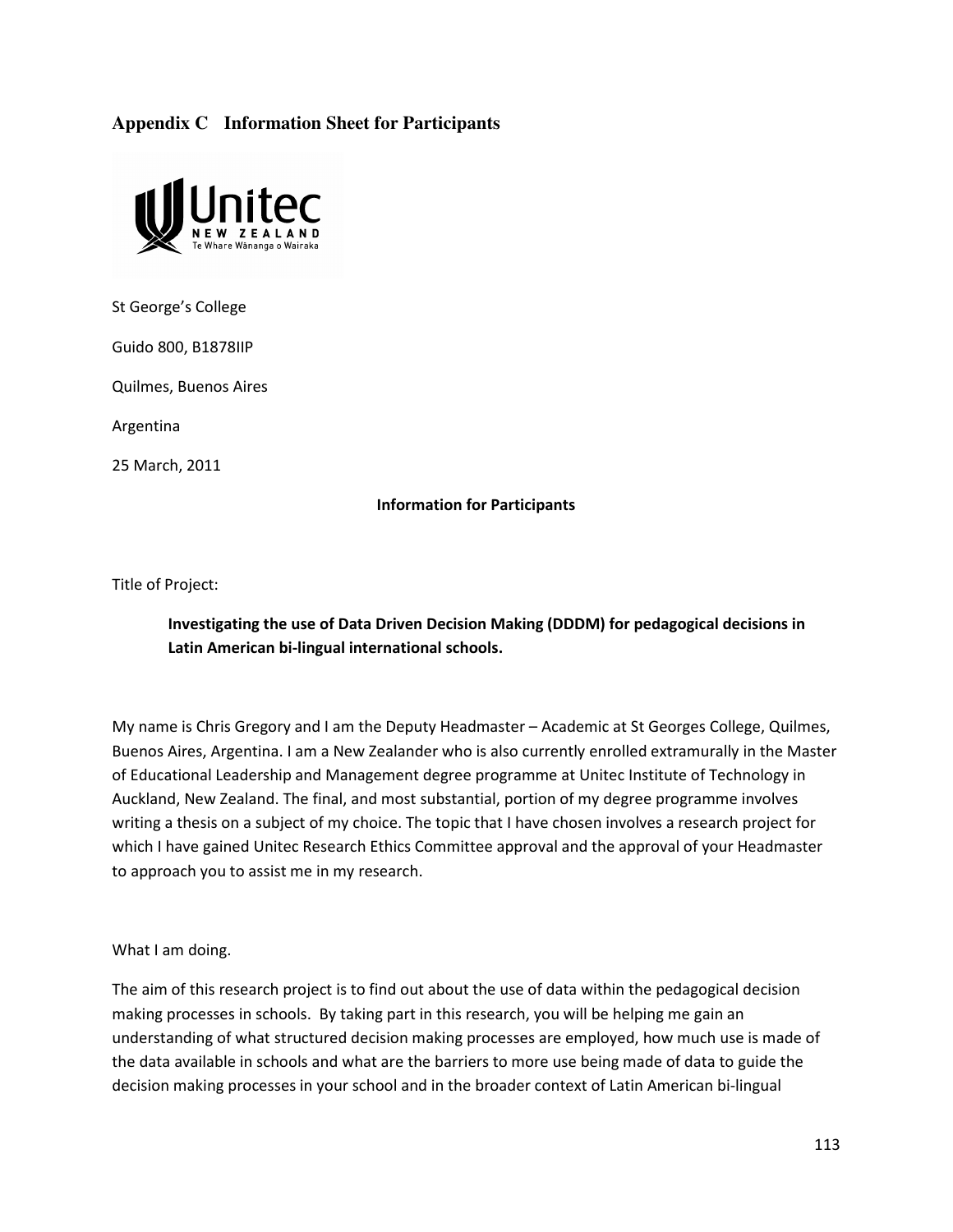## Appendix C Information Sheet for Participants

St George's College

Guido 800, B1878IIP

Quilmes, Buenos Aires

Argentina

25 March, 2011

**Information for Participants**

Title of Project:

> **Investigating the use of Data Driven Decision Making (DDDM) for pedagogical decisions in Latin American bi-lingual international schools.**

My name is Chris Gregory and I am the Deputy Headmaster – Academic at St Georges College, Quilmes, Buenos Aires, Argentina. I am a New Zealander who is also currently enrolled extramurally in the Master of Educational Leadership and Management degree programme at Unitec Institute of Technology in Auckland, New Zealand. The final, and most substantial, portion of my degree programme involves writing a thesis on a subject of my choice. The topic that I have chosen involves a research project for which I have gained Unitec Research Ethics Committee approval and the approval of your Headmaster to approach you to assist me in my research.

What I am doing.

The aim of this research project is to find out about the use of data within the pedagogical decision making processes in schools. By taking part in this research, you will be helping me gain an understanding of what structured decision making processes are employed, how much use is made of the data available in schools and what are the barriers to more use being made of data to guide the decision making processes in your school and in the broader context of Latin American bi-lingual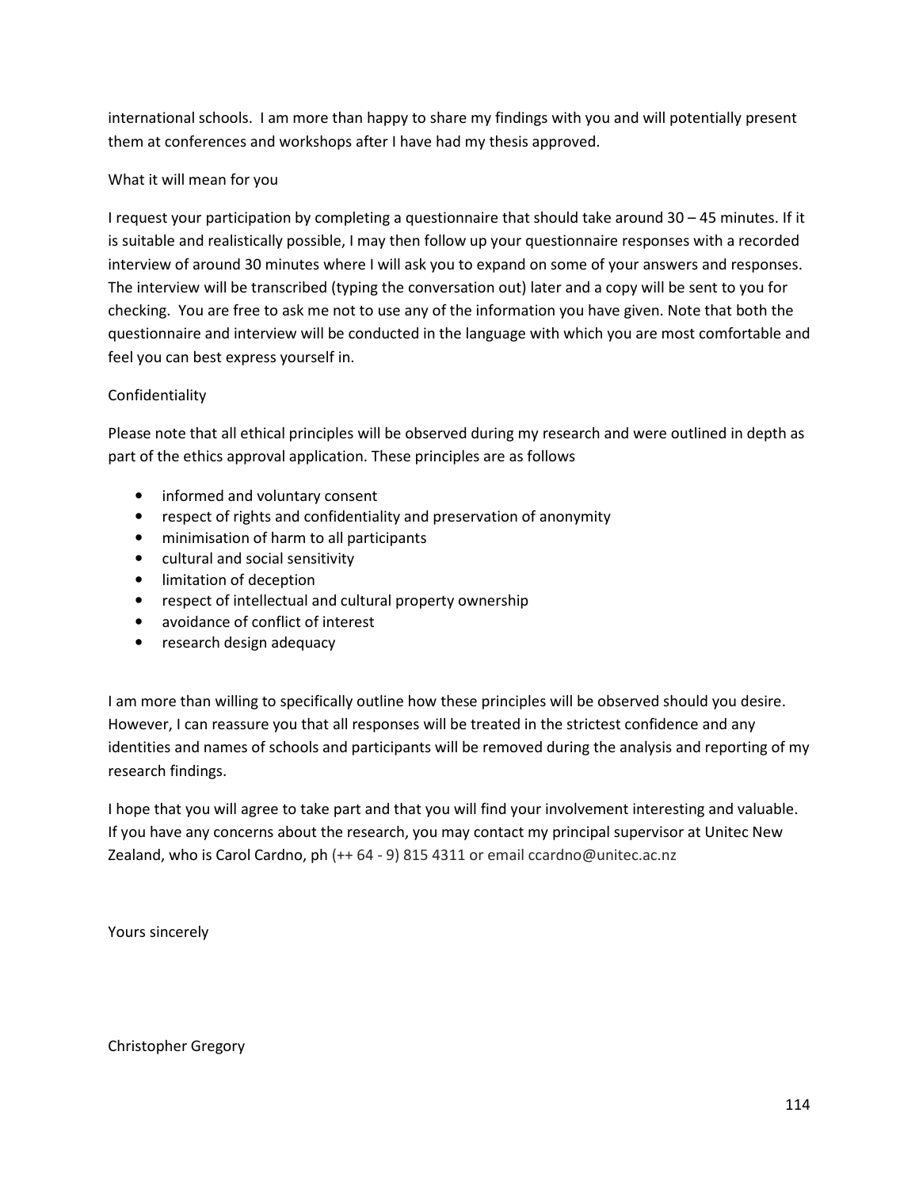international schools. I am more than happy to share my findings with you and will potentially present them at conferences and workshops after I have had my thesis approved.

What it will mean for you

I request your participation by completing a questionnaire that should take around 30 – 45 minutes. If it is suitable and realistically possible, I may then follow up your questionnaire responses with a recorded interview of around 30 minutes where I will ask you to expand on some of your answers and responses. The interview will be transcribed (typing the conversation out) later and a copy will be sent to you for checking. You are free to ask me not to use any of the information you have given. Note that both the questionnaire and interview will be conducted in the language with which you are most comfortable and feel you can best express yourself in.

Confidentiality

Please note that all ethical principles will be observed during my research and were outlined in depth as part of the ethics approval application. These principles are as follows

- informed and voluntary consent
- respect of rights and confidentiality and preservation of anonymity
- minimisation of harm to all participants
- cultural and social sensitivity
- limitation of deception
- respect of intellectual and cultural property ownership
- avoidance of conflict of interest
- research design adequacy

I am more than willing to specifically outline how these principles will be observed should you desire. However, I can reassure you that all responses will be treated in the strictest confidence and any identities and names of schools and participants will be removed during the analysis and reporting of my research findings.

I hope that you will agree to take part and that you will find your involvement interesting and valuable. If you have any concerns about the research, you may contact my principal supervisor at Unitec New Zealand, who is Carol Cardno, ph (++ 64 - 9) 815 4311 or email ccardno@unitec.ac.nz

Yours sincerely

Christopher Gregory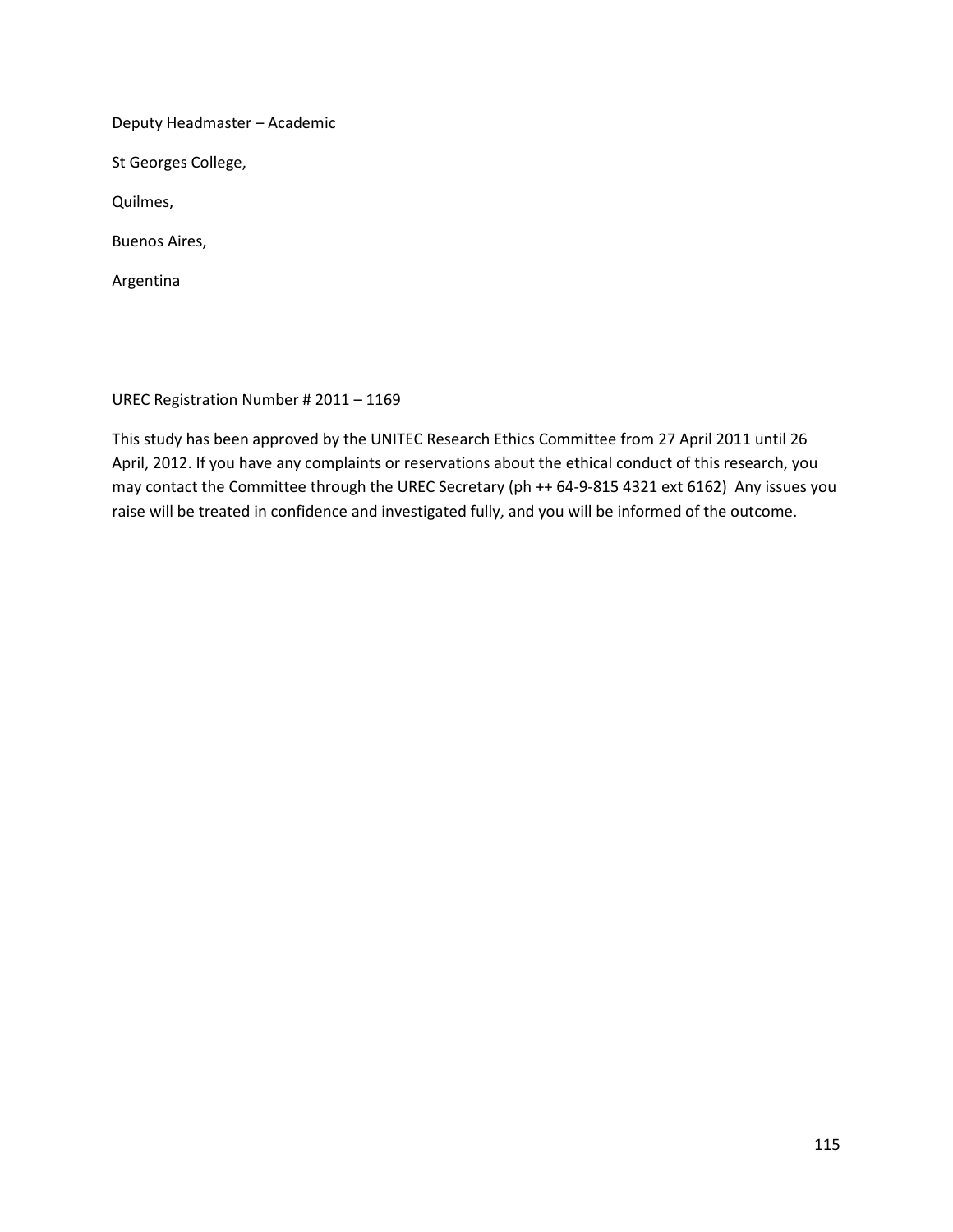Deputy Headmaster – Academic

St Georges College,

Quilmes,

Buenos Aires,

Argentina

UREC Registration Number # 2011 – 1169

This study has been approved by the UNITEC Research Ethics Committee from 27 April 2011 until 26 April, 2012. If you have any complaints or reservations about the ethical conduct of this research, you may contact the Committee through the UREC Secretary (ph ++ 64-9-815 4321 ext 6162) Any issues you raise will be treated in confidence and investigated fully, and you will be informed of the outcome.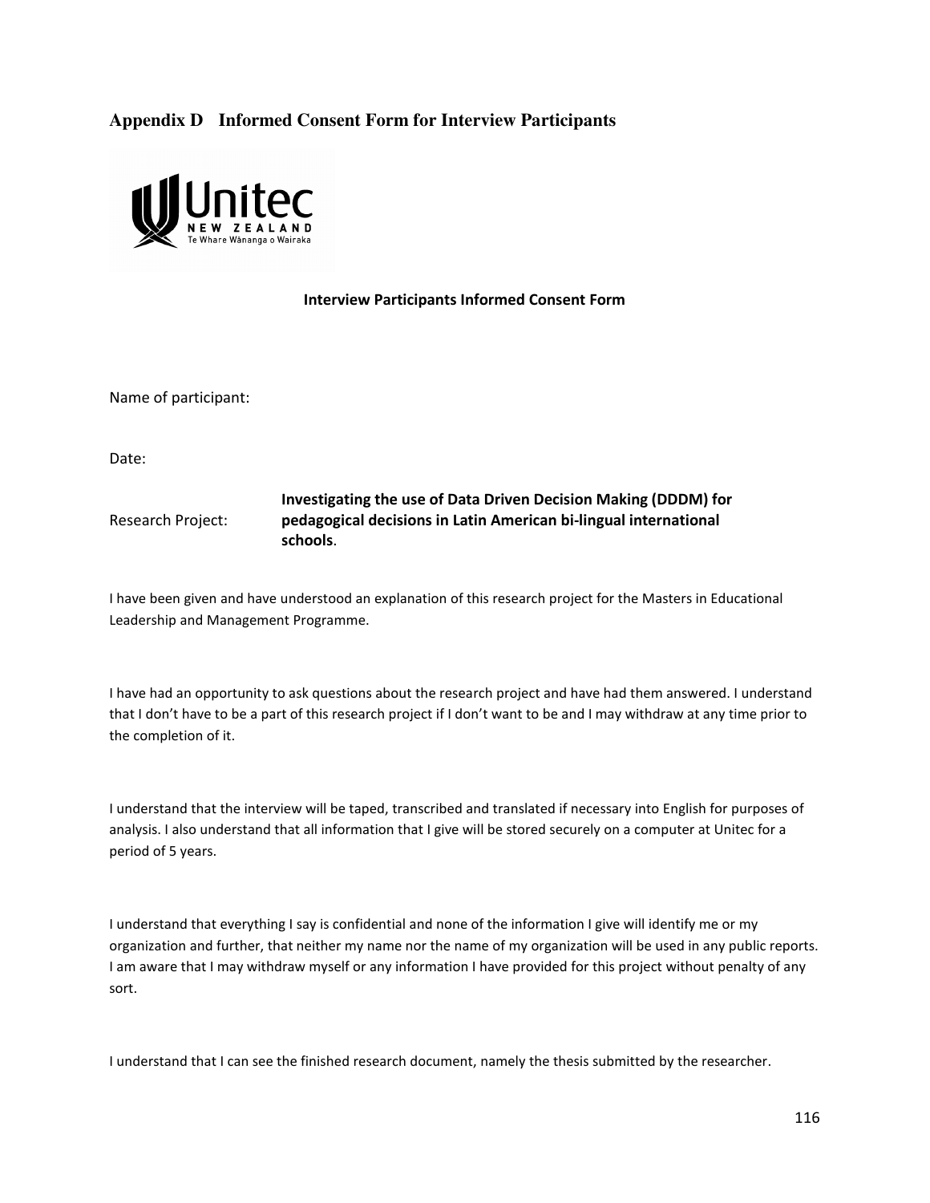## Appendix D Informed Consent Form for Interview Participants

**Interview Participants Informed Consent Form**

Name of participant:

Date:

Research Project: **Investigating the use of Data Driven Decision Making (DDDM) for pedagogical decisions in Latin American bi-lingual international schools**.

I have been given and have understood an explanation of this research project for the Masters in Educational Leadership and Management Programme.

I have had an opportunity to ask questions about the research project and have had them answered. I understand that I don't have to be a part of this research project if I don't want to be and I may withdraw at any time prior to the completion of it.

I understand that the interview will be taped, transcribed and translated if necessary into English for purposes of analysis. I also understand that all information that I give will be stored securely on a computer at Unitec for a period of 5 years.

I understand that everything I say is confidential and none of the information I give will identify me or my organization and further, that neither my name nor the name of my organization will be used in any public reports. I am aware that I may withdraw myself or any information I have provided for this project without penalty of any sort.

I understand that I can see the finished research document, namely the thesis submitted by the researcher.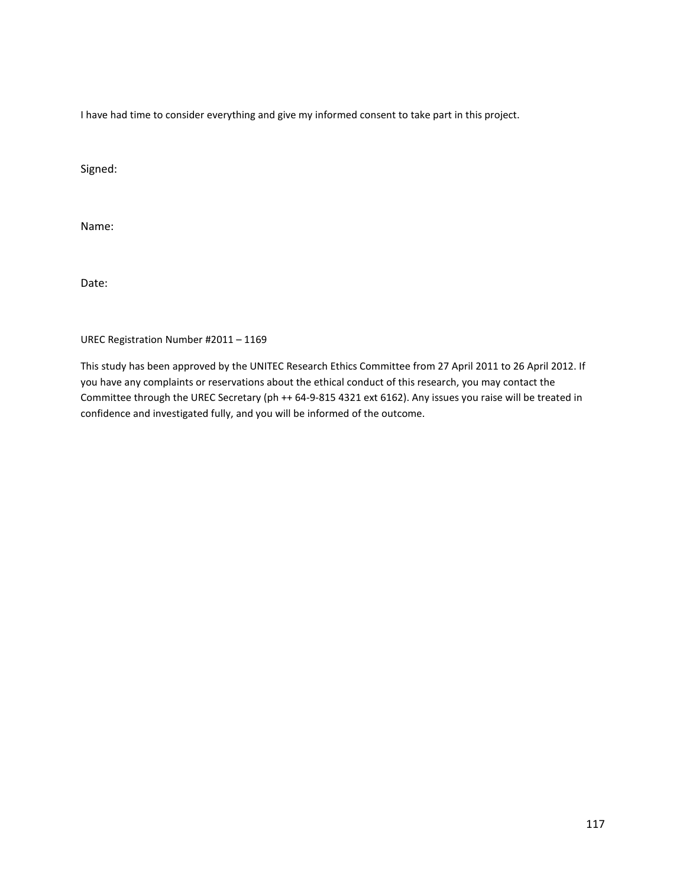I have had time to consider everything and give my informed consent to take part in this project.

Signed:

Name:

Date:

UREC Registration Number #2011 – 1169

This study has been approved by the UNITEC Research Ethics Committee from 27 April 2011 to 26 April 2012. If you have any complaints or reservations about the ethical conduct of this research, you may contact the Committee through the UREC Secretary (ph ++ 64-9-815 4321 ext 6162). Any issues you raise will be treated in confidence and investigated fully, and you will be informed of the outcome.